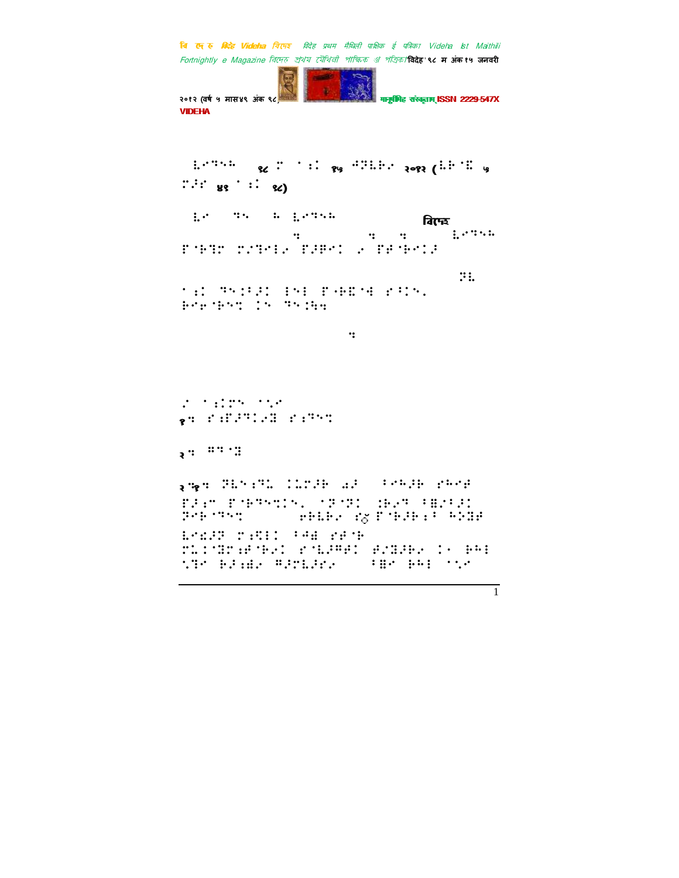⠧⠊⠙⠑⠓⠁ ९८ ⠍ ⠁⠝⠅ १५ ⠚⠁⠝⠧⠁⠗⠽ २०१२ (⠧⠗⠩ ५ ⠍⠁⠎ ४१ ⠁⠝⠅ ९८)

⠧⠊ ⠙⠑ ⠓ ⠧⠊⠙⠑⠓⠁ विदेह ⠏ ⠏ ⠏ ⠧⠊⠙⠑⠓⠁ ⠋⠕⠗⠞⠝⠊⠛⠓⠞⠇⠽ ⠑ ⠍⠁⠛⠁⠵⠊⠝⠑

⠝⠧ ⠁⠝⠅ ⠙⠑⠅⠓⠃⠁⠅ ⠇⠑⠇ ⠋⠕⠇⠇⠕⠺ ⠅⠁⠗⠥ ⠇⠊⠝⠅ ⠙⠑⠝ ⠙⠑⠅⠓⠥

⠏

⠑ ⠁⠝⠅⠍⠑ ⠁⠡⠑
१⠏ ⠎⠝⠏⠁⠙⠅⠊⠽ ⠎⠝⠙⠑⠩

२⠏ ⠛⠙⠽

२⠏१⠏ ⠚⠧⠑⠝⠙⠗⠁ ⠅⠗⠍⠁⠗ ⠚⠓⠁ ⠆⠊⠗⠁⠓⠁⠗ ⠎⠁⠧⠁⠁ ⠏⠁⠎⠍ ⠏⠗⠑⠎⠙⠑⠗⠅⠑ ⠁⠍⠁⠝ ⠅⠗⠊⠽ ⠆⠯⠊⠗⠁⠅ ⠚⠁⠗⠑⠙⠽ ⠊⠗⠧⠁⠗ ⠎ ⠏⠗⠁⠗⠥⠆ ⠓⠕⠝⠛⠁ ⠧⠑⠛⠁⠚ ⠍⠥⠎⠇⠅ ⠆⠊⠛ ⠎⠁⠗ ⠍⠇⠅⠽⠍⠎⠁⠗⠑⠅ ⠎⠑⠧⠁⠛⠁⠅ ⠁⠑⠯⠁⠗⠑ ⠅⠊ ⠗⠊⠇ ⠝⠽⠑ ⠗⠁⠎⠊⠑ ⠛⠁⠍⠇⠁⠗⠑ ⠆⠯⠑ ⠗⠊⠇ ⠁⠡⠑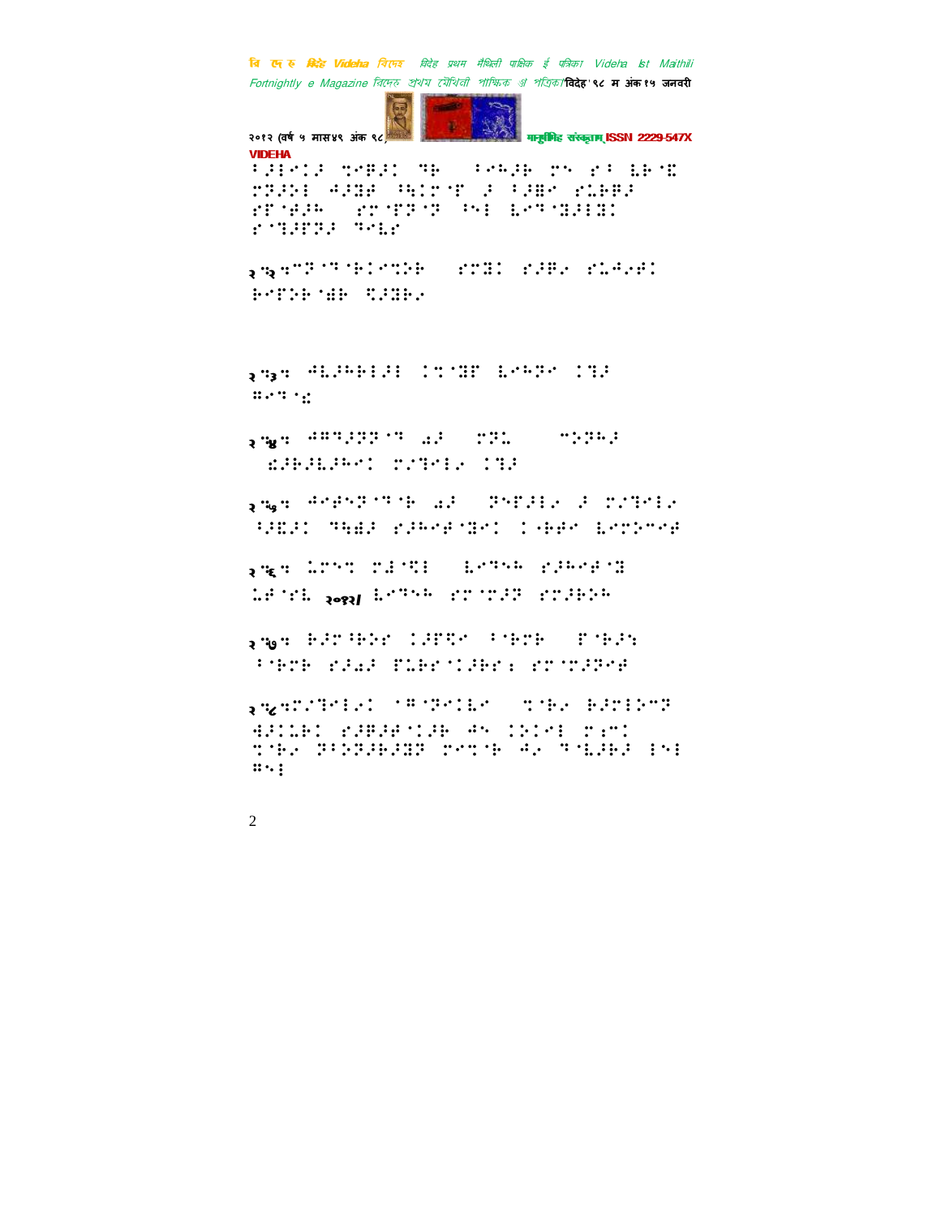⠃⠼⠂⠉⠇⠼⠀⠹⠗⠃⠼⠅⠀⠙⠗⠀⠀⠃⠑⠓⠼⠗⠀⠍⠑⠀⠗⠃⠀⠇⠗⠈⠪

⠍⠝⠼⠕⠆⠀⠲⠼⠻⠋⠀⠓⠪⠅⠍⠈⠋⠀⠼⠀⠃⠼⠿⠑⠀⠗⠇⠗⠿⠼

⠗⠋⠈⠿⠼⠓⠀⠀⠗⠍⠈⠋⠝⠈⠝⠀⠓⠑⠆⠀⠇⠑⠙⠈⠻⠼⠆⠻⠅

⠗⠈⠹⠼⠋⠝⠼⠀⠙⠑⠇⠗

२⠒२⠒⠉⠝⠈⠙⠈⠗⠅⠑⠹⠕⠗⠀⠀⠗⠍⠻⠅⠀⠗⠼⠿⠎⠀⠗⠇⠲⠎⠲⠅

⠗⠑⠋⠕⠗⠈⠻⠗⠀⠹⠼⠻⠗⠎

२⠒३⠒⠀⠲⠇⠼⠓⠗⠆⠼⠆⠀⠅⠹⠈⠻⠋⠀⠇⠑⠓⠝⠑⠀⠅⠹⠼

⠿⠑⠙⠈⠌

२⠒४⠒⠀⠲⠿⠙⠼⠝⠝⠈⠙⠀⠔⠼⠀⠀⠍⠝⠤⠀⠀⠀⠀⠉⠕⠝⠓⠼

⠀⠌⠼⠗⠼⠇⠼⠓⠑⠅⠀⠍⠌⠹⠑⠆⠎⠀⠅⠹⠼

२⠒५⠒⠀⠲⠑⠋⠑⠝⠈⠙⠈⠗⠀⠔⠼⠀⠀⠝⠑⠋⠼⠆⠎⠀⠼⠀⠍⠌⠹⠑⠆⠎

⠃⠼⠪⠼⠅⠀⠙⠻⠔⠼⠀⠗⠼⠓⠑⠋⠈⠻⠑⠅⠀⠅⠐⠗⠿⠑⠀⠇⠑⠍⠕⠉⠑⠋

२⠒६⠒⠀⠤⠍⠑⠹⠀⠍⠌⠈⠹⠆⠀⠀⠇⠑⠙⠑⠓⠀⠗⠼⠓⠑⠋⠈⠻

⠤⠋⠈⠗⠇⠀२०१२⠀⠇⠑⠙⠑⠓⠀⠗⠍⠈⠍⠼⠝⠀⠗⠍⠼⠗⠕⠓

२⠒७⠒⠀⠗⠼⠍⠘⠗⠕⠑⠀⠅⠼⠋⠹⠑⠀⠃⠈⠗⠍⠗⠀⠀⠋⠈⠗⠼⠪

⠃⠈⠗⠍⠗⠀⠗⠼⠔⠼⠀⠋⠇⠗⠑⠈⠅⠼⠗⠑⠆⠀⠗⠍⠈⠍⠼⠝⠑⠋

२⠒८⠒⠍⠌⠹⠑⠆⠎⠅⠀⠈⠿⠈⠝⠑⠅⠇⠑⠀⠀⠹⠈⠗⠎⠀⠗⠼⠍⠆⠕⠉⠝

⠫⠼⠅⠤⠗⠅⠀⠗⠼⠿⠼⠋⠈⠅⠼⠗⠀⠲⠑⠀⠅⠕⠅⠑⠆⠀⠍⠆⠍⠅

⠹⠈⠗⠎⠀⠝⠃⠕⠝⠼⠗⠼⠻⠝⠀⠍⠑⠹⠈⠗⠀⠲⠎⠀⠙⠈⠇⠼⠗⠼⠀⠆⠑⠆

⠿⠑⠆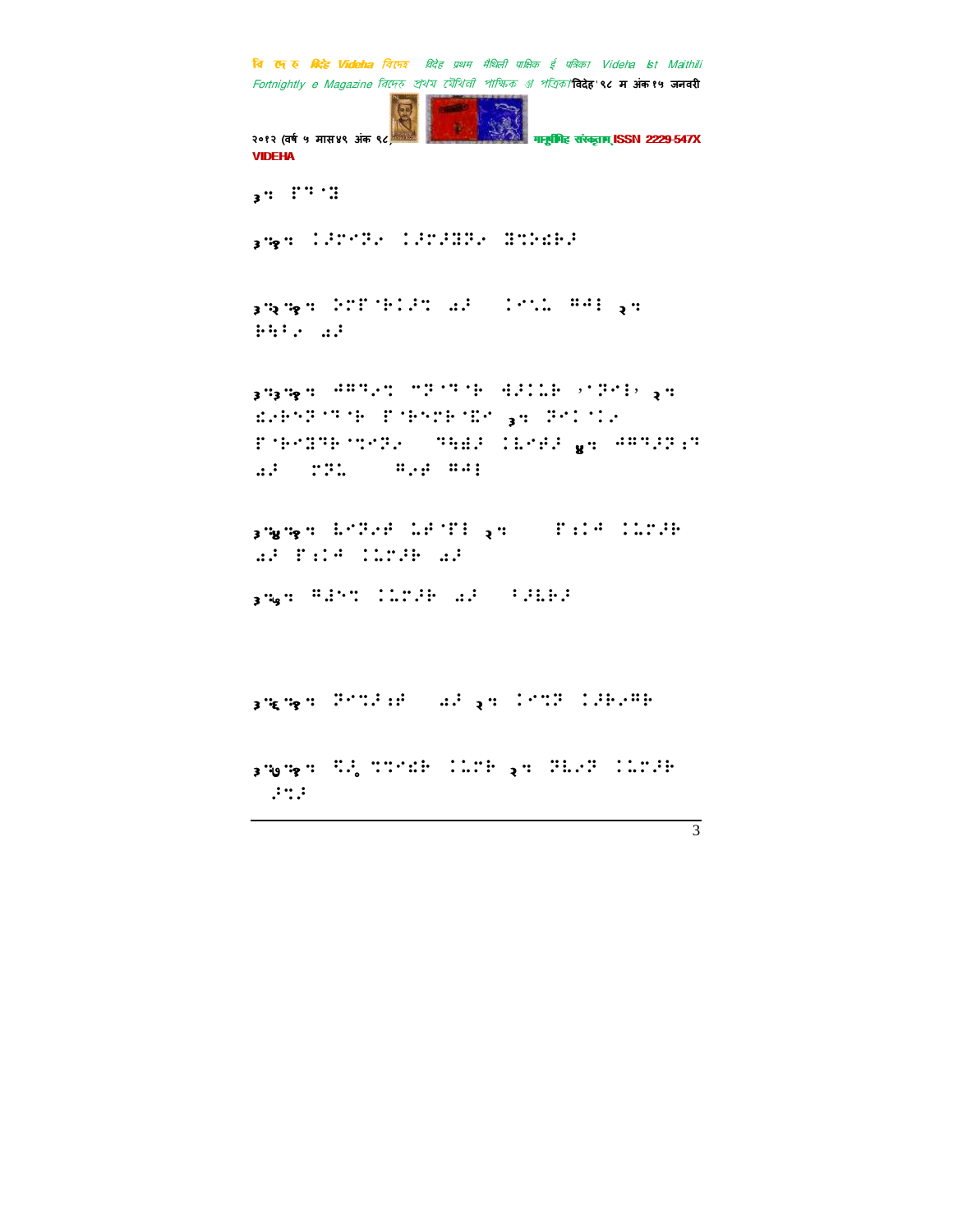३. ⠋⠒⠈⠿

३.१. ⠨⠼⠍⠊⠝⠆ ⠨⠼⠍⠼⠿⠝⠆ ⠿⠒⠕⠮⠗⠼

३.२.१. ⠕⠍⠋⠈⠗⠨⠼⠒ ⠱⠼ ⠨⠊⠡⠡ ⠛⠛⠇ २. ⠗⠓⠃⠆ ⠱⠼

३.३.१. ⠛⠛⠙⠆⠒ ⠉⠝⠈⠙⠈⠗ ⠹⠼⠨⠡⠗ ⠠⠈⠝⠊⠇⠠ २. ⠮⠆⠗⠊⠝⠈⠙⠈⠗ ⠋⠈⠗⠊⠍⠗⠈⠿⠊ ३. ⠝⠊⠨⠈⠨⠆ ⠋⠈⠗⠊⠿⠙⠗⠈⠒⠊⠝⠆ ⠙⠓⠫⠼ ⠨⠧⠊⠫⠼ ४. ⠛⠛⠙⠼⠝⠖⠒ ⠱⠼ ⠍⠝⠡ ⠛⠆⠫ ⠛⠛⠇

३.४.१. ⠧⠊⠝⠆⠫ ⠡⠫⠈⠋⠇ २. ⠋⠖⠨⠛ ⠨⠡⠍⠼⠗ ⠱⠼ ⠋⠖⠨⠛ ⠨⠡⠍⠼⠗ ⠱⠼

३.५. ⠛⠼⠊⠒ ⠨⠡⠍⠼⠗ ⠱⠼ ⠃⠼⠧⠗⠼

३.६.१. ⠝⠊⠒⠼⠖⠫ ⠱⠼ २. ⠨⠊⠒⠝ ⠨⠼⠗⠆⠛⠗

३.७.१. ⠒⠼ ⠒⠒⠊⠮⠗ ⠨⠡⠍⠗ २. ⠝⠧⠆⠝ ⠨⠡⠍⠼⠗ ⠼⠒⠼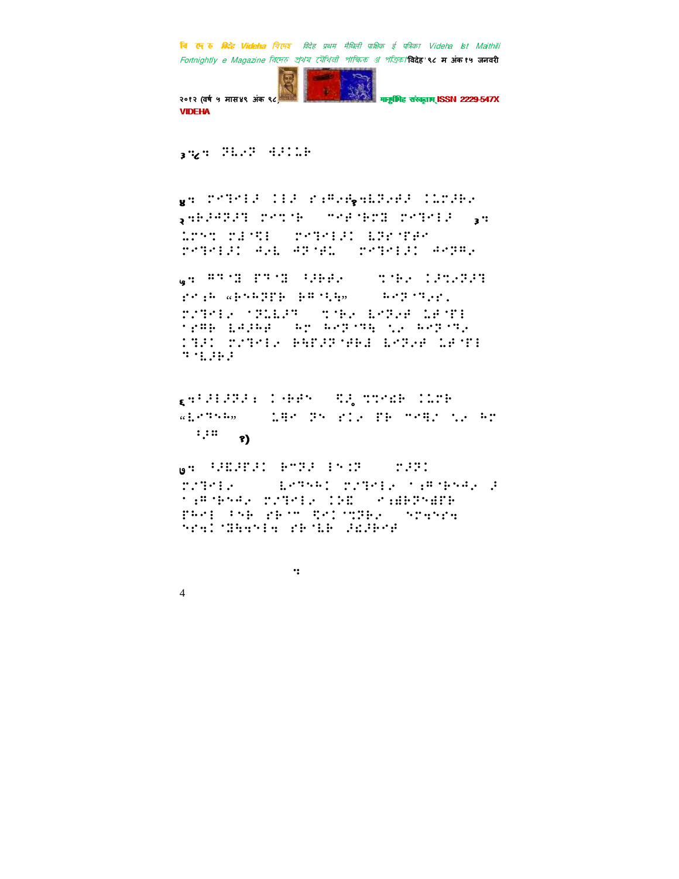३.८. ⠏⠇⠑⠏ ⠙⠗⠊⠥⠃

४. ⠍⠑⠹⠑⠇⠗ ⠊⠇⠗ ⠎⠦⠻⠑⠿ १. ⠇⠏⠑⠋⠗ ⠊⠥⠍⠗⠃⠑ २. ⠃⠗⠙⠏⠗⠹ ⠍⠑⠝⠁⠃ ⠉⠑⠋⠁⠃⠍⠽ ⠍⠑⠹⠑⠇⠗ ३. ⠥⠍⠑⠝ ⠍⠚⠁⠹⠇ ⠍⠑⠹⠑⠇⠗⠊ ⠇⠏⠗⠁⠋⠗⠑ ⠍⠑⠹⠑⠇⠗⠊ ⠙⠑⠇ ⠙⠏⠁⠋⠥ ⠍⠑⠹⠑⠇⠗⠊ ⠙⠑⠏⠻⠑

५. ⠻⠹⠁⠽ ⠋⠹⠁⠽ ⠦⠗⠃⠃⠑ ⠝⠁⠃⠑ ⠊⠗⠝⠑⠏⠗⠹ ⠎⠑⠦⠓ «⠃⠑⠓⠏⠋⠃ ⠃⠻⠁⠳⠱» ⠓⠑⠏⠁⠹⠑⠎⠂ ⠍⠌⠹⠑⠇⠑ ⠁⠏⠥⠇⠏⠹ ⠝⠁⠃⠑ ⠇⠑⠏⠑⠋ ⠥⠋⠁⠋⠇ ⠁⠎⠻⠃ ⠇⠙⠗⠓⠋ ⠓⠍ ⠓⠑⠏⠁⠹⠱ ⠳⠑ ⠓⠑⠏⠁⠹⠑ ⠊⠹⠗⠊ ⠍⠌⠹⠑⠇⠑ ⠃⠱⠋⠗⠏⠁⠋⠃⠚ ⠇⠑⠏⠑⠋ ⠥⠋⠁⠋⠇ ⠹⠁⠇⠗⠃⠗

६. ⠦⠗⠇⠗⠏⠗⠆ ⠊⠤⠃⠋⠑ ⠹⠗ ⠝⠝⠑⠫⠃ ⠊⠥⠍⠃ «⠇⠑⠹⠑⠓» ⠥⠻⠑ ⠏⠑ ⠎⠊⠑ ⠋⠃ ⠉⠑⠻⠌ ⠳⠑ ⠓⠍ ⠦⠆⠻ ?)

७. ⠦⠫⠗⠋⠗⠊ ⠃⠉⠏⠗ ⠊⠑⠊⠏ ⠍⠗⠏⠊ ⠍⠌⠹⠑⠇⠑ ⠇⠑⠹⠑⠓⠊ ⠍⠌⠹⠑⠇⠑ ⠁⠆⠻⠁⠃⠑⠙⠑ ⠗ ⠁⠆⠻⠁⠃⠑⠙⠑ ⠍⠌⠹⠑⠇⠑ ⠊⠊⠫ ⠑⠆⠻⠃⠏⠑⠻⠋⠃ ⠋⠃⠑⠇ ⠦⠑⠃ ⠎⠃⠁⠉ ⠹⠑⠊⠁⠝⠏⠃⠑ ⠑⠍⠱⠑⠍⠱ ⠑⠍⠱⠊⠁⠻⠱⠑⠇⠱ ⠎⠃⠁⠇⠃ ⠗⠫⠗⠃⠑⠋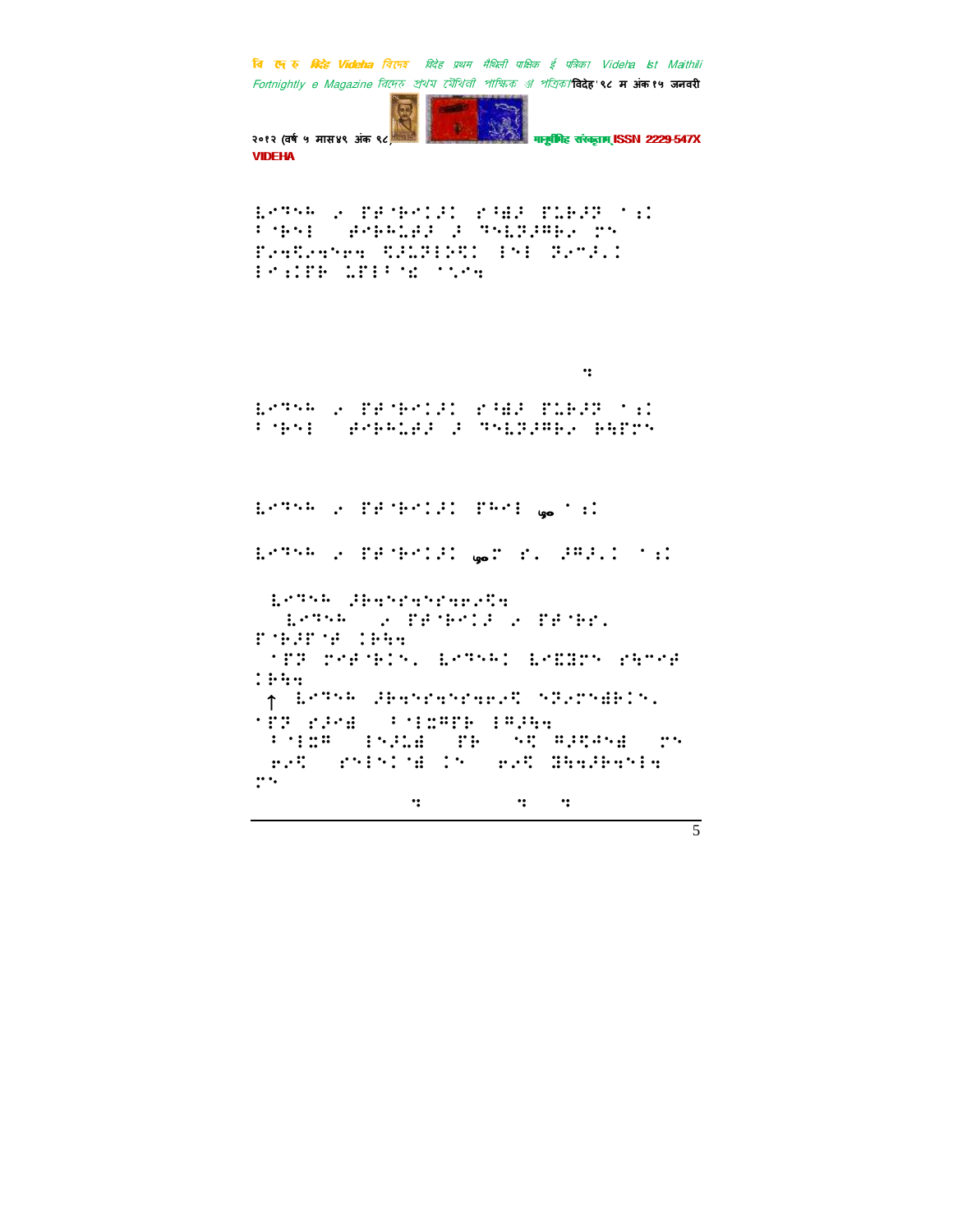⠇⠉⠙⠑⠓ ⠔ ⠏⠫⠈⠗⠉⠇⠌⠅ ⠎⠈⠻⠌ ⠏⠥⠗⠌⠝ ⠁⠪⠅ ⠃⠈⠗⠑⠇ ⠀⠯⠗⠓⠥⠯⠌ ⠌ ⠙⠑⠇⠝⠌⠍⠗⠔ ⠍⠑ ⠏⠔⠹⠨⠔⠹⠑⠉⠹ ⠫⠌⠥⠝⠇⠕⠨⠅ ⠇⠑⠇ ⠝⠔⠉⠌⠄⠅ ⠇⠉⠪⠏⠗ ⠥⠏⠇⠃⠈⠮ ⠁⠡⠉⠹

⠹

⠇⠉⠙⠑⠓ ⠔ ⠏⠫⠈⠗⠉⠇⠌⠅ ⠎⠈⠻⠌ ⠏⠥⠗⠌⠝ ⠁⠪⠅ ⠃⠈⠗⠑⠇ ⠀⠯⠗⠓⠥⠯⠌ ⠌ ⠙⠑⠇⠝⠌⠍⠗⠔ ⠗⠩⠏⠍⠑

⠇⠉⠙⠑⠓ ⠔ ⠏⠫⠈⠗⠉⠇⠌⠅ ⠏⠓⠉⠇ ৬০ ⠁⠪⠅

⠇⠉⠙⠑⠓ ⠔ ⠏⠫⠈⠗⠉⠇⠌⠅ ৬০⠍ ⠎⠄ ⠌⠍⠌⠄⠅ ⠁⠪⠅

⠇⠉⠙⠑⠓ ⠌⠗⠹⠑⠎⠹⠑⠎⠹⠗⠔⠫⠹

⠇⠉⠙⠑⠓ ⠔ ⠏⠫⠈⠗⠉⠇⠌ ⠔ ⠏⠫⠈⠗⠎⠄ ⠏⠈⠗⠌⠏⠈⠫ ⠅⠗⠩⠹

⠁⠏⠝ ⠍⠑⠫⠈⠗⠅⠑⠄ ⠇⠉⠙⠑⠓⠅ ⠇⠉⠻⠩⠍⠑ ⠎⠩⠉⠫ ⠅⠗⠩⠹

↑ ⠇⠉⠙⠑⠓ ⠌⠗⠹⠑⠎⠹⠑⠎⠹⠗⠔⠫ ⠑⠝⠔⠍⠑⠻⠗⠅⠑⠄ ⠁⠏⠝ ⠎⠌⠉⠻ ⠃⠈⠇⠭⠍⠏⠗ ⠇⠍⠌⠩⠹

⠃⠈⠇⠭⠍ ⠇⠑⠌⠥⠻ ⠏⠗ ⠑⠫ ⠍⠌⠫⠯⠑⠻ ⠍⠑ ⠗⠔⠫ ⠎⠑⠇⠑⠅⠈⠻ ⠅⠑ ⠗⠔⠫ ⠻⠩⠹⠌⠗⠹⠑⠇⠹ ⠍⠑

⠹ ⠹ ⠹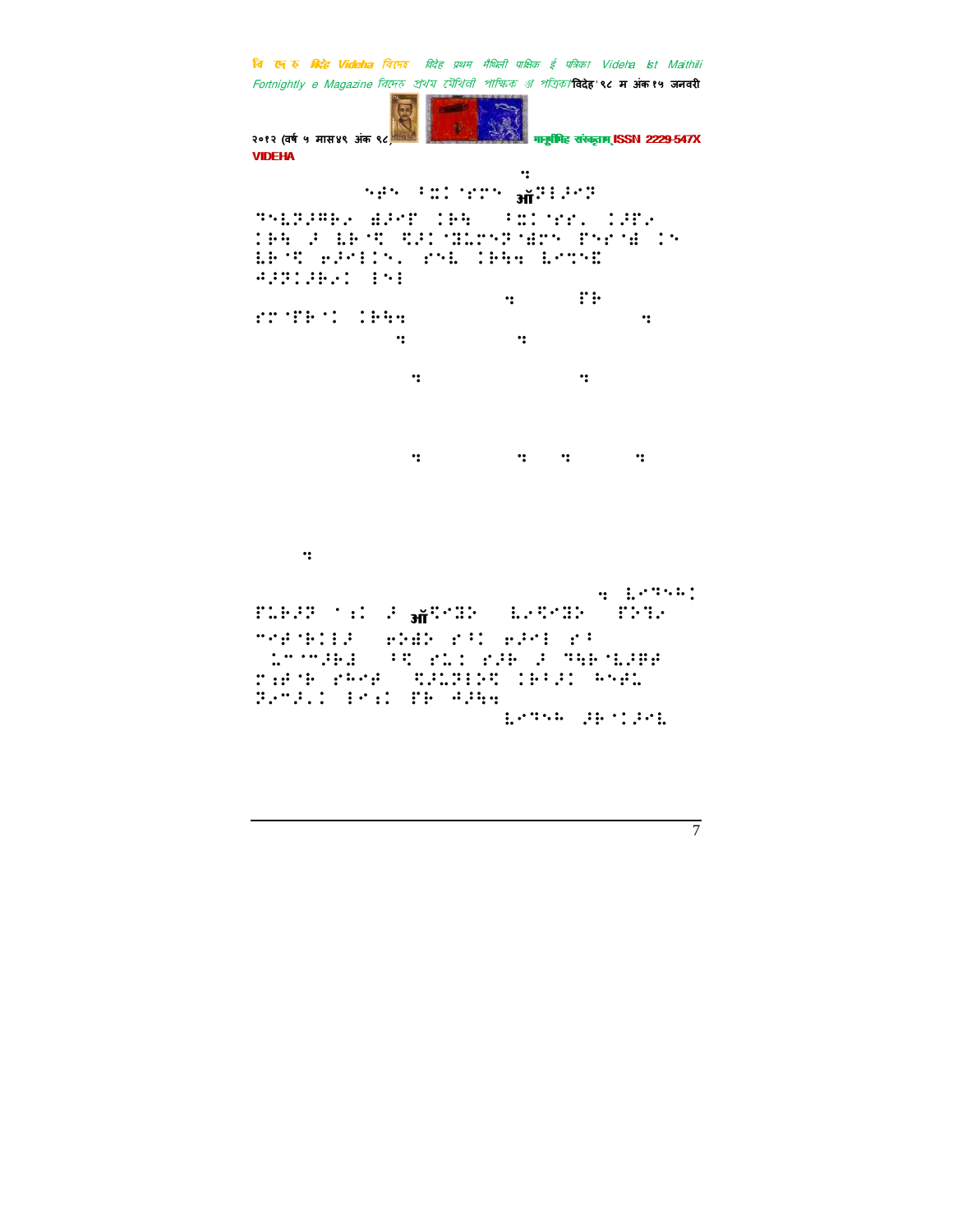⠒

⠪⠻⠪ ⠆⠭⠅⠳⠏⠪ ऑ⠝⠇⠚⠝

⠹⠪⠇⠝⠚⠛⠃⠥ ⠻⠚⠍⠋ ⠅⠓⠻ ⠆⠭⠅⠳⠋⠂ ⠅⠚⠋⠥ ⠅⠓⠻ ⠚ ⠇⠗⠈⠩ ⠩⠚⠅⠈⠽⠇⠍⠪⠝⠈⠻⠍⠪ ⠋⠪⠗⠈⠻ ⠅⠪ ⠇⠗⠈⠩ ⠢⠚⠑⠇⠅⠪⠂ ⠗⠪⠇ ⠅⠓⠻⠒ ⠇⠑⠹⠪⠫ ⠲⠚⠝⠅⠚⠃⠥⠅ ⠇⠪⠇

⠒ ⠋⠗

⠗⠍⠈⠋⠗⠈⠅ ⠅⠓⠻⠒ ⠒

⠒ ⠒

⠒ ⠒

⠒ ⠒ ⠒ ⠒

⠒

⠒ ⠇⠑⠹⠪⠓⠅

⠋⠇⠃⠚⠝ ⠈⠆⠅ ⠚ ऑ⠩⠑⠻⠕ ⠇⠑⠩⠑⠻⠕ ⠋⠕⠹⠥

⠉⠑⠛⠈⠃⠅⠇⠚ ⠢⠕⠻⠕ ⠗⠂⠅ ⠢⠚⠑⠇ ⠗⠂

⠇⠍⠈⠍⠚⠓⠫ ⠂⠩ ⠗⠇⠅ ⠗⠚⠃ ⠚ ⠹⠻⠗⠈⠇⠚⠛⠛

⠏⠆⠛⠈⠗ ⠗⠓⠑⠛ ⠩⠚⠇⠝⠇⠕⠩ ⠅⠗⠂⠚⠅ ⠓⠪⠛⠇

⠝⠑⠍⠚⠄⠅ ⠇⠑⠆⠅ ⠋⠗ ⠲⠚⠓⠒

⠇⠑⠹⠪⠓ ⠚⠗⠈⠅⠚⠑⠇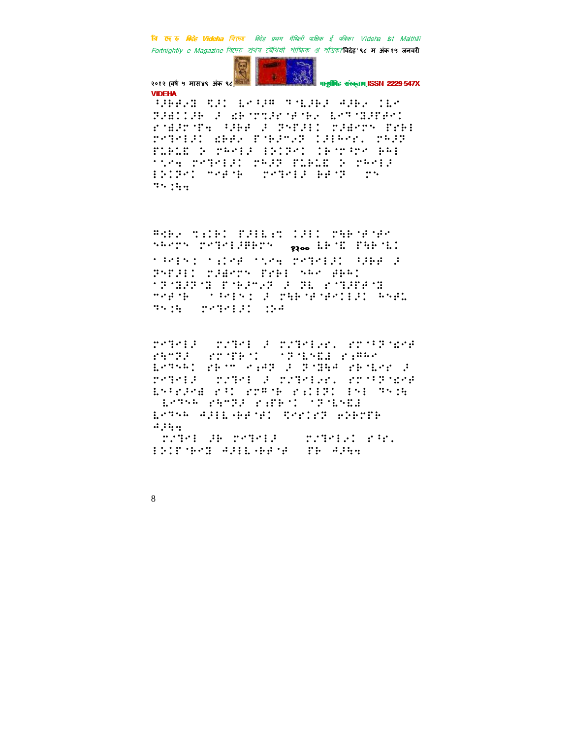⠳⠺⠋⠑⠎⠃ ⠹⠚⠅ ⠇⠑⠳⠚⠛ ⠹⠐⠇⠚⠃⠚ ⠯⠚⠃⠎ ⠅⠇⠑
⠝⠚⠺⠅⠅⠚⠃ ⠚ ⠫⠃⠐⠍⠵⠚⠗⠐⠋⠐⠃⠎ ⠇⠑⠹⠐⠽⠚⠋⠋⠑⠅
⠗⠐⠺⠚⠗⠐⠋⠲ ⠳⠚⠋⠋ ⠚ ⠝⠑⠋⠚⠇⠅ ⠍⠚⠺⠑⠗⠝ ⠏⠗⠃⠇
⠗⠑⠹⠑⠇⠚⠅ ⠫⠋⠋⠎ ⠏⠐⠃⠚⠉⠎⠝ ⠅⠚⠇⠓⠑⠗⠂ ⠗⠓⠚⠝
⠏⠇⠃⠇⠫ ⠕ ⠗⠓⠑⠇⠚ ⠇⠕⠅⠏⠑⠅ ⠅⠃⠐⠗⠳⠗⠑ ⠃⠓⠇
⠁⠞⠑⠲ ⠗⠑⠹⠑⠇⠚⠅ ⠗⠓⠚⠝ ⠏⠇⠃⠇⠫ ⠕ ⠗⠓⠑⠇⠚
⠇⠕⠅⠏⠑⠅ ⠉⠑⠋⠐⠃ ⠗⠑⠹⠑⠇⠚ ⠃⠋⠐⠝ ⠗⠝
⠹⠝⠅⠓⠲

⠓⠹⠃⠎ ⠵⠡⠅⠃⠅ ⠏⠚⠇⠇⠡⠍ ⠅⠚⠇⠅ ⠗⠓⠃⠐⠋⠐⠋⠑
⠎⠓⠑⠗⠝ ⠗⠑⠹⠑⠇⠚⠺⠃⠗⠝ ११०० ⠇⠃⠐⠫ ⠏⠓⠃⠐⠇⠅
⠁⠳⠑⠇⠝⠅ ⠁⠡⠅⠑⠋ ⠁⠞⠑⠲ ⠗⠑⠹⠑⠇⠚⠅ ⠳⠚⠋⠋ ⠚
⠝⠑⠋⠚⠇⠅ ⠍⠚⠺⠑⠗⠝ ⠏⠗⠃⠇ ⠎⠓⠑ ⠫⠃⠓⠅
⠁⠝⠐⠽⠚⠝⠐⠽ ⠏⠐⠃⠚⠉⠎⠝ ⠚ ⠝⠇ ⠗⠐⠹⠚⠋⠋⠐⠽
⠉⠑⠋⠐⠃ ⠁⠳⠑⠇⠝⠅ ⠚ ⠗⠓⠃⠐⠋⠐⠋⠑⠅⠇⠚⠅ ⠓⠝⠋⠇
⠹⠝⠅⠓ ⠗⠑⠹⠑⠇⠚⠅ ⠅⠕⠡

⠗⠑⠹⠑⠇⠚ ⠍⠎⠹⠑⠇ ⠚ ⠍⠎⠹⠑⠇⠑⠗⠂ ⠗⠍⠁⠳⠝⠐⠫⠑⠋
⠗⠓⠑⠝⠚ ⠗⠍⠐⠋⠃⠐⠅ ⠁⠝⠐⠇⠝⠫⠚ ⠗⠡⠛⠓⠑
⠇⠑⠹⠓⠅ ⠗⠃⠐⠉ ⠑⠡⠚⠝ ⠚ ⠝⠐⠽⠓⠚ ⠗⠃⠐⠇⠑⠗ ⠚
⠗⠑⠹⠑⠇⠚ ⠍⠎⠹⠑⠇ ⠚ ⠍⠎⠹⠑⠇⠑⠗⠂ ⠗⠍⠁⠳⠝⠐⠫⠑⠋
⠇⠝⠁⠗⠚⠑⠺ ⠗⠳⠅ ⠗⠍⠓⠐⠃ ⠗⠡⠅⠇⠝⠅ ⠇⠝⠇ ⠹⠝⠅⠓
⠇⠑⠹⠓⠓ ⠗⠓⠑⠝⠚ ⠗⠡⠋⠃⠐⠅ ⠁⠝⠐⠇⠝⠫⠚
⠇⠑⠹⠓⠓ ⠯⠚⠇⠇⠤⠃⠋⠐⠋⠅ ⠹⠑⠗⠅⠗⠝ ⠑⠕⠃⠗⠍⠃
⠯⠚⠓⠲
⠍⠎⠹⠑⠇ ⠚⠃ ⠗⠑⠹⠑⠇⠚ ⠍⠎⠹⠑⠇⠎⠅ ⠗⠳⠗⠂
⠇⠕⠅⠏⠐⠃⠑⠫ ⠯⠚⠇⠇⠤⠃⠋⠐⠋ ⠏⠃ ⠯⠚⠓⠲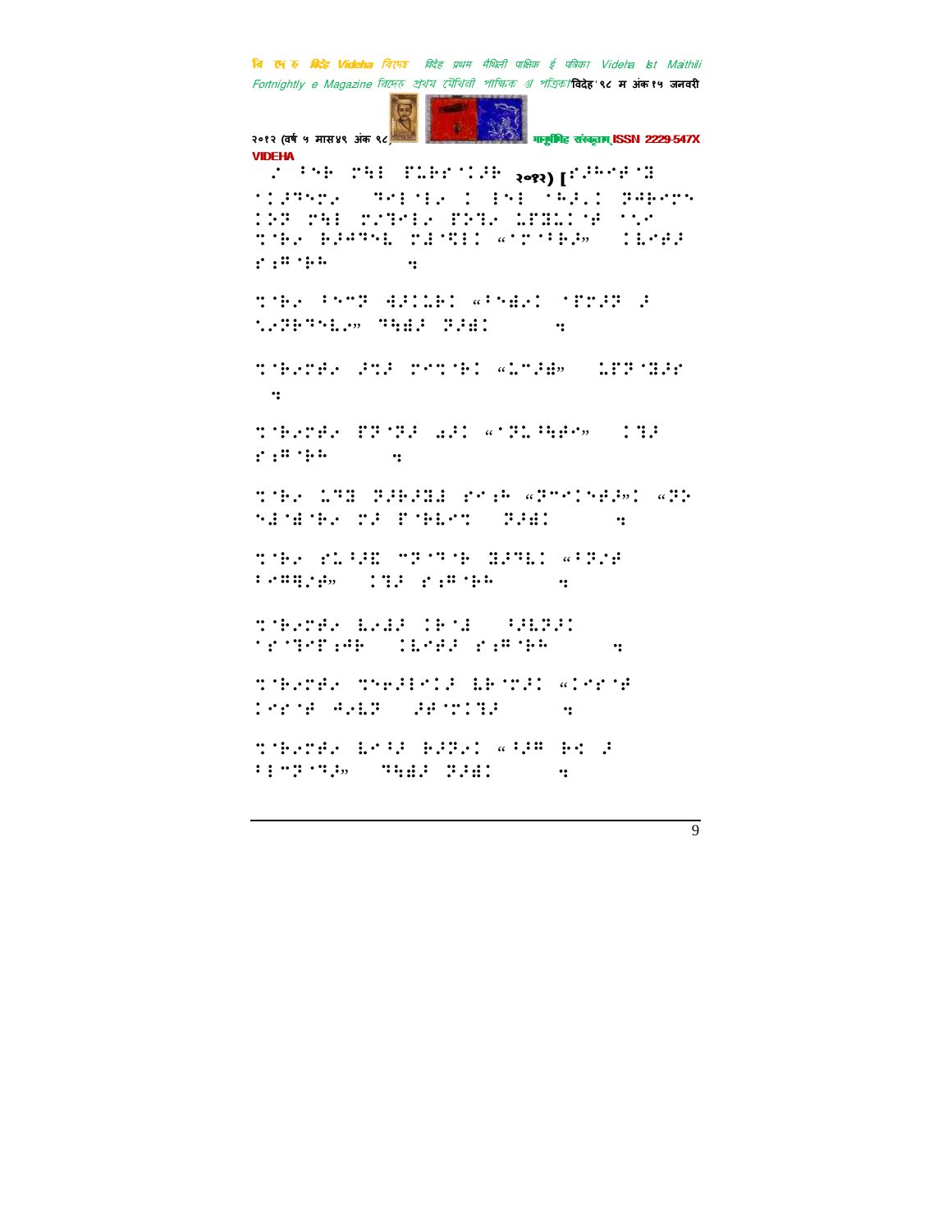VIDEHA

२०१२) [

⠀

⠀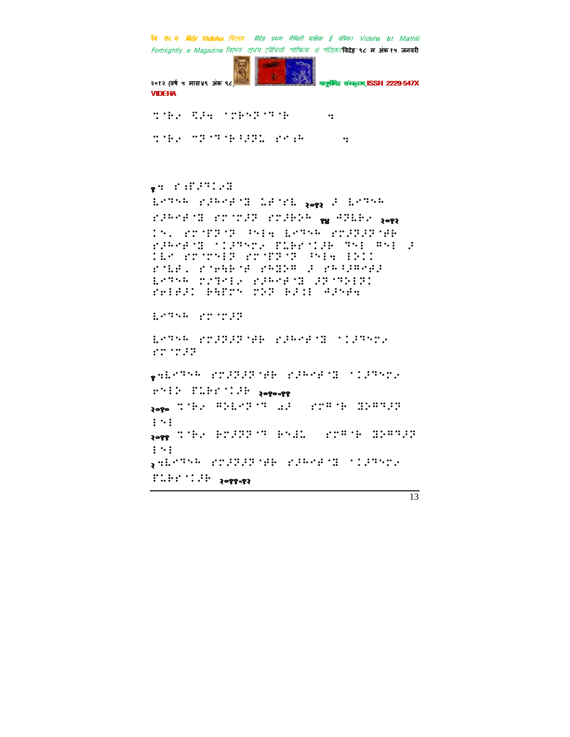१॥

२०१२ १४ २०१२

१॥ २०१०-११

२०१०

२०११

२॥ २०११-१२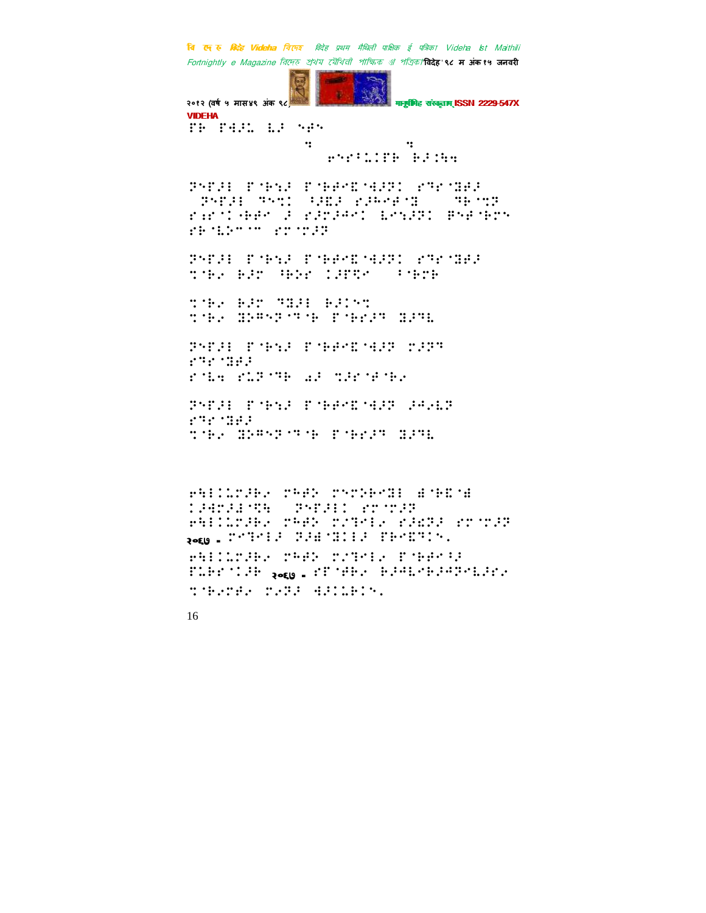⠋⠃ ⠋⠻⠕⠇ ⠇⠕ ⠝⠗⠝

⠫⠝⠗⠁⠥⠊⠋⠃ ⠃⠕⠶⠓⠹

⠝⠏⠋⠕⠇ ⠋⠈⠃⠪⠕ ⠋⠈⠃⠗⠗⠪⠈⠻⠕⠝⠊ ⠎⠹⠗⠈⠹⠗⠕
⠝⠏⠋⠕⠇ ⠹⠝⠩⠊ ⠁⠕⠪⠕ ⠎⠕⠓⠗⠗⠈⠹ ⠹⠃⠈⠩⠝
⠗⠎⠗⠈⠊⠃⠗⠗⠗ ⠕ ⠎⠕⠍⠕⠓⠗⠊ ⠇⠗⠪⠕⠝⠊ ⠿⠝⠗⠈⠃⠍⠝
⠎⠃⠈⠇⠝⠉⠉ ⠎⠍⠈⠍⠕⠝

⠝⠏⠋⠕⠇ ⠋⠈⠃⠪⠕ ⠋⠈⠃⠗⠗⠪⠈⠻⠕⠝⠊ ⠎⠹⠗⠈⠹⠗⠕
⠩⠈⠃⠢ ⠃⠕⠍ ⠓⠃⠕⠗ ⠊⠕⠋⠻⠗ ⠁⠈⠃⠍⠃

⠩⠈⠃⠢ ⠃⠕⠍ ⠹⠹⠕⠇ ⠃⠕⠊⠝⠩
⠩⠈⠃⠢ ⠹⠕⠿⠝⠏⠈⠹⠈⠃ ⠋⠈⠃⠗⠕⠹ ⠹⠕⠹⠇

⠝⠏⠋⠕⠇ ⠋⠈⠃⠪⠕ ⠋⠈⠃⠗⠗⠪⠈⠻⠕⠝ ⠍⠕⠝⠹
⠎⠹⠗⠈⠹⠗⠕
⠗⠈⠇⠹ ⠎⠥⠝⠈⠹⠃ ⠡⠕ ⠩⠕⠗⠈⠗⠈⠃⠢

⠝⠏⠋⠕⠇ ⠋⠈⠃⠪⠕ ⠋⠈⠃⠗⠗⠪⠈⠻⠕⠝ ⠕⠗⠢⠇⠝
⠎⠹⠗⠈⠹⠗⠕
⠩⠈⠃⠢ ⠹⠕⠿⠝⠏⠈⠹⠈⠃ ⠋⠈⠃⠗⠕⠹ ⠹⠕⠹⠇

⠗⠓⠇⠊⠥⠍⠕⠃⠢ ⠍⠗⠗⠕ ⠍⠝⠍⠕⠃⠗⠹⠇ ⠱⠈⠃⠪⠈⠱
⠊⠕⠻⠍⠕⠇⠈⠩⠓ ⠝⠏⠋⠕⠇⠊ ⠎⠍⠈⠍⠕⠝
⠗⠓⠇⠊⠥⠍⠕⠃⠢ ⠍⠗⠗⠕ ⠍⠕⠹⠗⠇⠢ ⠎⠕⠪⠝⠕ ⠎⠍⠈⠍⠕⠝
२०६७ - ⠍⠗⠹⠗⠇⠕ ⠝⠕⠱⠈⠹⠊⠇⠕ ⠋⠃⠗⠪⠹⠊⠝⠲
⠗⠓⠇⠊⠥⠍⠕⠃⠢ ⠍⠗⠗⠕ ⠍⠕⠹⠗⠇⠢ ⠋⠈⠃⠗⠗⠁⠕
⠋⠥⠃⠗⠈⠊⠕⠃ २०६७ - ⠎⠋⠈⠗⠃⠢ ⠃⠕⠗⠇⠗⠃⠕⠗⠝⠗⠇⠕⠗⠢
⠩⠈⠃⠢⠍⠗⠢ ⠍⠢⠝⠕ ⠻⠕⠊⠥⠃⠊⠝⠲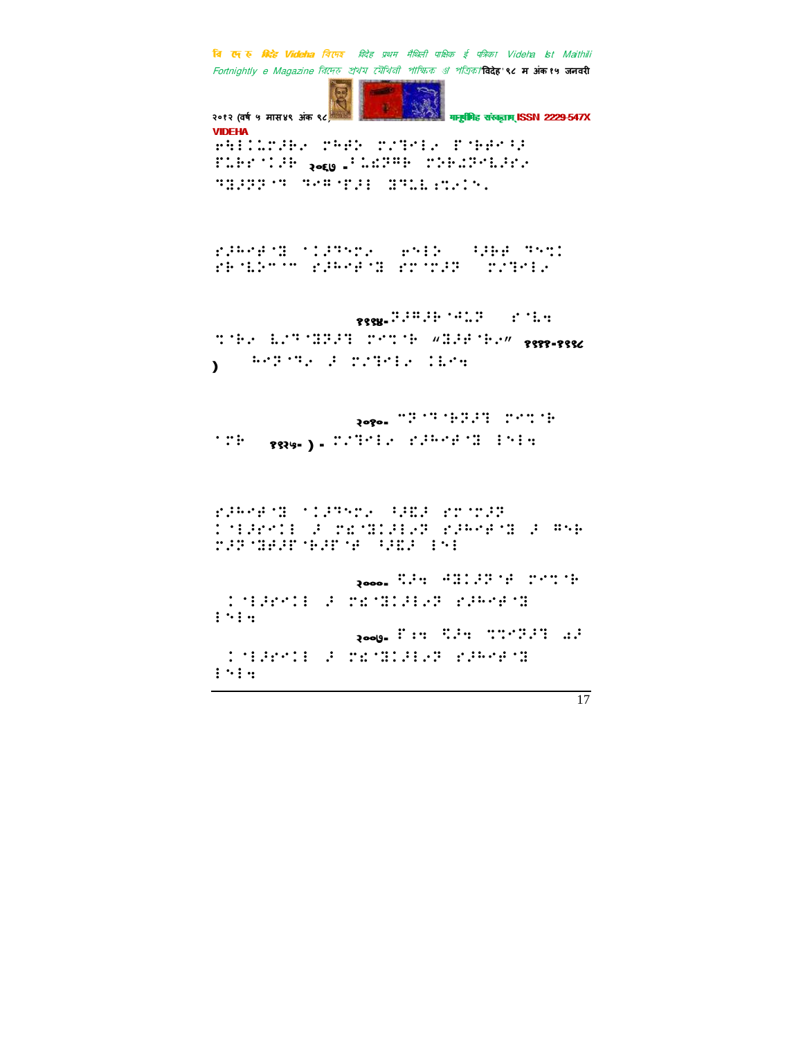ehlldcebr chad gnorld bled 'be

flbe'llb २०६७ .'lldmh cobl'dnldlo

'll2d'l 'o''de dndlb;cl.

edk'ed'l 'ldnke ehlb 'lbe 'o'dl
eb'ldn'" edk'ed'l ee'edd cnorld

१९९४.'d"dh'ddd e'd'l
'l'be b'd'l'lddd c'd'b "'ldd'be" १९९९-१९९८
) k'd''le d cnorld 'le'l

२०१०. "d''l'bdd c'd'b
'db १९२५-) . cnorld edk'ed'l l'd'l

edk'ed'l 'ldnke 'dld ee'edd
l'ldeell d cd'ldlldld edk'ed'l d "'b
cdd'lddd'bdd'd 'dld l'dl

२०००. 'dd'l 'dlldd'd c'd'b
l'ldeell d cd'lldldd edk'ed'l
l'dl'l

२००७. f:'l 'dd'l ''l'ddd 'dd
l'ldeell d cd'lldldd edk'ed'l
l'dl'l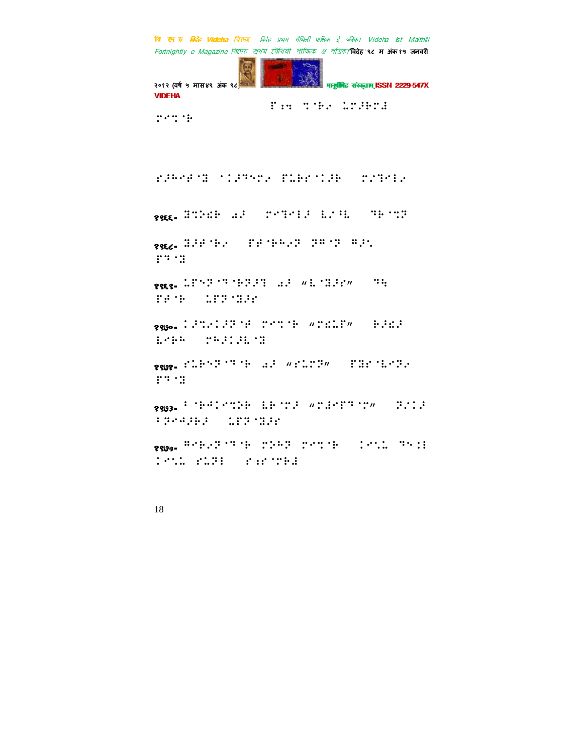⠏⠆⠻ ⠝⠈⠗⠢ ⠉⠍⠔⠗⠍⠜

⠍⠉⠝⠈⠗

⠎⠔⠓⠉⠋⠈⠛ ⠁⠅⠔⠙⠑⠍⠢ ⠏⠉⠗⠎⠁⠅⠔⠗ ⠀⠍⠢⠙⠉⠇⠢

१९६६- ⠛⠝⠕⠫⠗ ⠩⠔ ⠀⠍⠉⠙⠉⠇⠔ ⠇⠢⠓⠇ ⠀⠙⠗⠈⠝⠕

१९६८- ⠛⠔⠋⠈⠗⠢ ⠀⠏⠋⠈⠗⠓⠢⠕ ⠕⠻⠈⠕ ⠻⠔⠡ ⠏⠙⠈⠛

१९६९- ⠉⠏⠑⠕⠈⠙⠈⠗⠕⠔⠙ ⠩⠔ ⠶⠇⠈⠛⠔⠎⠴ ⠀⠙⠹ ⠏⠋⠈⠗ ⠀⠉⠏⠕⠈⠛⠔⠎

१९७०- ⠅⠔⠝⠢⠅⠔⠕⠈⠋ ⠍⠉⠝⠈⠗ ⠶⠍⠫⠉⠏⠴ ⠀⠗⠔⠫⠔ ⠇⠉⠗⠓ ⠀⠍⠓⠔⠅⠔⠇⠈⠛

१९७१- ⠎⠉⠗⠑⠕⠈⠙⠈⠗ ⠩⠔ ⠶⠎⠉⠍⠕⠴ ⠀⠏⠛⠎⠈⠇⠉⠕⠢ ⠏⠙⠈⠛

१९७३- ⠃⠈⠗⠚⠅⠉⠝⠕⠗ ⠇⠗⠈⠍⠔ ⠶⠍⠙⠉⠏⠙⠈⠍⠴ ⠀⠕⠢⠅⠔ ⠃⠕⠉⠚⠔⠗⠔ ⠀⠉⠏⠕⠈⠛⠔⠎

१९७५- ⠻⠉⠗⠢⠕⠈⠙⠈⠗ ⠍⠕⠓⠕ ⠍⠉⠝⠈⠗ ⠀⠅⠉⠡⠉ ⠙⠑⠅⠛ ⠅⠉⠡⠉ ⠎⠉⠕⠛ ⠀⠎⠆⠎⠈⠍⠗⠙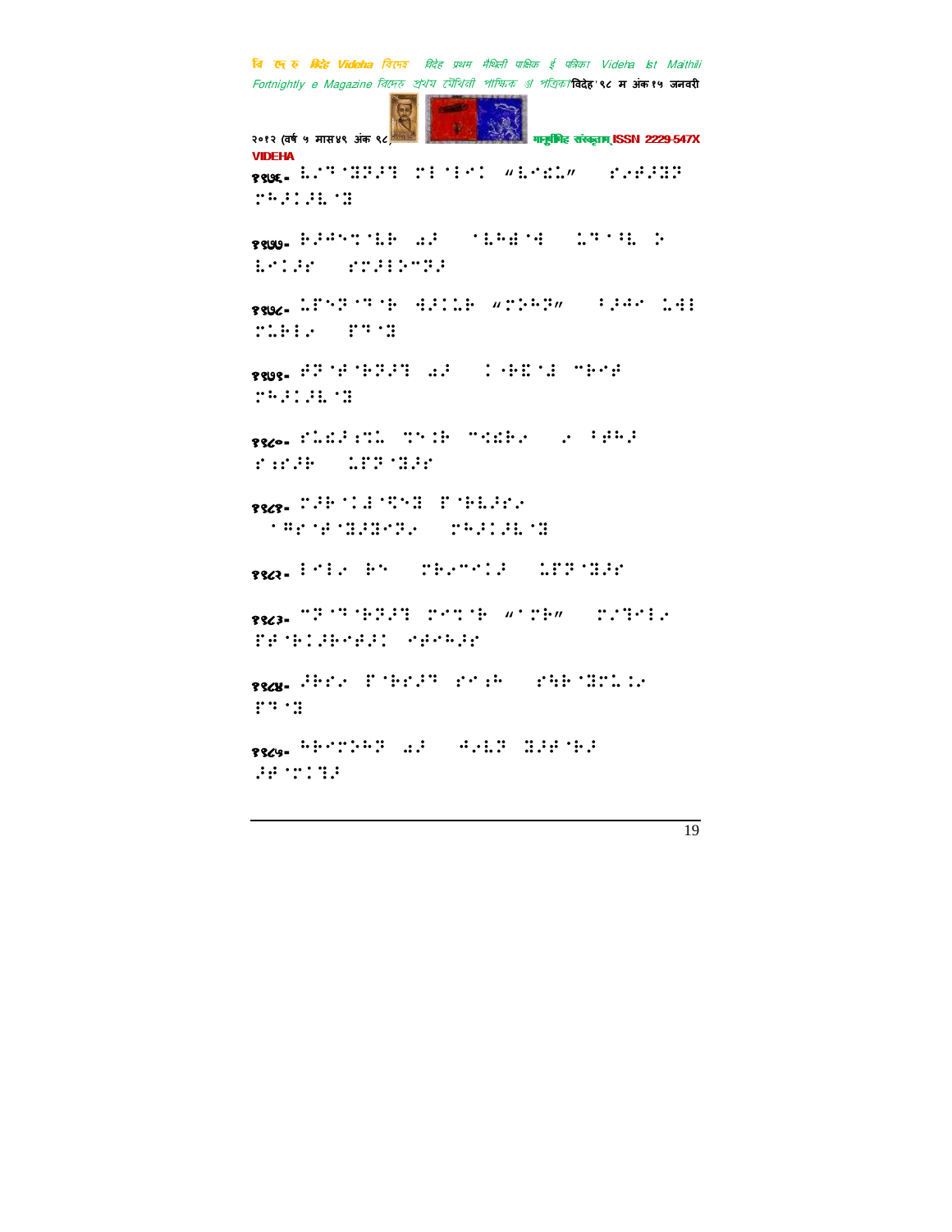१४७६- ⠇⠴⠙⠈⠝⠽⠚�St ⠍⠇⠈⠇⠉⠅ "⠇⠉⠎⠣" ⠎⠴⠋⠚⠝⠏ ⠍⠓⠚⠅⠚⠇⠈⠝

१४७७- ⠗⠚⠲⠒⠹⠈⠇⠗ ⠔⠚ ⠈⠇⠓⠫⠈⠲ ⠣⠙⠈⠸⠇ ⠕ ⠇⠉⠅⠚⠎ ⠎⠍⠚⠇⠕⠉⠝⠚

१४७८- ⠣⠋⠑⠝⠈⠙⠈⠗ ⠲⠚⠅⠣⠗ "⠍⠕⠓⠝" ⠸⠚⠲⠉ ⠣⠲⠇ ⠍⠣⠗⠇⠴ ⠏⠙⠈⠝

१४७९- ⠋⠝⠈⠋⠈⠗⠝⠚⠹ ⠔⠚ ⠅⠐⠗⠫⠈⠇ ⠉⠗⠉⠋ ⠍⠓⠚⠅⠚⠇⠈⠝

१४८०- ⠎⠣⠎⠚⠇⠍⠣ ⠹⠑⠅⠗ ⠉⠹⠎⠗⠴ ⠴ ⠸⠋⠓⠚ ⠎⠪⠎⠚⠗ ⠣⠏⠝⠈⠝⠚⠎

१४८१- ⠍⠚⠗⠈⠅⠇⠈⠻⠑⠝ ⠏⠈⠗⠇⠚⠎⠴ ⠈⠻⠎⠈⠋⠈⠝⠚⠝⠉⠝⠴ ⠍⠓⠚⠅⠚⠇⠈⠝

१४८२- ⠇⠉⠇⠴ ⠗⠑ ⠍⠗⠴⠉⠉⠅⠚ ⠣⠏⠝⠈⠝⠚⠎

१४८३- ⠉⠝⠈⠙⠈⠗⠝⠚⠹ ⠍⠉⠹⠈⠗ "⠈⠍⠗" ⠍⠴⠹⠉⠇⠴ ⠏⠋⠈⠗⠅⠚⠗⠉⠋⠚⠅ ⠉⠋⠉⠓⠚⠎

१४८४- ⠚⠗⠎⠴ ⠏⠈⠗⠎⠚⠙ ⠎⠉⠪⠓ ⠎⠹⠗⠈⠝⠍⠣⠅⠴ ⠏⠙⠈⠝

१४८५- ⠓⠗⠉⠍⠕⠓⠝ ⠔⠚ ⠲⠴⠇⠝ ⠝⠚⠋⠈⠗⠚ ⠚⠋⠈⠍⠅⠹⠚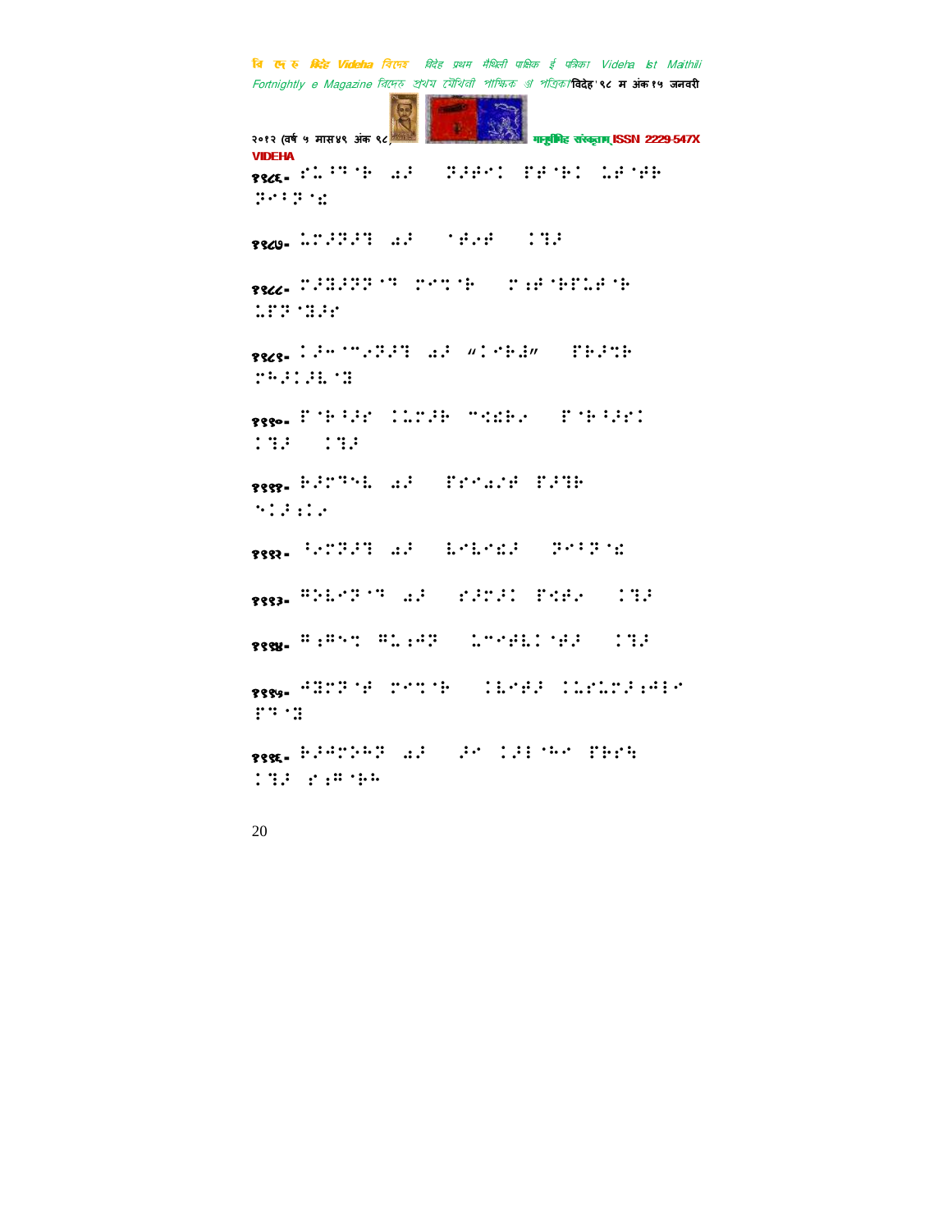१९८६- ⠗⠇⠰⠹⠁⠗ ⠔⠜ ⠀⠝⠜⠋⠉ ⠏⠋⠁⠗⠉ ⠇⠋⠁⠋⠗ ⠝⠊⠰⠝⠁⠣

१९८७- ⠇⠍⠜⠝⠜⠹ ⠔⠜ ⠀⠁⠋⠐⠋ ⠀⠉⠹⠜

१९८८- ⠍⠜⠻⠜⠝⠝⠁⠹ ⠍⠊⠹⠁⠗ ⠀⠍⠪⠋⠁⠗⠏⠇⠋⠁⠗ ⠇⠏⠝⠁⠻⠜⠎

१९८९- ⠉⠜⠤⠁⠉⠐⠝⠜⠹ ⠔⠜ ⠦⠉⠊⠗⠻⠴ ⠀⠏⠗⠜⠹⠗ ⠍⠗⠜⠉⠜⠇⠁⠻

१९९०- ⠏⠁⠗⠰⠜⠎ ⠉⠇⠍⠜⠗ ⠉⠫⠗⠐ ⠀⠏⠁⠗⠰⠜⠎⠉ ⠉⠹⠜ ⠀⠉⠹⠜

१९९१- ⠗⠜⠍⠹⠊⠇ ⠔⠜ ⠀⠏⠎⠊⠔⠌⠋ ⠏⠜⠹⠗ ⠊⠉⠜⠪⠉⠐

१९९२- ⠰⠐⠍⠝⠜⠹ ⠔⠜ ⠀⠇⠊⠇⠊⠫⠜ ⠀⠝⠊⠰⠝⠁⠣

१९९३- ⠛⠕⠇⠊⠝⠁⠹ ⠔⠜ ⠀⠎⠜⠍⠜⠉ ⠏⠩⠋⠐ ⠀⠉⠹⠜

१९९४- ⠛⠪⠛⠊⠹ ⠛⠡⠪⠙⠝ ⠀⠇⠉⠊⠋⠇⠉⠁⠋⠜ ⠀⠉⠹⠜

१९९५- ⠙⠻⠍⠝⠁⠋ ⠍⠊⠹⠁⠗ ⠀⠉⠇⠊⠋⠜ ⠉⠇⠎⠇⠍⠜⠪⠙⠃⠊ ⠏⠹⠁⠻

१९९६- ⠗⠜⠙⠍⠕⠗⠝ ⠔⠜ ⠀⠜⠊ ⠉⠜⠃⠁⠡⠊ ⠏⠗⠎⠱ ⠉⠹⠜ ⠎⠪⠛⠁⠗⠗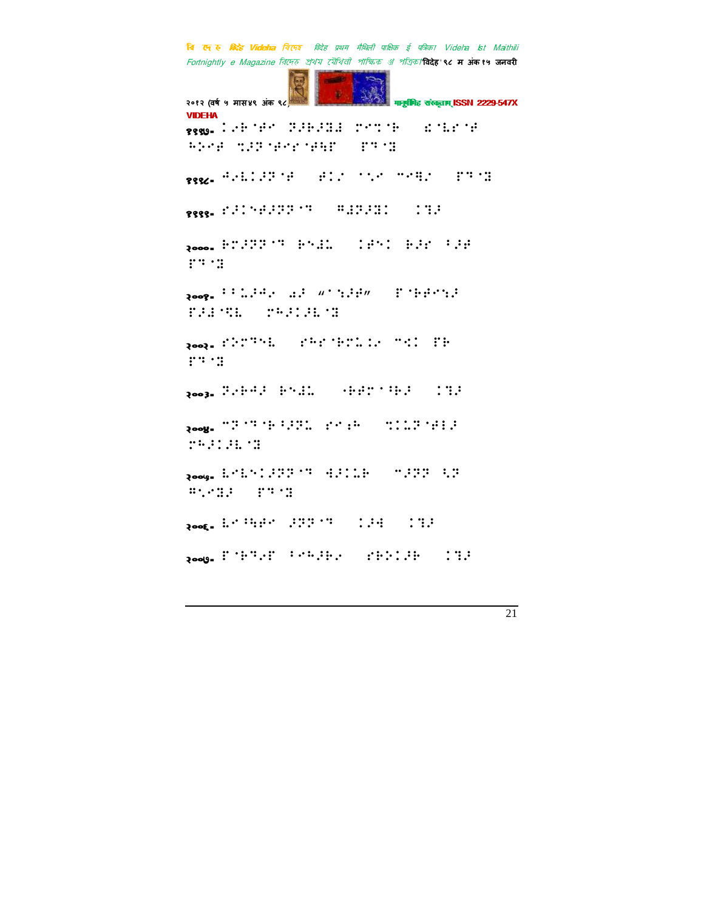१९९७. ⠅⠊⠗⠈⠾⠊ ⠝⠚⠗⠚⠝⠄ ⠗⠊⠎⠈⠗ ⠪⠈⠇⠗⠈⠾ ⠓⠕⠊⠾ ⠎⠚⠝⠈⠾⠊⠗⠈⠾⠹⠗ ⠗⠹⠈⠝

१९९८. ⠙⠊⠇⠅⠚⠝⠈⠾ ⠾⠅⠊ ⠈⠂⠊ ⠊⠊⠻⠊ ⠗⠹⠈⠝

१९९९. ⠗⠚⠅⠊⠾⠚⠝⠝⠈⠹ ⠻⠄⠝⠚⠝⠅ ⠅⠹⠚

२०००. ⠗⠝⠚⠝⠝⠈⠹ ⠗⠊⠄⠇ ⠅⠾⠊⠅ ⠗⠚⠗ ⠂⠚⠾ ⠗⠹⠈⠝

२००१. ⠂⠂⠇⠚⠙⠊ ⠪⠚ “⠈⠎⠚⠾” ⠗⠈⠗⠾⠊⠎⠚ ⠗⠚⠄⠈⠹⠇ ⠗⠓⠚⠅⠚⠇⠈⠝

२००२. ⠗⠕⠗⠹⠊⠇ ⠗⠓⠗⠈⠗⠗⠇⠅⠊ ⠊⠅⠅ ⠗⠗ ⠗⠹⠈⠝

२००३. ⠝⠊⠗⠙⠚ ⠗⠊⠄⠇ ⠊⠗⠾⠗⠈⠂⠗⠚ ⠅⠹⠚

२००४. ⠊⠝⠈⠹⠈⠗⠂⠚⠝⠇ ⠗⠊⠅⠗ ⠎⠅⠇⠝⠈⠾⠅⠚ ⠗⠓⠚⠅⠚⠇⠈⠝

२००५. ⠇⠊⠇⠊⠅⠚⠝⠝⠈⠹ ⠙⠚⠅⠇⠗ ⠊⠚⠝⠝ ⠇⠝ ⠻⠈⠊⠝⠚ ⠗⠹⠈⠝

२००६. ⠇⠊⠂⠹⠾⠊ ⠚⠝⠝⠈⠹ ⠅⠚⠙ ⠅⠹⠚

२००७. ⠗⠈⠗⠹⠊⠗ ⠂⠊⠓⠚⠗⠊ ⠗⠗⠕⠅⠚⠗ ⠅⠹⠚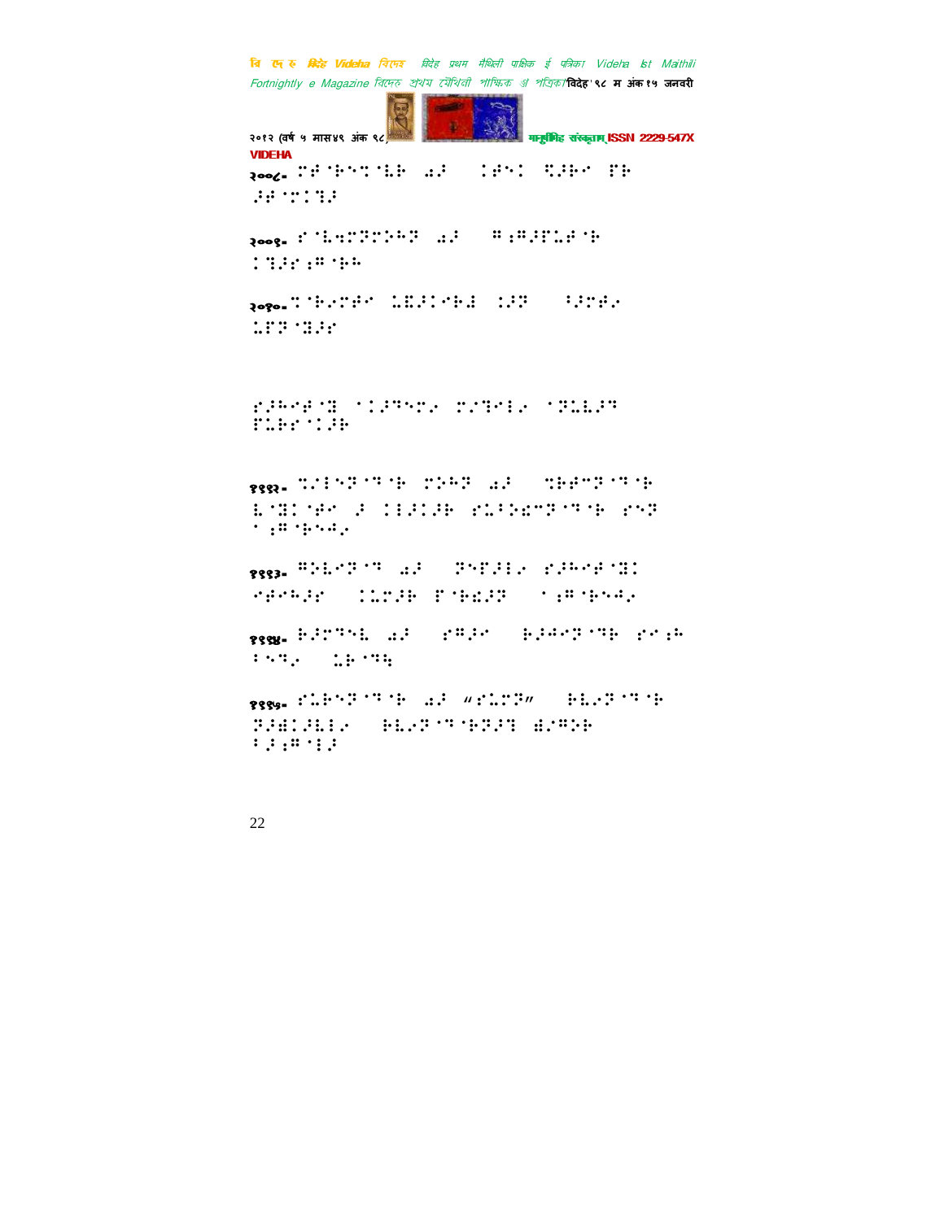२००८.

२००९.

२०१०.

१११२.

१११३.

१११४.

१११५.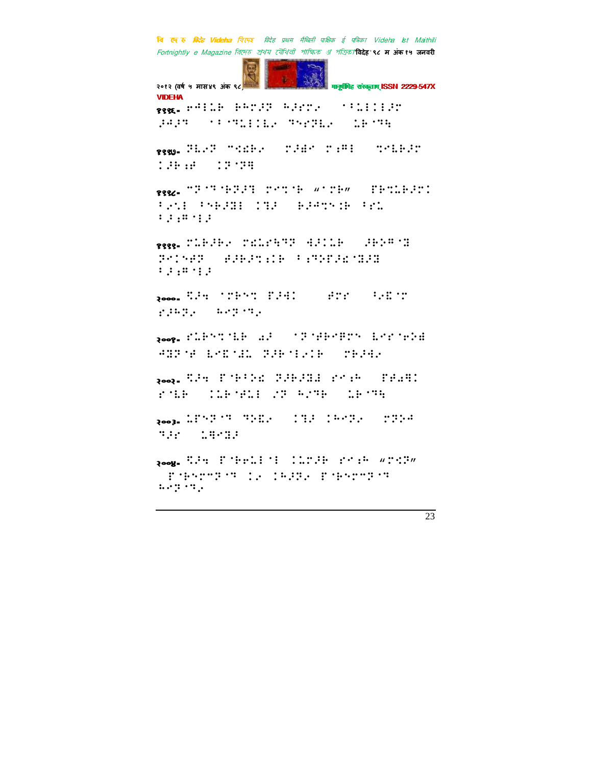१९९६. ⠞⠺⠇⠥⠗ ⠃⠓⠍⠚⠝ ⠓⠚⠎⠍⠊ ⠁⠃⠥⠇⠇⠇⠚⠍ ⠚⠺⠚⠹ ⠁⠃⠙⠥⠇⠇⠣⠊ ⠙⠝⠎⠝⠣⠊ ⠥⠗⠙⠹

१९९७. ⠝⠣⠊⠝ ⠉⠪⠜⠊ ⠍⠚⠻⠎ ⠍⠆⠛⠇ ⠹⠊⠣⠗⠚⠍ ⠇⠚⠗⠆⠋ ⠇⠝⠙⠻

१९९८. ⠉⠝⠙⠗⠝⠚⠹ ⠍⠊⠩⠗ "⠁⠍⠗" ⠏⠗⠩⠥⠗⠚⠍⠇ ⠃⠊⠩⠇ ⠃⠝⠗⠚⠻⠇ ⠇⠹⠚ ⠗⠚⠺⠩⠱⠗ ⠃⠊⠥ ⠃⠚⠆⠛⠇⠚

१९९९. ⠍⠥⠗⠚⠗⠊ ⠍⠜⠥⠎⠹⠝ ⠻⠚⠇⠥⠗ ⠚⠗⠕⠛⠻ ⠝⠊⠇⠝⠋⠝ ⠋⠚⠗⠚⠩⠱⠇⠗ ⠃⠆⠙⠕⠏⠚⠜⠻⠚⠻ ⠃⠚⠆⠛⠇⠚

२०००. ⠩⠚⠹ ⠁⠍⠗⠝⠩ ⠏⠚⠻⠇ ⠋⠍⠎ ⠃⠊⠜⠍ ⠎⠚⠓⠝⠊ ⠓⠊⠝⠙⠊

२००१. ⠎⠥⠗⠝⠩⠇⠗ ⠪⠚ ⠁⠝⠋⠗⠊⠛⠍⠝ ⠇⠊⠎⠗⠕⠻ ⠺⠻⠝⠋ ⠇⠊⠜⠺⠥ ⠝⠚⠗⠇⠊⠇⠗ ⠍⠗⠚⠺⠊

२००२. ⠩⠚⠹ ⠏⠗⠃⠕⠜ ⠝⠚⠗⠚⠻⠚ ⠎⠊⠆⠓ ⠏⠋⠔⠛⠇ ⠎⠇⠗ ⠇⠥⠗⠋⠥⠇ ⠌⠝ ⠓⠌⠙⠗ ⠥⠗⠙⠹

२००३. ⠥⠏⠝⠝⠙ ⠙⠕⠜⠊ ⠇⠹⠚ ⠇⠓⠊⠝⠊ ⠍⠝⠕⠺ ⠙⠚⠎ ⠥⠛⠊⠻⠚

२००४. ⠩⠚⠹ ⠏⠗⠊⠥⠇⠇ ⠇⠥⠍⠚⠗ ⠎⠊⠆⠓ "⠍⠪⠝" ⠏⠗⠝⠍⠉⠝⠙ ⠇⠊ ⠇⠓⠚⠝⠊ ⠏⠗⠝⠍⠉⠝⠙ ⠓⠊⠝⠙⠊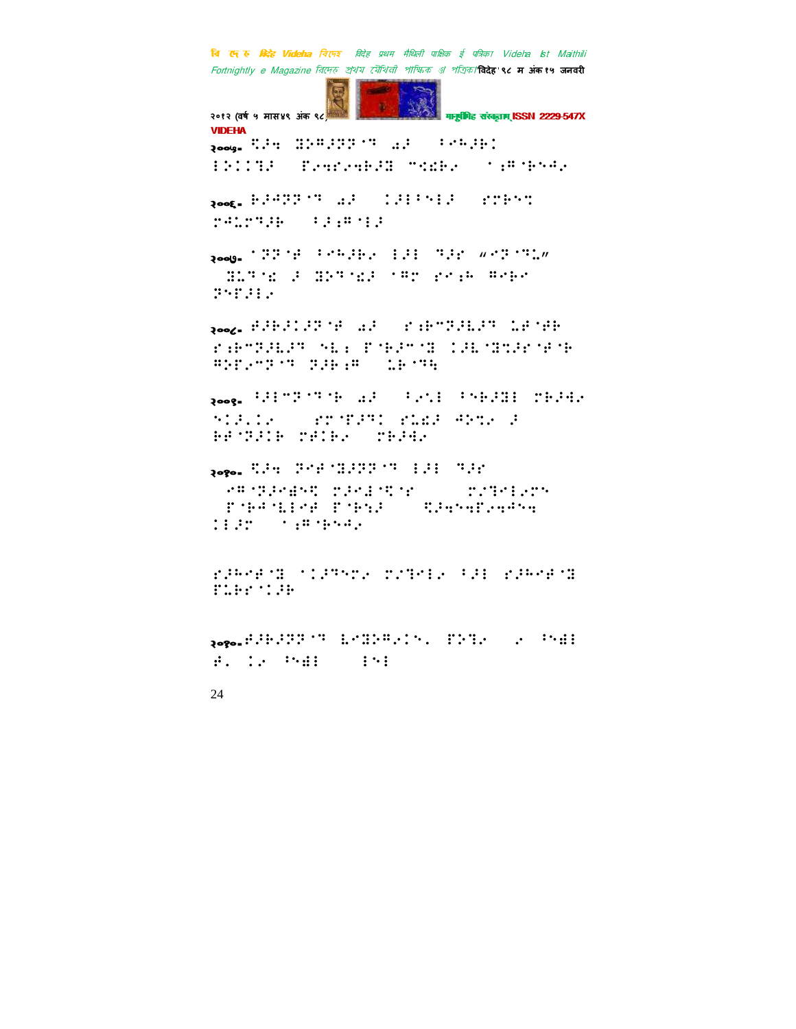२००५. ⠹⠼⠲ ⠿⠕⠛⠼⠏⠏⠈⠙ ⠔⠼ ⠀⠁⠢⠓⠼⠗⠨ ⠇⠕⠨⠨⠹⠼ ⠀⠋⠢⠲⠗⠢⠲⠗⠼⠿ ⠉⠹⠬⠗⠢ ⠀⠁⠻⠛⠈⠗⠢⠲⠢

२००६. ⠗⠼⠲⠏⠏⠈⠙ ⠔⠼ ⠀⠨⠼⠇⠁⠢⠇⠼ ⠀⠎⠉⠗⠢⠹ ⠉⠲⠥⠉⠙⠼⠗ ⠀⠁⠼⠻⠛⠈⠇⠼

२००७. ⠈⠏⠏⠈⠋ ⠁⠢⠓⠼⠗⠢ ⠇⠼⠇ ⠙⠼⠎ ⠶⠢⠏⠈⠙⠥⠶ ⠀⠿⠥⠙⠈⠩ ⠼ ⠿⠕⠙⠈⠩⠼ ⠈⠛⠉ ⠎⠢⠻⠓ ⠛⠢⠗⠢ ⠏⠢⠋⠼⠇⠢

२००८. ⠋⠼⠗⠼⠨⠼⠏⠈⠋ ⠔⠼ ⠀⠎⠻⠗⠉⠏⠼⠥⠼⠙ ⠥⠗⠈⠋⠗ ⠎⠻⠗⠉⠏⠼⠥⠼⠙ ⠢⠣⠆ ⠋⠈⠗⠼⠉⠈⠿ ⠨⠼⠥⠈⠿⠹⠼⠎⠈⠋⠈⠗ ⠛⠕⠋⠢⠉⠏⠈⠙ ⠏⠼⠗⠻⠛ ⠀⠥⠗⠈⠙⠹

२००९. ⠁⠼⠇⠉⠏⠈⠙⠈⠗ ⠔⠼ ⠀⠁⠢⠹⠇ ⠁⠢⠗⠼⠿⠇ ⠉⠗⠼⠲⠢ ⠢⠨⠼⠂⠨⠢ ⠀⠎⠉⠈⠋⠼⠙⠨ ⠎⠥⠩⠼ ⠲⠕⠹⠢ ⠼ ⠗⠋⠈⠏⠼⠨⠗ ⠉⠋⠨⠗⠢ ⠀⠉⠗⠼⠲⠢

२०१०. ⠹⠼⠲ ⠏⠢⠋⠈⠿⠼⠏⠏⠈⠙ ⠇⠼⠇ ⠙⠼⠎ ⠀⠢⠛⠈⠏⠼⠢⠻⠢⠹ ⠉⠼⠢⠩⠈⠹⠈⠎ ⠀⠀⠀⠀⠉⠴⠙⠢⠇⠢⠉⠢ ⠀⠋⠈⠗⠲⠈⠥⠇⠢⠋ ⠋⠈⠗⠹⠼ ⠀⠀⠹⠼⠲⠢⠲⠋⠢⠲⠲⠢⠲ ⠨⠇⠼⠉ ⠀⠁⠻⠛⠈⠗⠢⠲⠢

⠎⠼⠓⠢⠋⠈⠿ ⠈⠨⠼⠙⠢⠉⠢ ⠉⠴⠙⠢⠇⠢ ⠁⠼⠇ ⠎⠼⠓⠢⠋⠈⠿ ⠋⠥⠗⠎⠈⠨⠼⠗

२०१०.⠋⠼⠗⠼⠏⠏⠈⠙ ⠇⠢⠿⠕⠛⠢⠨⠢⠂ ⠋⠕⠙⠢ ⠀⠢ ⠁⠢⠻⠇ ⠋⠂ ⠨⠢ ⠁⠢⠻⠇ ⠀⠀⠇⠢⠇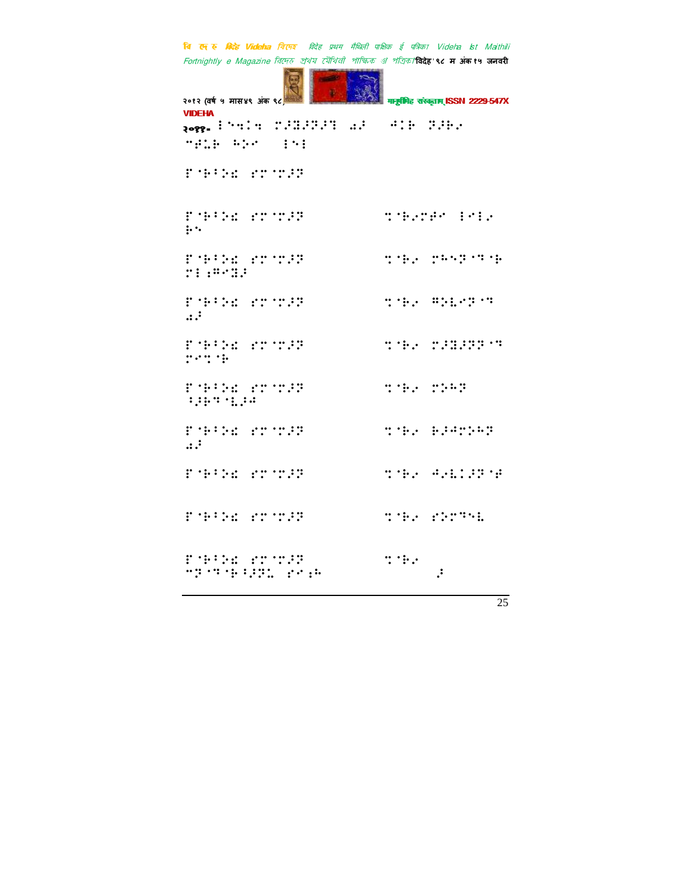२०११- ⠇⠑⠺⠇⠺ ⠍⠜�ხ⠜⠝⠜⠇ ⠳⠜ ⠲⠇⠗ ⠝⠜⠗⠴
⠉⠞⠥⠗ ⠓⠕⠢ ⠇⠑⠇

⠋⠈⠗⠃⠕⠎ ⠎⠍⠈⠍⠜⠝

⠋⠈⠗⠃⠕⠎ ⠎⠍⠈⠍⠜⠝ ⠙⠈⠗⠴⠍⠞⠢ ⠇⠢⠇⠴ ⠗⠑

⠋⠈⠗⠃⠕⠎ ⠎⠍⠈⠍⠜⠝ ⠙⠈⠗⠴ ⠍⠓⠑⠝⠈⠹⠈⠗ ⠍⠇⠆⠛⠢⠨⠜

⠋⠈⠗⠃⠕⠎ ⠎⠍⠈⠍⠜⠝ ⠙⠈⠗⠴ ⠛⠕⠇⠑⠝⠈⠹ ⠳⠜

⠋⠈⠗⠃⠕⠎ ⠎⠍⠈⠍⠜⠝ ⠙⠈⠗⠴ ⠍⠜⠨⠜⠝⠝⠈⠹ ⠍⠢⠙⠈⠗

⠋⠈⠗⠃⠕⠎ ⠎⠍⠈⠍⠜⠝ ⠙⠈⠗⠴ ⠍⠕⠓⠝ ⠪⠜⠗⠹⠈⠇⠜⠲

⠋⠈⠗⠃⠕⠎ ⠎⠍⠈⠍⠜⠝ ⠙⠈⠗⠴ ⠗⠜⠲⠍⠕⠓⠝ ⠳⠜

⠋⠈⠗⠃⠕⠎ ⠎⠍⠈⠍⠜⠝ ⠙⠈⠗⠴ ⠲⠴⠇⠇⠜⠝⠈⠞

⠋⠈⠗⠃⠕⠎ ⠎⠍⠈⠍⠜⠝ ⠙⠈⠗⠴ ⠎⠕⠍⠹⠑⠇

⠋⠈⠗⠃⠕⠎ ⠎⠍⠈⠍⠜⠝ ⠙⠈⠗⠴ ⠉⠝⠈⠹⠈⠗⠪⠜⠝⠥ ⠎⠢⠆⠓ ⠜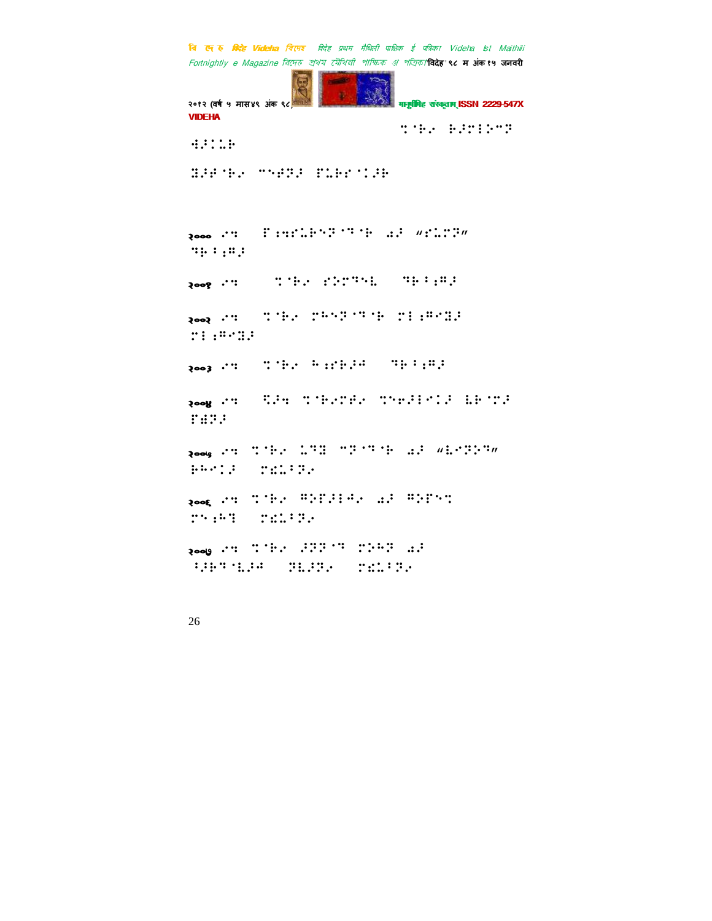⠝⠈⠗⠴ ⠗�icons

२००० ...

२०००

२००१

२००२

२००३

२००४

२००५

२००६

२००७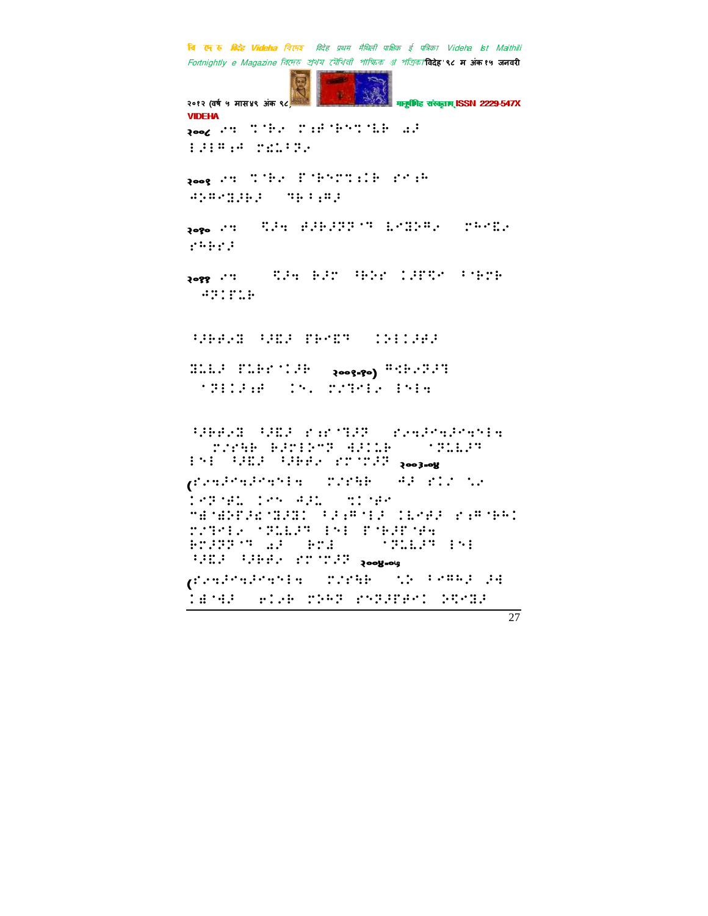२००८ ⠎⠒ ⠉⠈⠗�George ...

२००८ ⠎⠒ ⠉⠈⠗⠊ ⠍⠐⠋⠈⠗⠑⠉⠈⠇⠗ ⠔⠆
⠇⠆⠇⠛⠐⠋ ⠍⠡⠅⠃⠝⠊

२००९ ⠎⠒ ⠉⠈⠗⠊ ⠏⠈⠗⠑⠍⠉⠐⠇⠗ ⠎⠉⠐⠓
⠚⠕⠛⠎⠙⠆⠗⠆ ⠀⠙⠗⠃⠐⠛⠆

२०१० ⠎⠒ ⠀⠩⠆⠒ ⠞⠆⠗⠆⠝⠝⠈⠙ ⠇⠎⠙⠕⠛⠊ ⠀⠍⠓⠎⠡⠊
⠎⠓⠗⠎⠆

२०११ ⠎⠒ ⠀⠀⠩⠆⠒ ⠗⠆⠍ ⠓⠗⠕⠎ ⠅⠆⠏⠩⠉ ⠃⠈⠗⠍⠗
⠀⠚⠝⠅⠏⠇⠗

⠔⠆⠗⠞⠊⠙ ⠔⠆⠡⠆ ⠏⠗⠎⠡⠙ ⠀⠅⠕⠇⠅⠆⠞⠆

⠙⠇⠇⠆ ⠏⠇⠗⠎⠈⠅⠆⠗ ⠀२००९-१०) ⠛⠩⠗⠊⠝⠆⠙
⠀⠁⠝⠇⠅⠆⠐⠋ ⠀⠅⠑⠂ ⠍⠌⠙⠑⠇⠊ ⠇⠑⠇⠒

⠔⠆⠗⠞⠊⠙ ⠔⠆⠡⠆ ⠎⠐⠎⠈⠙⠆⠝ ⠀⠎⠊⠒⠆⠎⠒⠆⠎⠒⠑⠇⠒
⠀⠀⠍⠌⠎⠒⠗ ⠗⠆⠍⠇⠕⠉⠝ ⠚⠆⠅⠇⠗ ⠀⠀⠀⠁⠝⠇⠇⠆⠙
⠇⠑⠇ ⠔⠆⠡⠆ ⠔⠆⠗⠞⠊ ⠎⠍⠈⠍⠆⠝ २००३-०४
(⠎⠊⠒⠆⠎⠒⠆⠎⠒⠑⠇⠒ ⠀⠍⠌⠎⠒⠗ ⠀⠚⠆ ⠎⠅⠌ ⠡⠊
⠅⠎⠝⠈⠗⠇ ⠅⠎⠕ ⠚⠆⠇ ⠀⠩⠅⠈⠚⠎
⠉⠙⠈⠙⠕⠏⠆⠡⠈⠙⠆⠙⠅ ⠔⠆⠐⠛⠈⠇⠆ ⠅⠇⠎⠞⠆ ⠎⠐⠛⠈⠗⠓⠅
⠍⠌⠙⠑⠇⠊ ⠁⠝⠇⠇⠆⠙ ⠇⠑⠇ ⠏⠈⠗⠆⠏⠈⠞⠒
⠗⠍⠆⠝⠝⠈⠙ ⠔⠆ ⠀⠗⠍⠆ ⠀⠀⠀⠀⠁⠝⠇⠇⠆⠙ ⠇⠑⠇
⠔⠆⠡⠆ ⠔⠆⠗⠞⠊ ⠎⠍⠈⠍⠆⠝ २००४-०५
(⠎⠊⠒⠆⠎⠒⠆⠎⠒⠑⠇⠒ ⠀⠍⠌⠎⠒⠗ ⠀⠡⠕ ⠃⠎⠛⠓⠆ ⠆⠒
⠅⠙⠈⠚⠆ ⠀⠑⠅⠊⠗ ⠍⠕⠓⠝ ⠎⠑⠝⠆⠏⠞⠎⠅ ⠕⠩⠎⠙⠆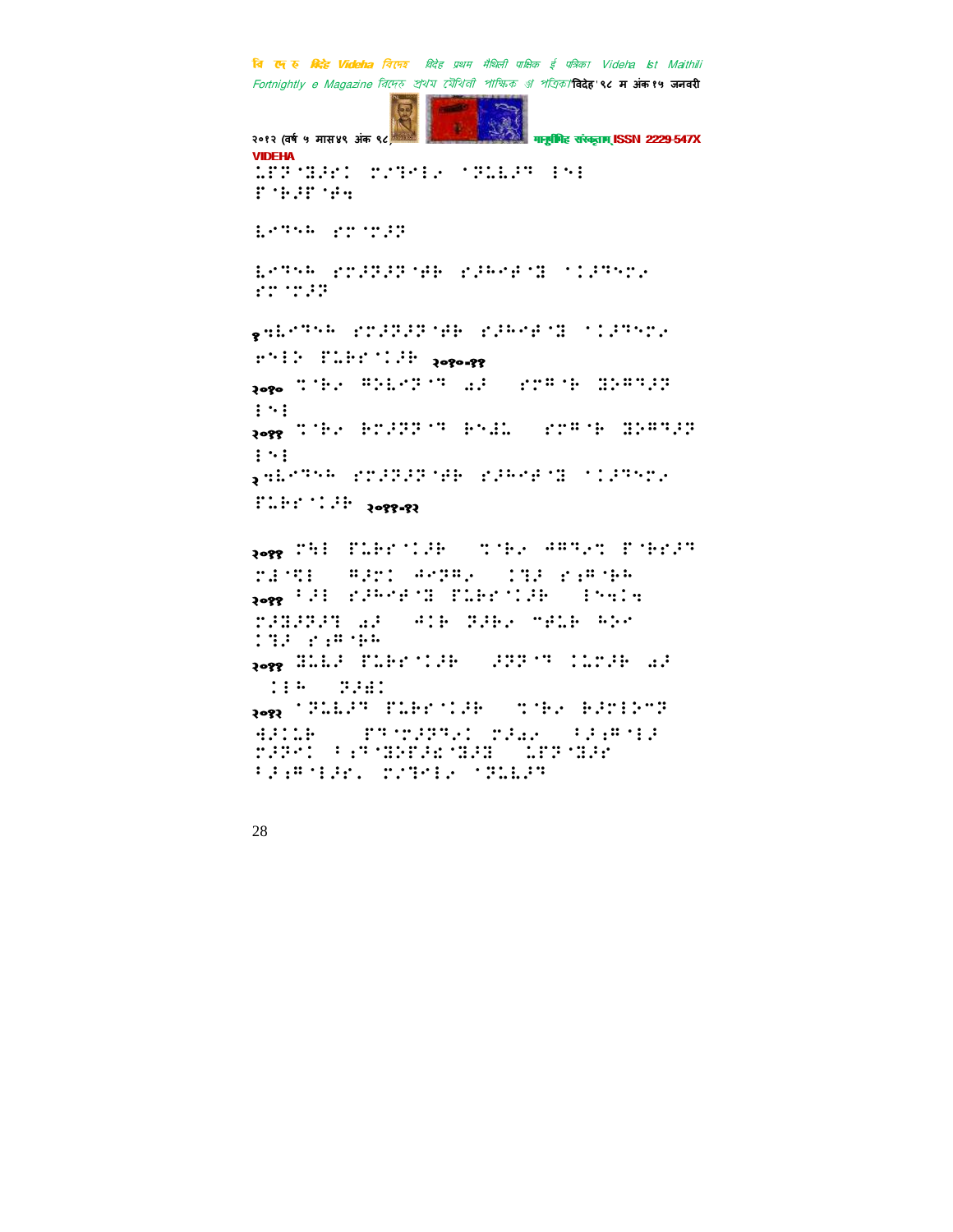⠨⠏⠗⠈⠹⠜⠗⠅ ⠍⠌⠙⠑⠇⠊ ⠁⠞⠥⠇⠜⠙ ⠇⠑⠇
⠏⠈⠗⠜⠏⠈⠋⠩

⠇⠑⠙⠑⠓ ⠎⠉⠈⠍⠜⠞

⠇⠑⠙⠑⠓ ⠎⠉⠜⠞⠜⠞⠈⠋⠗ ⠎⠜⠓⠑⠋⠈⠹ ⠁⠅⠜⠙⠑⠉⠊
⠎⠉⠈⠍⠜⠞

१⠩⠇⠑⠙⠑⠓ ⠎⠉⠜⠞⠜⠞⠈⠋⠗ ⠎⠜⠓⠑⠋⠈⠹ ⠁⠅⠜⠙⠑⠉⠊
⠗⠑⠇⠕ ⠏⠥⠗⠎⠈⠅⠜⠗ २०१०-११

२०१० ⠹⠈⠗⠊ ⠻⠕⠇⠑⠞⠈⠙ ⠡⠜ ⠎⠉⠻⠈⠗ ⠹⠕⠻⠙⠜⠞
⠇⠑⠇

२०११ ⠹⠈⠗⠊ ⠗⠉⠜⠞⠞⠈⠙ ⠗⠑⠼⠥ ⠎⠉⠻⠈⠗ ⠹⠕⠻⠙⠜⠞
⠇⠑⠇

२⠩⠇⠑⠙⠑⠓ ⠎⠉⠜⠞⠜⠞⠈⠋⠗ ⠎⠜⠓⠑⠋⠈⠹ ⠁⠅⠜⠙⠑⠉⠊
⠏⠥⠗⠎⠈⠅⠜⠗ २०११-१२

२०११ ⠍⠩⠇ ⠏⠥⠗⠎⠈⠅⠜⠗ ⠹⠈⠗⠊ ⠚⠻⠙⠊⠹ ⠏⠈⠗⠎⠜⠙
⠍⠼⠈⠹⠇ ⠻⠜⠉⠅ ⠚⠑⠞⠻⠊ ⠅⠙⠜ ⠎⠆⠻⠈⠗⠓
२०११ ⠃⠜⠇ ⠎⠜⠓⠑⠋⠈⠹ ⠏⠥⠗⠎⠈⠅⠜⠗ ⠇⠑⠩⠅⠩
⠍⠜⠹⠜⠞⠜⠙ ⠡⠜ ⠚⠅⠗ ⠞⠜⠗⠊ ⠋⠥⠗ ⠓⠕⠑
⠅⠙⠜ ⠎⠆⠻⠈⠗⠓
२०११ ⠹⠥⠇⠜ ⠏⠥⠗⠎⠈⠅⠜⠗ ⠜⠞⠞⠈⠙ ⠅⠥⠉⠜⠗ ⠡⠜
⠅⠇⠓ ⠞⠜⠼⠅
२०१२ ⠁⠞⠥⠇⠜⠙ ⠏⠥⠗⠎⠈⠅⠜⠗ ⠹⠈⠗⠊ ⠗⠜⠉⠇⠕⠑⠞
⠻⠜⠅⠥⠗ ⠏⠙⠈⠍⠜⠞⠙⠊⠅ ⠍⠜⠡⠊ ⠃⠜⠆⠻⠈⠇⠜
⠍⠜⠞⠑⠅ ⠃⠆⠙⠈⠹⠕⠏⠜⠩⠹⠜⠹ ⠨⠏⠗⠈⠹⠜⠗
⠃⠜⠆⠻⠈⠇⠜⠗⠄ ⠍⠌⠙⠑⠇⠊ ⠁⠞⠥⠇⠜⠙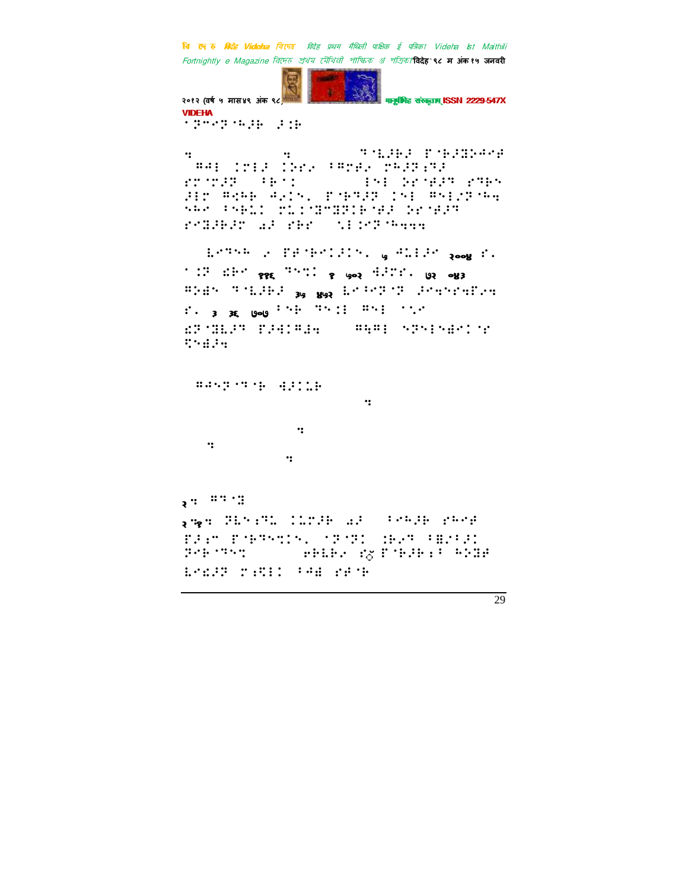VIDEHA

⠂⠝⠉⠊⠝⠈⠓⠜⠗ ⠜⠅⠗

⠣ ⠣ ⠙⠈⠇⠜⠗⠜ ⠋⠈⠗⠜⠝⠕⠚⠊⠚
⠈⠛⠚⠇ ⠅⠍⠇⠜ ⠅⠕⠎⠔ ⠃⠛⠍⠞⠔ ⠍⠓⠜⠝⠦⠙⠜
⠎⠍⠈⠍⠜⠝ ⠈⠃⠈⠅ ⠇⠑⠇ ⠕⠎⠈⠞⠜⠙ ⠎⠙⠗⠑
⠜⠇⠍ ⠛⠪⠓⠗ ⠚⠔⠅⠑⠂ ⠋⠈⠗⠙⠜⠝ ⠅⠑⠇ ⠛⠑⠇⠌⠝⠈⠓⠣
⠑⠓⠊ ⠃⠑⠗⠉⠅ ⠍⠉⠅⠈⠝⠉⠝⠝⠅⠗⠈⠞⠜ ⠕⠎⠈⠞⠜⠙
⠎⠊⠝⠜⠗⠜⠍ ⠡⠜ ⠎⠗⠎ ⠈⠉⠇⠅⠊⠝⠈⠓⠣⠣

⠐⠇⠊⠙⠑⠓ ⠔ ⠋⠞⠈⠗⠊⠅⠜⠅⠑⠂ ५ ⠚⠉⠇⠜⠊ २००४ ⠎⠂
⠂⠅⠝ ⠫⠗⠊ ११६ ⠙⠑⠅ १ ५०२ ⠚⠜⠍⠎⠂ ७२ ०४३
⠛⠕⠫⠑ ⠙⠈⠇⠜⠗⠜ ३५ ४५२ ⠇⠊⠃⠊⠝⠈⠝ ⠜⠊⠣⠑⠊⠣⠋⠔⠣
⠎⠂ ३ ३६ ७०७ ⠃⠑⠗ ⠙⠑⠅⠇ ⠛⠑⠇ ⠂⠑⠊
⠫⠝⠈⠝⠇⠜⠙ ⠋⠜⠚⠅⠛⠜⠣ ⠛⠓⠛⠇ ⠑⠝⠑⠇⠑⠫⠊⠅⠈⠊
⠪⠑⠫⠜⠣

⠛⠚⠑⠝⠈⠙⠈⠗ ⠚⠜⠅⠅⠗
⠣
⠣
⠣
⠣

२⠣ ⠛⠙⠈⠝

२⠨१⠣ ⠝⠇⠑⠎⠙⠉ ⠅⠉⠍⠜⠗ ⠡⠜ ⠃⠊⠓⠜⠗ ⠎⠓⠊⠚
⠋⠜⠎⠉ ⠋⠈⠗⠙⠑⠙⠅⠑⠂ ⠂⠝⠈⠝⠅ ⠅⠗⠔⠙ ⠃⠻⠊⠃⠜⠅
⠝⠑⠗⠈⠙⠑⠣ ⠚⠗⠇⠗⠔ ⠎⠜ ⠋⠈⠗⠜⠗⠎⠃ ⠓⠕⠝⠚
⠇⠊⠫⠜⠝ ⠍⠎⠪⠇⠅ ⠃⠚⠫ ⠎⠚⠈⠗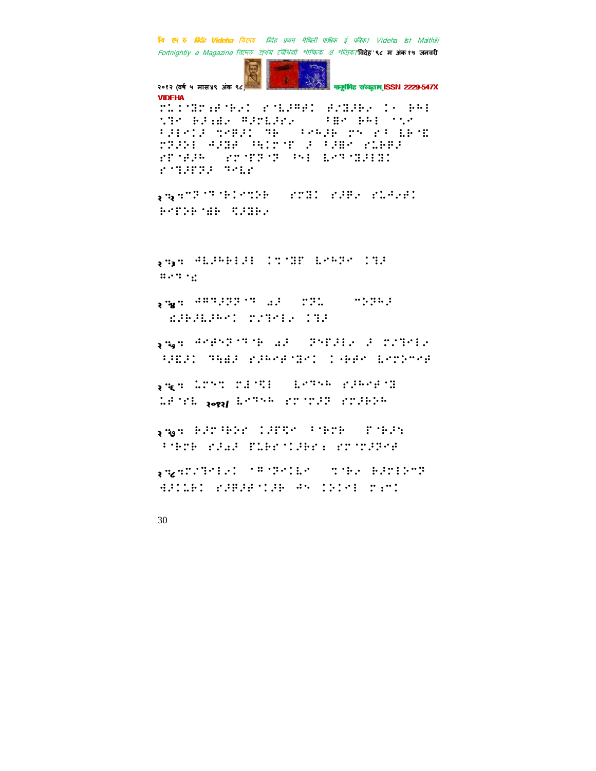२.२.ऋण्ड ेण्ड ेकाव्य स्तोत्र पाठ महानन्द श्रीधरकृत

२.३. अष्टावक्र गीता पहिल अध्याय गजल

२.४. अनलकान्त दा सिद्धेश्वर

२.५. अज्ञेय के अनुवाद रा उपन्यास

२.६. कुमार आनन्द आशीष

२.७. प्रहलाद प्रेम प्रेमीक

२.८. ओमप्रकाश झा कविता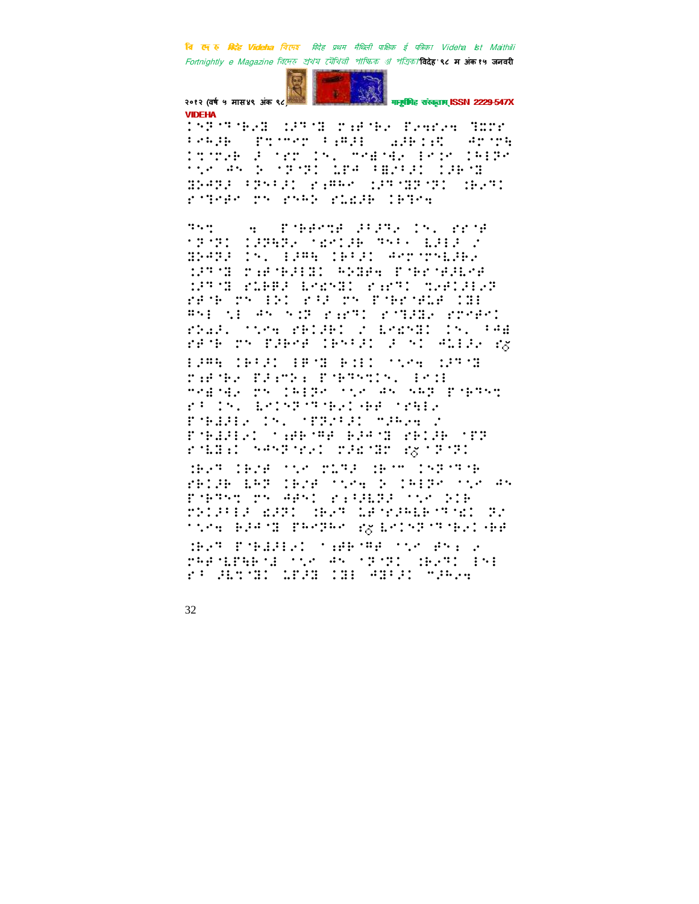VIDEHA

⠀⠀⠀⠀⠀⠀⠀⠀⠀⠀⠀⠀⠀⠀⠀⠀⠀⠀⠀⠀⠀⠀⠀⠀⠀⠀⠀⠀⠀⠀⠀⠀⠀⠀⠀⠀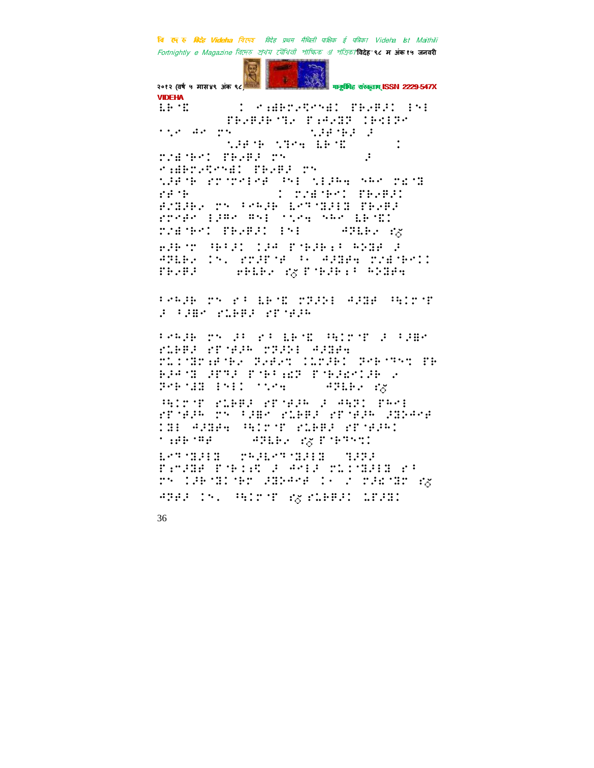VIDEHA

⠇⠗⠈⠓ ⠀⠀⠀⠀⠀⠀⠀⠅ ⠢⠪⠯⠗⠍⠔⠻⠑⠝⠪⠅ ⠏⠗⠔⠋⠚⠅ ⠃⠑⠇

⠀⠀⠀⠀⠀⠀⠀⠀⠏⠗⠔⠋⠚⠗⠈⠹⠔ ⠏⠪⠙⠔⠟⠏ ⠅⠗⠩⠇⠏⠑

⠁⠞⠢ ⠙⠑ ⠍⠝ ⠀⠀⠀⠀⠀⠀⠀⠀⠀⠞⠚⠋⠈⠗⠚ ⠚

⠀⠀⠀⠀⠀⠀⠀⠞⠚⠋⠈⠗ ⠞⠹⠑⠲ ⠇⠗⠈⠓ ⠀⠀⠀⠀⠀⠀⠅

⠍⠔⠯⠈⠗⠑⠅ ⠏⠗⠔⠋⠚ ⠍⠝ ⠀⠀⠀⠀⠀⠀⠀⠀⠚

⠢⠪⠯⠗⠍⠔⠻⠑⠝⠪⠅ ⠏⠗⠔⠋⠚ ⠍⠝

⠞⠚⠋⠈⠗ ⠋⠍⠈⠍⠑⠇⠑⠋ ⠹⠝⠇ ⠞⠇⠚⠓⠲ ⠎⠓⠑ ⠍⠩⠈⠟

⠋⠋⠈⠗ ⠀⠀⠀⠀⠀⠀⠀⠀⠀⠅ ⠍⠔⠯⠈⠗⠑⠅ ⠏⠗⠔⠋⠚⠅

⠋⠔⠟⠚⠗⠔ ⠍⠝ ⠃⠑⠓⠚⠗ ⠇⠑⠹⠈⠟⠚⠇⠟ ⠏⠗⠔⠋⠚

⠋⠍⠑⠋⠑ ⠇⠚⠍⠑ ⠣⠝⠇ ⠁⠞⠢⠲ ⠎⠓⠑ ⠇⠗⠈⠓⠅

⠍⠔⠯⠈⠗⠑⠅ ⠏⠗⠔⠋⠚⠅ ⠇⠝⠇ ⠀⠀⠀⠀⠙⠹⠇⠗⠔ ⠋⠘

⠑⠚⠗⠈⠍ ⠓⠗⠃⠚⠅ ⠅⠚⠙ ⠏⠈⠗⠚⠗⠪⠃ ⠓⠕⠟⠋ ⠚

⠙⠹⠇⠗⠔ ⠅⠝⠄ ⠋⠍⠚⠏⠈⠋ ⠃⠂ ⠙⠚⠟⠋⠲ ⠍⠔⠯⠈⠗⠑⠅⠅

⠏⠗⠔⠋⠚ ⠀⠀⠀⠀⠑⠗⠇⠗⠔ ⠋⠘ ⠏⠈⠗⠚⠗⠪⠃ ⠓⠕⠟⠋⠲

⠃⠑⠓⠚⠗ ⠍⠝ ⠑⠃ ⠇⠗⠈⠓ ⠍⠹⠚⠕⠇ ⠙⠚⠟⠋ ⠓⠅⠇⠍⠈⠏

⠚ ⠃⠚⠯⠑ ⠋⠇⠗⠋⠚ ⠋⠏⠈⠋⠚⠓

⠃⠑⠓⠚⠗ ⠍⠝ ⠚⠃ ⠑⠃ ⠇⠗⠈⠓ ⠓⠅⠇⠍⠈⠏ ⠚ ⠃⠚⠯⠑

⠋⠇⠗⠋⠚ ⠋⠏⠈⠋⠚⠓ ⠍⠹⠚⠕⠇ ⠙⠚⠟⠋⠲

⠍⠇⠅⠈⠟⠍⠪⠋⠈⠗⠔ ⠹⠔⠋⠔⠹ ⠅⠇⠍⠚⠗⠅ ⠹⠑⠗⠈⠹⠝⠹ ⠏⠗

⠗⠚⠙⠈⠟ ⠚⠏⠹⠚ ⠏⠈⠗⠃⠪⠩⠹ ⠏⠈⠗⠚⠩⠑⠅⠚⠗ ⠔

⠹⠑⠗⠈⠟⠟ ⠃⠝⠇⠅ ⠁⠞⠢⠲ ⠀⠀⠀⠀⠙⠹⠇⠗⠔ ⠋⠘

⠓⠅⠇⠍⠈⠏ ⠋⠇⠗⠋⠚ ⠋⠏⠈⠋⠚⠓ ⠚ ⠙⠓⠹⠅ ⠏⠓⠑⠇

⠋⠏⠈⠋⠚⠓ ⠍⠝ ⠃⠚⠯⠑ ⠋⠇⠗⠋⠚ ⠋⠏⠈⠋⠚⠓ ⠚⠟⠕⠙⠑⠋

⠅⠟⠇ ⠙⠚⠟⠋⠲ ⠓⠅⠇⠍⠈⠏ ⠋⠇⠗⠋⠚ ⠋⠏⠈⠋⠚⠓⠅

⠁⠪⠋⠗⠈⠙⠋ ⠀⠀⠀⠀⠙⠹⠇⠗⠔ ⠋⠘ ⠏⠈⠗⠹⠝⠹⠅

⠇⠑⠹⠈⠟⠚⠇⠟ ⠀⠍⠓⠚⠇⠑⠹⠈⠟⠚⠇⠟ ⠀⠹⠚⠹⠚

⠏⠪⠍⠚⠟⠋ ⠏⠈⠗⠅⠪⠩ ⠚ ⠙⠑⠇⠚ ⠍⠇⠅⠈⠟⠚⠇⠟ ⠑⠃

⠍⠝ ⠅⠚⠗⠈⠟⠅⠈⠗⠍ ⠚⠟⠕⠙⠑⠋ ⠅⠂ ⠔ ⠍⠚⠩⠈⠟⠍ ⠋⠘

⠙⠹⠑⠚ ⠅⠝⠄ ⠓⠅⠇⠍⠈⠏ ⠋⠘ ⠋⠇⠗⠋⠚⠅ ⠇⠋⠚⠟⠅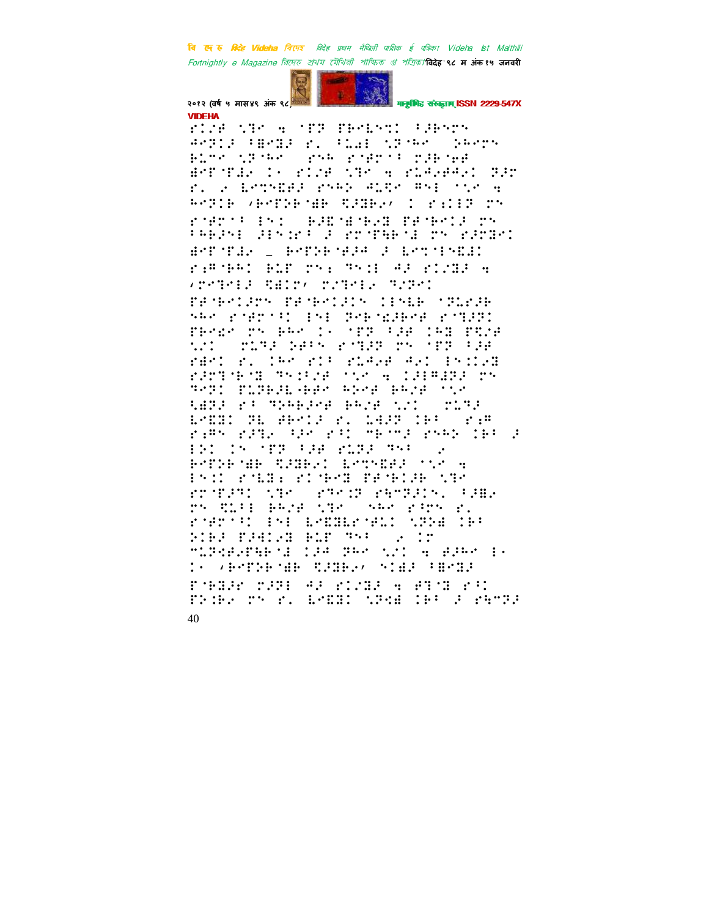VIDEHA

⠗⠊⠉⠹⠀⠝⠹⠉⠀⠓⠀⠈⠏⠗⠀⠏⠗⠑⠇⠝⠞⠁⠀⠃⠚⠗⠝⠞⠝
⠁⠑⠝⠊⠚⠀⠃⠻⠝⠚⠀⠗⠂⠀⠃⠇⠁⠇⠀⠝⠝⠓⠑⠀⠀⠵⠓⠑⠗⠝
⠃⠥⠍⠑⠀⠝⠝⠓⠑⠀⠀⠗⠝⠓⠀⠗⠈⠻⠗⠈⠁⠀⠉⠚⠗⠈⠑⠻
⠻⠗⠈⠏⠻⠀⠊⠂⠀⠗⠊⠉⠹⠀⠝⠹⠉⠀⠓⠀⠗⠇⠁⠚⠻⠁⠊⠀⠝⠚⠗
⠗⠂⠀⠆⠀⠇⠑⠞⠝⠻⠻⠚⠀⠗⠝⠓⠀⠁⠥⠹⠑⠀⠻⠝⠇⠀⠈⠝⠑⠀⠓
⠓⠑⠝⠊⠃⠀⠌⠓⠑⠏⠵⠃⠈⠻⠃⠀⠹⠚⠻⠃⠆⠌⠀⠊⠀⠗⠂⠊⠊⠝⠀⠉⠝
⠗⠈⠻⠗⠈⠁⠀⠑⠝⠊⠀⠀⠓⠚⠻⠈⠻⠈⠓⠚⠻⠀⠏⠻⠈⠓⠑⠊⠚⠀⠉⠝
⠁⠓⠃⠚⠝⠇⠀⠚⠑⠝⠊⠗⠁⠀⠚⠀⠗⠉⠈⠏⠻⠃⠈⠙⠀⠉⠝⠀⠗⠚⠉⠻⠑⠊
⠻⠗⠈⠏⠻⠆⠀⠤⠀⠓⠑⠏⠵⠃⠈⠻⠚⠁⠀⠚⠀⠇⠑⠞⠈⠑⠝⠻⠙⠊
⠗⠂⠻⠈⠃⠓⠊⠀⠃⠥⠏⠀⠉⠝⠂⠀⠹⠝⠊⠇⠀⠁⠚⠀⠗⠊⠉⠹⠚⠀⠓
⠌⠉⠑⠹⠑⠇⠚⠀⠹⠻⠊⠗⠌⠀⠉⠉⠹⠑⠇⠆⠀⠹⠉⠹⠑⠊
⠏⠻⠈⠓⠑⠊⠚⠉⠝⠀⠏⠻⠈⠓⠑⠊⠚⠊⠝⠀⠊⠇⠝⠇⠃⠀⠈⠹⠥⠗⠚⠃
⠝⠓⠑⠀⠗⠈⠻⠗⠈⠁⠊⠀⠇⠝⠇⠀⠹⠑⠃⠈⠻⠚⠃⠑⠻⠀⠗⠈⠹⠚⠹⠊
⠏⠓⠑⠻⠑⠀⠉⠝⠀⠃⠓⠑⠀⠊⠂⠀⠈⠏⠹⠀⠃⠚⠻⠀⠊⠓⠹⠀⠏⠹⠉⠻
⠝⠉⠊⠀⠀⠉⠥⠹⠚⠀⠵⠻⠁⠝⠀⠗⠈⠹⠚⠹⠀⠉⠝⠀⠈⠏⠹⠀⠃⠚⠻
⠗⠻⠑⠊⠀⠗⠂⠀⠊⠓⠑⠀⠗⠊⠁⠀⠗⠇⠁⠑⠻⠀⠁⠑⠊⠀⠇⠝⠊⠊⠑⠹
⠗⠚⠉⠹⠑⠃⠈⠹⠀⠹⠝⠊⠁⠉⠻⠀⠈⠝⠑⠀⠓⠀⠊⠚⠇⠻⠻⠚⠚⠀⠉⠝
⠹⠑⠹⠊⠀⠏⠥⠹⠃⠚⠇⠤⠃⠻⠑⠀⠓⠵⠑⠻⠀⠃⠓⠉⠻⠀⠈⠝⠑
⠹⠻⠹⠚⠀⠗⠁⠀⠹⠵⠓⠃⠚⠑⠻⠀⠃⠓⠉⠻⠀⠝⠉⠊⠀⠀⠉⠥⠹⠚
⠇⠑⠻⠹⠊⠀⠹⠇⠀⠻⠃⠑⠊⠚⠀⠗⠂⠀⠇⠁⠚⠹⠀⠊⠃⠁⠀⠀⠗⠂⠻
⠗⠂⠻⠝⠀⠗⠚⠹⠆⠀⠃⠚⠑⠀⠗⠁⠊⠀⠍⠃⠈⠍⠚⠀⠗⠝⠓⠵⠀⠊⠃⠁⠀⠚
⠇⠝⠊⠀⠊⠝⠀⠈⠏⠹⠀⠃⠚⠻⠀⠗⠥⠹⠚⠀⠹⠝⠁⠀⠀⠆
⠓⠑⠏⠵⠃⠈⠻⠃⠀⠹⠚⠻⠃⠆⠊⠀⠇⠑⠞⠝⠻⠻⠚⠀⠈⠝⠑⠀⠓
⠇⠝⠊⠊⠀⠗⠈⠇⠻⠂⠀⠗⠊⠈⠓⠑⠹⠀⠏⠻⠈⠓⠊⠚⠃⠀⠝⠹⠉
⠗⠉⠈⠏⠚⠹⠊⠀⠝⠹⠉⠀⠀⠗⠹⠑⠊⠏⠀⠗⠓⠍⠹⠚⠊⠝⠂⠀⠃⠚⠻⠆
⠉⠝⠀⠹⠥⠁⠇⠀⠃⠓⠉⠻⠀⠝⠹⠉⠀⠀⠝⠓⠑⠀⠗⠁⠉⠝⠀⠗⠂
⠗⠈⠻⠗⠈⠁⠊⠀⠇⠝⠇⠀⠇⠑⠻⠹⠇⠗⠈⠻⠇⠊⠀⠝⠹⠵⠻⠀⠊⠃⠁
⠵⠊⠃⠚⠀⠏⠚⠻⠊⠤⠹⠀⠃⠥⠏⠀⠹⠝⠁⠀⠀⠆⠀⠊⠗
⠍⠥⠹⠻⠻⠆⠗⠹⠃⠈⠙⠀⠊⠚⠻⠀⠹⠓⠑⠀⠝⠉⠊⠀⠓⠀⠻⠚⠓⠑⠀⠇⠂
⠊⠂⠀⠌⠓⠑⠏⠵⠃⠈⠻⠃⠀⠹⠚⠻⠃⠆⠌⠀⠝⠊⠻⠚⠀⠃⠻⠝⠹⠚
⠏⠈⠓⠹⠚⠗⠀⠉⠚⠹⠇⠀⠁⠚⠀⠗⠊⠉⠹⠚⠀⠓⠀⠻⠹⠈⠹⠀⠗⠁⠊
⠏⠵⠊⠓⠆⠀⠉⠝⠀⠗⠂⠀⠇⠑⠻⠹⠊⠀⠝⠹⠵⠻⠀⠊⠃⠁⠀⠚⠀⠗⠓⠍⠹⠚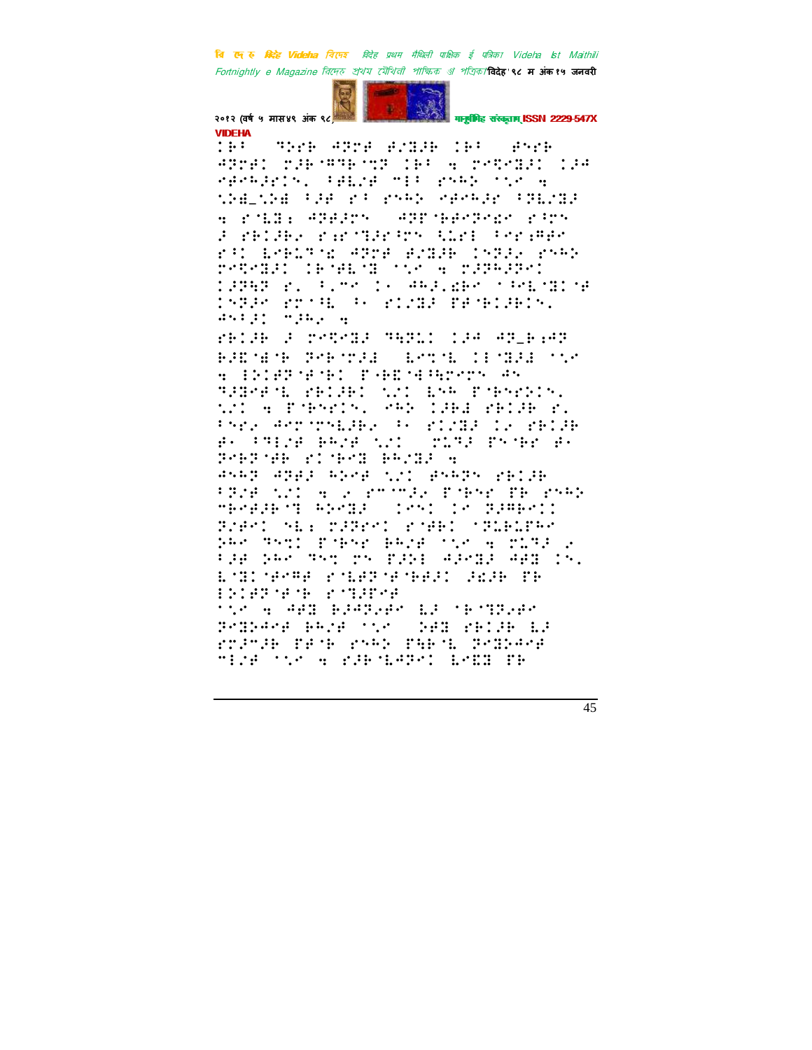VIDEHA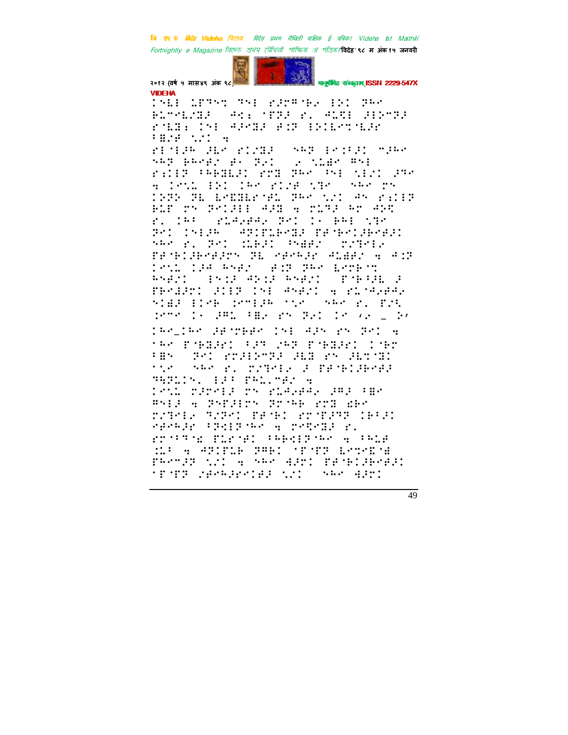VIDEHA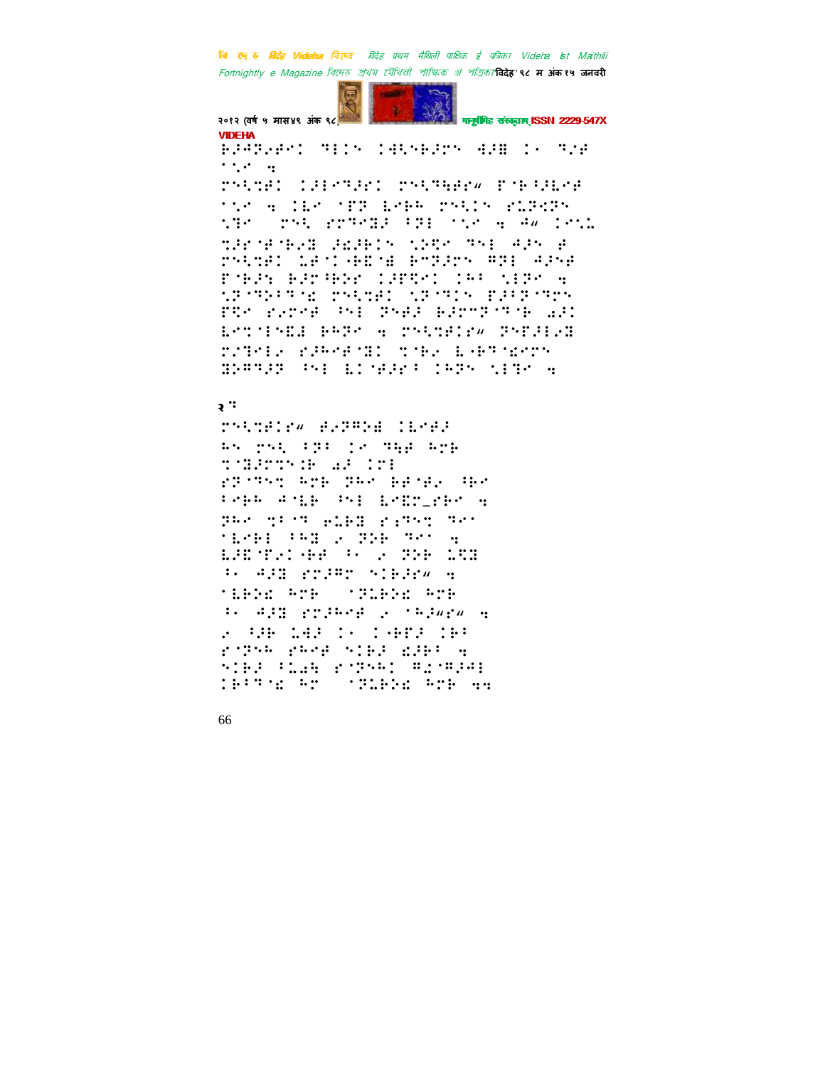२ :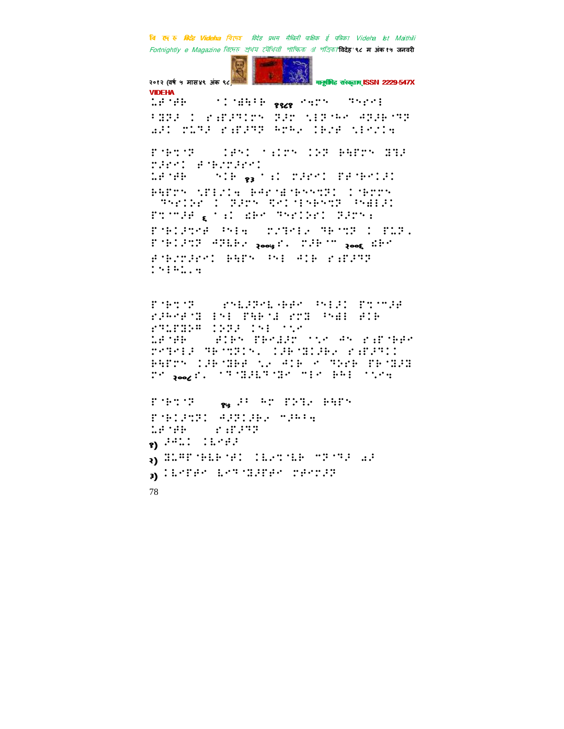⠥⠋⠀⠊⠋⠀⠀⠀⠀⠁⠀⠈⠿⠳⠋⠀१९८१ ⠐⠹⠍⠝⠀⠀⠹⠎⠐⠑⠇
⠃⠻⠜⠀⠆⠀⠎⠪⠗⠜⠹⠉⠍⠝⠀⠽⠜⠍⠀⠣⠇⠗⠈⠓⠑⠀⠙⠽⠜⠋⠈⠹⠽
⠡⠜⠆⠀⠍⠥⠹⠜⠀⠎⠪⠗⠜⠹⠽⠀⠓⠍⠓⠔⠀⠆⠋⠔⠋⠀⠣⠇⠑⠔⠆⠹

⠗⠈⠋⠹⠈⠽⠀⠀⠀⠀⠆⠋⠑⠆⠀⠁⠪⠆⠍⠝⠀⠆⠵⠽⠀⠃⠻⠗⠍⠝⠀⠿⠻⠜
⠍⠜⠗⠑⠆⠀⠋⠈⠋⠔⠍⠜⠗⠑⠆
⠥⠋⠀⠊⠋⠀⠀⠀⠀⠑⠆⠋⠀१३⠀⠁⠪⠀⠍⠜⠗⠑⠆⠀⠏⠋⠈⠋⠑⠆⠜⠆
⠃⠻⠗⠍⠝⠀⠣⠗⠇⠔⠆⠹⠀⠃⠙⠗⠈⠿⠈⠋⠑⠑⠹⠽⠆⠀⠆⠈⠋⠍⠍⠝
⠀⠹⠎⠗⠆⠵⠗⠀⠆⠀⠽⠜⠍⠝⠀⠻⠑⠆⠈⠇⠑⠋⠑⠹⠽⠀⠑⠿⠇⠜⠆
⠏⠹⠈⠉⠜⠋⠀६⠀⠁⠪⠀⠫⠓⠑⠀⠹⠎⠗⠆⠵⠑⠆⠀⠽⠜⠍⠝⠆
⠗⠈⠋⠆⠜⠹⠑⠋⠀⠑⠇⠹⠀⠀⠍⠔⠹⠑⠇⠔⠀⠹⠋⠈⠹⠽⠀⠆⠀⠏⠥⠽⠄
⠗⠈⠋⠆⠜⠹⠽⠀⠙⠽⠇⠋⠔⠀२००७⠎⠄⠀⠍⠜⠋⠈⠉⠀२००६⠀⠫⠓⠑
⠋⠈⠋⠔⠍⠜⠗⠑⠆⠀⠃⠻⠗⠝⠀⠑⠇⠀⠙⠆⠋⠀⠎⠪⠗⠜⠹⠽
⠆⠑⠇⠓⠥⠄⠹

⠗⠈⠋⠹⠈⠽⠀⠀⠀⠀⠎⠑⠇⠜⠹⠑⠇⠈⠋⠗⠑⠀⠑⠇⠜⠆⠀⠏⠹⠈⠉⠜⠋
⠎⠜⠓⠑⠋⠈⠿⠀⠇⠑⠇⠀⠏⠻⠋⠈⠼⠀⠗⠍⠿⠀⠑⠿⠇⠀⠋⠆⠋
⠗⠹⠥⠗⠿⠜⠉⠀⠆⠵⠜⠀⠆⠑⠇⠀⠁⠣⠑
⠥⠋⠀⠊⠋⠀⠀⠀⠀⠋⠆⠋⠝⠀⠏⠋⠑⠫⠜⠍⠀⠁⠣⠑⠀⠙⠝⠀⠎⠪⠗⠈⠋⠗⠑
⠍⠑⠹⠑⠇⠜⠀⠹⠋⠈⠹⠽⠆⠝⠄⠀⠆⠜⠋⠈⠿⠆⠜⠋⠔⠀⠎⠪⠗⠜⠹⠆⠆
⠃⠻⠗⠍⠝⠀⠆⠜⠋⠈⠿⠋⠋⠀⠣⠔⠀⠙⠆⠋⠀⠑⠀⠹⠵⠗⠋⠀⠏⠋⠈⠿⠜⠿
⠍⠑⠀२००८⠎⠄⠀⠁⠹⠈⠿⠜⠇⠹⠈⠿⠑⠀⠉⠇⠑⠀⠃⠓⠇⠀⠁⠣⠑⠹

⠗⠈⠋⠹⠈⠽⠀⠀⠀⠀१७⠀⠜⠁⠀⠓⠍⠀⠏⠵⠹⠔⠀⠃⠻⠗⠝
⠗⠈⠋⠆⠜⠹⠽⠆⠀⠙⠜⠽⠆⠜⠋⠔⠀⠉⠜⠓⠁⠹
⠥⠋⠀⠊⠋⠀⠀⠀⠀⠎⠪⠗⠜⠹⠽

१) ⠜⠙⠥⠆⠀⠆⠇⠑⠋⠜

२) ⠿⠥⠛⠏⠈⠋⠇⠋⠈⠋⠆⠀⠆⠇⠔⠹⠈⠇⠋⠀⠉⠽⠈⠹⠜⠀⠡⠜

३) ⠆⠇⠑⠏⠋⠑⠀⠇⠑⠹⠈⠿⠜⠏⠋⠑⠀⠍⠋⠑⠍⠜⠽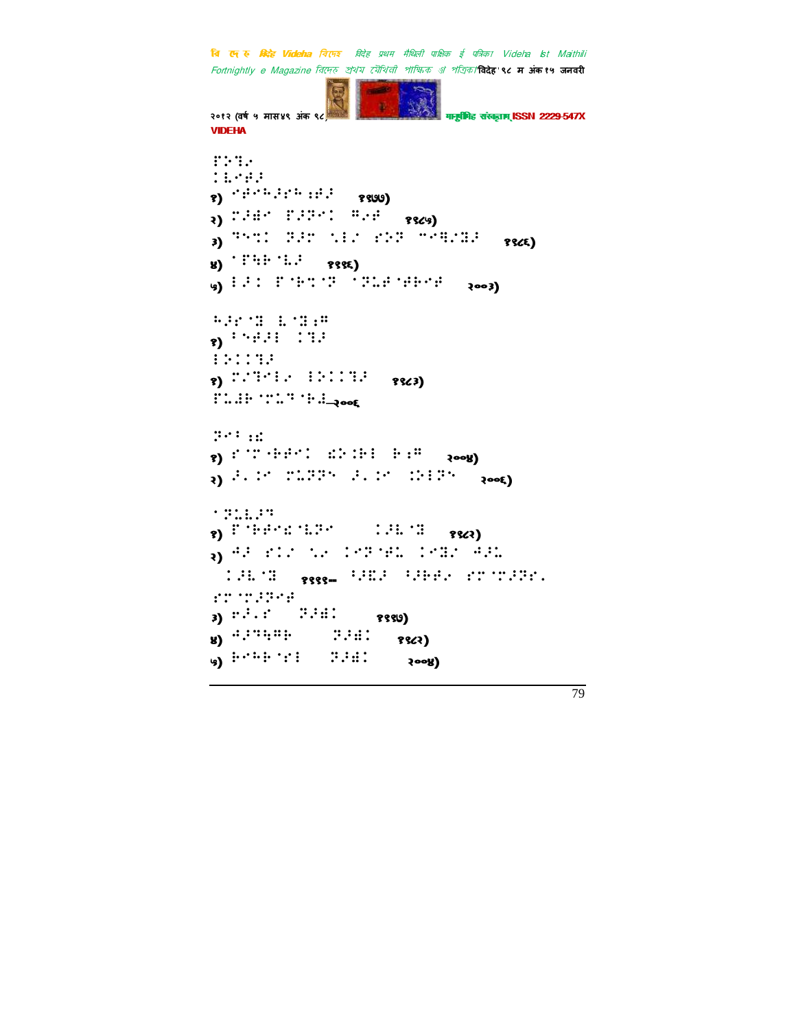⠏⠕�ացի⠅
⠉⠇⠊⠚⠁

१) ⠊⠚⠊⠓⠁⠊⠓⠦⠚⠁ १९७७)

२) ⠍⠁⠻⠊ ⠏⠁⠝⠊⠉ ⠻⠔⠚ १९८५)

३) ⠹⠑⠍⠉ ⠝⠁⠗ ⠑⠇⠔ ⠎⠕⠝ ⠊⠊⠹⠌⠻⠁ १९८६)

४) ⠁⠏⠹⠗⠈⠇⠁ १९९६)

५) ⠇⠁⠉ ⠏⠈⠗⠍⠈⠝ ⠁⠝⠥⠚⠈⠚⠗⠊⠚ २००३)

⠓⠁⠗⠈⠻ ⠇⠈⠻⠦⠻
१) ⠃⠑⠚⠁⠇ ⠉⠹⠁
⠇⠕⠉⠉⠹⠁
१) ⠍⠔⠹⠊⠇⠔ ⠇⠕⠉⠉⠹⠁ १९८३)
⠏⠥⠻⠗⠈⠝⠥⠹⠈⠗⠇ २००६

⠝⠊⠃⠦⠜
१) ⠎⠈⠍⠈⠗⠚⠊⠉ ⠜⠕⠉⠗⠇ ⠗⠦⠻ २००४)

२) ⠁⠄⠉⠊ ⠍⠥⠝⠝⠑ ⠁⠄⠉⠊ ⠉⠕⠇⠝⠑ २००६)

⠁⠝⠥⠇⠁⠹
१) ⠏⠈⠗⠚⠊⠜⠈⠇⠝⠊ ⠉⠁⠇⠈⠻ १९८२)

२) ⠙⠁ ⠎⠉⠔ ⠑⠔ ⠉⠊⠝⠈⠚⠥ ⠉⠊⠻⠔ ⠙⠁⠥
⠉⠁⠇⠈⠻ १९९१– ⠃⠁⠻⠁ ⠃⠁⠗⠚⠔ ⠎⠍⠈⠍⠁⠝⠄
⠎⠍⠈⠍⠁⠝⠊⠚

३) ⠗⠁⠄⠎ ⠝⠁⠻⠉ १९९७)

४) ⠙⠁⠹⠹⠻⠗ ⠝⠁⠻⠉ १९८२)

५) ⠗⠊⠓⠗⠈⠎⠇ ⠝⠁⠻⠉ २००४)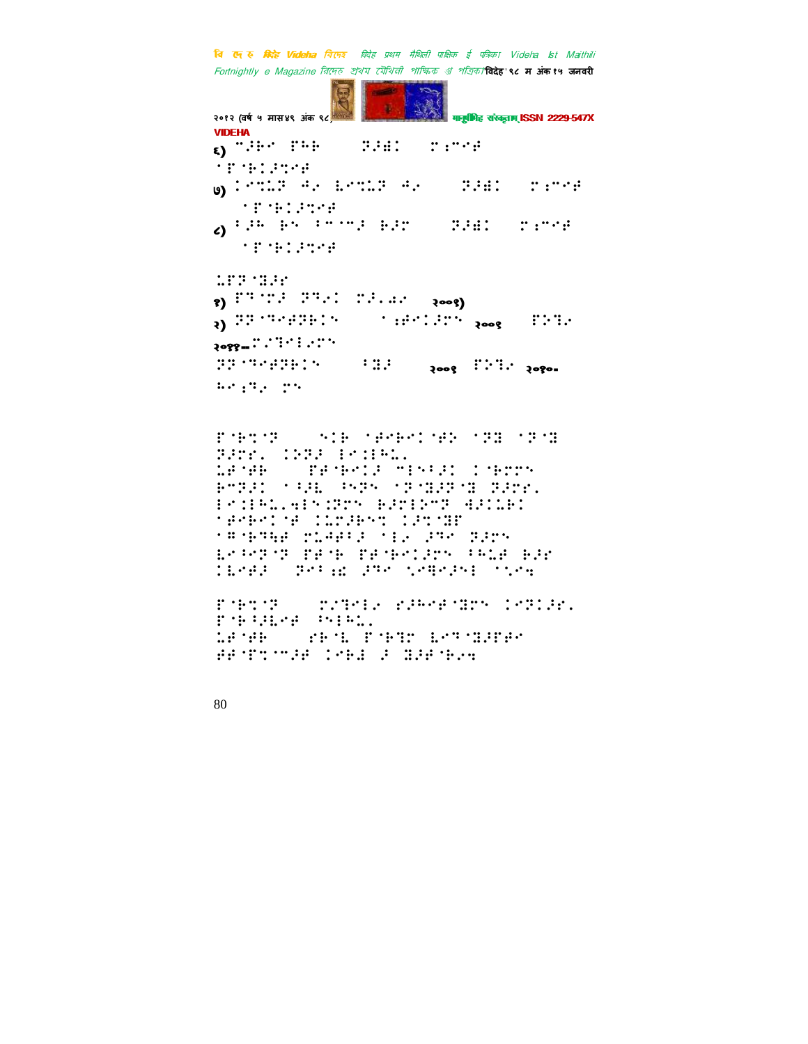६) ⠉⠼⠗⠒ ⠋⠓⠗ ⠀⠀⠀⠝⠼⠺⠅ ⠀⠀⠗⠆⠉⠒⠞
⠁⠋⠨⠗⠅⠼⠹⠒⠞

७) ⠅⠒⠹⠥⠝ ⠲⠂ ⠧⠒⠹⠥⠝ ⠲⠂ ⠀⠀⠀⠝⠼⠺⠅ ⠀⠀⠗⠆⠉⠒⠞
⠁⠋⠨⠗⠅⠼⠹⠒⠞

८) ⠃⠼⠓ ⠗⠑ ⠃⠉⠉⠼ ⠗⠼⠗ ⠀⠀⠀⠝⠼⠺⠅ ⠀⠀⠗⠆⠉⠒⠞
⠁⠋⠨⠗⠅⠼⠹⠒⠞

⠥⠋⠝⠨⠃⠼⠗

१) ⠋⠹⠨⠉⠼ ⠝⠹⠂⠅ ⠉⠼⠄⠔⠂ ⠀⠀२००१)

२) ⠝⠝⠨⠹⠒⠞⠝⠗⠅⠑ ⠀⠀⠀⠀⠁⠆⠞⠒⠅⠼⠗⠑ २००४ ⠀⠀⠋⠕⠹⠂
२०११–⠗⠌⠹⠒⠇⠂⠗⠑

⠝⠝⠨⠹⠒⠞⠝⠗⠅⠑ ⠀⠀⠀⠃⠃⠼ ⠀⠀⠀२००९ ⠋⠕⠹⠂ २०१०–
⠓⠒⠆⠹⠂ ⠗⠑

⠋⠨⠗⠹⠨⠝ ⠀⠀⠀⠑⠅⠗ ⠁⠞⠒⠗⠒⠅⠨⠞⠕ ⠁⠝⠃ ⠁⠝⠨⠃
⠝⠼⠗⠗⠄ ⠅⠕⠝⠼ ⠇⠒⠆⠇⠓⠥⠄
⠥⠞⠨⠞⠗ ⠀⠀⠀⠋⠞⠨⠗⠒⠅⠼ ⠉⠇⠑⠃⠼⠅ ⠅⠨⠗⠗⠗⠑
⠗⠉⠝⠼⠅ ⠁⠃⠼⠇ ⠑⠝⠑ ⠁⠝⠨⠃⠼⠝⠨⠃ ⠝⠼⠗⠗⠄
⠇⠒⠆⠇⠓⠥⠄⠲⠇⠑⠆⠝⠗⠑ ⠗⠼⠗⠇⠕⠉⠝ ⠲⠼⠅⠥⠗⠅
⠁⠞⠒⠗⠒⠅⠨⠞ ⠅⠥⠗⠼⠗⠑⠹ ⠅⠼⠹⠨⠃⠋
⠁⠻⠨⠗⠹⠻⠞ ⠗⠥⠲⠞⠃⠼ ⠁⠇⠂ ⠼⠹⠒ ⠝⠼⠗⠑
⠧⠃⠒⠝⠨⠝ ⠋⠞⠨⠗ ⠋⠞⠨⠗⠒⠅⠼⠗⠑ ⠃⠓⠥⠞ ⠗⠼⠗
⠅⠇⠒⠞⠼ ⠀⠝⠒⠃⠆⠣ ⠼⠹⠒ ⠹⠂⠻⠒⠼⠑⠇ ⠁⠹⠂⠪

⠋⠨⠗⠹⠨⠝ ⠀⠀⠀⠗⠌⠹⠒⠇⠂ ⠑⠼⠓⠒⠞⠨⠃⠗⠑ ⠅⠒⠝⠅⠼⠗⠄
⠋⠨⠗⠃⠼⠇⠒⠞ ⠑⠇⠇⠓⠥⠄
⠥⠞⠨⠞⠗ ⠀⠀⠀⠑⠗⠨⠇ ⠋⠨⠗⠹⠗ ⠧⠒⠝⠨⠃⠼⠋⠞⠒
⠞⠞⠨⠋⠹⠉⠼⠞ ⠅⠒⠗⠆ ⠼ ⠃⠼⠞⠨⠗⠂⠪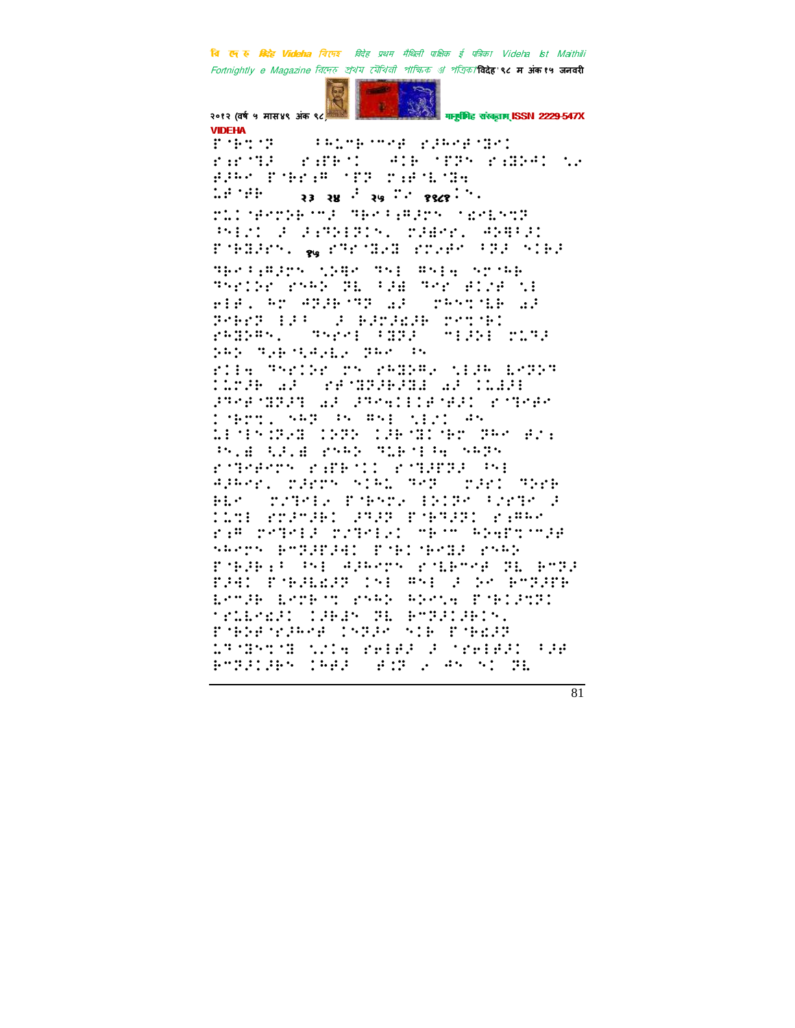VIDEHA

२३ २४ २५ १९८१

१५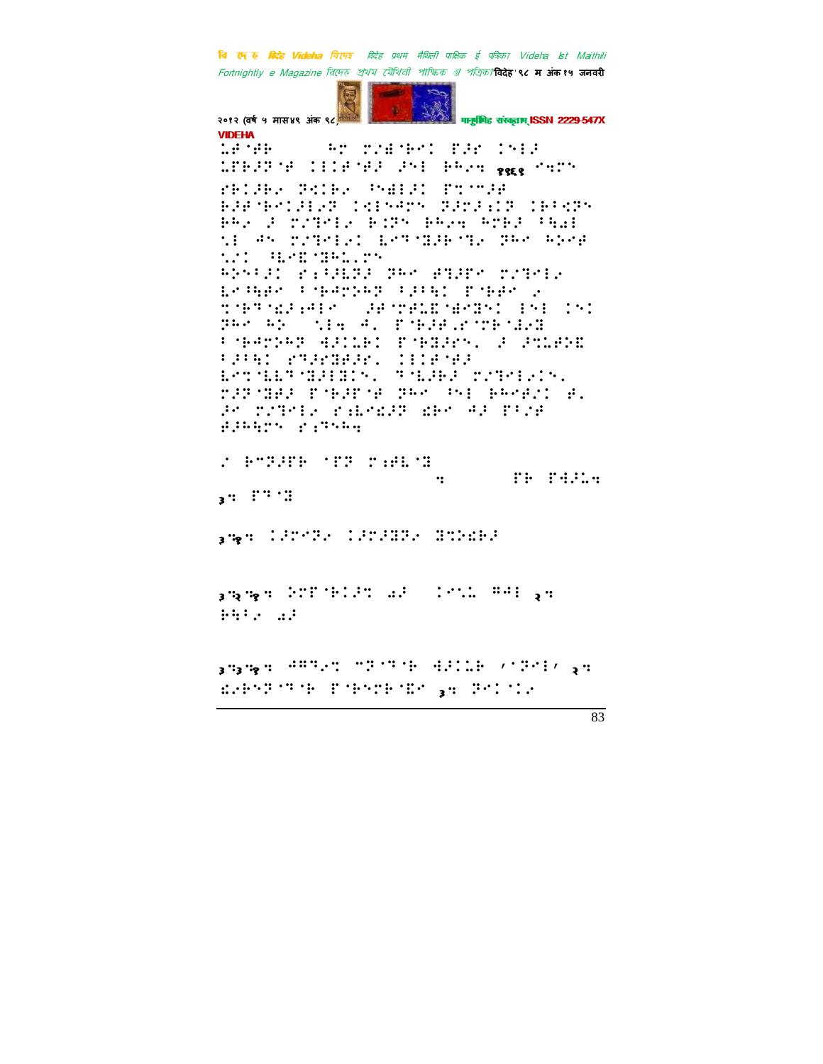⠈⠉⠐⠝⠊⠀⠀⠀⠀⠀⠓⠉⠀⠍⠌⠣⠐⠃⠉⠅⠀⠏⠚⠗⠀⠅⠝⠃⠚⠀
⠈⠋⠃⠚⠝⠐⠋⠀⠅⠇⠅⠋⠐⠋⠚⠀⠚⠝⠇⠀⠃⠓⠔⠹⠀१९६९⠀⠲⠹⠉⠝⠀
⠗⠃⠅⠚⠃⠔⠀⠝⠹⠅⠃⠔⠀⠳⠙⠇⠚⠅⠀⠏⠞⠐⠉⠚⠋⠀
⠃⠚⠋⠐⠃⠉⠅⠚⠇⠔⠝⠀⠅⠹⠇⠝⠲⠉⠝⠀⠝⠚⠉⠚⠆⠅⠝⠀⠅⠃⠂⠹⠝⠀
⠃⠓⠔⠀⠚⠀⠍⠌⠝⠉⠇⠔⠀⠃⠅⠝⠝⠀⠃⠓⠔⠹⠀⠓⠉⠃⠚⠀⠂⠹⠩⠇⠀
⠡⠇⠀⠲⠝⠀⠍⠌⠝⠉⠇⠔⠅⠀⠇⠉⠞⠐⠽⠚⠃⠐⠝⠔⠀⠝⠓⠉⠀⠓⠕⠉⠋⠀
⠡⠌⠅⠀⠳⠇⠉⠿⠐⠽⠓⠇⠨⠉⠝⠀
⠓⠕⠝⠂⠚⠅⠀⠗⠆⠂⠚⠇⠝⠚⠀⠝⠓⠉⠀⠋⠹⠚⠏⠉⠀⠍⠌⠝⠉⠇⠔⠀
⠇⠉⠳⠹⠋⠉⠀⠂⠐⠃⠲⠉⠕⠓⠝⠀⠂⠚⠂⠹⠅⠀⠏⠐⠃⠋⠉⠀⠔⠀
⠞⠐⠃⠝⠐⠩⠚⠆⠲⠇⠉⠀⠀⠚⠋⠐⠍⠋⠇⠿⠐⠱⠉⠽⠅⠀⠂⠝⠇⠀⠅⠝⠅⠀
⠝⠓⠉⠀⠓⠕⠀⠀⠡⠇⠹⠀⠲⠂⠀⠏⠐⠃⠚⠋⠨⠗⠐⠍⠃⠐⠩⠔⠽⠀
⠂⠐⠃⠲⠉⠕⠓⠝⠀⠹⠚⠅⠅⠃⠅⠀⠏⠐⠃⠽⠚⠉⠝⠂⠀⠚⠀⠚⠞⠇⠋⠕⠿⠀
⠂⠚⠂⠹⠅⠀⠗⠝⠚⠗⠽⠚⠗⠂⠀⠅⠅⠇⠋⠐⠋⠚⠀
⠇⠉⠞⠐⠇⠇⠝⠐⠽⠚⠇⠽⠅⠝⠂⠀⠝⠐⠇⠚⠃⠚⠀⠍⠌⠝⠉⠇⠔⠅⠝⠂⠀
⠍⠚⠝⠐⠽⠚⠚⠀⠏⠐⠃⠚⠏⠐⠋⠀⠝⠓⠉⠀⠳⠇⠀⠃⠓⠉⠋⠚⠅⠀⠋⠂⠀
⠚⠉⠀⠍⠌⠝⠉⠇⠔⠀⠗⠆⠇⠉⠩⠚⠝⠀⠩⠃⠉⠀⠲⠚⠀⠏⠂⠌⠋⠀
⠋⠚⠓⠹⠉⠝⠀⠗⠆⠝⠝⠓⠹

⠔⠀⠃⠐⠝⠚⠏⠃⠀⠐⠏⠝⠀⠍⠆⠋⠇⠐⠽⠀⠀⠀⠀⠀⠀⠀⠀⠀⠀⠀⠀⠀⠀⠀⠀⠀⠀⠀⠀⠀⠹⠀⠀⠀⠀⠀⠏⠃⠀⠏⠹⠚⠇⠹

३⠹⠀⠏⠝⠐⠽

३⠐⠹१⠹⠀⠅⠚⠉⠐⠝⠔⠀⠅⠚⠉⠚⠽⠝⠔⠀⠽⠞⠕⠩⠃⠚

३⠐⠹२⠐⠹१⠹⠀⠕⠍⠋⠐⠃⠅⠚⠞⠀⠡⠚⠀⠀⠅⠉⠌⠇⠀⠿⠲⠇⠀२⠹⠀
⠃⠹⠂⠔⠀⠡⠚

३⠐⠹३⠐⠹१⠹⠀⠲⠿⠝⠔⠞⠀⠐⠉⠝⠐⠝⠐⠃⠀⠹⠚⠅⠇⠃⠀⠠⠐⠝⠉⠇⠠⠀२⠹⠀
⠩⠔⠃⠕⠝⠐⠝⠐⠃⠀⠏⠐⠃⠕⠍⠃⠐⠩⠉⠀३⠹⠀⠝⠉⠅⠐⠅⠔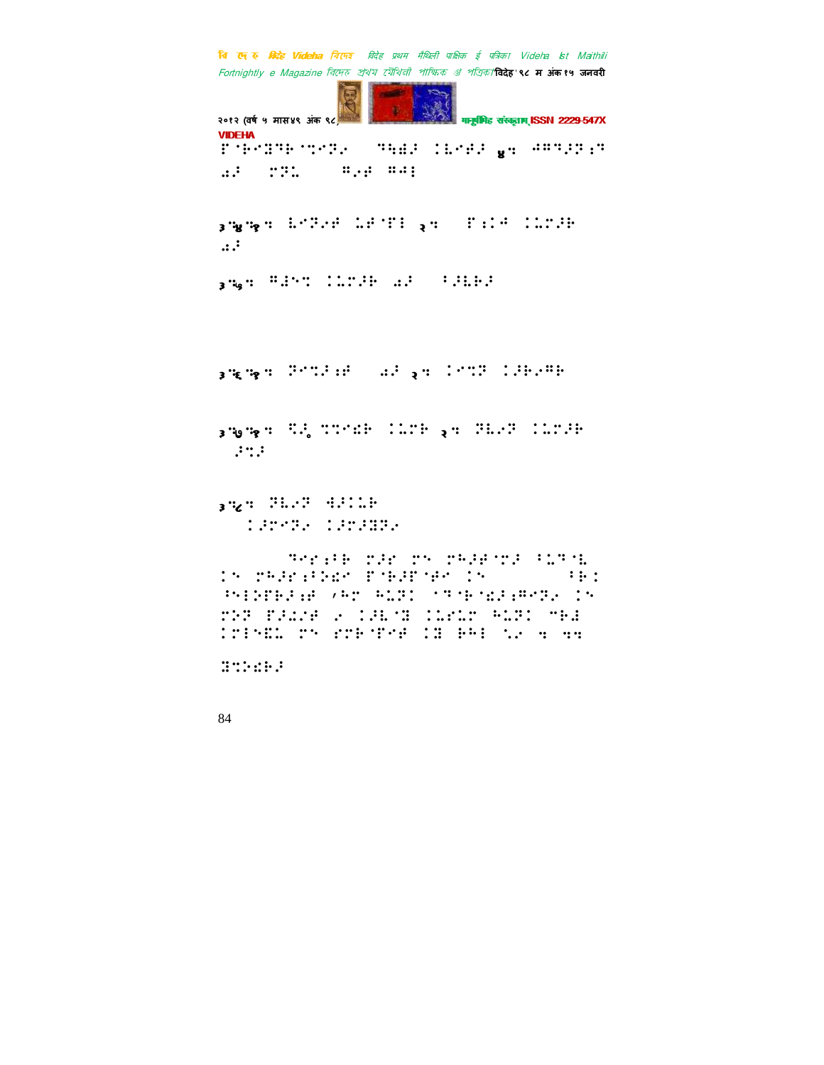ऍ़ऍॉब़ऍफ़ॉफ़़ॉज़ ज़॰ंफ़ ज़॑ॉफ़ ४ः ॑ुडफ़फ़ुफ़

़॒ु ऽफ़ंज़ ढ़ॉ॑ु ॰॑ु

३.४.१ः ऍॉफ़॰ु ढ़ॉ़ू ॰ु़ी ऍुफ़ २ः ऍ़ुु ॑ुफ़॑ फ़ु॒॰ू

़॒ु

३.५ः ॑ॉू॑ ज़॑ॉफ़ु ़॒ु ्ऍफ़ॉ॰ु

३.६.१ः ़ॉ॑ु़ू ़॒ु २ः ़ॉफ़़ ़ु॑ॉुफ़

३.७.१ः ़ु॰ ॑॑ॉॉ॑ ॑ॉ॑ी २ः फ़ऍॉ॑ ॑ॉफ़ु

ऽॉफ़़

३.८ः फ़ऍॉ॑ ॑ॉऍ॑

ॉ़ॉ़ ़ॉ़॑ॉ

़ॉऍॉ़ ऽॉ़ ऽऍ ऽॉफ़ू़ॉ ्ऽॉॉ ़ऍ ऽॉ़ुॉॉ ॑ॉ़ॉ॑ु ऍ़ॉ ़ऍ ्ऍ़ ्ॉॉफ़ ़॑ॉ ॑ॉ ॑ु॑ ॉॉ़ॉॉ़ऍ ़ऍ ऽऽ़ ऍ॰ॉ ॉ ॉॉ़ु ॑ॉॉ़ ॑ॉ ़ॉ ़॑ॉ ॑ॉ़ुू ऽऍ ़ऽ़ॉॉॉ ़॑ ॑ॉ ॉॉ ॰ ॰॰

़ॉ॑ुॉ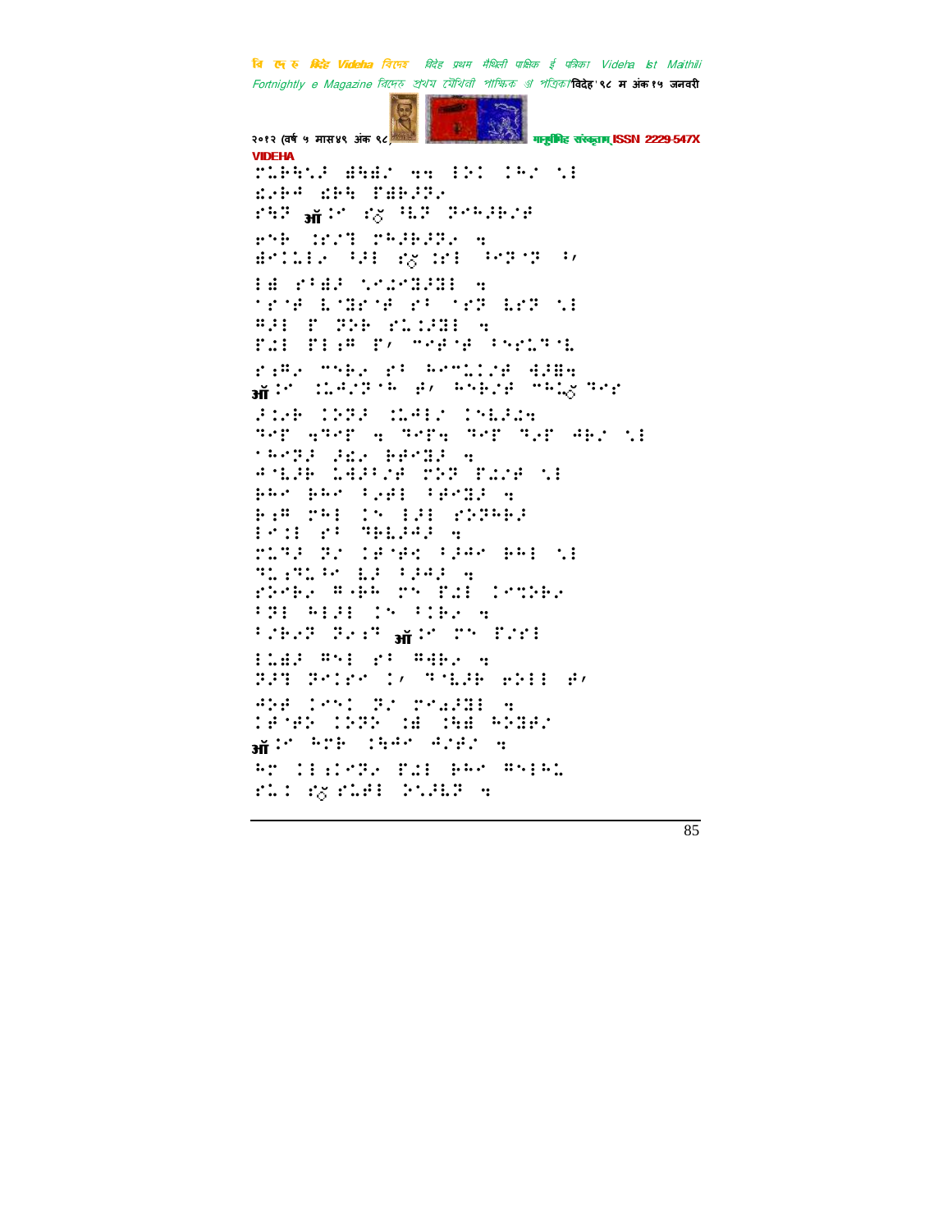VIDEHA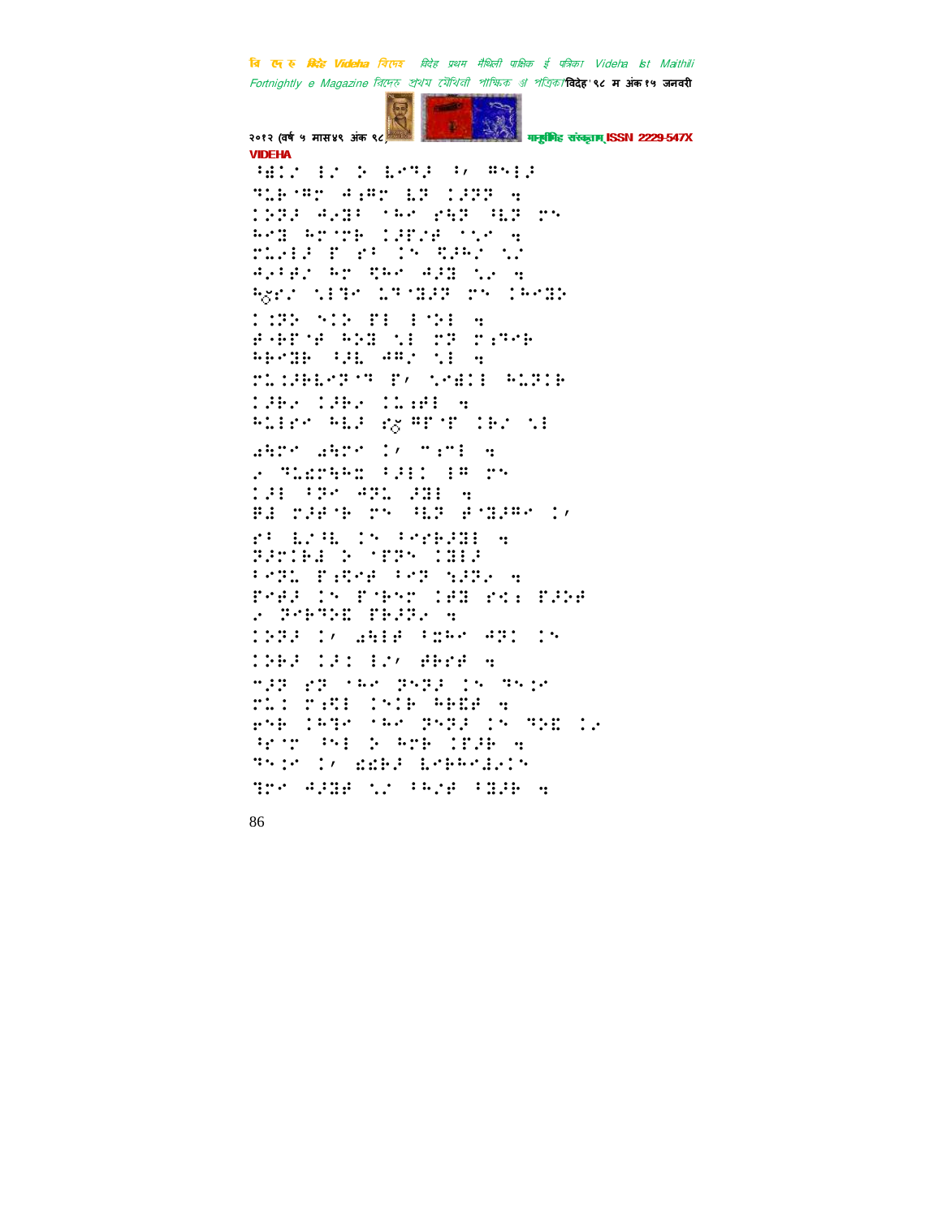VIDEHA

⠹⠻⠅⠨⠀⠔⠨⠀⠕⠀⠇⠑⠙⠜⠀⠐⠂⠀⠛⠑⠔⠜

⠙⠥⠃⠈⠛⠗⠀⠚⠆⠛⠗⠀⠇⠝⠀⠅⠜⠝⠝⠀⠲

⠅⠝⠝⠜⠀⠚⠢⠻⠂⠀⠈⠓⠑⠀⠗⠓⠝⠀⠹⠇⠝⠀⠗⠝

⠓⠑⠻⠀⠓⠗⠈⠗⠃⠀⠅⠜⠋⠨⠋⠀⠈⠌⠑⠀⠲

⠗⠥⠢⠔⠜⠀⠏⠀⠗⠂⠀⠅⠝⠀⠩⠚⠓⠨⠀⠌⠨

⠚⠢⠂⠋⠨⠀⠓⠗⠀⠩⠓⠑⠀⠚⠜⠻⠀⠌⠢⠀⠲

⠓⠸⠗⠨⠀⠌⠔⠙⠑⠀⠥⠙⠈⠻⠜⠝⠀⠗⠝⠀⠅⠓⠑⠻⠕

⠅⠜⠝⠕⠀⠌⠅⠕⠀⠏⠔⠀⠔⠈⠕⠔⠀⠲

⠋⠠⠃⠋⠈⠋⠀⠓⠕⠻⠀⠌⠔⠀⠍⠝⠀⠍⠆⠙⠑⠃

⠓⠃⠑⠻⠃⠀⠂⠜⠇⠀⠚⠛⠨⠀⠌⠔⠀⠲

⠗⠥⠅⠜⠃⠇⠑⠝⠈⠙⠀⠏⠂⠀⠌⠑⠻⠅⠔⠀⠓⠥⠝⠅⠃

⠅⠜⠃⠢⠀⠅⠜⠃⠢⠀⠅⠥⠆⠋⠔⠀⠲

⠓⠥⠔⠗⠑⠀⠓⠇⠜⠀⠸⠗⠀⠛⠋⠈⠋⠀⠅⠃⠨⠀⠌⠔

⠻⠓⠗⠑⠀⠻⠓⠗⠑⠀⠅⠂⠀⠉⠆⠗⠔⠀⠲

⠢⠀⠙⠥⠸⠗⠓⠓⠱⠀⠂⠜⠔⠅⠀⠔⠛⠀⠗⠝

⠅⠜⠔⠀⠂⠏⠑⠀⠚⠝⠥⠀⠜⠻⠔⠀⠲

⠋⠚⠀⠍⠜⠋⠈⠃⠀⠗⠝⠀⠹⠇⠝⠀⠋⠈⠻⠜⠛⠑⠀⠅⠂

⠗⠂⠀⠇⠨⠹⠇⠀⠅⠝⠀⠂⠑⠗⠃⠜⠻⠔⠀⠲

⠝⠜⠗⠅⠃⠚⠀⠕⠀⠈⠋⠝⠝⠀⠅⠻⠔⠜

⠂⠑⠝⠥⠀⠏⠆⠩⠑⠋⠀⠂⠑⠝⠀⠌⠜⠝⠢⠀⠲

⠏⠑⠋⠜⠀⠅⠝⠀⠏⠈⠃⠑⠗⠀⠅⠋⠻⠀⠗⠉⠆⠀⠏⠜⠕⠋

⠢⠀⠝⠑⠃⠙⠕⠱⠀⠋⠃⠜⠝⠢⠀⠲

⠅⠝⠝⠜⠀⠅⠂⠀⠻⠓⠔⠋⠀⠂⠭⠓⠑⠀⠚⠝⠅⠀⠅⠝

⠅⠕⠃⠜⠀⠅⠜⠅⠀⠔⠨⠂⠀⠋⠓⠗⠋⠀⠲

⠉⠜⠝⠀⠗⠝⠀⠈⠓⠑⠀⠝⠝⠝⠜⠀⠅⠝⠀⠙⠝⠅⠑

⠗⠥⠅⠀⠍⠆⠩⠔⠀⠅⠝⠅⠃⠀⠓⠃⠱⠋⠀⠲

⠋⠝⠃⠀⠅⠓⠙⠑⠀⠈⠓⠑⠀⠝⠝⠝⠜⠀⠅⠝⠀⠙⠕⠱⠀⠅⠢

⠹⠗⠈⠗⠀⠹⠝⠔⠀⠕⠀⠓⠗⠃⠀⠅⠋⠜⠃⠀⠲

⠙⠝⠅⠑⠀⠅⠂⠀⠫⠫⠃⠜⠀⠇⠑⠃⠓⠑⠔⠢⠅⠝

⠙⠗⠑⠀⠚⠜⠻⠋⠀⠌⠨⠀⠂⠓⠨⠋⠀⠂⠻⠜⠃⠀⠲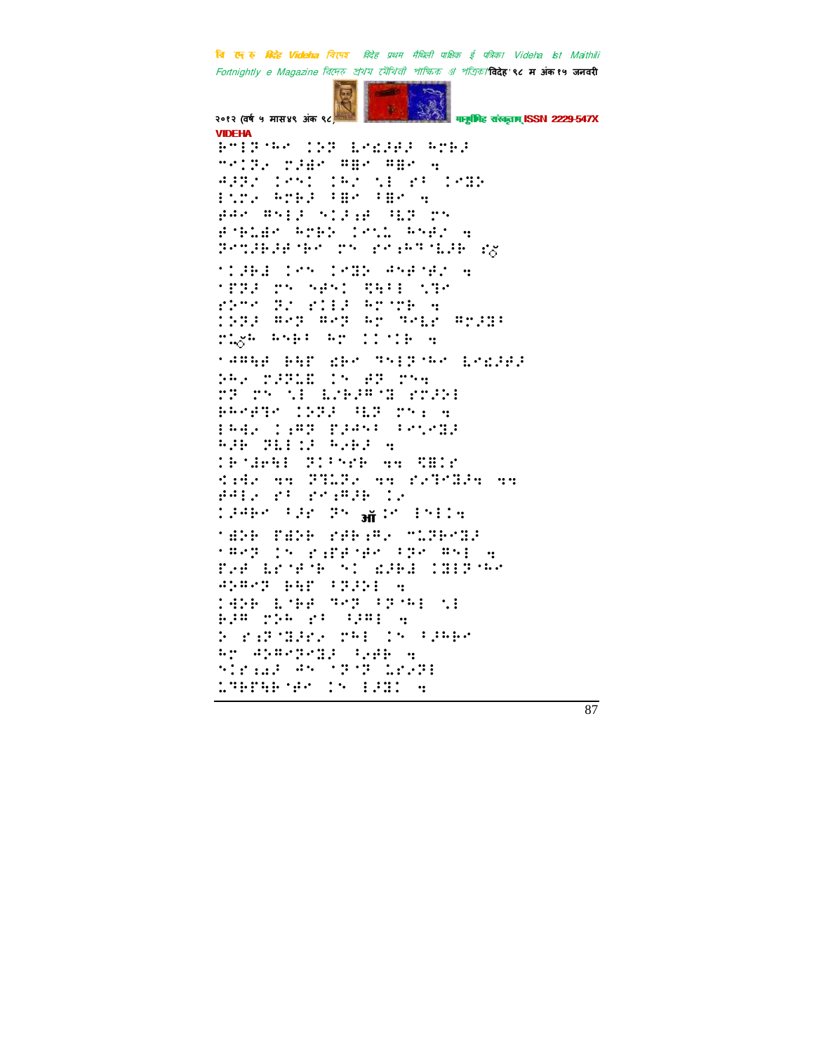VIDEHA

⠗⠉⠇⠏⠈⠓⠉⠀⠅⠝⠏⠀⠇⠉⠎⠚⠗⠚⠀⠓⠍⠗⠚
⠍⠉⠅⠝⠄⠀⠍⠚⠫⠉⠀⠛⠻⠉⠀⠛⠻⠉⠀⠲
⠙⠚⠝⠄⠀⠅⠉⠎⠅⠀⠅⠓⠄⠀⠎⠇⠀⠗⠂⠀⠅⠉⠹⠕
⠇⠎⠍⠄⠀⠓⠍⠗⠚⠀⠂⠻⠉⠀⠂⠻⠉⠀⠲
⠗⠙⠉⠀⠛⠎⠇⠚⠀⠎⠅⠚⠆⠋⠀⠈⠇⠏⠀⠍⠎
⠗⠈⠗⠇⠫⠉⠀⠓⠍⠗⠕⠀⠅⠉⠎⠇⠀⠓⠎⠗⠄⠀⠲
⠝⠉⠎⠚⠗⠚⠋⠈⠗⠉⠀⠍⠎⠀⠗⠉⠆⠓⠹⠈⠇⠚⠗⠀ॐ

⠁⠅⠚⠗⠇⠀⠅⠉⠎⠀⠅⠉⠹⠕⠀⠙⠎⠋⠈⠗⠄⠀⠲
⠁⠏⠝⠚⠀⠍⠎⠀⠎⠋⠎⠅⠀⠱⠓⠂⠇⠀⠎⠹⠉
⠗⠕⠍⠉⠀⠝⠄⠀⠗⠅⠇⠚⠀⠓⠍⠈⠍⠗⠀⠲
⠅⠝⠝⠚⠀⠛⠉⠝⠀⠛⠉⠝⠀⠓⠍⠀⠹⠉⠇⠎⠀⠛⠍⠚⠻⠂
⠍⠇ॐ⠓⠀⠓⠎⠗⠂⠀⠓⠍⠀⠅⠅⠈⠅⠗⠀⠲

⠁⠙⠛⠓⠋⠀⠗⠓⠏⠀⠫⠗⠉⠀⠹⠎⠇⠏⠈⠓⠉⠀⠇⠉⠎⠚⠗⠚
⠕⠓⠄⠀⠍⠚⠝⠇⠫⠀⠅⠎⠀⠋⠏⠀⠍⠎⠲
⠍⠏⠀⠍⠎⠀⠎⠇⠀⠇⠎⠗⠚⠛⠈⠝⠀⠗⠍⠚⠕⠇
⠗⠓⠉⠋⠹⠉⠀⠅⠝⠝⠚⠀⠈⠇⠏⠀⠍⠎⠆⠀⠲
⠇⠓⠙⠄⠀⠅⠆⠛⠏⠀⠏⠚⠙⠎⠂⠀⠂⠉⠎⠉⠝⠚
⠓⠚⠗⠀⠝⠇⠇⠅⠚⠀⠓⠄⠗⠚⠀⠲
⠅⠗⠈⠙⠗⠓⠇⠀⠝⠅⠂⠎⠗⠗⠀⠙⠲⠀⠱⠻⠅⠗
⠅⠆⠙⠄⠀⠙⠲⠀⠝⠹⠇⠝⠄⠀⠙⠲⠀⠗⠄⠹⠉⠝⠚⠲⠀⠙⠲
⠗⠙⠇⠄⠀⠗⠂⠀⠗⠉⠆⠛⠚⠗⠀⠅⠄
⠅⠚⠙⠗⠉⠀⠂⠚⠗⠀⠝⠎⠀ऑ⠅⠉⠀⠇⠎⠇⠅⠲

⠁⠫⠕⠗⠀⠏⠫⠕⠗⠀⠗⠋⠗⠆⠛⠄⠀⠍⠇⠝⠗⠉⠝⠚
⠁⠛⠉⠝⠀⠅⠎⠀⠗⠆⠏⠋⠈⠋⠉⠀⠂⠝⠉⠀⠛⠎⠇⠀⠲
⠏⠚⠋⠀⠇⠗⠈⠋⠈⠗⠀⠎⠅⠀⠫⠚⠗⠇⠀⠅⠝⠇⠝⠈⠓⠉
⠙⠕⠛⠉⠝⠀⠗⠓⠏⠀⠂⠝⠚⠕⠇⠀⠲
⠅⠙⠕⠗⠀⠇⠈⠗⠋⠀⠹⠉⠝⠀⠂⠝⠈⠓⠇⠀⠎⠇
⠗⠚⠛⠀⠍⠕⠓⠀⠗⠂⠀⠂⠚⠛⠇⠀⠲
⠕⠀⠗⠆⠝⠈⠝⠚⠗⠄⠀⠍⠓⠇⠀⠅⠎⠀⠂⠚⠓⠗⠉
⠓⠍⠀⠙⠕⠛⠉⠝⠉⠝⠚⠀⠂⠄⠋⠗⠀⠲
⠎⠅⠗⠆⠫⠚⠀⠙⠎⠀⠁⠝⠈⠝⠀⠇⠗⠄⠝⠇
⠇⠹⠗⠏⠓⠗⠈⠋⠉⠀⠅⠎⠀⠇⠚⠝⠅⠀⠲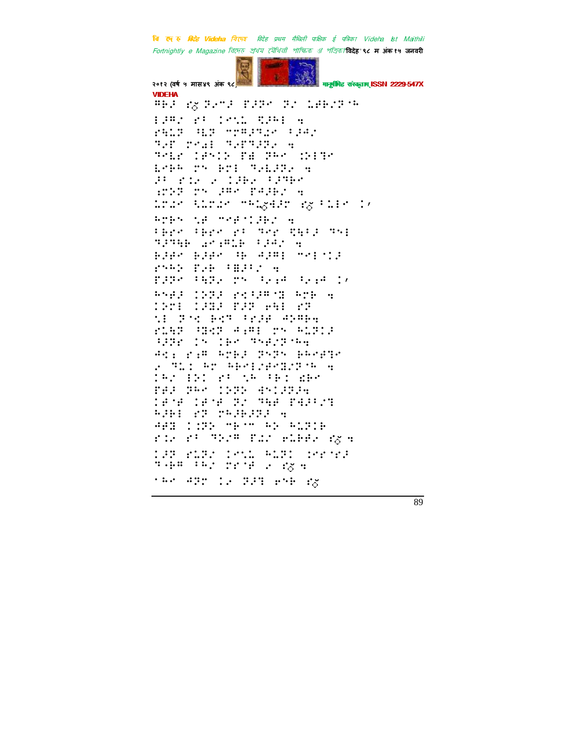VIDEHA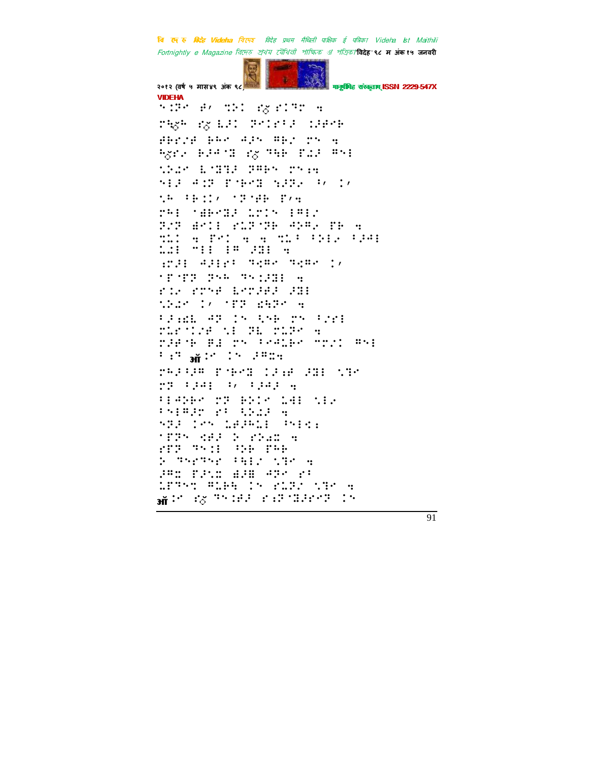VIDEHA

⠑⠡⠝⠉⠀⠗⠂⠀⠹⠕⠁⠀⠎⠯⠎⠡⠹⠗⠀⠹

⠗⠓⠯⠓⠀⠎⠯⠇⠚⠁⠀⠝⠉⠡⠗⠋⠚⠀⠡⠚⠗⠉⠗

⠗⠃⠗⠌⠗⠀⠃⠓⠉⠀⠙⠚⠝⠀⠻⠃⠌⠀⠗⠝⠀⠹

⠓⠯⠗⠆⠀⠃⠚⠙⠊⠽⠀⠎⠯⠀⠹⠓⠃⠀⠋⠩⠚⠀⠻⠑⠇

⠱⠕⠡⠉⠀⠇⠊⠽⠽⠚⠀⠝⠻⠃⠝⠀⠗⠝⠆⠹

⠑⠇⠚⠀⠙⠡⠝⠀⠋⠊⠃⠉⠽⠀⠱⠚⠝⠆⠀⠋⠂⠀⠡⠂

⠱⠓⠀⠋⠃⠡⠡⠂⠀⠁⠝⠊⠗⠃⠀⠋⠂⠹

⠗⠓⠇⠀⠁⠿⠃⠉⠽⠚⠀⠩⠗⠡⠝⠀⠇⠻⠇⠌

⠝⠌⠝⠀⠿⠉⠡⠇⠀⠗⠩⠝⠊⠝⠃⠀⠙⠕⠻⠆⠀⠋⠃⠀⠹

⠹⠩⠡⠀⠹⠀⠋⠉⠡⠀⠹⠀⠹⠀⠹⠩⠋⠀⠋⠕⠇⠆⠀⠋⠚⠙⠇

⠩⠡⠇⠀⠐⠇⠇⠀⠇⠻⠀⠚⠽⠇⠀⠹

⠆⠗⠚⠇⠀⠙⠚⠇⠗⠋⠀⠹⠹⠻⠉⠀⠹⠹⠻⠉⠀⠡⠂

⠁⠋⠊⠋⠝⠀⠝⠉⠓⠀⠹⠝⠡⠚⠽⠇⠀⠹

⠗⠡⠆⠀⠗⠗⠑⠗⠀⠇⠉⠗⠚⠗⠚⠀⠚⠽⠇

⠱⠕⠡⠉⠀⠡⠂⠀⠁⠋⠝⠀⠫⠓⠝⠉⠀⠹

⠋⠚⠆⠫⠇⠀⠙⠝⠀⠡⠝⠀⠩⠑⠃⠀⠗⠝⠀⠋⠌⠗⠇

⠗⠩⠗⠁⠡⠌⠗⠀⠱⠇⠀⠝⠇⠀⠗⠩⠝⠉⠀⠹

⠗⠚⠗⠊⠃⠀⠻⠚⠀⠗⠝⠀⠋⠉⠙⠩⠃⠉⠀⠐⠗⠌⠡⠀⠻⠑⠇

⠋⠆⠹⠀ऑ⠡⠉⠀⠡⠝⠀⠚⠻⠭⠹

⠗⠓⠚⠋⠚⠻⠀⠋⠊⠃⠉⠽⠀⠡⠚⠆⠗⠀⠚⠽⠇⠀⠱⠹⠉

⠗⠝⠀⠋⠚⠙⠇⠀⠋⠂⠀⠋⠚⠙⠚⠀⠹

⠋⠇⠙⠕⠃⠉⠀⠗⠝⠀⠃⠕⠡⠉⠀⠩⠙⠇⠀⠱⠇⠆

⠋⠑⠇⠻⠚⠝⠀⠗⠋⠀⠩⠕⠩⠚⠀⠹

⠑⠝⠚⠀⠡⠉⠝⠀⠩⠗⠚⠓⠩⠇⠀⠋⠑⠇⠣⠆

⠁⠋⠝⠝⠀⠣⠗⠚⠀⠕⠀⠗⠕⠁⠭⠀⠹

⠗⠋⠝⠀⠹⠝⠡⠇⠀⠕⠕⠃⠀⠋⠓⠃

⠕⠀⠹⠑⠗⠹⠑⠗⠀⠋⠹⠇⠌⠀⠱⠹⠉⠀⠹

⠚⠻⠭⠀⠋⠚⠣⠭⠀⠿⠚⠿⠀⠙⠝⠉⠀⠗⠋

⠩⠋⠹⠝⠭⠀⠻⠩⠃⠹⠀⠡⠝⠀⠗⠩⠝⠌⠀⠱⠹⠉⠀⠹

ऑ⠡⠉⠀⠎⠯⠀⠹⠝⠡⠗⠚⠀⠗⠆⠝⠊⠽⠚⠗⠉⠝⠀⠡⠝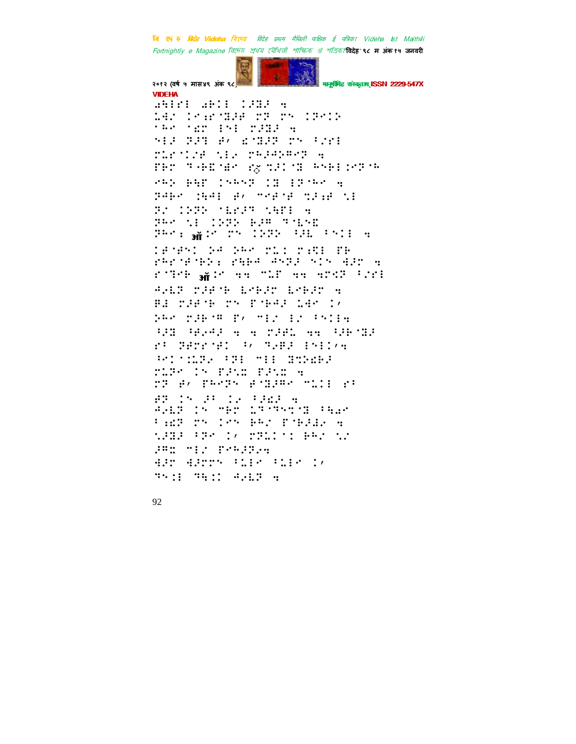VIDEHA

⠬⠓⠇⠗⠇⠀⠬⠗⠅⠇⠀⠅⠚⠝⠚⠀⠒
⠦⠹⠌⠀⠅⠔⠗⠈⠝⠚⠋⠀⠍⠏⠀⠍⠑⠀⠅⠏⠑⠅⠕
⠁⠓⠑⠀⠁⠣⠍⠀⠇⠎⠇⠀⠍⠚⠝⠚⠀⠒
⠎⠇⠚⠀⠏⠚⠞⠀⠋⠂⠀⠣⠈⠝⠚⠏⠀⠍⠑⠀⠋⠌⠗⠇
⠍⠦⠗⠈⠅⠌⠋⠀⠎⠇⠔⠀⠍⠓⠚⠙⠕⠛⠑⠏⠀⠒
⠏⠗⠍⠀⠞⠐⠗⠿⠈⠱⠑⠀⠗ॅ⠎⠚⠅⠈⠝⠀⠓⠑⠃⠇⠅⠑⠏⠈⠓
⠗⠓⠕⠀⠃⠹⠏⠀⠅⠎⠓⠎⠏⠀⠅⠝⠀⠇⠏⠈⠓⠑⠀⠒
⠏⠙⠃⠑⠀⠅⠹⠙⠇⠀⠋⠂⠀⠉⠑⠋⠈⠋⠀⠎⠚⠔⠋⠀⠎⠇
⠝⠌⠀⠅⠕⠝⠕⠀⠈⠣⠗⠚⠞⠀⠎⠹⠋⠇⠀⠒
⠏⠓⠑⠀⠎⠇⠀⠅⠕⠝⠕⠀⠃⠚⠛⠀⠞⠐⠣⠎⠿
⠏⠓⠑⠆⠀ऑ⠅⠑⠀⠍⠑⠀⠅⠕⠝⠕⠀⠋⠚⠦⠀⠋⠎⠅⠇⠀⠒
⠅⠋⠈⠋⠎⠅⠀⠕⠙⠀⠕⠓⠑⠀⠍⠦⠅⠀⠍⠔⠩⠇⠀⠏⠃
⠗⠓⠗⠈⠋⠈⠃⠕⠆⠀⠗⠹⠃⠙⠀⠙⠎⠝⠚⠀⠎⠅⠎⠀⠹⠚⠍⠀⠒
⠗⠈⠞⠑⠃⠀ऑ⠅⠑⠀⠒⠒⠀⠉⠦⠏⠀⠒⠒⠀⠙⠍⠩⠏⠀⠋⠌⠗⠇
⠙⠔⠣⠏⠀⠍⠚⠋⠈⠃⠀⠣⠑⠃⠚⠍⠀⠣⠑⠃⠚⠍⠀⠒
⠃⠱⠀⠍⠚⠋⠈⠃⠀⠍⠑⠀⠏⠈⠃⠙⠚⠀⠦⠹⠑⠀⠅⠂
⠕⠓⠑⠀⠍⠚⠃⠈⠛⠀⠏⠂⠀⠉⠇⠌⠀⠇⠌⠀⠋⠎⠅⠇⠒
⠋⠚⠝⠀⠋⠋⠔⠙⠚⠀⠒⠀⠒⠀⠍⠚⠋⠦⠀⠒⠒⠀⠋⠚⠃⠈⠝⠚
⠗⠋⠀⠏⠋⠍⠗⠈⠋⠅⠀⠋⠂⠀⠞⠔⠛⠚⠀⠇⠎⠇⠅⠂⠒
⠓⠑⠅⠈⠅⠦⠏⠔⠀⠋⠏⠇⠀⠉⠇⠇⠀⠝⠍⠕⠩⠃⠚
⠍⠦⠏⠑⠀⠅⠑⠀⠏⠚⠎⠭⠀⠏⠚⠎⠭⠀⠒
⠍⠏⠀⠋⠂⠀⠏⠓⠑⠏⠑⠀⠋⠈⠝⠚⠛⠑⠀⠉⠦⠅⠇⠀⠗⠋
⠋⠏⠀⠅⠑⠀⠚⠋⠀⠅⠔⠀⠋⠚⠩⠚⠀⠒
⠙⠔⠣⠏⠀⠅⠑⠀⠉⠃⠍⠀⠦⠞⠈⠞⠎⠍⠈⠝⠀⠋⠹⠱⠑
⠋⠆⠩⠏⠀⠍⠑⠀⠅⠑⠑⠀⠃⠓⠌⠀⠏⠈⠃⠚⠱⠔⠀⠒
⠎⠚⠝⠚⠀⠋⠏⠑⠀⠅⠂⠀⠍⠏⠦⠅⠈⠅⠀⠃⠓⠌⠀⠎⠌
⠚⠛⠭⠀⠉⠇⠌⠀⠏⠑⠓⠚⠏⠔⠒
⠹⠚⠍⠀⠹⠚⠍⠍⠑⠀⠋⠦⠇⠑⠀⠋⠦⠇⠑⠀⠅⠂
⠞⠑⠅⠇⠀⠞⠹⠅⠅⠀⠙⠔⠣⠏⠀⠒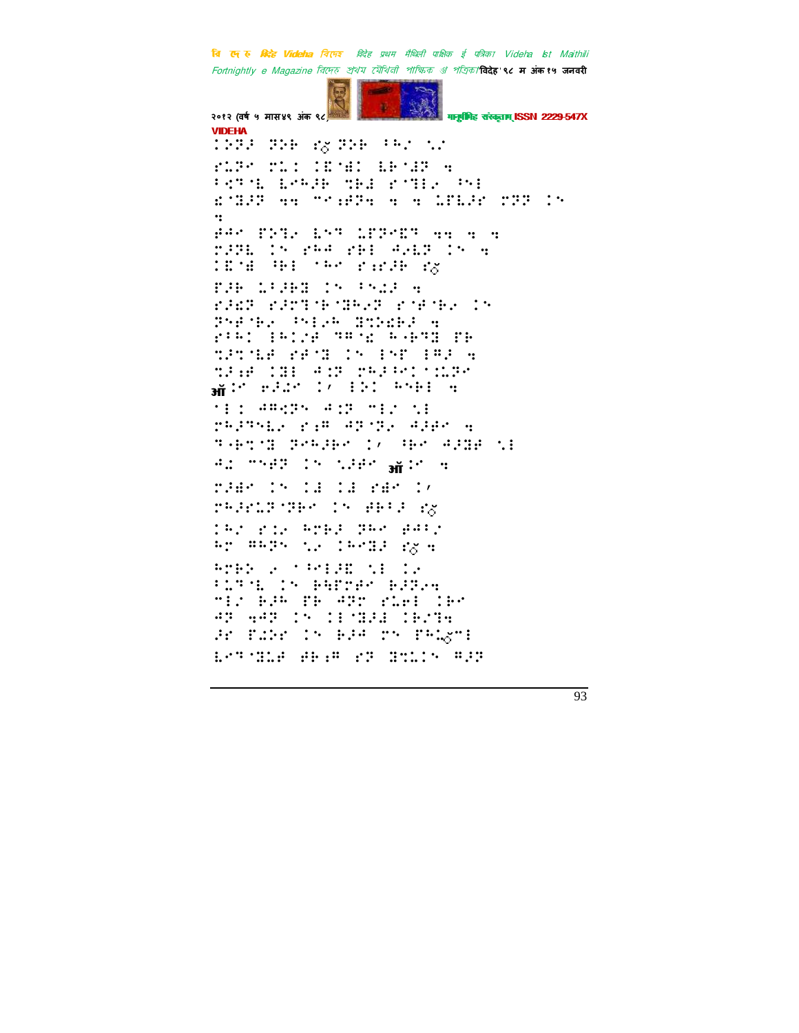VIDEHA

⠁⠕⠗⠚⠀⠗⠕⠗⠀⠎⠜⠀⠗⠕⠗⠀⠓⠅⠌⠀⠡⠌

⠋⠥⠝⠊⠀⠍⠇⠁⠀⠁⠫⠈⠱⠁⠀⠇⠗⠈⠙⠝⠀⠒

⠓⠩⠞⠈⠇⠀⠇⠊⠓⠚⠗⠀⠹⠃⠙⠀⠋⠈⠞⠇⠔⠀⠓⠑⠇

⠎⠈⠙⠚⠝⠀⠒⠒⠀⠉⠊⠆⠋⠝⠒⠀⠒⠀⠒⠀⠥⠋⠇⠚⠊⠀⠍⠝⠝⠀⠁⠑

⠒

⠋⠅⠊⠀⠏⠕⠞⠔⠀⠇⠑⠞⠀⠥⠋⠝⠊⠫⠞⠀⠒⠒⠀⠒⠀⠒

⠍⠚⠝⠇⠀⠁⠑⠀⠋⠓⠅⠀⠋⠗⠇⠀⠅⠔⠇⠝⠀⠁⠑⠀⠒

⠁⠫⠈⠙⠀⠓⠗⠇⠀⠈⠓⠊⠀⠋⠒⠋⠚⠗⠀⠎⠜

⠏⠚⠗⠀⠥⠁⠚⠗⠃⠀⠁⠑⠀⠓⠑⠥⠚⠀⠒

⠋⠚⠫⠝⠀⠋⠚⠉⠞⠈⠗⠈⠙⠓⠔⠝⠀⠋⠈⠋⠈⠗⠔⠀⠁⠑

⠗⠑⠋⠈⠗⠔⠀⠓⠑⠇⠔⠓⠀⠃⠹⠕⠫⠗⠚⠀⠒

⠋⠁⠓⠁⠀⠁⠓⠁⠌⠋⠀⠞⠍⠈⠎⠀⠓⠐⠗⠞⠙⠀⠏⠗

⠹⠚⠞⠈⠇⠋⠀⠋⠋⠈⠙⠀⠁⠑⠀⠁⠑⠋⠀⠁⠍⠚⠀⠒

⠹⠚⠆⠋⠀⠁⠙⠇⠀⠅⠁⠝⠀⠍⠓⠚⠓⠊⠁⠈⠁⠥⠝⠊

ऑ⠁⠊⠀⠋⠚⠁⠊⠀⠁⠂⠀⠇⠕⠁⠀⠓⠑⠗⠇⠀⠒

⠈⠇⠁⠀⠅⠍⠫⠝⠑⠀⠅⠁⠝⠀⠉⠇⠌⠀⠹⠇

⠍⠓⠚⠞⠑⠇⠔⠀⠋⠆⠍⠀⠅⠝⠈⠝⠔⠀⠅⠚⠋⠊⠀⠒

⠞⠐⠗⠹⠈⠙⠀⠝⠑⠓⠚⠗⠊⠀⠁⠂⠀⠓⠗⠊⠀⠅⠚⠙⠋⠀⠹⠇

⠅⠁⠀⠉⠑⠋⠝⠀⠁⠑⠀⠹⠚⠋⠊⠀ऑ⠁⠊⠀⠒

⠍⠚⠱⠊⠀⠁⠑⠀⠁⠙⠀⠁⠙⠀⠋⠱⠊⠀⠁⠂

⠍⠓⠚⠋⠥⠝⠈⠝⠓⠊⠀⠁⠑⠀⠋⠗⠓⠚⠀⠎⠜

⠁⠓⠌⠀⠋⠁⠔⠀⠓⠍⠗⠚⠀⠝⠓⠊⠀⠋⠅⠓⠌

⠓⠍⠀⠍⠓⠝⠑⠀⠹⠔⠀⠁⠓⠊⠙⠚⠀⠎⠜⠒

⠓⠍⠗⠕⠀⠔⠀⠈⠓⠑⠇⠚⠮⠀⠹⠇⠀⠁⠔

⠓⠥⠞⠈⠇⠀⠁⠑⠀⠗⠓⠋⠍⠋⠊⠀⠗⠚⠝⠔⠒

⠉⠇⠌⠀⠗⠚⠓⠀⠏⠗⠀⠅⠝⠍⠀⠋⠥⠑⠇⠀⠁⠗⠊

⠅⠝⠀⠒⠅⠝⠀⠁⠑⠀⠁⠇⠈⠙⠚⠙⠀⠁⠗⠌⠞⠒

⠚⠋⠀⠏⠥⠕⠋⠀⠁⠑⠀⠗⠚⠓⠀⠍⠑⠀⠏⠓⠥⠜⠉⠇

⠇⠊⠞⠈⠙⠥⠋⠀⠋⠗⠆⠍⠀⠋⠝⠀⠃⠹⠥⠁⠑⠀⠍⠚⠝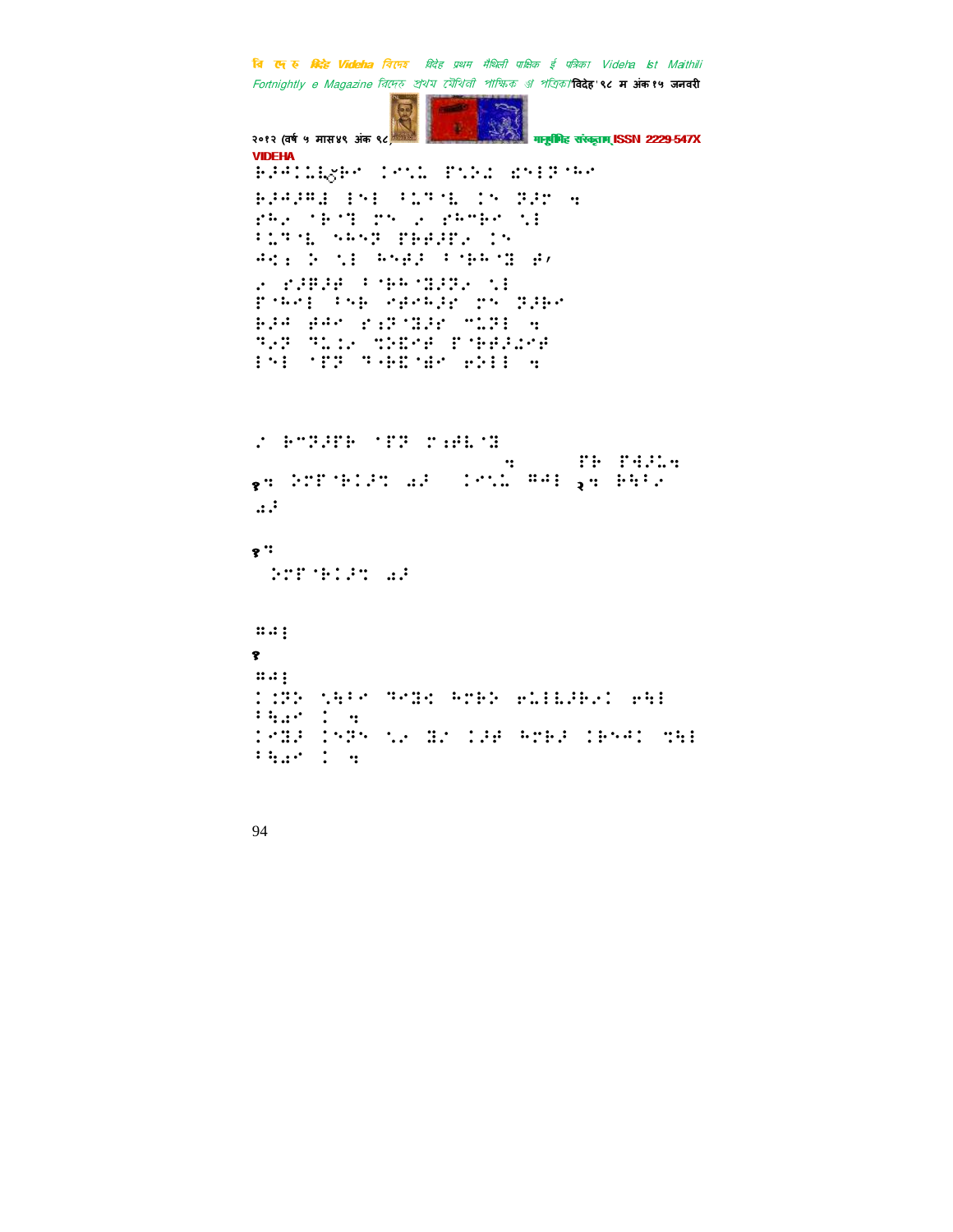VIDEHA

⠗⠔⠚⠅⠇⠇⠬⠗⠢ ⠅⠢⠣⠡ ⠏⠣⠕⠡ ⠡⠝⠇⠝⠈⠓⠢

⠗⠔⠚⠔⠛⠇ ⠇⠝⠇ ⠂⠥⠙⠈⠇ ⠅⠝ ⠝⠔⠗ ⠲

⠗⠓⠔ ⠈⠗⠈⠞ ⠍⠝ ⠔ ⠗⠓⠉⠗⠢ ⠣⠇

⠂⠥⠙⠈⠇ ⠝⠓⠝⠝ ⠏⠗⠋⠔⠏⠔ ⠅⠝

⠓⠅⠆ ⠕ ⠣⠇ ⠓⠝⠋⠔ ⠂⠈⠗⠓⠈⠙ ⠋⠠

⠔ ⠗⠔⠛⠔⠋ ⠂⠈⠗⠓⠈⠙⠔⠝⠔ ⠣⠇

⠏⠈⠓⠢⠇ ⠂⠝⠗ ⠢⠋⠢⠓⠔⠗ ⠍⠝ ⠝⠔⠗⠢

⠗⠔⠓ ⠋⠓⠢ ⠗⠆⠝⠈⠙⠔⠗ ⠉⠥⠝⠇ ⠲

⠙⠔⠝ ⠙⠥⠅⠔ ⠍⠕⠻⠢⠋ ⠏⠈⠗⠋⠔⠡⠢⠋

⠇⠝⠇ ⠈⠏⠝ ⠙⠂⠗⠻⠈⠱⠢ ⠋⠕⠇⠇ ⠲

⠠ ⠗⠉⠝⠔⠏⠗ ⠈⠏⠝ ⠍⠆⠋⠇⠈⠙

⠲ ⠏⠗ ⠏⠹⠔⠥⠲

१⠲ ⠕⠍⠏⠈⠗⠅⠔⠍ ⠡⠔ ⠅⠢⠣⠡ ⠛⠓⠇ २⠲ ⠗⠹⠂⠔

⠡⠔

१⠲

⠕⠍⠏⠈⠗⠅⠔⠍ ⠡⠔

⠛⠓⠇

१

⠛⠓⠇

⠅⠝⠕ ⠣⠹⠂⠢ ⠙⠢⠙⠅ ⠓⠍⠗⠕ ⠋⠥⠇⠇⠔⠗⠔⠅ ⠋⠹⠇

⠂⠹⠡⠢ ⠅ ⠲

⠅⠈⠙⠔ ⠅⠝⠝ ⠣⠔ ⠙⠔ ⠅⠔⠋ ⠓⠍⠗⠔ ⠅⠗⠝⠓⠅ ⠍⠹⠇

⠂⠹⠡⠢ ⠅ ⠲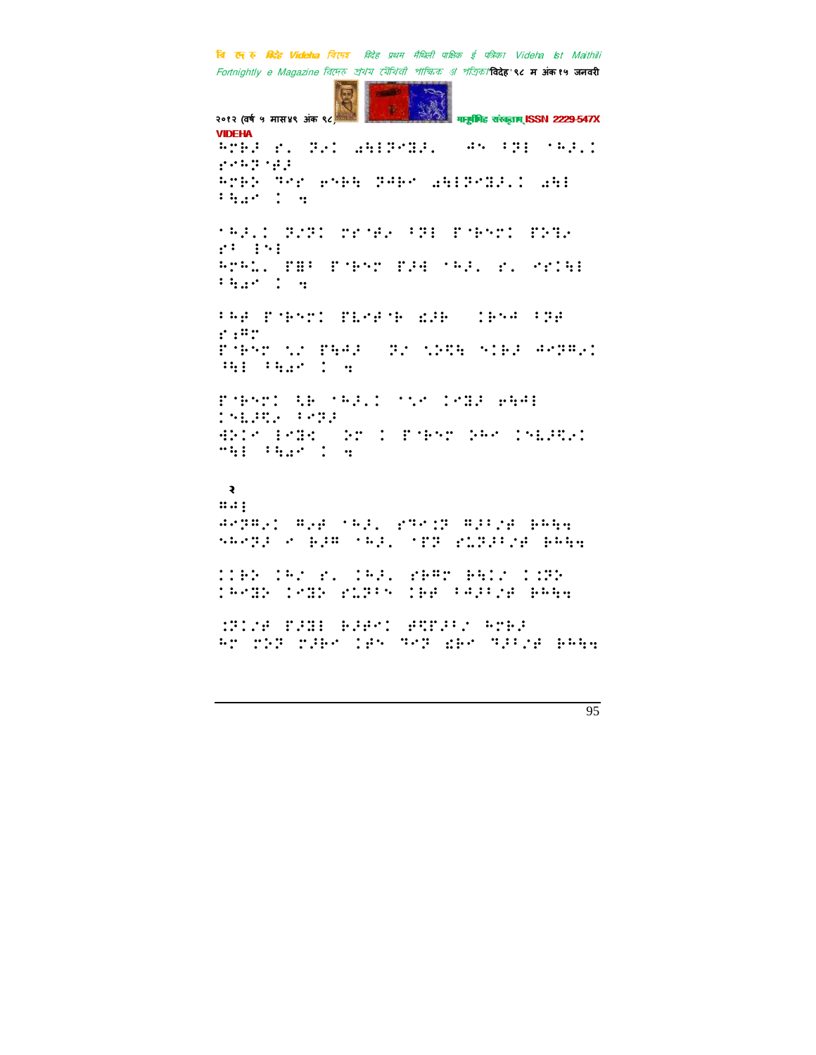VIDEHA

⠓⠗⠋⠚⠀⠗⠂⠀⠝⠔⠉⠀⠡⠻⠏⠍⠯⠚⠂⠀⠀⠺⠅⠀⠼⠏⠇⠀⠈⠓⠚⠂⠉
⠗⠢⠓⠝⠈⠞⠚

⠓⠗⠋⠕⠀⠙⠢⠗⠀⠑⠅⠋⠻⠀⠝⠺⠋⠢⠀⠡⠻⠏⠍⠯⠚⠂⠉⠀⠡⠻⠇
⠼⠻⠡⠢⠀⠉⠀⠹

⠈⠓⠚⠂⠉⠀⠝⠔⠝⠉⠀⠍⠗⠈⠞⠔⠀⠼⠏⠇⠀⠏⠈⠋⠢⠗⠉⠀⠏⠕⠝⠔
⠗⠆⠀⠇⠅⠇

⠓⠗⠓⠇⠂⠀⠏⠿⠆⠀⠏⠈⠋⠢⠗⠀⠏⠚⠻⠀⠈⠓⠚⠂⠀⠗⠂⠀⠢⠗⠉⠻⠇
⠼⠻⠡⠢⠀⠉⠀⠹

⠼⠓⠞⠀⠏⠈⠋⠢⠗⠉⠀⠏⠧⠢⠞⠈⠋⠀⠫⠚⠋⠀⠀⠉⠋⠅⠺⠀⠼⠝⠞
⠗⠱⠛⠗

⠏⠈⠋⠢⠗⠀⠩⠔⠀⠏⠻⠺⠚⠀⠀⠝⠔⠀⠩⠕⠹⠻⠀⠅⠉⠋⠚⠀⠺⠢⠝⠛⠔⠉
⠳⠻⠇⠀⠼⠻⠡⠢⠀⠉⠀⠹

⠏⠈⠋⠢⠗⠉⠀⠩⠋⠀⠈⠓⠚⠂⠉⠀⠈⠩⠢⠀⠉⠢⠯⠚⠀⠑⠻⠺⠇
⠉⠅⠧⠚⠹⠔⠀⠼⠢⠝⠚

⠙⠕⠉⠢⠀⠇⠢⠯⠹⠀⠀⠕⠗⠀⠉⠀⠏⠈⠋⠢⠗⠀⠕⠓⠢⠀⠉⠅⠧⠚⠹⠔⠉
⠒⠻⠇⠀⠼⠻⠡⠢⠀⠉⠀⠹

२

⠿⠺⠇

⠺⠢⠝⠛⠔⠉⠀⠛⠔⠞⠀⠈⠓⠚⠂⠀⠗⠙⠢⠱⠝⠀⠛⠚⠼⠔⠞⠀⠃⠓⠻⠹
⠩⠓⠢⠝⠚⠀⠢⠀⠃⠚⠿⠀⠈⠓⠚⠂⠀⠈⠋⠝⠀⠗⠧⠝⠚⠼⠔⠞⠀⠃⠓⠻⠹

⠉⠉⠋⠕⠀⠉⠓⠔⠀⠗⠂⠀⠉⠓⠚⠂⠀⠗⠋⠛⠗⠀⠃⠻⠉⠔⠀⠉⠱⠝⠕
⠉⠓⠢⠯⠕⠀⠉⠢⠯⠕⠀⠗⠧⠝⠼⠅⠀⠉⠃⠞⠀⠼⠺⠚⠼⠔⠞⠀⠃⠓⠻⠹

⠱⠝⠉⠔⠞⠀⠏⠚⠯⠇⠀⠃⠚⠞⠢⠉⠀⠞⠹⠏⠚⠼⠔⠀⠓⠗⠋⠚
⠓⠗⠀⠍⠕⠝⠀⠍⠚⠋⠢⠀⠉⠞⠅⠀⠙⠢⠝⠀⠫⠋⠢⠀⠙⠚⠼⠔⠞⠀⠃⠓⠻⠹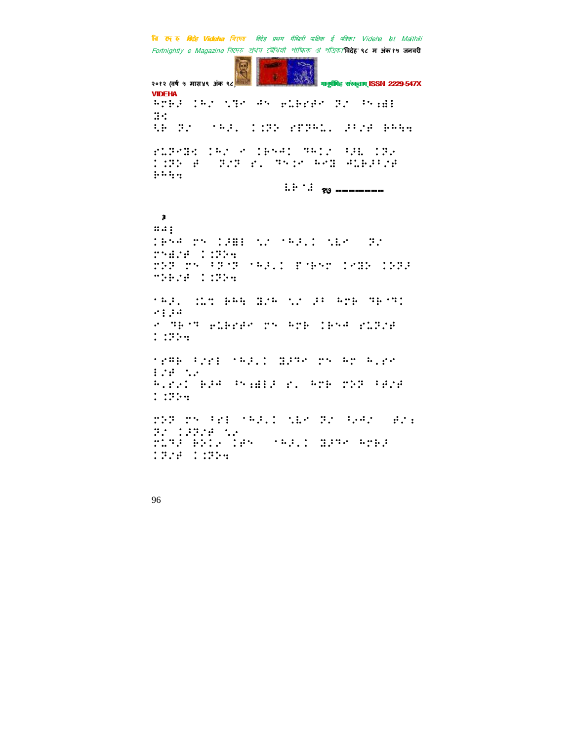⠓⠍⠗⠼⠼ ⠉⠓⠎ ⠥⠝⠑ ⠚⠑ ⠢⠇⠃⠗⠋⠑ ⠝⠎ ⠘⠑⠆⠫⠇ ⠻⠪

⠪⠃ ⠝⠎ ⠈⠓⠼⠂ ⠉⠁⠝⠕ ⠗⠋⠝⠓⠥⠂ ⠼⠘⠎⠋ ⠃⠓⠓⠹

⠗⠥⠝⠑⠻⠪ ⠉⠓⠎ ⠑ ⠉⠃⠑⠚⠉ ⠙⠓⠊⠎ ⠪⠼⠧ ⠉⠝⠎ ⠁⠁⠝⠕ ⠋ ⠝⠎⠝ ⠗⠂ ⠙⠑⠊⠑ ⠓⠑⠻ ⠚⠥⠃⠼⠘⠎⠋ ⠃⠓⠓⠹

⠧⠃⠈⠼ ९७ ---------

३

⠭⠚⠇

⠉⠃⠑⠚ ⠗⠑ ⠉⠼⠻⠇ ⠥⠎ ⠈⠓⠼⠂⠁ ⠥⠧⠑ ⠝⠎ ⠗⠑⠫⠎⠋ ⠁⠁⠝⠕⠹ ⠗⠕⠝ ⠗⠑ ⠘⠝⠈⠝ ⠈⠓⠼⠂⠁ ⠏⠈⠃⠑⠗ ⠉⠑⠻⠕ ⠉⠕⠝⠼ ⠙⠕⠃⠎⠋ ⠁⠁⠝⠕⠹

⠈⠓⠼⠂ ⠁⠥⠙ ⠃⠓⠹ ⠻⠎⠓ ⠥⠎ ⠼⠘ ⠓⠗⠃ ⠙⠃⠈⠙⠁ ⠑⠇⠼⠚ ⠑ ⠙⠃⠈⠙ ⠢⠇⠃⠗⠋⠑ ⠗⠑ ⠓⠗⠃ ⠉⠃⠑⠚ ⠗⠥⠝⠎⠋ ⠁⠁⠝⠕⠹

⠈⠗⠯⠃ ⠘⠎⠗⠇ ⠈⠓⠼⠂⠁ ⠻⠼⠙⠑ ⠗⠑ ⠓⠗ ⠓⠂⠗⠑ ⠇⠎⠋ ⠥⠎ ⠓⠂⠗⠂⠁ ⠃⠼⠚ ⠘⠑⠆⠫⠇⠼ ⠗⠂ ⠓⠗⠃ ⠗⠕⠝ ⠘⠋⠎⠋ ⠁⠁⠝⠕⠹

⠗⠕⠝ ⠗⠑ ⠘⠗⠇ ⠈⠓⠼⠂⠁ ⠥⠧⠑ ⠝⠎ ⠘⠂⠚⠎ ⠋⠎⠆ ⠝⠎ ⠉⠼⠝⠎⠋ ⠥⠎ ⠗⠥⠙⠼ ⠃⠕⠁⠂ ⠉⠋⠑ ⠈⠓⠼⠂⠁ ⠻⠼⠙⠑ ⠓⠗⠃⠼ ⠉⠝⠎⠋ ⠁⠁⠝⠕⠹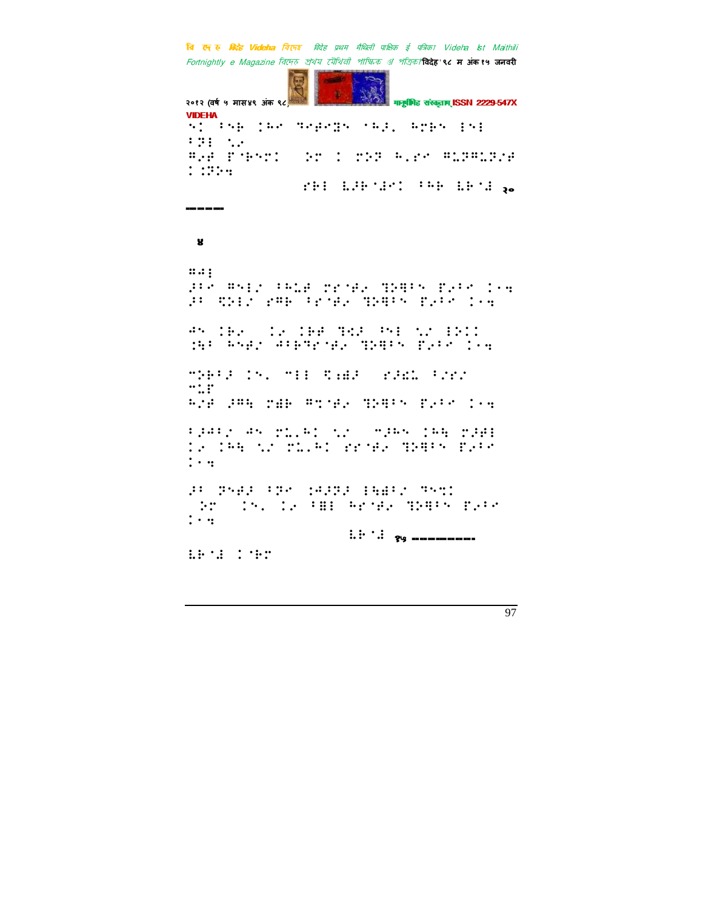⠹⠅ ⠆⠝⠗ ⠅⠓⠊ ⠹⠣⠗⠊⠸ ⠊⠓⠂⠁ ⠓⠍⠗⠝ ⠷⠝⠇

⠃⠽⠇ ⠡⠎

⠣⠎⠗ ⠋⠊⠗⠝⠍⠅ ⠕⠍ ⠅ ⠍⠕⠽ ⠓⠂⠎⠊ ⠣⠥⠽⠣⠥⠽⠎⠗ ⠅⠅⠽⠕⠹

⠎⠗⠇ ⠇⠚⠗⠊⠚⠊⠅ ⠃⠓⠗ ⠇⠗⠊⠚ २०

---

४

⠶⠵⠇

⠚⠃⠊ ⠣⠝⠇⠎ ⠃⠓⠥⠗ ⠍⠎⠊⠗⠎ ⠹⠕⠻⠃⠝ ⠏⠎⠃⠊ ⠅⠊⠹
⠚⠃ ⠻⠕⠇⠎ ⠎⠣⠗ ⠃⠎⠊⠗⠎ ⠹⠕⠻⠃⠝ ⠏⠎⠃⠊ ⠅⠊⠹

⠱⠝ ⠅⠗⠎ ⠅⠎ ⠅⠗⠗ ⠹⠻⠚ ⠃⠝⠇ ⠡⠎ ⠇⠕⠅⠅
⠅⠻⠃ ⠓⠝⠗⠎ ⠱⠃⠗⠹⠎⠊⠗⠎ ⠹⠕⠻⠃⠝ ⠏⠎⠃⠊ ⠅⠊⠹

⠉⠕⠗⠃⠚ ⠅⠝⠂ ⠉⠇⠇ ⠻⠆⠵⠚ ⠎⠚⠵⠥ ⠃⠎⠎⠎
⠉⠥⠏

⠓⠎⠗ ⠚⠣⠹ ⠍⠵⠗ ⠣⠹⠊⠗⠎ ⠹⠕⠻⠃⠝ ⠏⠎⠃⠊ ⠅⠊⠹

⠃⠚⠱⠃⠎ ⠱⠝ ⠍⠥⠂⠓⠅ ⠡⠎ ⠉⠚⠓⠝ ⠅⠓⠹ ⠍⠚⠗⠇
⠅⠎ ⠅⠓⠹ ⠡⠎ ⠍⠥⠂⠓⠅ ⠎⠎⠊⠗⠎ ⠹⠕⠻⠃⠝ ⠏⠎⠃⠊
⠅⠊⠹

⠚⠃ ⠽⠝⠗⠚ ⠃⠽⠊ ⠅⠱⠚⠽⠚ ⠇⠹⠵⠃⠎ ⠹⠝⠹⠅
⠕⠍ ⠅⠝⠂ ⠅⠎ ⠃⠻⠇ ⠓⠗⠊⠗⠎ ⠹⠕⠻⠃⠝ ⠏⠎⠃⠊
⠅⠊⠹

⠇⠗⠊⠚ १५ ---------

⠇⠗⠊⠚ ⠅⠊⠗⠍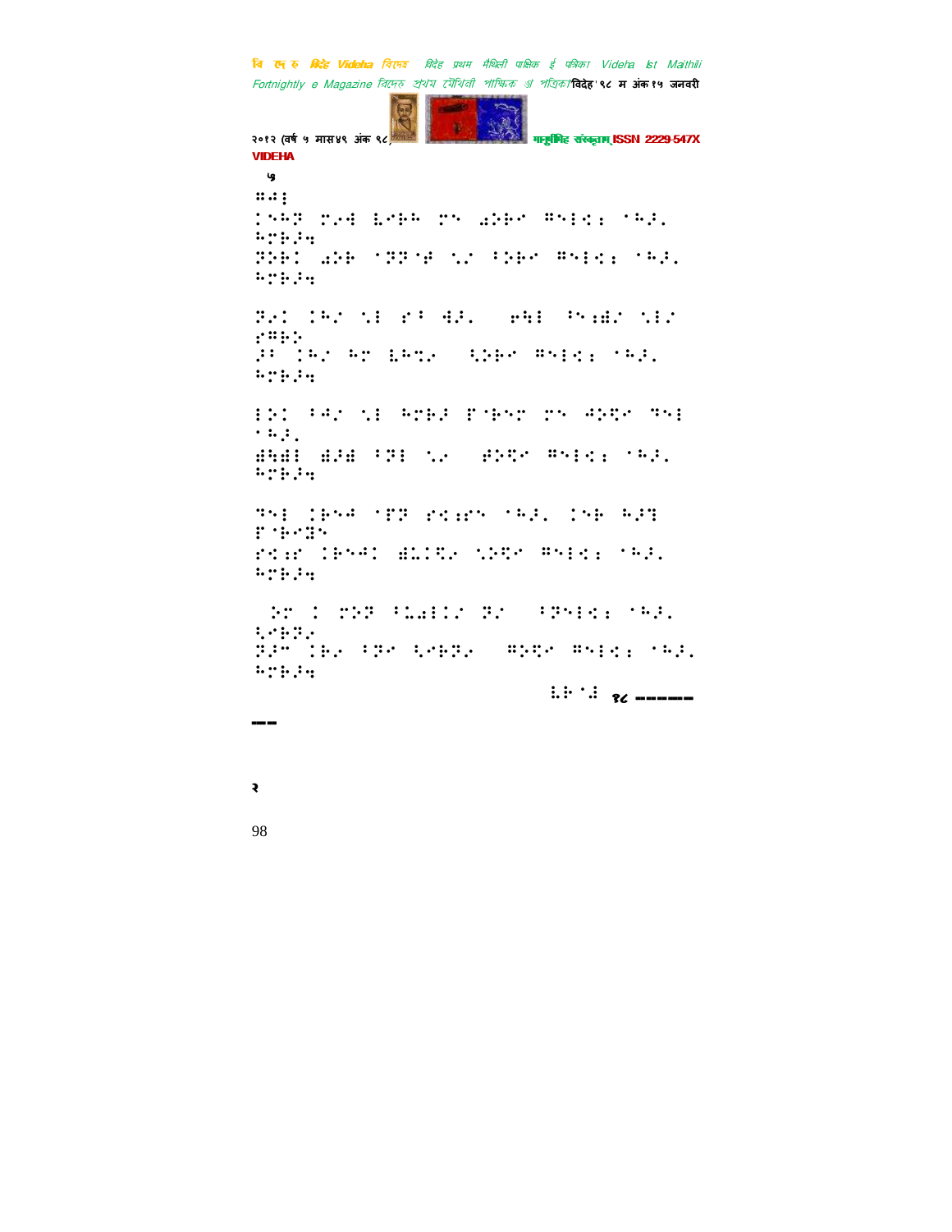५

⠍⠙⠇
⠅⠝⠓⠝⠀⠍⠐⠚⠀⠇⠋⠗⠓⠀⠍⠉⠀�style⠀⠋⠉⠇⠉⠱⠀⠁⠓⠚⠂
⠓⠍⠗⠚⠹
⠝⠕⠗⠅⠀⠔⠕⠗⠀⠁⠝⠝⠁⠿⠀⠎⠐⠀⠂⠕⠗⠋⠀⠋⠉⠇⠉⠱⠀⠁⠓⠚⠂
⠓⠍⠗⠚⠹

⠝⠐⠅⠀⠅⠓⠌⠀⠎⠇⠀⠚⠂⠀⠙⠚⠂⠀⠀⠀⠢⠓⠇⠀⠂⠉⠴⠌⠀⠎⠇⠌
⠚⠋⠗⠕
⠚⠂⠀⠅⠓⠌⠀⠓⠍⠀⠇⠓⠍⠐⠀⠀⠀⠎⠕⠗⠋⠀⠋⠉⠇⠉⠱⠀⠁⠓⠚⠂
⠓⠍⠗⠚⠹

⠇⠕⠅⠀⠂⠙⠌⠀⠎⠇⠀⠓⠍⠗⠚⠀⠏⠈⠗⠉⠍⠀⠍⠉⠀⠙⠕⠟⠋⠀⠝⠉⠇
⠁⠓⠚⠂
⠯⠓⠯⠇⠀⠯⠚⠯⠀⠂⠝⠇⠀⠎⠐⠀⠀⠀⠙⠕⠟⠋⠀⠋⠉⠇⠉⠱⠀⠁⠓⠚⠂
⠓⠍⠗⠚⠹

⠝⠉⠇⠀⠅⠗⠉⠙⠀⠁⠏⠝⠀⠚⠉⠴⠋⠉⠀⠁⠓⠚⠂⠀⠅⠉⠗⠀⠓⠚⠝
⠏⠈⠗⠋⠝⠉
⠚⠉⠴⠋⠀⠅⠗⠉⠙⠅⠀⠯⠥⠅⠟⠐⠀⠎⠕⠟⠋⠀⠋⠉⠇⠉⠱⠀⠁⠓⠚⠂
⠓⠍⠗⠚⠹

⠀⠕⠍⠀⠅⠀⠍⠕⠝⠀⠂⠥⠔⠇⠅⠌⠀⠝⠌⠀⠀⠀⠂⠝⠉⠇⠉⠱⠀⠁⠓⠚⠂
⠎⠋⠗⠝⠐
⠝⠚⠍⠀⠅⠗⠐⠀⠂⠝⠋⠀⠎⠋⠗⠝⠐⠀⠀⠀⠍⠕⠟⠋⠀⠋⠉⠇⠉⠱⠀⠁⠓⠚⠂
⠓⠍⠗⠚⠹

⠇⠗⠁⠙ ९८ ------

---

२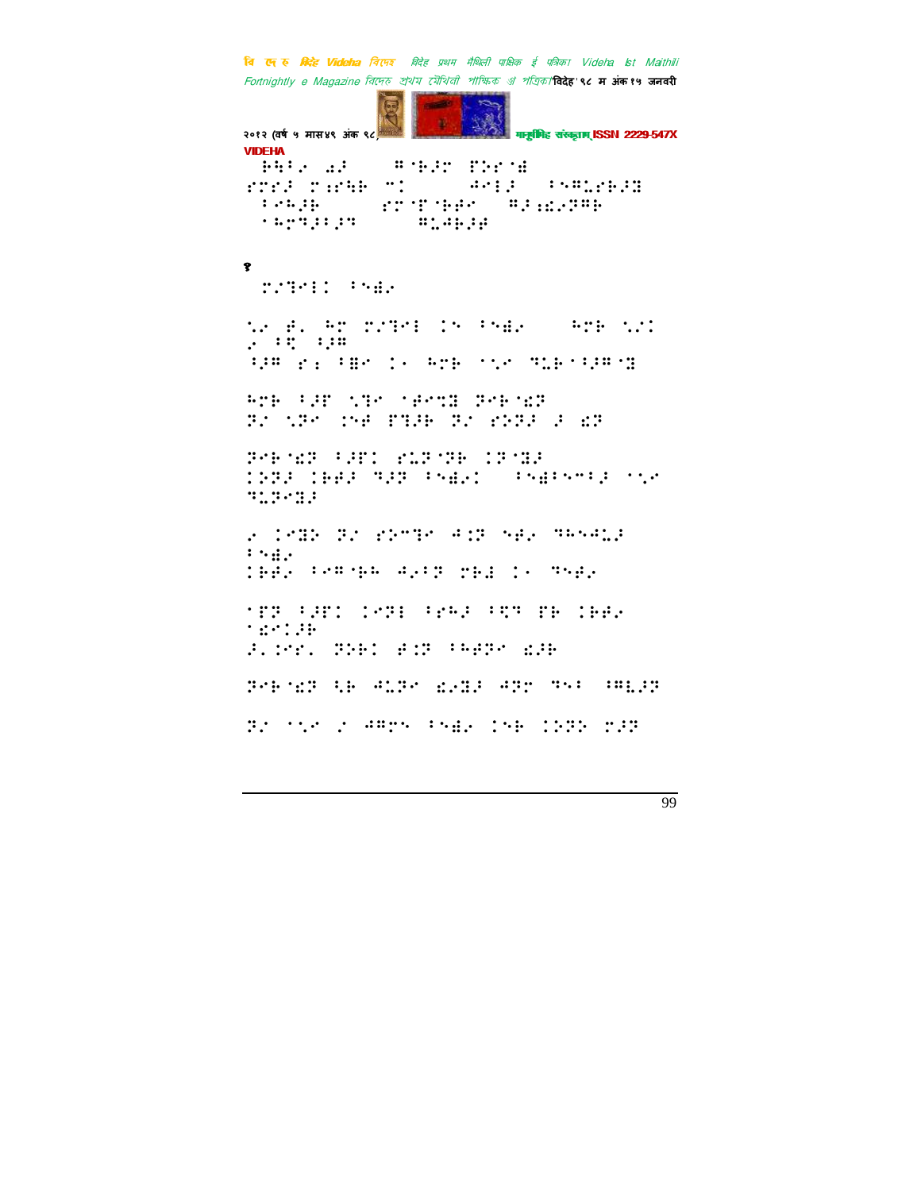⠀⠗⠓⠣⠂⠐⠀⠼⠁⠀⠀⠀⠀⠀⠀⠀⠀⠀⠀⠀⠀⠀⠀⠀⠀⠀⠀⠀

१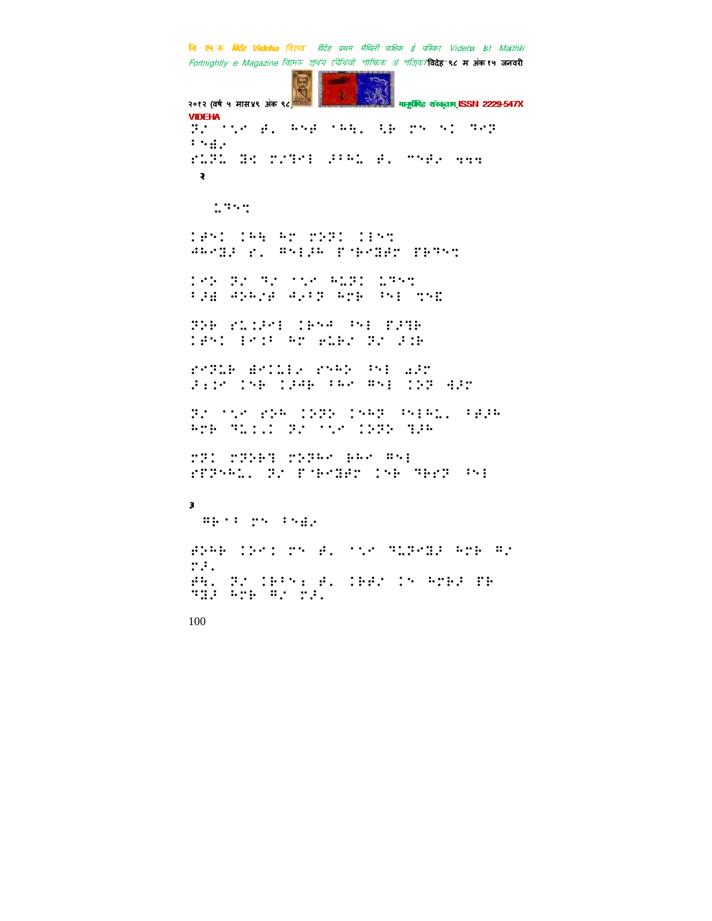⠝⠎ ⠁⠣⠉ ⠋⠂ ⠓⠑⠋ ⠁⠓⠻⠂ ⠳⠃ ⠍⠑ ⠑⠅ ⠙⠉⠝
⠆⠑⠯⠄
⠗⠥⠝⠥ ⠟⠅ ⠍⠌⠙⠊ ⠜⠆⠓⠥ ⠋⠂ ⠉⠑⠋⠄ ⠲⠲⠲

२

⠥⠙⠑⠹

⠅⠋⠑⠅ ⠅⠓⠻ ⠓⠉ ⠍⠕⠝⠅ ⠅⠇⠑⠹
⠚⠓⠉⠟⠜ ⠗⠂ ⠣⠑⠇⠜⠓ ⠏⠈⠃⠉⠟⠋⠉ ⠏⠃⠙⠑⠹

⠅⠉⠕ ⠝⠌ ⠙⠌ ⠁⠣⠉ ⠓⠥⠝⠅ ⠥⠙⠑⠹
⠆⠜⠯ ⠚⠕⠓⠌⠋ ⠚⠌⠆⠝ ⠓⠉⠃ ⠣⠑⠇ ⠹⠑⠮

⠝⠕⠃ ⠗⠥⠅⠜⠊⠇ ⠅⠃⠑⠚ ⠣⠑⠇ ⠏⠜⠙⠃
⠅⠋⠑⠅ ⠇⠉⠅⠆ ⠓⠉ ⠖⠥⠃⠌ ⠝⠌ ⠜⠅⠃

⠗⠉⠝⠥⠃ ⠯⠉⠅⠥⠇⠄ ⠗⠑⠓⠕ ⠣⠑⠇ ⠩⠜⠉
⠜⠅⠅⠉ ⠅⠑⠃ ⠅⠜⠚⠃ ⠆⠓⠉ ⠣⠑⠇ ⠅⠕⠝ ⠻⠜⠉

⠝⠌ ⠁⠣⠉ ⠗⠕⠓ ⠅⠕⠝⠕ ⠅⠑⠓⠝ ⠣⠑⠇⠓⠥⠂ ⠆⠋⠜⠓
⠓⠉⠃ ⠙⠥⠅⠂⠅ ⠝⠌ ⠁⠣⠉ ⠅⠕⠝⠕ ⠙⠜⠓

⠍⠝⠅ ⠍⠝⠕⠃⠙ ⠍⠕⠝⠓⠉ ⠃⠓⠉ ⠣⠑⠇
⠗⠏⠝⠑⠓⠥⠂ ⠝⠌ ⠏⠈⠃⠉⠟⠋⠉ ⠅⠑⠃ ⠙⠃⠗⠝ ⠣⠑⠇

३

⠣⠃⠁⠆ ⠍⠑ ⠆⠑⠯⠄

⠋⠕⠓⠃ ⠅⠕⠉⠅ ⠍⠑ ⠋⠂ ⠁⠣⠉ ⠙⠥⠝⠉⠟⠜ ⠓⠉⠃ ⠣⠌
⠍⠜⠂
⠋⠓⠂ ⠝⠌ ⠅⠃⠆⠑⠆ ⠋⠂ ⠅⠃⠋⠌ ⠅⠑ ⠓⠉⠃⠜ ⠏⠃
⠙⠟⠜ ⠓⠉⠃ ⠣⠌ ⠍⠜⠂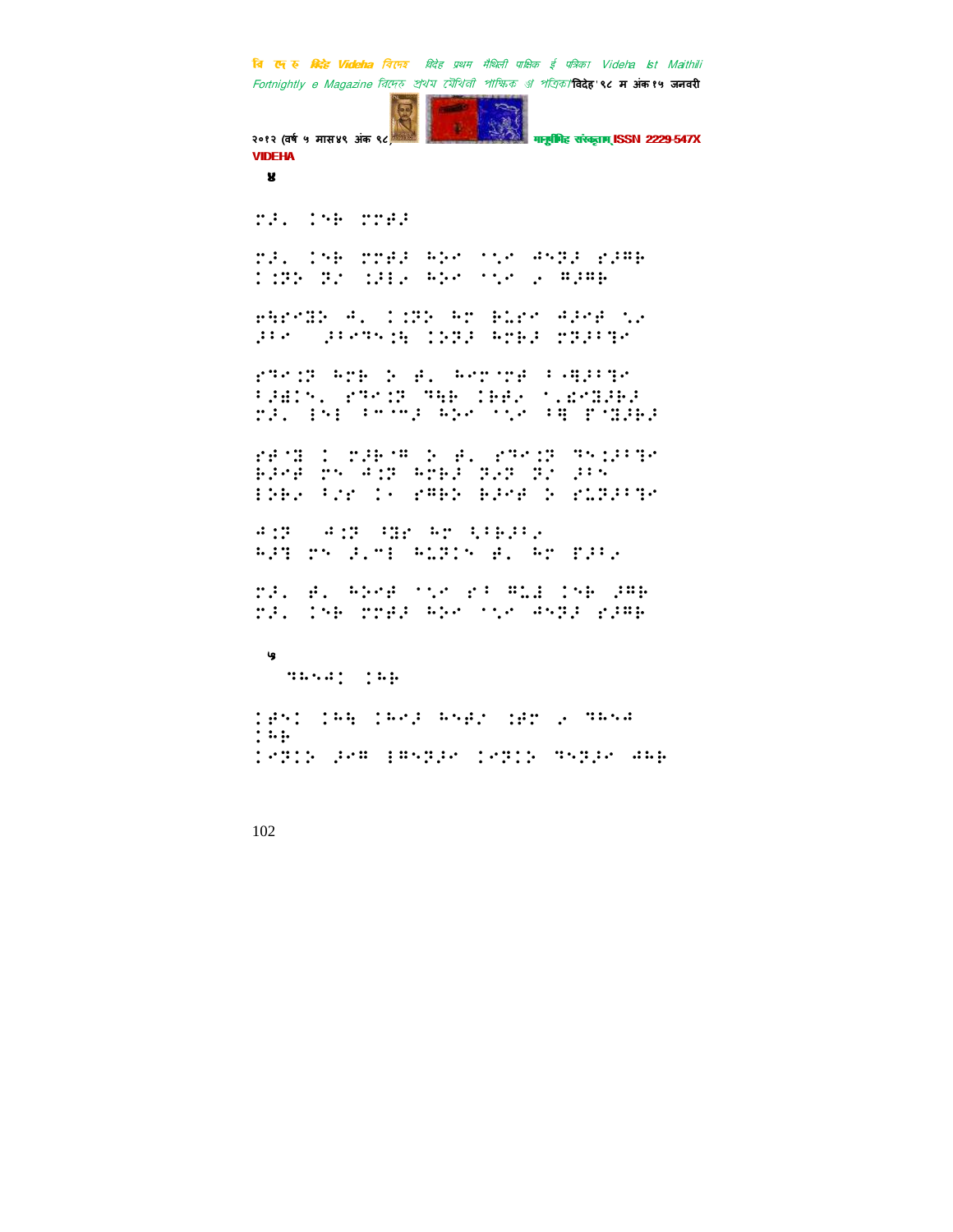४

⠗�J⠂ ⠅⠝⠗ ⠗⠗⠱�J

⠗�J⠂ ⠅⠝⠗ ⠗⠗⠱�J ⠓⠕⠊ ⠈⠡⠊ ⠙⠝⠝⠥ ⠎⠥⠍⠗ ⠅⠒⠝⠕ ⠝⠎ ⠒⠇⠆ ⠓⠕⠊ ⠈⠡⠊ ⠆ ⠍⠥⠍⠗

⠗⠓⠗⠊⠙⠕ ⠙⠂ ⠅⠒⠝⠕ ⠓⠉ ⠗⠇⠗⠊ ⠙⠥⠊⠱ ⠡⠆ ⠥⠃⠊ ⠥⠃⠊⠝⠝⠅⠓ ⠅⠕⠝⠥ ⠓⠉⠗⠥ ⠉⠝⠥⠃⠹⠊

⠎⠹⠊⠒⠝ ⠓⠉⠗ ⠕ ⠱⠂ ⠓⠊⠉⠈⠉⠱ ⠃⠤⠻⠥⠃⠹⠊ ⠃⠥⠻⠅⠝⠂ ⠎⠹⠊⠒⠝ ⠹⠓⠗ ⠅⠗⠱⠆ ⠈⠂⠫⠊⠻⠥⠗⠥ ⠗⠥⠂ ⠑⠝⠑ ⠃⠉⠈⠉⠥ ⠓⠕⠊ ⠈⠡⠊ ⠃⠻ ⠏⠈⠻⠥⠗⠥

⠎⠱⠈⠻ ⠅ ⠗⠥⠗⠈⠍ ⠕ ⠱⠂ ⠎⠹⠊⠒⠝ ⠹⠝⠒⠥⠃⠹⠊ ⠗⠥⠊⠱ ⠗⠝ ⠙⠒⠝ ⠓⠉⠗⠥ ⠝⠆⠝ ⠝⠎ ⠥⠃⠝ ⠑⠕⠗⠆ ⠃⠎⠗ ⠅⠐ ⠎⠍⠗⠕ ⠗⠥⠊⠱ ⠕ ⠎⠥⠝⠥⠃⠹⠊

⠙⠒⠝ ⠙⠒⠝ ⠃⠻⠗ ⠓⠉ ⠹⠃⠗⠥⠃⠆ ⠓⠥⠹ ⠗⠝ ⠥⠂⠉⠑ ⠓⠥⠝⠒⠝ ⠱⠂ ⠓⠉ ⠏⠥⠃⠆

⠗⠥⠂ ⠱⠂ ⠓⠕⠊⠱ ⠈⠡⠊ ⠎⠃ ⠍⠥⠻ ⠅⠝⠗ ⠥⠍⠗ ⠗⠥⠂ ⠅⠝⠗ ⠗⠗⠱⠥ ⠓⠕⠊ ⠈⠡⠊ ⠙⠝⠝⠥ ⠎⠥⠍⠗

५

⠹⠓⠝⠙⠅ ⠅⠓⠗

⠅⠱⠝⠅ ⠅⠓⠹ ⠅⠓⠊⠥ ⠓⠝⠱⠆ ⠒⠱⠉ ⠆ ⠹⠓⠝⠙ ⠅⠓⠗
⠅⠊⠝⠒⠕ ⠥⠊⠍ ⠑⠍⠝⠝⠥⠊ ⠅⠊⠝⠒⠕ ⠹⠝⠝⠥⠊ ⠙⠓⠗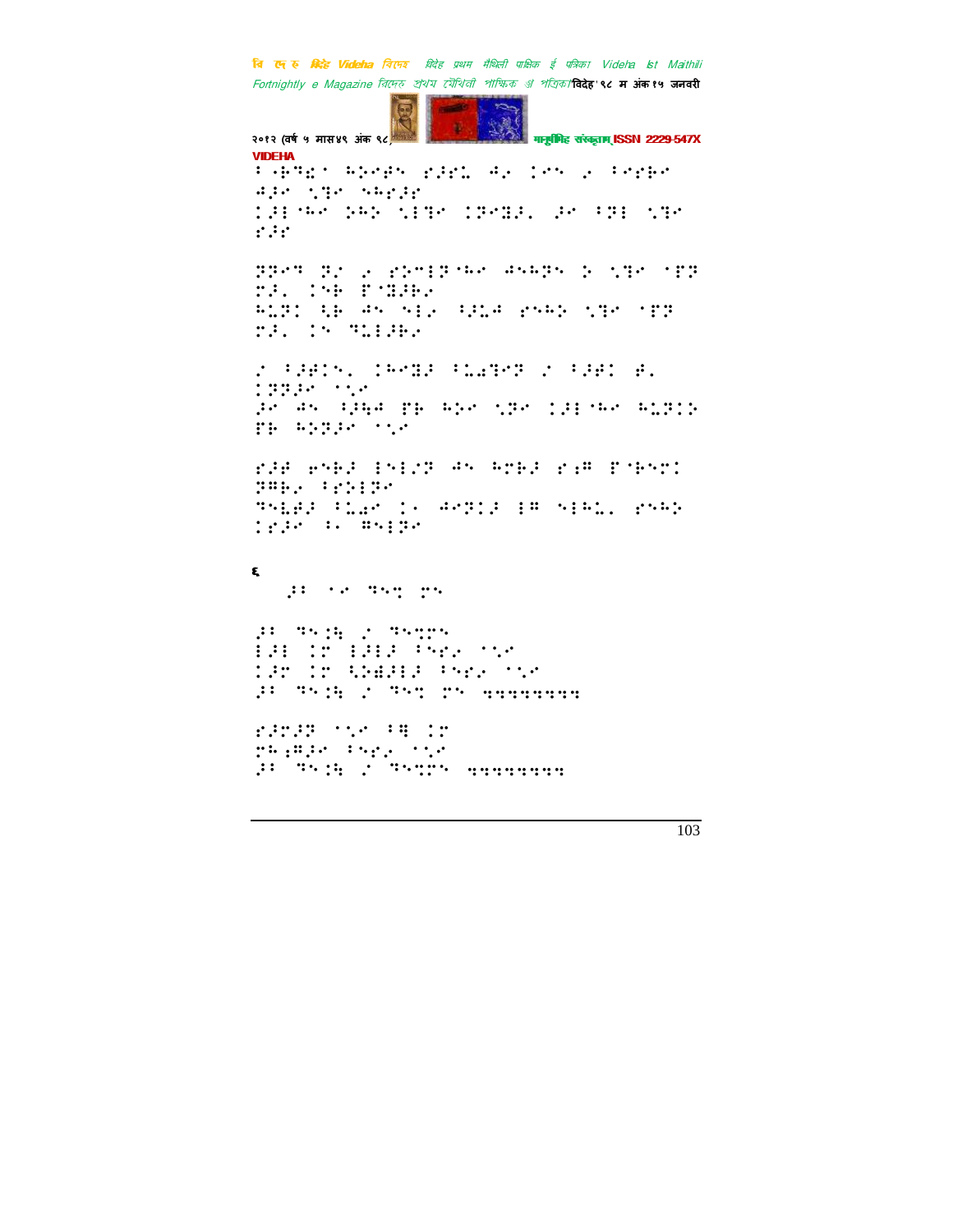⠃⠢⠗⠹⠌⠁⠀⠓⠕⠉⠛⠝⠀⠗⠼⠗⠉⠀⠙⠢⠀⠇⠑⠝⠀⠔⠀⠃⠑⠗⠃⠑
⠙⠼⠑⠀⠱⠹⠑⠀⠝⠓⠗⠼⠗
⠇⠼⠃⠈⠓⠑⠀⠕⠓⠕⠀⠱⠃⠹⠑⠀⠇⠗⠑⠻⠼⠂⠀⠼⠑⠀⠃⠗⠃⠀⠱⠹⠑
⠗⠼⠗

⠻⠗⠑⠹⠀⠗⠌⠀⠔⠀⠗⠕⠉⠃⠗⠈⠓⠑⠀⠙⠝⠓⠻⠝⠀⠕⠀⠱⠹⠑⠀⠈⠋⠻
⠍⠼⠂⠀⠇⠝⠗⠀⠋⠈⠻⠼⠗⠔
⠓⠥⠻⠇⠀⠳⠗⠀⠙⠝⠀⠝⠃⠔⠀⠃⠼⠥⠙⠀⠗⠝⠓⠕⠀⠱⠹⠑⠀⠈⠋⠻
⠍⠼⠂⠀⠇⠝⠀⠹⠥⠃⠼⠗⠔

⠌⠀⠃⠼⠋⠇⠝⠂⠀⠇⠓⠑⠻⠼⠀⠃⠥⠣⠹⠑⠻⠀⠌⠀⠃⠼⠋⠇⠀⠋⠂
⠇⠻⠻⠼⠑⠀⠈⠱⠑
⠼⠑⠀⠙⠝⠀⠳⠼⠓⠙⠀⠏⠗⠀⠓⠕⠑⠀⠱⠻⠑⠀⠇⠼⠃⠈⠓⠑⠀⠓⠥⠻⠇⠕
⠏⠗⠀⠓⠕⠻⠼⠑⠀⠈⠱⠑

⠗⠼⠋⠀⠑⠝⠗⠼⠀⠃⠝⠃⠌⠻⠀⠙⠝⠀⠓⠉⠗⠼⠀⠗⠆⠛⠀⠏⠈⠗⠝⠉⠇
⠻⠛⠗⠔⠀⠃⠗⠕⠃⠻⠑
⠹⠝⠧⠋⠼⠀⠃⠥⠣⠑⠀⠇⠂⠀⠙⠑⠻⠇⠼⠀⠃⠛⠀⠝⠃⠗⠥⠂⠀⠗⠝⠓⠕
⠇⠗⠼⠑⠀⠃⠂⠀⠛⠝⠃⠻⠑

६

⠼⠃⠀⠈⠑⠀⠹⠝⠩⠀⠍⠝

⠼⠃⠀⠹⠝⠒⠓⠀⠌⠀⠹⠝⠩⠍⠝
⠃⠼⠃⠀⠇⠍⠀⠃⠼⠃⠼⠀⠃⠝⠗⠔⠀⠈⠱⠑
⠇⠼⠍⠀⠇⠍⠀⠳⠕⠫⠼⠃⠼⠀⠃⠝⠗⠔⠀⠈⠱⠑
⠼⠃⠀⠹⠝⠒⠓⠀⠌⠀⠹⠝⠩⠀⠍⠝⠀⠲⠲⠲⠲⠲⠲⠲⠲

⠗⠼⠍⠼⠻⠀⠈⠱⠑⠀⠃⠿⠀⠇⠍
⠍⠓⠆⠛⠼⠑⠀⠃⠝⠗⠔⠀⠈⠱⠑
⠼⠃⠀⠹⠝⠒⠓⠀⠌⠀⠹⠝⠩⠍⠝⠀⠲⠲⠲⠲⠲⠲⠲⠲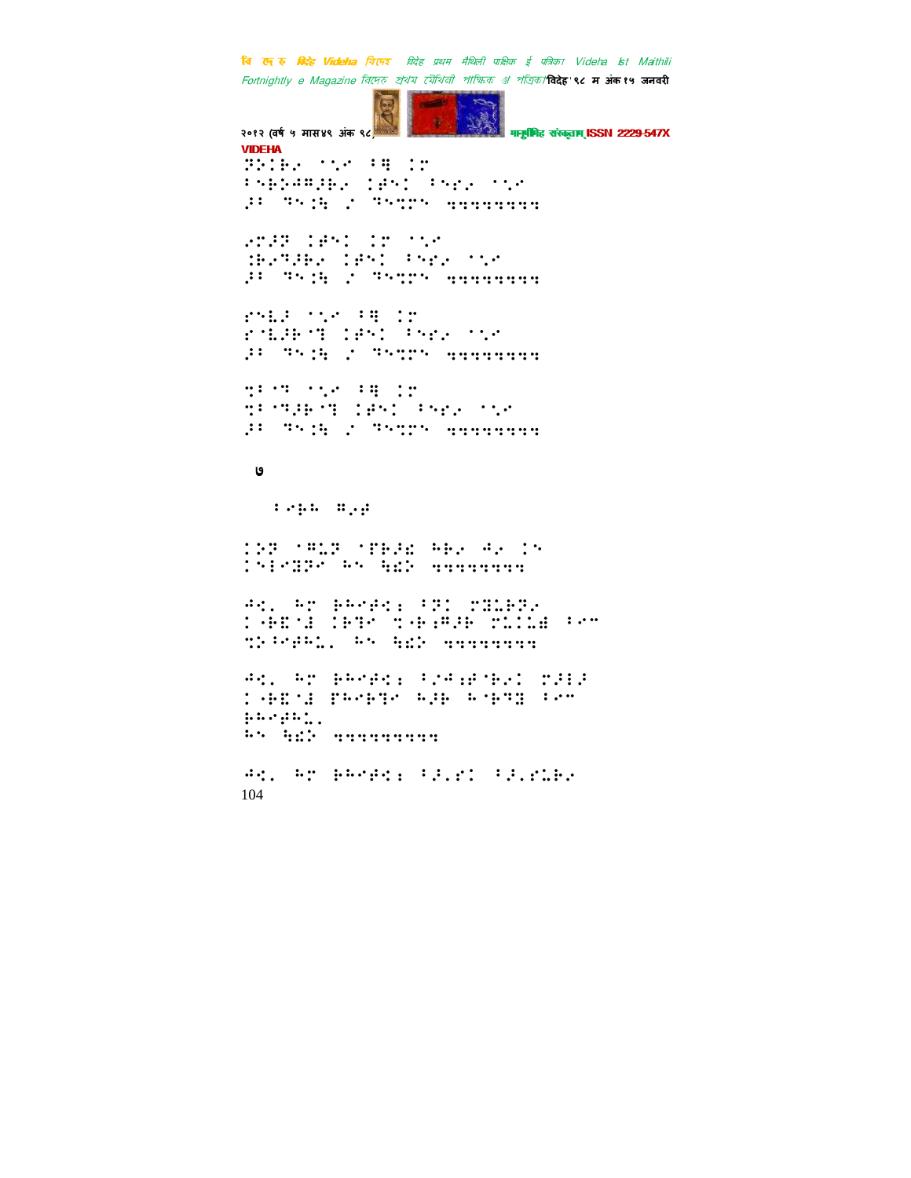७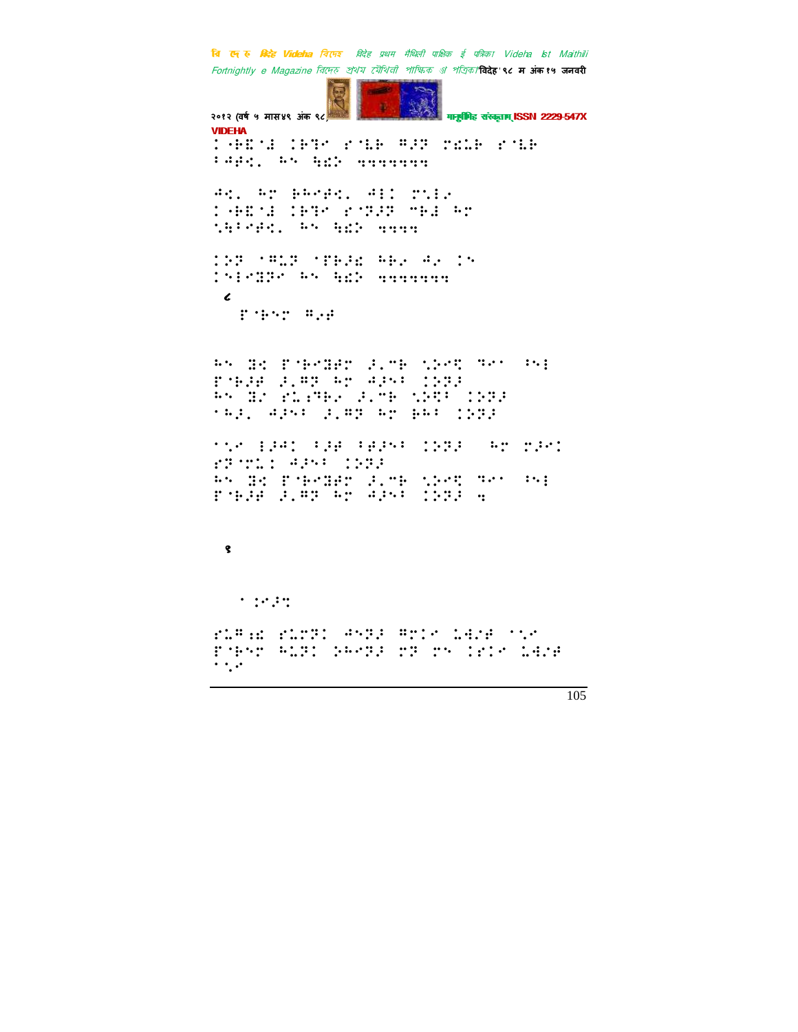८

१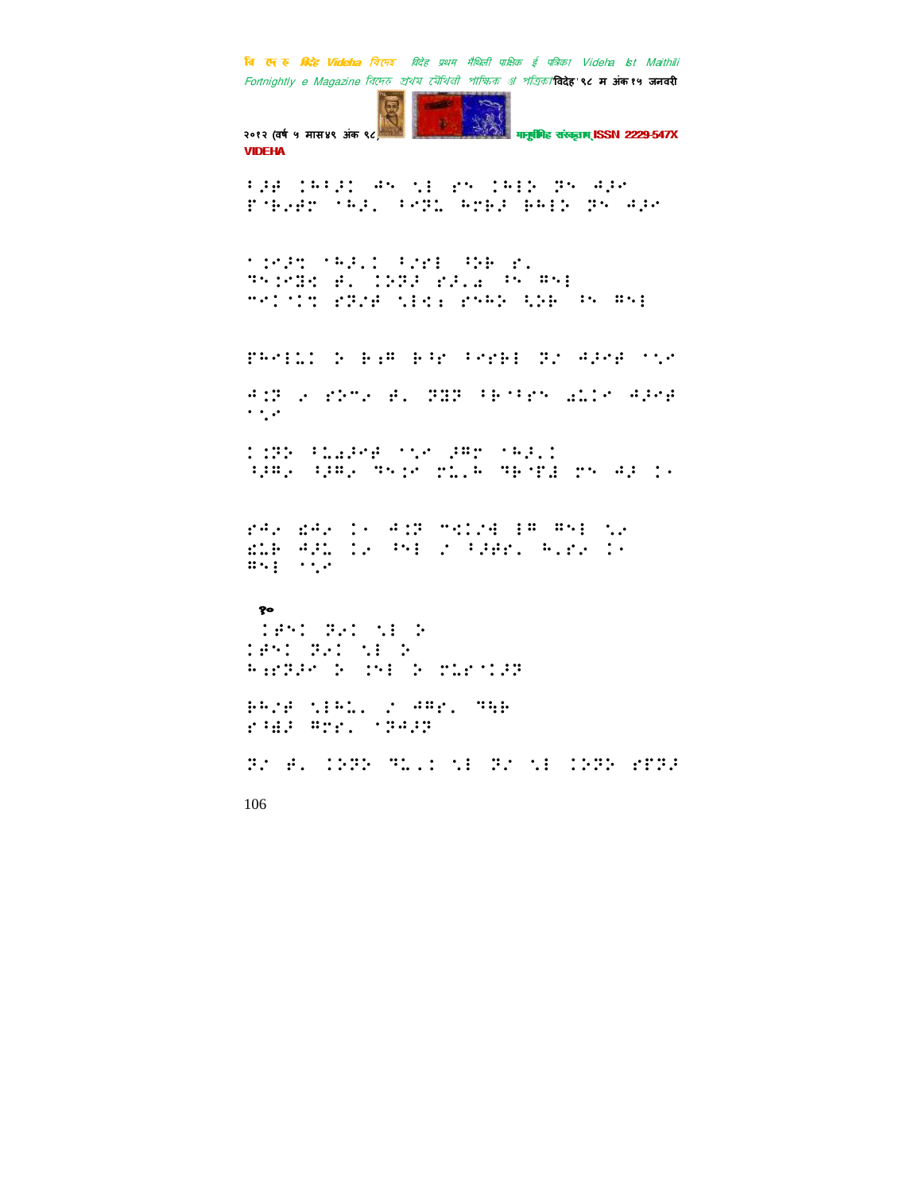⠃⠼⠋ ⠇⠓⠃⠼⠇ ⠙⠝ �py⠑ ⠗⠝ ⠇⠓⠑⠕ ⠝⠝ ⠙⠼⠊

१०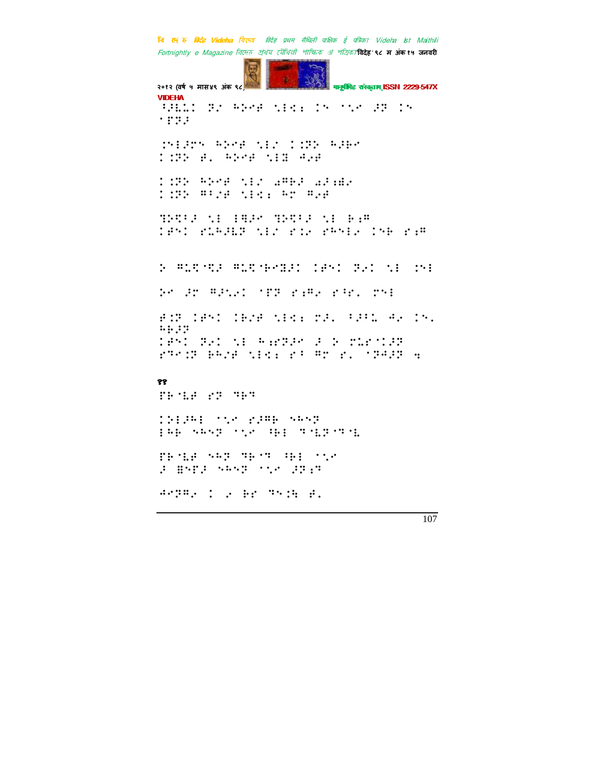⠱⠼⠇⠉⠅⠀⠝⠌⠀⠓⠕⠢⠋⠀⠎⠌⠩⠆⠀⠅⠢⠀⠈⠎⠢⠀⠚⠝⠀⠅⠢⠀⠈⠏⠝⠚

⠅⠢⠌⠚⠗⠢⠀⠓⠕⠢⠋⠀⠎⠌⠌⠀⠅⠅⠝⠕⠀⠓⠚⠗⠢

⠅⠅⠝⠕⠀⠋⠂⠀⠓⠕⠢⠋⠀⠎⠌⠝⠀⠙⠢⠋

⠅⠅⠝⠕⠀⠓⠕⠢⠋⠀⠎⠌⠌⠀⠁⠛⠗⠚⠀⠁⠚⠆⠙⠢

⠅⠅⠝⠕⠀⠛⠁⠌⠋⠀⠎⠌⠩⠆⠀⠓⠉⠀⠛⠢⠋

⠹⠕⠩⠁⠚⠀⠎⠌⠀⠌⠻⠚⠢⠀⠹⠕⠩⠁⠚⠀⠎⠌⠀⠗⠆⠛

⠅⠋⠢⠅⠀⠗⠉⠓⠚⠇⠝⠀⠎⠌⠌⠀⠗⠅⠢⠀⠗⠓⠢⠌⠢⠀⠅⠢⠗⠀⠗⠆⠛

⠕⠀⠛⠉⠩⠈⠩⠚⠀⠛⠉⠩⠈⠗⠢⠝⠚⠅⠀⠅⠋⠢⠅⠀⠝⠢⠅⠀⠎⠌⠀⠅⠢⠌

⠕⠢⠀⠚⠉⠀⠛⠚⠢⠢⠅⠀⠈⠏⠝⠀⠗⠆⠛⠢⠀⠗⠁⠗⠂⠀⠍⠢⠌

⠋⠅⠝⠀⠅⠋⠢⠅⠀⠅⠗⠌⠋⠀⠎⠌⠩⠆⠀⠍⠚⠂⠀⠁⠚⠁⠉⠀⠙⠢⠀⠅⠢⠂⠀⠓⠗⠚⠝

⠅⠋⠢⠅⠀⠝⠢⠅⠀⠎⠌⠀⠓⠆⠗⠝⠚⠢⠀⠚⠀⠕⠀⠍⠉⠗⠈⠅⠚⠝

⠗⠹⠢⠅⠝⠀⠗⠓⠌⠋⠀⠎⠌⠩⠆⠀⠗⠁⠀⠛⠉⠀⠗⠂⠀⠈⠝⠙⠚⠝⠀⠲

११

⠏⠗⠈⠇⠋⠀⠗⠝⠀⠹⠗⠹

⠅⠕⠌⠚⠓⠌⠀⠈⠎⠢⠀⠗⠚⠛⠗⠀⠢⠓⠢⠝

⠌⠓⠗⠀⠢⠓⠢⠝⠀⠈⠎⠢⠀⠓⠗⠌⠀⠹⠈⠇⠝⠈⠹⠈⠇

⠏⠗⠈⠇⠋⠀⠢⠓⠝⠀⠹⠗⠈⠹⠀⠓⠗⠌⠀⠈⠎⠢

⠚⠀⠿⠢⠏⠚⠀⠢⠓⠢⠝⠀⠈⠎⠢⠀⠚⠝⠆⠹

⠙⠢⠝⠛⠢⠀⠅⠀⠢⠀⠗⠉⠀⠹⠢⠅⠓⠀⠋⠂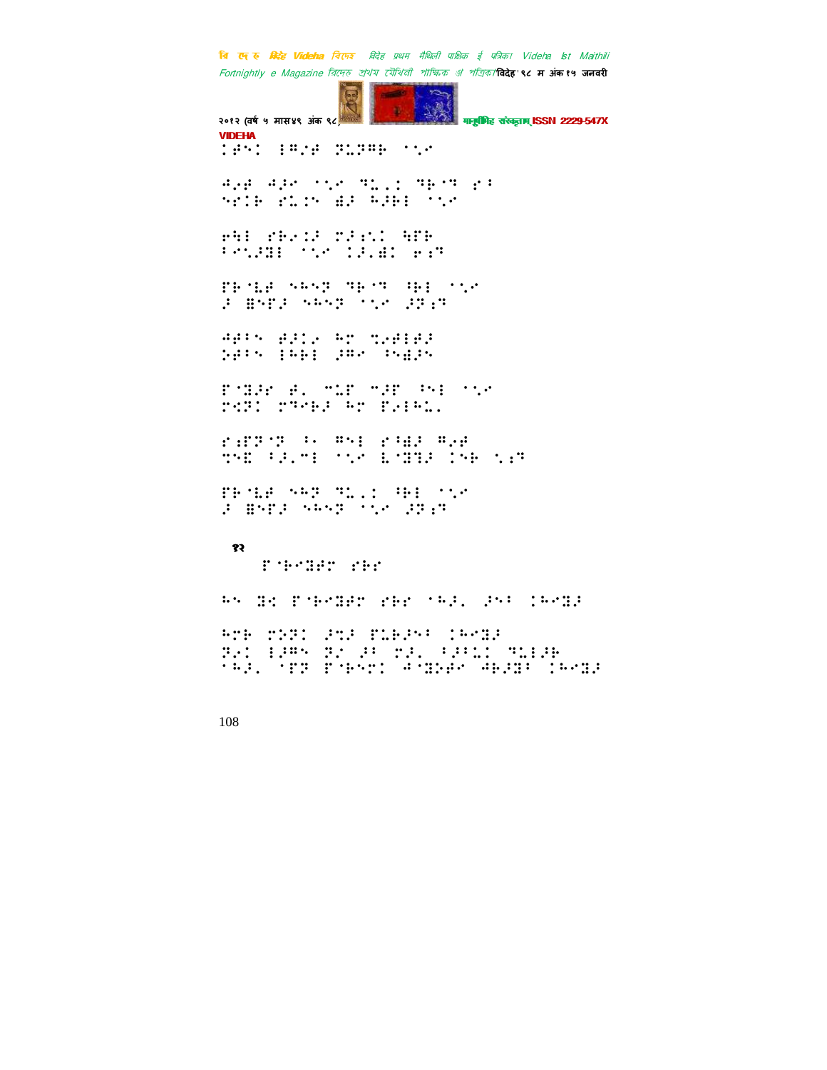⠅⠋⠑⠅ ⠖⠻⠔⠋ ⠝⠥⠏⠻⠗ ⠁⠌⠊

⠙⠔⠋ ⠙⠜⠊ ⠁⠌⠊ ⠝⠩⠂⠅ ⠝⠗⠈⠝ ⠗⠒
⠑⠗⠅⠗ ⠗⠥⠅⠑ ⠿⠜ ⠓⠜⠗⠇ ⠁⠌⠊

⠗⠓⠇ ⠎⠗⠔⠅⠜ ⠍⠜⠒⠌⠅ ⠹⠋⠗
⠒⠑⠌⠜⠙⠇ ⠁⠌⠊ ⠅⠜⠂⠿⠅ ⠗⠒⠝

⠋⠗⠈⠦⠋ ⠑⠓⠑⠝ ⠝⠗⠈⠝ ⠐⠗⠇ ⠁⠌⠊
⠜ ⠯⠑⠋⠜ ⠑⠓⠑⠝ ⠁⠌⠊ ⠜⠝⠒⠝

⠙⠋⠒⠑ ⠋⠜⠅⠔ ⠓⠉ ⠞⠔⠋⠇⠋⠜
⠵⠋⠒⠑ ⠇⠓⠗⠇ ⠜⠻⠊ ⠐⠑⠿⠜⠑

⠋⠈⠙⠜⠗ ⠋⠂ ⠉⠥⠋ ⠉⠜⠋ ⠐⠑⠇ ⠁⠌⠊
⠗⠎⠝⠅ ⠗⠝⠊⠗⠜ ⠓⠉ ⠋⠔⠇⠓⠥⠂

⠗⠒⠋⠝⠈⠝ ⠐⠂ ⠻⠑⠇ ⠗⠐⠿⠜ ⠻⠔⠋
⠹⠑⠪ ⠒⠜⠂⠉⠇ ⠁⠌⠊ ⠦⠈⠙⠝⠜ ⠅⠑⠗ ⠌⠒⠝

⠋⠗⠈⠦⠋ ⠑⠓⠝ ⠝⠥⠂⠅ ⠐⠗⠇ ⠁⠌⠊
⠜ ⠯⠑⠋⠜ ⠑⠓⠑⠝ ⠁⠌⠊ ⠜⠝⠒⠝

१२

⠋⠈⠗⠊⠙⠋⠉ ⠎⠗⠗

⠓⠑ ⠙⠩ ⠋⠈⠗⠊⠙⠋⠉ ⠎⠗⠗ ⠈⠓⠜⠂ ⠜⠑⠒ ⠅⠓⠊⠙⠜

⠓⠉⠗ ⠗⠎⠝⠅ ⠜⠩⠜ ⠋⠥⠗⠜⠑⠒ ⠅⠓⠊⠙⠜
⠝⠔⠅ ⠇⠜⠻⠑ ⠝⠌ ⠜⠒ ⠍⠜⠂ ⠒⠜⠒⠥⠅ ⠝⠥⠇⠜⠗
⠈⠓⠜⠂ ⠈⠋⠝ ⠋⠈⠗⠑⠉⠅ ⠙⠈⠙⠎⠋⠊ ⠙⠗⠜⠙⠒ ⠅⠓⠊⠙⠜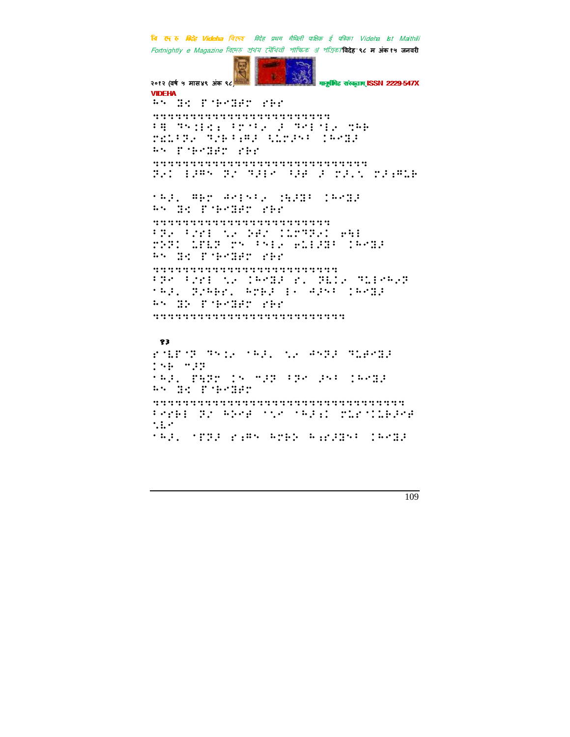१३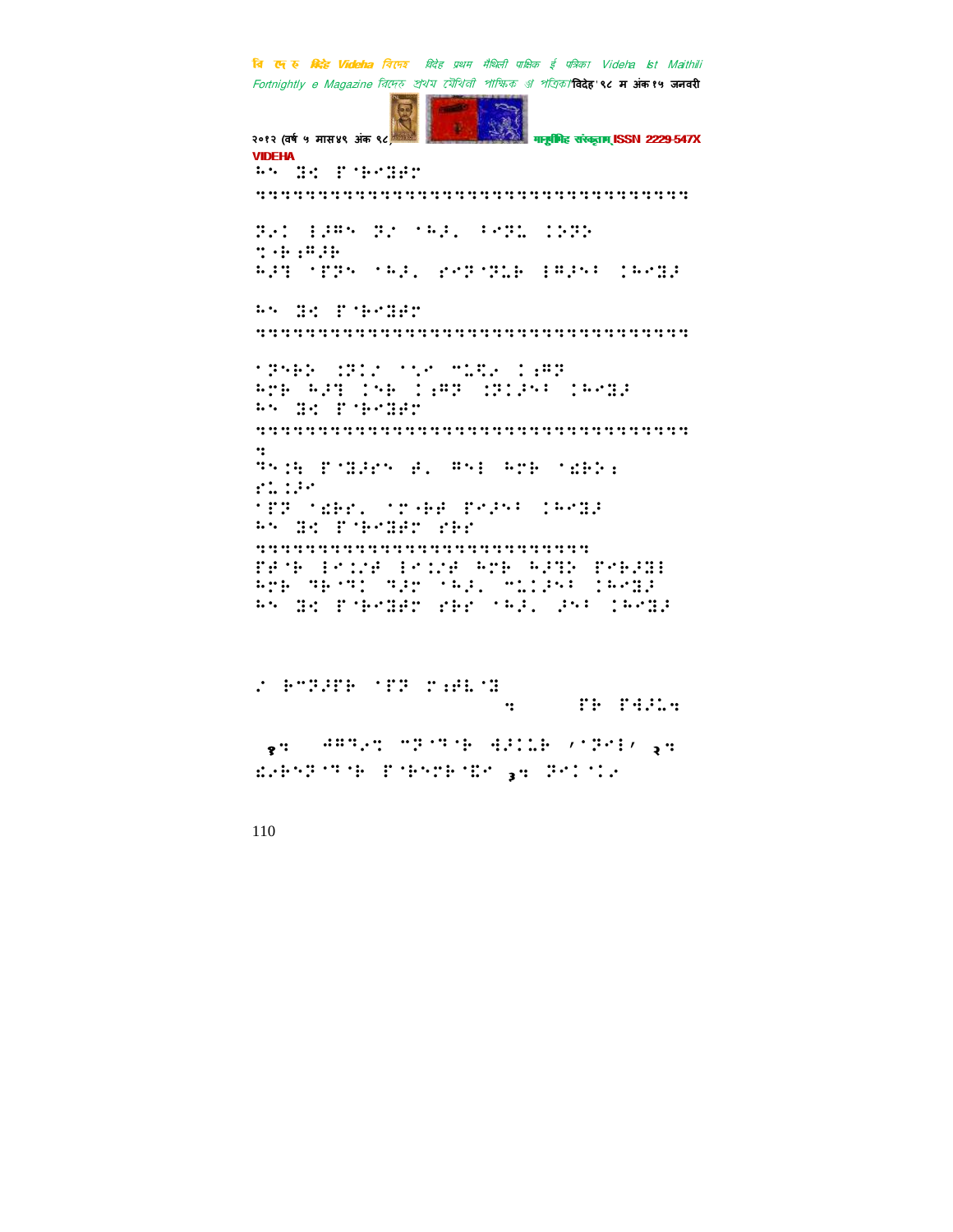⠓⠉⠀⠝⠅⠀⠏⠈⠗⠊⠝⠐⠗

⠩⠩⠩⠩⠩⠩⠩⠩⠩⠩⠩⠩⠩⠩⠩⠩⠩⠩⠩⠩⠩⠩⠩⠩⠩⠩⠩⠩⠩⠩⠩⠩⠩⠩

⠝⠜⠅⠀⠇⠕⠍⠉⠀⠝⠌⠀⠈⠓⠕⠄⠀⠋⠊⠝⠣⠀⠅⠅⠝⠅

⠭⠐⠗⠆⠍⠕⠗

⠓⠕⠛⠀⠈⠏⠝⠉⠀⠈⠓⠕⠄⠀⠗⠊⠝⠈⠝⠣⠗⠀⠇⠍⠕⠉⠁⠀⠅⠓⠊⠝⠕

⠓⠉⠀⠝⠅⠀⠏⠈⠗⠊⠝⠐⠗

⠩⠩⠩⠩⠩⠩⠩⠩⠩⠩⠩⠩⠩⠩⠩⠩⠩⠩⠩⠩⠩⠩⠩⠩⠩⠩⠩⠩⠩⠩⠩⠩⠩⠩

⠈⠝⠉⠗⠕⠀⠅⠝⠅⠌⠀⠈⠑⠊⠀⠉⠣⠩⠜⠀⠅⠆⠍⠝

⠓⠍⠗⠀⠓⠕⠛⠀⠅⠉⠗⠀⠅⠆⠍⠝⠀⠅⠝⠅⠕⠉⠁⠀⠅⠓⠊⠝⠕

⠓⠉⠀⠝⠅⠀⠏⠈⠗⠊⠝⠐⠗

⠩⠩⠩⠩⠩⠩⠩⠩⠩⠩⠩⠩⠩⠩⠩⠩⠩⠩⠩⠩⠩⠩⠩⠩⠩⠩⠩⠩⠩⠩⠩⠩⠩⠩⠩

⠹⠉⠅⠓⠀⠏⠈⠝⠕⠗⠉⠀⠋⠄⠀⠍⠑⠇⠀⠓⠍⠗⠀⠈⠿⠗⠕⠆

⠗⠣⠅⠕⠊

⠈⠏⠝⠀⠈⠿⠗⠗⠄⠀⠈⠍⠐⠗⠋⠀⠏⠊⠕⠉⠁⠀⠅⠓⠊⠝⠕

⠓⠉⠀⠝⠅⠀⠏⠈⠗⠊⠝⠐⠗⠀⠗⠗⠗

⠩⠩⠩⠩⠩⠩⠩⠩⠩⠩⠩⠩⠩⠩⠩⠩⠩⠩⠩⠩⠩⠩⠩⠩⠩⠩⠩

⠏⠋⠈⠗⠀⠇⠊⠅⠌⠋⠀⠇⠊⠅⠌⠋⠀⠓⠍⠗⠀⠓⠕⠹⠕⠀⠏⠊⠗⠕⠝⠇

⠓⠍⠗⠀⠹⠗⠈⠹⠅⠀⠹⠕⠗⠀⠈⠓⠕⠄⠀⠉⠣⠅⠕⠉⠁⠀⠅⠓⠊⠝⠕

⠓⠉⠀⠝⠅⠀⠏⠈⠗⠊⠝⠐⠗⠀⠗⠗⠗⠀⠈⠓⠕⠄⠀⠕⠉⠁⠀⠅⠓⠊⠝⠕

⠌⠀⠗⠉⠝⠕⠋⠗⠀⠈⠏⠝⠀⠍⠆⠋⠣⠈⠝

⠩⠀⠀⠀⠀⠏⠗⠀⠏⠫⠕⠣⠩

१⠩ ⠀⠻⠍⠹⠌⠹⠀⠉⠝⠈⠹⠗⠀⠫⠕⠅⠣⠗⠀⠠⠈⠝⠊⠇⠠⠀२⠩

⠮⠌⠗⠉⠝⠈⠹⠗⠀⠏⠈⠗⠉⠍⠗⠈⠮⠉⠀३⠩⠀⠝⠊⠅⠈⠅⠌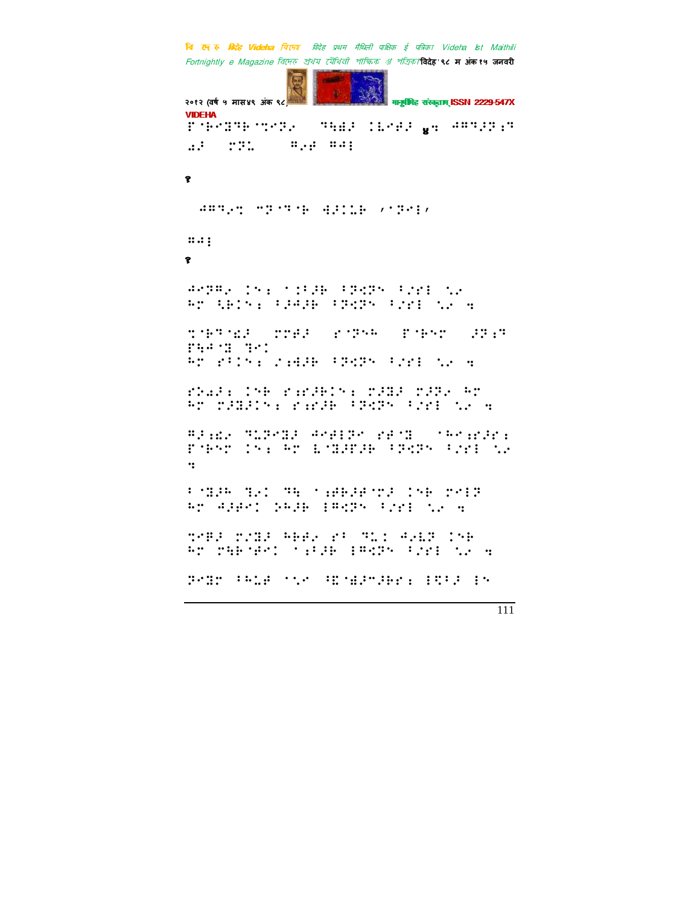⠏⠁⠃⠑⠝⠙⠃⠁⠉⠞⠗⠂ ⠙⠓⠻⠂ ⠅⠇⠑⠛⠂ ४⠒ ⠚⠛⠙⠂⠝⠆⠙ ⠡⠂ ⠉⠝⠥ ⠛⠂⠛ ⠛⠚⠆

१

⠚⠛⠙⠂⠒ ⠉⠝⠁⠙⠁⠃ ⠙⠂⠅⠥⠃ ⠄⠁⠝⠑⠆⠄

⠛⠚⠆

१

⠚⠑⠝⠛⠂ ⠅⠢⠆ ⠁⠅⠋⠂⠃ ⠋⠝⠻⠝⠢ ⠋⠴⠋⠆ ⠌⠂
⠓⠉ ⠩⠃⠅⠢⠆ ⠋⠂⠚⠂⠃ ⠋⠝⠻⠝⠢ ⠋⠴⠋⠆ ⠌⠂ ⠒

⠙⠁⠃⠙⠁⠮⠂ ⠉⠉⠛⠂ ⠋⠁⠝⠢⠓ ⠏⠁⠃⠑⠉ ⠂⠝⠆⠙ ⠏⠳⠚⠁⠝ ⠙⠑⠅
⠓⠉ ⠋⠋⠅⠢⠆ ⠴⠆⠙⠂⠃ ⠋⠝⠻⠝⠢ ⠋⠴⠋⠆ ⠌⠂ ⠒

⠋⠃⠺⠂⠆ ⠅⠢⠃ ⠋⠆⠋⠂⠃⠅⠢⠆ ⠉⠂⠝⠂ ⠉⠂⠝⠂ ⠓⠉
⠓⠉ ⠉⠂⠝⠂⠅⠢⠆ ⠋⠆⠋⠂⠃ ⠋⠝⠻⠝⠢ ⠋⠴⠋⠆ ⠌⠂ ⠒

⠛⠂⠆⠮⠂ ⠙⠥⠝⠑⠝⠂ ⠚⠑⠛⠆⠝⠑ ⠋⠛⠁⠝ ⠁⠓⠑⠆⠋⠂⠋⠆
⠏⠁⠃⠑⠉ ⠅⠢⠆ ⠓⠉ ⠣⠁⠝⠂⠏⠂⠃ ⠋⠝⠻⠝⠢ ⠋⠴⠋⠆ ⠌⠂
⠒

⠋⠁⠝⠂⠓ ⠙⠂⠅ ⠙⠳ ⠁⠆⠛⠃⠂⠛⠁⠉⠂ ⠅⠢⠃ ⠉⠑⠆⠝
⠓⠉ ⠚⠂⠛⠑⠅ ⠝⠓⠂⠃ ⠆⠛⠻⠝⠢ ⠋⠴⠋⠆ ⠌⠂ ⠒

⠙⠑⠛⠂ ⠉⠴⠝⠂ ⠓⠃⠛⠂ ⠋⠁ ⠙⠥⠅ ⠚⠂⠣⠝ ⠅⠢⠃
⠓⠉ ⠉⠳⠃⠁⠛⠑⠅ ⠁⠆⠋⠂⠃ ⠆⠛⠻⠝⠢ ⠋⠴⠋⠆ ⠌⠂ ⠒

⠝⠑⠝⠉ ⠋⠓⠥⠛ ⠁⠌⠂ ⠻⠁⠱⠂⠉⠂⠃⠋⠆ ⠆⠻⠋⠂ ⠆⠢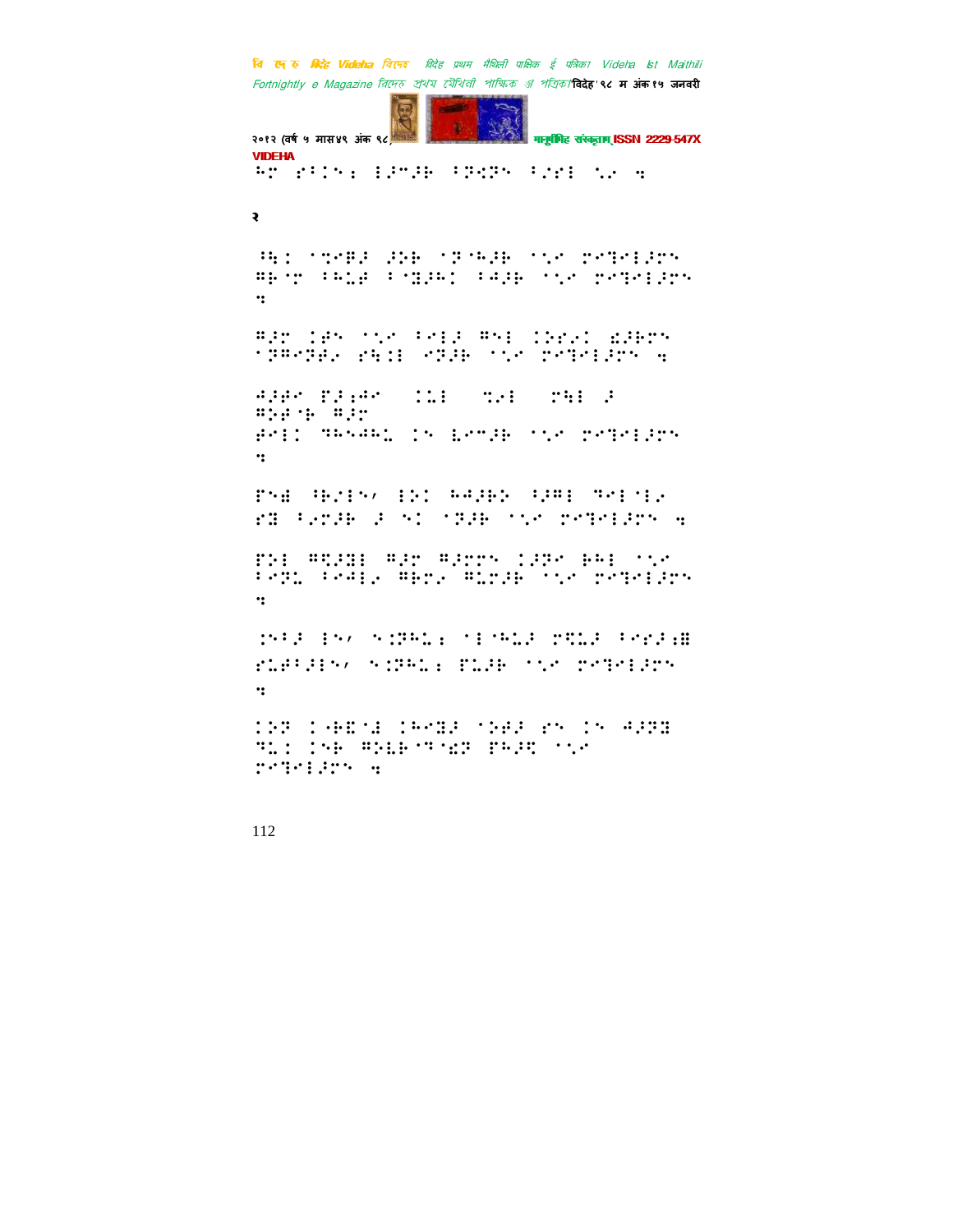२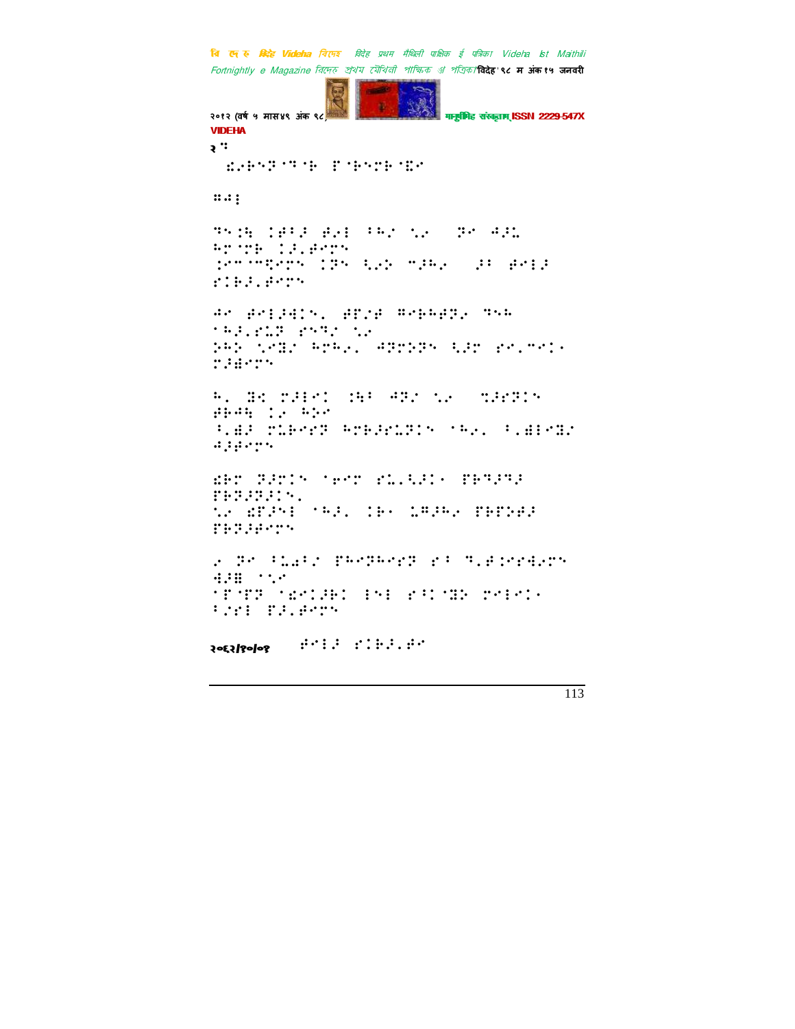२

२०१२/१०/०१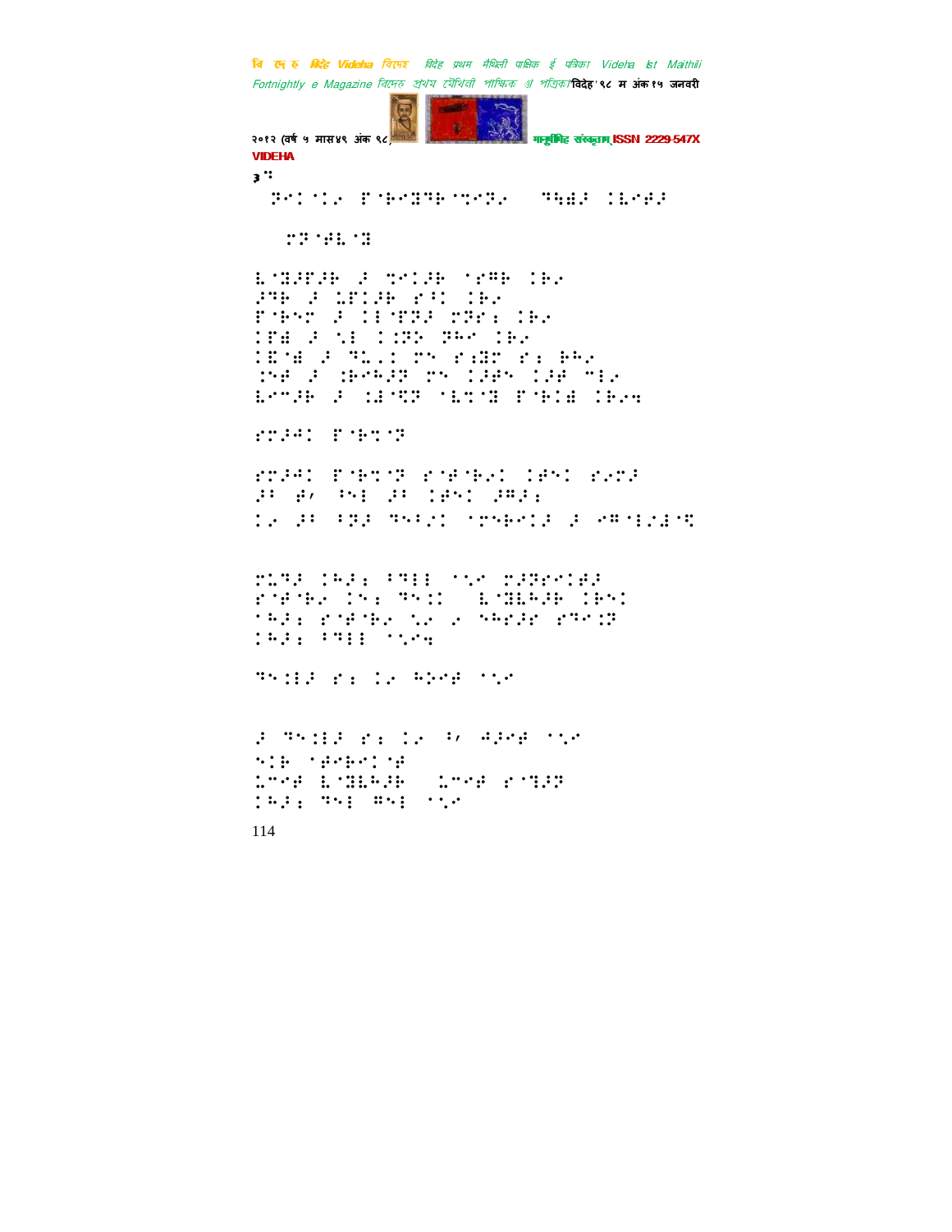३

⠝⠋⠉⠈⠇⠒⠀⠏⠈⠗⠊⠝⠗⠈⠹⠊⠝⠒⠀⠀⠹⠓⠫⠗⠀⠉⠑⠊⠋⠗

⠀⠀⠀⠉⠝⠈⠋⠑⠈⠝

⠑⠈⠝⠗⠏⠗⠗⠀⠗⠀⠹⠊⠉⠗⠗⠀⠈⠎⠛⠗⠀⠉⠗⠒

⠗⠹⠗⠀⠗⠀⠥⠏⠉⠗⠗⠀⠎⠋⠉⠀⠉⠗⠒

⠏⠈⠗⠊⠞⠀⠗⠀⠉⠇⠈⠏⠝⠗⠀⠉⠝⠗⠆⠀⠉⠗⠒

⠉⠏⠫⠀⠗⠀⠪⠇⠀⠉⠉⠝⠕⠀⠝⠓⠊⠀⠉⠗⠒

⠉⠫⠈⠫⠀⠗⠀⠹⠥⠂⠉⠀⠉⠊⠀⠎⠆⠝⠉⠀⠎⠆⠀⠗⠓⠒

⠉⠪⠋⠀⠗⠀⠉⠗⠊⠓⠗⠝⠀⠉⠊⠀⠉⠗⠋⠊⠀⠉⠗⠋⠀⠍⠇⠒

⠑⠊⠍⠗⠗⠀⠗⠀⠉⠇⠈⠹⠝⠀⠈⠑⠹⠈⠝⠀⠏⠈⠗⠉⠫⠀⠉⠗⠒⠲

⠎⠉⠗⠊⠉⠀⠏⠈⠗⠹⠈⠝

⠎⠉⠗⠊⠉⠀⠏⠈⠗⠹⠈⠝⠀⠎⠈⠋⠈⠗⠒⠉⠀⠉⠋⠊⠉⠀⠎⠒⠉⠗

⠗⠃⠀⠋⠂⠀⠀⠋⠊⠇⠀⠗⠃⠀⠉⠋⠊⠉⠀⠗⠍⠗⠆

⠉⠒⠀⠗⠃⠀⠋⠝⠗⠀⠹⠊⠋⠔⠉⠀⠈⠉⠊⠗⠊⠉⠗⠀⠗⠀⠊⠍⠈⠇⠔⠫⠈⠹

⠉⠥⠹⠗⠀⠉⠓⠗⠆⠀⠋⠹⠇⠇⠀⠈⠪⠊⠀⠉⠗⠝⠊⠉⠫⠗

⠎⠈⠋⠈⠗⠒⠀⠉⠊⠆⠀⠹⠊⠉⠉⠀⠀⠑⠈⠝⠑⠓⠗⠗⠀⠉⠗⠊⠉

⠈⠓⠗⠆⠀⠎⠈⠋⠈⠗⠒⠀⠪⠒⠀⠒⠀⠊⠓⠊⠗⠗⠀⠎⠹⠊⠉⠝

⠉⠓⠗⠆⠀⠋⠹⠇⠇⠀⠈⠪⠒⠲

⠹⠊⠉⠇⠗⠀⠎⠆⠀⠉⠒⠀⠓⠕⠊⠋⠀⠈⠪⠊

⠗⠀⠹⠊⠉⠇⠗⠀⠎⠆⠀⠉⠒⠀⠋⠂⠀⠙⠗⠊⠋⠀⠈⠪⠊

⠊⠉⠗⠀⠈⠋⠊⠗⠊⠉⠈⠋

⠥⠍⠊⠋⠀⠑⠈⠝⠑⠓⠗⠗⠀⠀⠥⠍⠊⠋⠀⠎⠈⠹⠗⠝

⠉⠓⠗⠆⠀⠹⠊⠇⠀⠍⠊⠇⠀⠈⠪⠊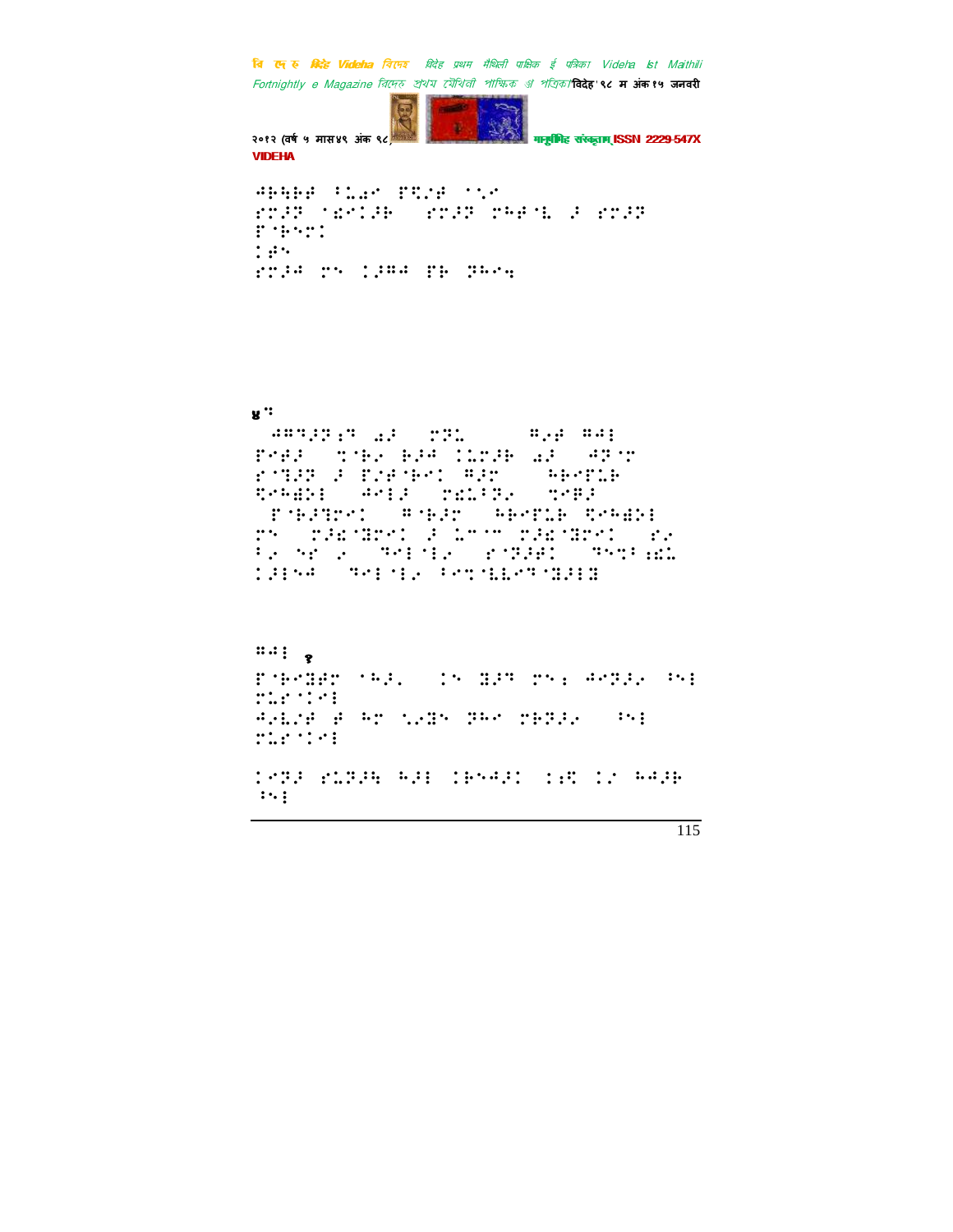४

१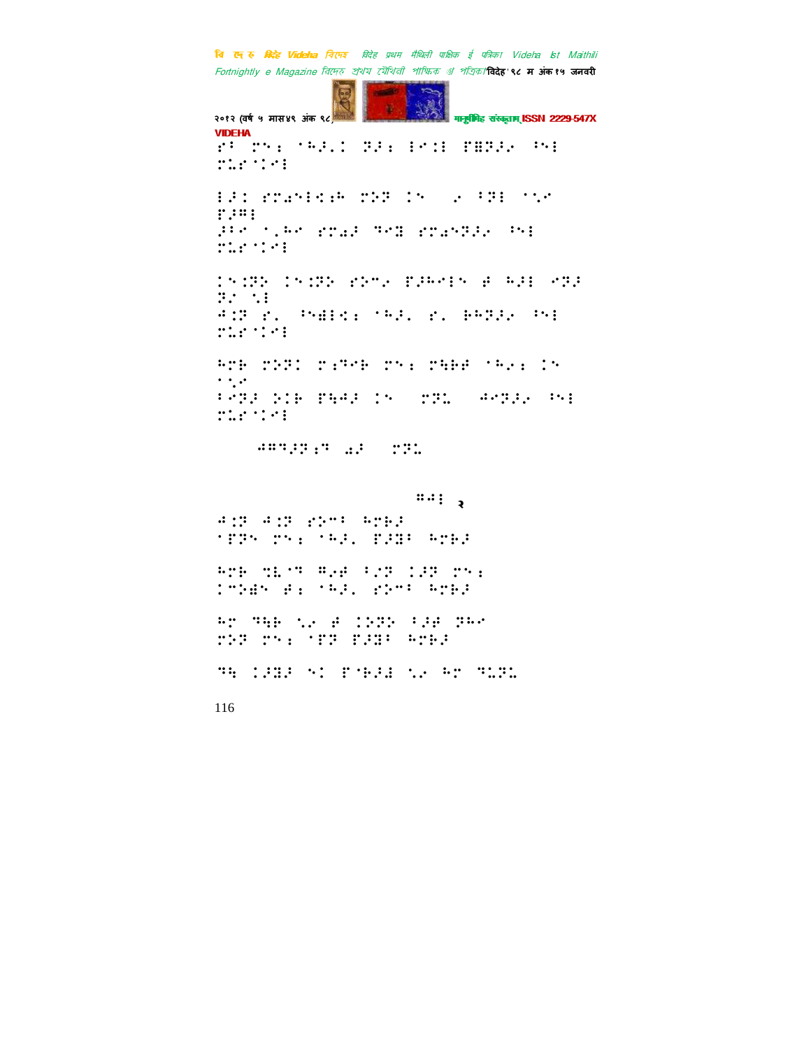⠗⠃ ⠍⠝⠆ ⠁⠓⠐⠅ ⠝⠐⠆ ⠇⠉⠅⠇ ⠏⠫⠝⠐⠌ ⠘⠝⠇ ⠍⠥⠗⠁⠅⠉⠇

⠇⠐⠅ ⠎⠍⠡⠉⠇⠫⠆⠓ ⠍⠕⠝ ⠅⠝ ⠀⠌ ⠃⠝⠇ ⠁⠡⠉ ⠏⠐⠋⠇

⠐⠃⠉ ⠁⠂⠓⠉ ⠎⠍⠡⠐ ⠙⠉⠭ ⠎⠍⠡⠝⠐⠌ ⠘⠝⠇ ⠍⠥⠗⠁⠅⠉⠇

⠅⠝⠅⠝⠕ ⠅⠝⠅⠝⠕ ⠎⠕⠉⠌ ⠏⠐⠓⠉⠇⠝ ⠿ ⠓⠐⠇ ⠉⠝⠐ ⠝⠐ ⠡⠇

⠙⠅⠝ ⠗⠂ ⠘⠫⠇⠫⠆ ⠁⠓⠐⠂ ⠗⠂ ⠃⠓⠝⠐⠌ ⠘⠝⠇ ⠍⠥⠗⠁⠅⠉⠇

⠓⠍⠃ ⠍⠕⠝⠅ ⠍⠆⠙⠃ ⠍⠝⠆ ⠍⠳⠃⠿ ⠁⠓⠌⠆ ⠅⠝ ⠁⠡⠉

⠃⠉⠝⠐ ⠕⠅⠃ ⠏⠳⠙⠐ ⠅⠝ ⠀⠍⠝⠥ ⠀⠙⠉⠝⠐⠌ ⠘⠝⠇ ⠍⠥⠗⠁⠅⠉⠇

⠀⠀⠀⠀⠙⠫⠙⠐⠝⠆⠙ ⠡⠐ ⠀⠍⠝⠥

⠫⠙⠇ २

⠙⠅⠝ ⠙⠅⠝ ⠎⠕⠉⠃ ⠓⠍⠃⠐
⠁⠏⠝⠝ ⠍⠝⠆ ⠁⠓⠐⠂ ⠏⠐⠫⠃ ⠓⠍⠃⠐

⠓⠍⠃ ⠹⠧⠉⠙ ⠫⠌⠿ ⠃⠌⠝ ⠅⠐⠝ ⠍⠝⠆
⠅⠉⠕⠫⠝ ⠿⠆ ⠁⠓⠐⠂ ⠎⠕⠉⠃ ⠓⠍⠃⠐

⠓⠍ ⠙⠳⠃ ⠡⠌ ⠿ ⠅⠕⠝⠕ ⠃⠐⠿ ⠝⠐⠓⠉ ⠍⠕⠝ ⠍⠝⠆ ⠁⠏⠝ ⠏⠐⠫⠃ ⠓⠍⠃⠐

⠙⠳ ⠅⠐⠫⠐ ⠝⠅ ⠏⠁⠃⠐⠇ ⠡⠌ ⠓⠍ ⠙⠥⠝⠥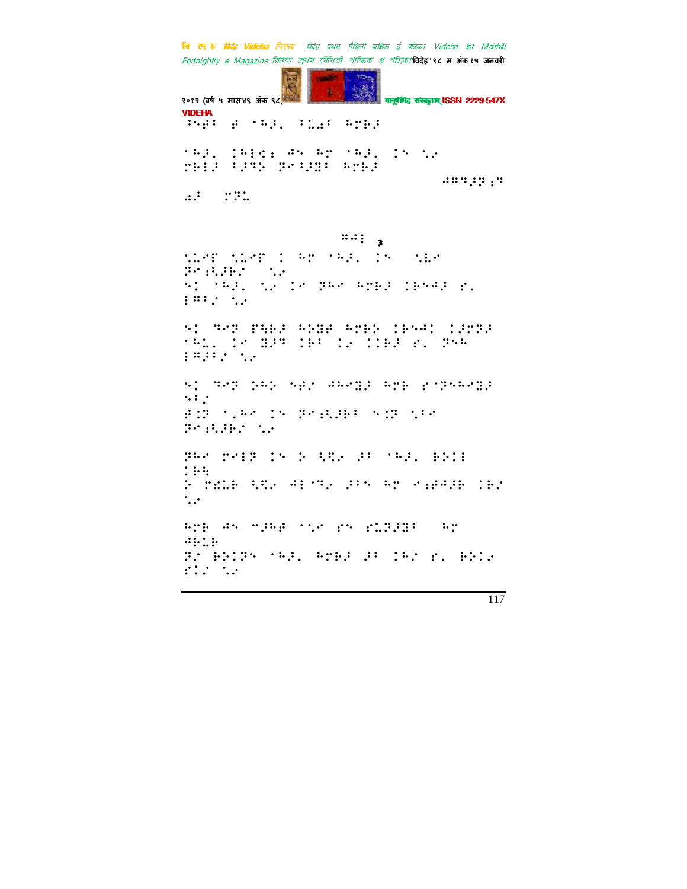⠓⠝⠗⠆ ⠗ ⠁⠓�ژ⠇ ⠆⠥⠩⠆ ⠓⠍⠗⠎

⠁⠓�ژ⠇ ⠅⠓⠃⠊⠆ ⠚⠝ ⠓⠍ ⠁⠓⠎⠇ ⠅⠝ ⠑⠎
⠍⠗⠃⠎ ⠆⠎⠹⠕ ⠝⠊⠆⠎⠻⠆ ⠓⠍⠗⠎

⠚⠻⠹⠎⠝⠆⠹

⠩⠎ ⠍⠝⠥

⠻⠚⠃ ⠩

⠑⠥⠊⠋ ⠑⠥⠊⠋ ⠅ ⠓⠍ ⠁⠓⠎⠇ ⠅⠝ ⠑⠃⠊
⠝⠊⠆⠓⠎⠗⠌ ⠑⠎
⠝⠅ ⠁⠓⠎⠇ ⠑⠎ ⠅⠊ ⠝⠓⠊ ⠓⠍⠗⠎ ⠅⠗⠝⠚⠎ ⠗⠇
⠃⠻⠆⠌ ⠑⠎

⠝⠅ ⠹⠊⠝ ⠋⠓⠗⠎ ⠓⠕⠻⠗ ⠓⠍⠗⠕ ⠅⠗⠝⠚⠅ ⠅⠎⠍⠝⠎
⠁⠓⠥⠇ ⠅⠊ ⠻⠎⠹ ⠅⠗⠆ ⠅⠎ ⠅⠅⠗⠎ ⠗⠇ ⠝⠓⠓
⠃⠻⠎⠆⠌ ⠑⠎

⠝⠅ ⠹⠊⠝ ⠕⠓⠕ ⠝⠗⠌ ⠚⠓⠊⠻⠎ ⠓⠍⠗ ⠗⠁⠝⠝⠓⠊⠻⠎
⠑⠆⠌
⠗⠅⠝ ⠁⠇⠓⠊ ⠅⠝ ⠝⠊⠆⠓⠎⠗⠆ ⠝⠅⠝ ⠑⠆⠊
⠝⠊⠆⠓⠎⠗⠌ ⠑⠎

⠝⠓⠊ ⠍⠊⠃⠝ ⠅⠝ ⠕ ⠓⠿⠎ ⠎⠆ ⠁⠓⠎⠇ ⠗⠕⠅⠃
⠅⠗⠹
⠕ ⠍⠣⠥⠗ ⠓⠿⠎ ⠚⠃⠁⠹⠎ ⠎⠆⠝ ⠓⠍ ⠊⠆⠗⠚⠎⠗ ⠅⠗⠌
⠑⠎

⠓⠍⠗ ⠚⠝ ⠉⠎⠓⠗ ⠁⠑⠊ ⠗⠝ ⠗⠥⠝⠎⠻⠆ ⠓⠍
⠚⠗⠥⠗
⠝⠌ ⠗⠕⠅⠝⠝ ⠁⠓⠎⠇ ⠓⠍⠗⠎ ⠎⠆ ⠅⠓⠌ ⠗⠇ ⠗⠕⠅⠎
⠗⠅⠌ ⠑⠎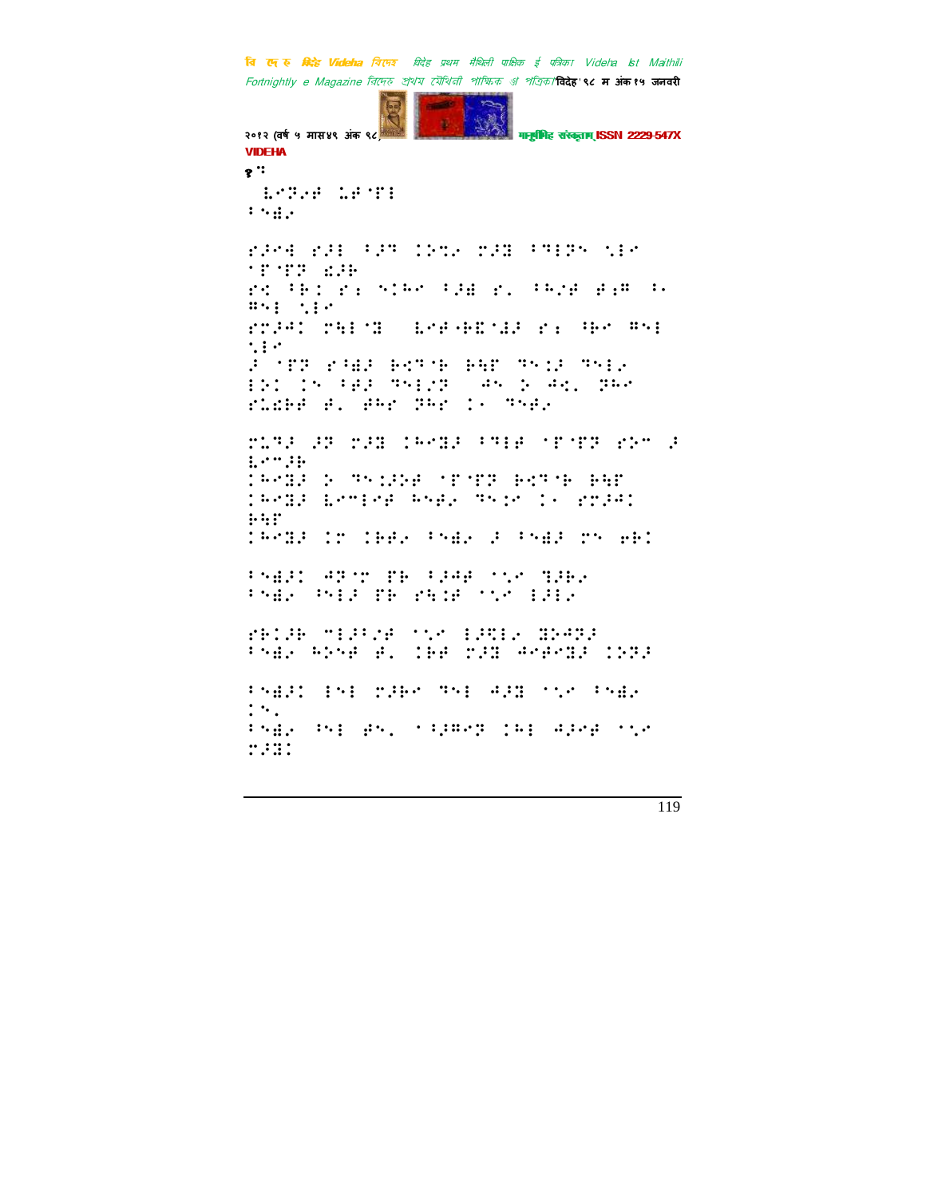१ ः

⠀⠇⠉⠝⠊⠋⠀⠨⠋⠈⠏⠇
⠃⠒⠡⠊

⠗⠚⠉⠲⠀⠗⠚⠇⠀⠃⠚⠝⠀⠄⠵⠹⠊⠀⠍⠚⠿⠀⠃⠙⠇⠵⠒⠀⠡⠇⠉
⠈⠏⠈⠏⠝⠀⠫⠚⠗
⠗⠹⠀⠘⠗⠅⠀⠗⠆⠀⠒⠅⠓⠉⠀⠃⠚⠿⠀⠗⠄⠀⠃⠓⠌⠋⠀⠋⠆⠛⠀⠃⠄
⠛⠒⠇⠀⠡⠇⠉
⠗⠍⠚⠉⠅⠀⠍⠓⠇⠈⠿⠀⠀⠇⠉⠋⠐⠗⠫⠈⠿⠚⠀⠗⠆⠀⠘⠓⠉⠀⠛⠒⠇
⠡⠇⠉
⠚⠀⠈⠏⠝⠀⠗⠘⠡⠚⠀⠗⠹⠝⠈⠗⠀⠗⠓⠏⠀⠙⠒⠅⠚⠀⠙⠒⠇⠊
⠇⠵⠅⠀⠅⠒⠀⠃⠋⠚⠀⠙⠒⠇⠌⠝⠀⠀⠣⠒⠀⠕⠀⠣⠹⠄⠀⠝⠓⠉
⠗⠡⠗⠋⠀⠋⠄⠀⠋⠓⠗⠀⠝⠓⠗⠀⠅⠄⠀⠙⠒⠋⠊

⠍⠥⠙⠚⠀⠚⠝⠀⠍⠚⠿⠀⠅⠓⠉⠿⠚⠀⠃⠙⠇⠋⠀⠈⠏⠈⠏⠝⠀⠗⠵⠉⠀⠚
⠇⠉⠉⠚⠗
⠅⠓⠉⠿⠚⠀⠕⠀⠙⠒⠅⠚⠕⠋⠀⠈⠏⠈⠏⠝⠀⠗⠹⠝⠈⠗⠀⠗⠓⠏
⠅⠓⠉⠿⠚⠀⠇⠉⠉⠇⠉⠋⠀⠓⠒⠋⠊⠀⠙⠒⠅⠉⠀⠅⠄⠀⠗⠍⠚⠉⠅
⠗⠓⠏
⠅⠓⠉⠿⠚⠀⠅⠍⠀⠅⠗⠋⠊⠀⠃⠒⠡⠊⠀⠚⠀⠃⠒⠡⠚⠀⠍⠒⠀⠑⠗⠅

⠃⠒⠡⠚⠅⠀⠣⠝⠈⠍⠀⠏⠗⠀⠃⠚⠣⠋⠀⠈⠡⠉⠀⠹⠚⠗⠊
⠃⠒⠡⠊⠀⠘⠒⠇⠚⠀⠏⠗⠀⠗⠓⠅⠋⠀⠈⠡⠉⠀⠇⠚⠇⠊

⠗⠗⠅⠚⠗⠀⠉⠇⠚⠃⠌⠋⠀⠈⠡⠉⠀⠇⠚⠹⠇⠊⠀⠿⠕⠣⠝⠚
⠃⠒⠡⠊⠀⠓⠕⠒⠋⠀⠋⠄⠀⠅⠗⠋⠀⠍⠚⠿⠀⠣⠉⠋⠉⠿⠚⠀⠅⠵⠝⠚

⠃⠒⠡⠚⠅⠀⠇⠒⠇⠀⠍⠚⠗⠉⠀⠙⠒⠇⠀⠣⠚⠿⠀⠈⠡⠉⠀⠃⠒⠡⠊
⠅⠒⠄
⠃⠒⠡⠊⠀⠘⠒⠇⠀⠋⠒⠄⠀⠈⠃⠚⠛⠉⠝⠀⠅⠓⠇⠀⠣⠚⠉⠋⠀⠈⠡⠉
⠍⠚⠿⠅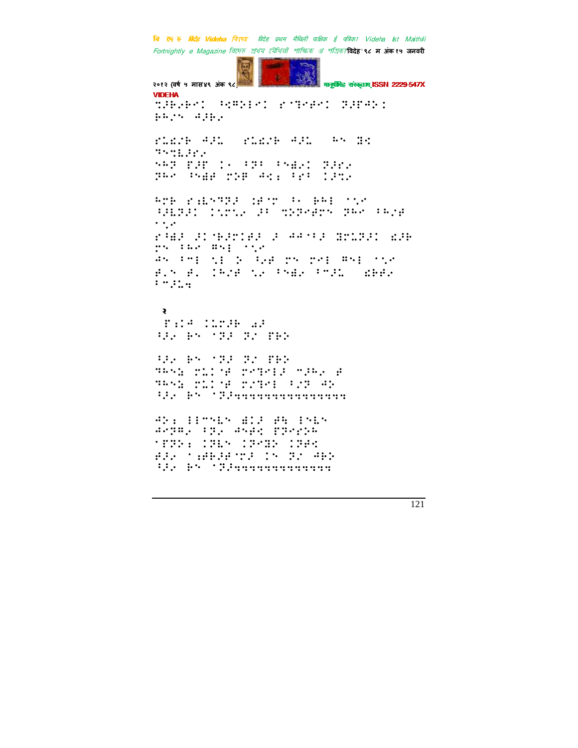२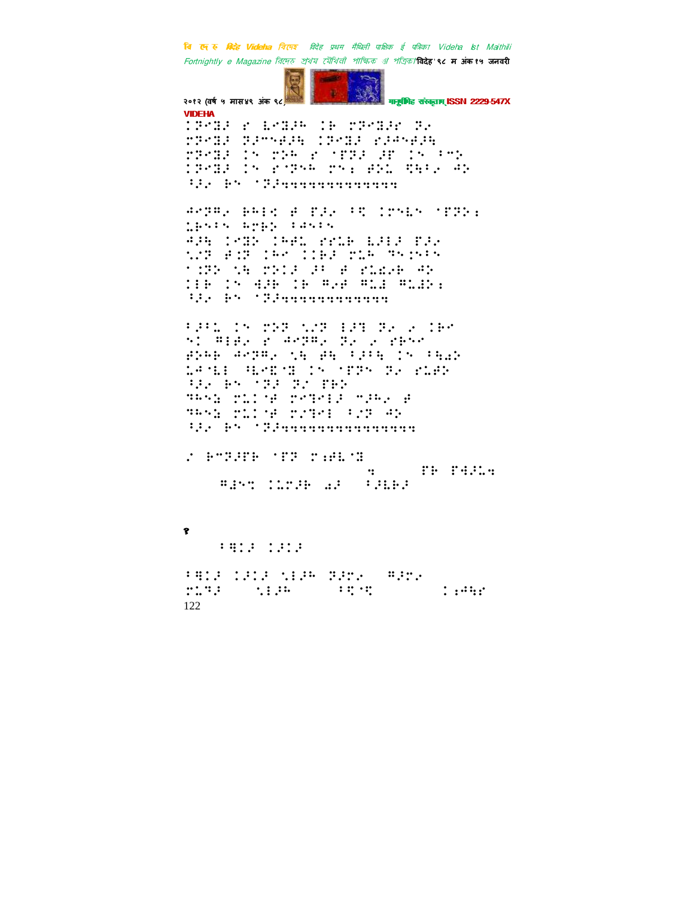⠊⠝⠊⠷⠁ ⠗ ⠇⠊⠷⠁ ⠊⠃ ⠗⠝⠊⠷⠁⠗ ⠝⠆ ⠗⠝⠊⠷⠁ ⠝⠁⠉⠑⠋⠁⠻ ⠊⠝⠊⠷⠁ ⠗⠁⠙⠑⠋⠁⠻ ⠗⠝⠊⠷⠁ ⠊⠑ ⠗⠕⠓ ⠗ ⠈⠏⠝⠁ ⠁⠏ ⠊⠑ ⠃⠉⠕ ⠊⠝⠊⠷⠁ ⠊⠑ ⠗⠈⠝⠑⠓ ⠗⠑⠒ ⠋⠕⠇ ⠟⠻⠃⠆ ⠙⠕ ⠳⠁⠆ ⠗⠑ ⠈⠝⠁⠲⠲⠲⠲⠲⠲⠲⠲⠲⠲⠲⠲⠲

⠙⠉⠝⠛⠆ ⠗⠓⠣ ⠋ ⠏⠁⠆ ⠃⠟ ⠊⠉⠑⠇⠑ ⠈⠏⠝⠕⠒ ⠡⠗⠑⠃⠑ ⠓⠗⠗⠕ ⠃⠙⠑⠃⠑ ⠙⠁⠻ ⠊⠉⠷⠕ ⠊⠓⠋⠇ ⠗⠗⠇⠗ ⠇⠁⠣⠁ ⠏⠁⠆ ⠡⠉⠝ ⠋⠊⠝ ⠊⠓⠉ ⠊⠊⠗⠁ ⠗⠇⠓ ⠝⠑⠊⠑⠃⠑ ⠈⠊⠝⠕ ⠡⠻ ⠗⠕⠊⠁ ⠁⠃ ⠋ ⠗⠇⠫⠆⠗ ⠙⠕ ⠊⠣⠗ ⠊⠑ ⠹⠁⠗ ⠊⠗ ⠛⠆⠋ ⠛⠇⠚ ⠛⠇⠚⠕⠒ ⠳⠁⠆ ⠗⠑ ⠈⠝⠁⠲⠲⠲⠲⠲⠲⠲⠲⠲⠲⠲⠲

⠃⠁⠃⠇ ⠊⠑ ⠗⠕⠝ ⠡⠉⠝ ⠣⠁⠝ ⠝⠆ ⠆ ⠊⠗⠉ ⠑⠊ ⠛⠣⠗⠆ ⠗ ⠙⠉⠝⠛⠆ ⠝⠆ ⠆ ⠗⠗⠑⠉ ⠋⠕⠓⠗ ⠙⠉⠝⠛⠆ ⠡⠻ ⠋⠻ ⠃⠁⠃⠻ ⠊⠑ ⠃⠻⠫⠕ ⠇⠙⠈⠇⠣ ⠳⠇⠑⠈⠊ ⠊⠑ ⠈⠏⠝⠑ ⠝⠆ ⠗⠇⠋⠕ ⠳⠁⠆ ⠗⠑ ⠈⠝⠁ ⠝⠌ ⠏⠗⠕ ⠹⠓⠑⠪ ⠗⠇⠊⠈⠋ ⠗⠑⠹⠑⠣⠁ ⠉⠁⠓⠆ ⠋ ⠹⠓⠑⠪ ⠗⠇⠊⠈⠋ ⠗⠌⠹⠑⠣ ⠃⠌⠝ ⠙⠕ ⠳⠁⠆ ⠗⠑ ⠈⠝⠁⠲⠲⠲⠲⠲⠲⠲⠲⠲⠲⠲⠲⠲⠲⠲

⠌ ⠗⠉⠝⠁⠏⠗ ⠈⠏⠝ ⠗⠒⠋⠇⠈⠊ ⠲ ⠏⠗ ⠏⠻⠁⠇⠲ ⠛⠁⠑⠟ ⠊⠇⠗⠁⠗ ⠫⠁ ⠃⠁⠇⠗⠁

१

⠃⠻⠊⠁ ⠊⠁⠊⠁

⠃⠻⠊⠁ ⠊⠁⠊⠁ ⠡⠣⠁⠓ ⠝⠁⠗⠆ ⠛⠁⠗⠆ ⠗⠇⠹⠁ ⠡⠣⠁⠓ ⠃⠟⠈⠟ ⠊⠒⠙⠻⠗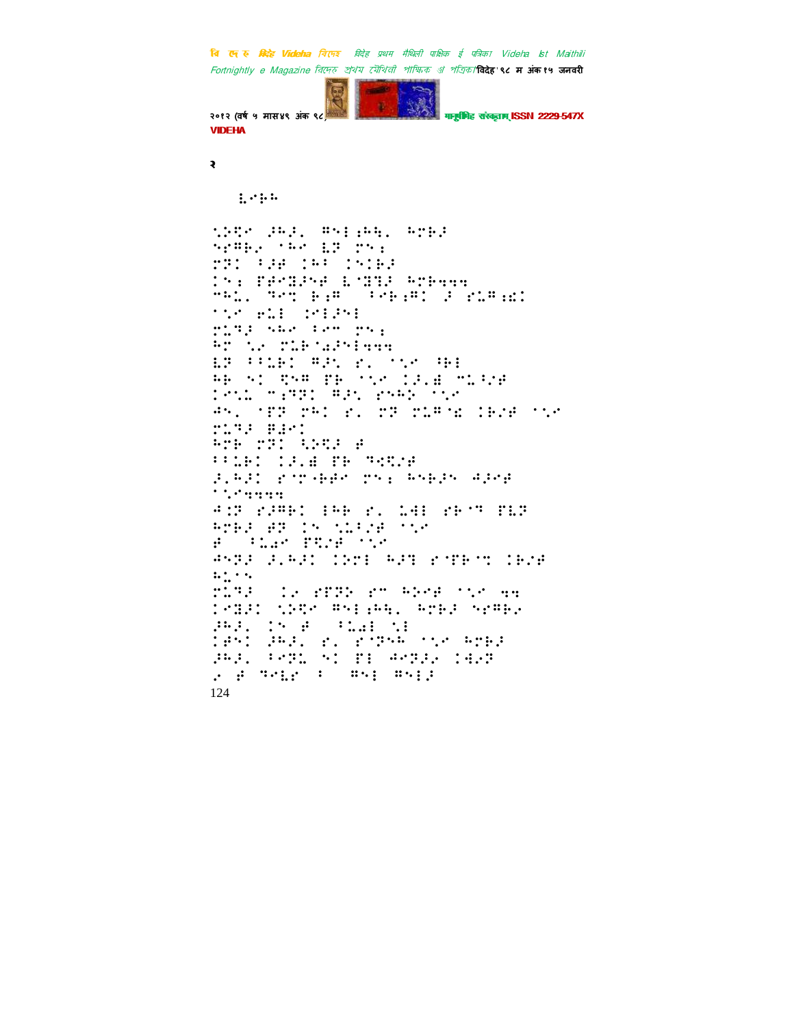२

⠇⠪⠗⠓

⠁⠵⠻⠊ ⠼⠓⠼⠂ ⠛⠝⠇⠐⠓⠻⠂ ⠓⠍⠗⠼
⠝⠗⠛⠗⠂ ⠈⠓⠊ ⠇⠝ ⠍⠝⠐
⠍⠝⠃ ⠋⠼⠋ ⠅⠓⠋ ⠅⠝⠅⠗⠼
⠅⠝⠐ ⠏⠋⠊⠻⠼⠝⠋ ⠇⠈⠻⠟⠼ ⠓⠍⠗⠹⠹⠹
⠉⠓⠥⠂ ⠹⠊⠹ ⠗⠐⠛ ⠈⠋⠗⠐⠛⠅ ⠼ ⠗⠥⠛⠐⠩⠅
⠁⠌⠊ ⠢⠥⠇ ⠅⠊⠇⠼⠝⠇
⠍⠥⠹⠼ ⠝⠓⠊ ⠅⠊⠉ ⠍⠝⠐
⠓⠍ ⠌⠔ ⠍⠥⠗⠈⠩⠼⠝⠇⠹⠹⠹
⠇⠝ ⠋⠋⠥⠗⠅ ⠛⠼⠝ ⠗⠂ ⠁⠌⠊ ⠚⠗⠇
⠓⠗ ⠝⠅ ⠻⠝⠛ ⠏⠗ ⠁⠌⠊ ⠅⠼⠂⠱ ⠉⠥⠋⠌⠋
⠅⠊⠌⠥ ⠉⠐⠹⠝⠅ ⠛⠼⠝ ⠗⠝⠓⠕ ⠁⠌⠊
⠙⠝⠂ ⠈⠏⠝ ⠍⠓⠅ ⠗⠂ ⠍⠝ ⠍⠥⠛⠈⠩ ⠅⠗⠌⠋ ⠁⠌⠊
⠍⠥⠹⠼ ⠛⠚⠊⠅
⠓⠍⠗ ⠍⠝⠅ ⠹⠵⠻⠼ ⠋
⠋⠋⠥⠗⠅ ⠅⠼⠂⠱ ⠏⠗ ⠹⠩⠻⠌⠋
⠼⠂⠓⠼⠅ ⠗⠈⠍⠐⠗⠋⠊ ⠍⠝⠐ ⠓⠝⠗⠼⠝ ⠙⠼⠊⠋
⠁⠌⠊⠹⠹⠹⠹
⠙⠅⠝ ⠗⠼⠛⠗⠅ ⠇⠓⠗ ⠗⠂ ⠥⠙⠇ ⠗⠗⠈⠹ ⠏⠗⠝
⠓⠍⠗⠼ ⠋⠝ ⠅⠝ ⠌⠥⠋⠌⠋ ⠁⠌⠊
⠋ ⠈⠋⠥⠩⠊ ⠏⠻⠌⠋ ⠁⠌⠊
⠙⠝⠹⠼ ⠼⠂⠓⠼⠅ ⠅⠵⠍⠇ ⠓⠼⠹ ⠗⠈⠏⠗⠈⠹ ⠅⠗⠌⠋
⠓⠥⠁⠁
⠍⠥⠹⠼ ⠅⠔ ⠗⠏⠹⠕ ⠗⠉ ⠓⠵⠊⠋ ⠁⠌⠊ ⠹⠹
⠅⠊⠟⠼⠅ ⠁⠵⠻⠊ ⠛⠝⠇⠐⠓⠻⠂ ⠓⠍⠗⠼ ⠝⠗⠛⠗⠂
⠼⠓⠼⠂ ⠅⠝ ⠋ ⠈⠋⠥⠩⠇ ⠌⠇
⠅⠋⠝⠅ ⠼⠓⠼⠂ ⠗⠂ ⠗⠈⠹⠝⠓ ⠁⠌⠊ ⠓⠍⠗⠼
⠼⠓⠼⠂ ⠋⠊⠹⠥ ⠝⠅ ⠏⠇ ⠙⠊⠹⠼⠔ ⠅⠱⠔⠹
⠔ ⠋ ⠹⠊⠇⠗ ⠋ ⠛⠝⠇ ⠛⠝⠇⠼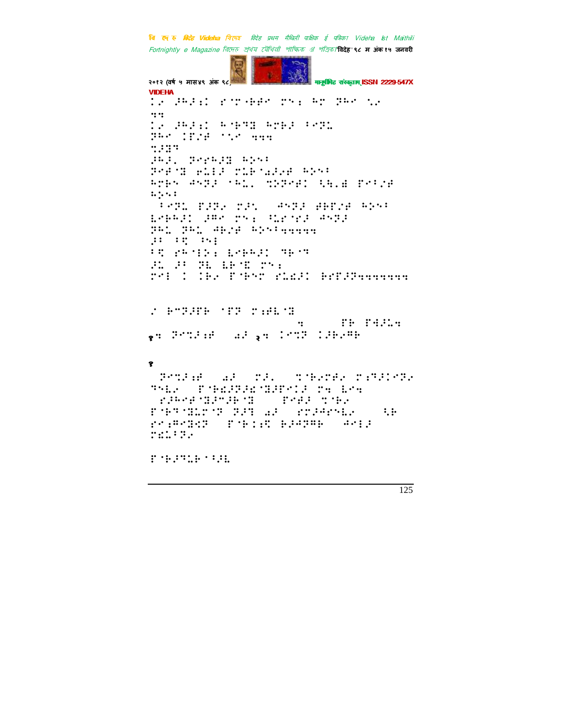VIDEHA

⠅⠆⠀⠢⠓⠃⠒⠅⠀⠑⠁⠗⠖⠓⠋⠁⠀⠗⠎⠆⠀⠓⠗⠀⠝⠓⠁⠀⠡⠆

⠹⠹

⠅⠆⠀⠢⠓⠃⠒⠅⠀⠓⠁⠓⠹⠻⠀⠓⠗⠓⠃⠀⠂⠁⠝⠥

⠝⠓⠁⠀⠅⠏⠌⠋⠀⠁⠡⠁⠀⠹⠹⠹

⠹⠢⠻⠙

⠢⠓⠃⠂⠀⠝⠁⠑⠓⠢⠻⠀⠓⠕⠎⠂

⠝⠁⠋⠁⠻⠀⠑⠥⠃⠃⠀⠗⠥⠓⠁⠜⠃⠌⠋⠀⠓⠕⠎⠂

⠓⠗⠓⠎⠀⠙⠎⠝⠃⠀⠁⠓⠥⠂⠀⠹⠕⠝⠁⠋⠅⠀⠳⠓⠂⠫⠀⠏⠁⠂⠌⠋

⠓⠕⠎⠂

⠀⠂⠁⠝⠥⠀⠏⠃⠝⠆⠀⠗⠃⠡⠀⠀⠙⠎⠝⠃⠀⠫⠓⠏⠌⠋⠀⠓⠕⠎⠂

⠇⠁⠓⠓⠃⠅⠀⠢⠍⠁⠀⠗⠎⠆⠀⠈⠥⠗⠁⠑⠃⠀⠙⠎⠝⠃

⠝⠓⠥⠀⠝⠓⠥⠀⠙⠓⠌⠋⠀⠓⠕⠎⠂⠹⠹⠹⠹⠹

⠃⠂⠀⠂⠻⠀⠎⠆

⠂⠻⠀⠑⠓⠁⠅⠕⠆⠀⠇⠁⠓⠓⠃⠅⠀⠹⠓⠁⠹

⠃⠥⠀⠃⠂⠀⠝⠇⠀⠇⠓⠁⠻⠀⠗⠎⠆

⠗⠁⠆⠀⠅⠀⠅⠓⠆⠀⠏⠁⠓⠎⠗⠀⠑⠥⠫⠃⠅⠀⠓⠑⠏⠃⠝⠹⠹⠹⠹⠹⠹⠹

⠌⠀⠓⠁⠝⠃⠏⠓⠀⠁⠏⠝⠀⠗⠆⠋⠇⠁⠻

⠹⠀⠀⠀⠏⠓⠀⠏⠙⠃⠥⠹

१⠹⠀⠝⠁⠹⠃⠆⠋⠀⠀⠜⠃⠀२⠹⠀⠅⠁⠹⠝⠀⠅⠃⠓⠆⠍⠓

१

⠀⠝⠁⠹⠃⠆⠋⠀⠀⠜⠃⠀⠀⠗⠃⠡⠀⠀⠹⠁⠓⠆⠗⠋⠆⠀⠗⠆⠹⠃⠅⠁⠝⠆

⠹⠎⠇⠆⠀⠀⠏⠁⠓⠫⠃⠝⠃⠫⠁⠻⠃⠏⠁⠅⠃⠀⠗⠹⠀⠇⠁⠹

⠀⠑⠃⠓⠁⠋⠁⠻⠃⠍⠃⠓⠁⠻⠀⠀⠀⠏⠁⠋⠃⠀⠹⠁⠓⠆

⠏⠁⠓⠹⠁⠻⠇⠗⠁⠹⠀⠝⠃⠹⠀⠜⠃⠀⠀⠑⠗⠃⠙⠁⠑⠇⠆⠀⠀⠀⠳⠓

⠗⠁⠆⠍⠁⠻⠫⠝⠀⠀⠏⠁⠓⠅⠆⠻⠀⠓⠃⠙⠝⠍⠓⠀⠀⠙⠁⠅⠃

⠗⠫⠥⠂⠝⠆

⠏⠁⠓⠃⠹⠥⠓⠁⠂⠃⠇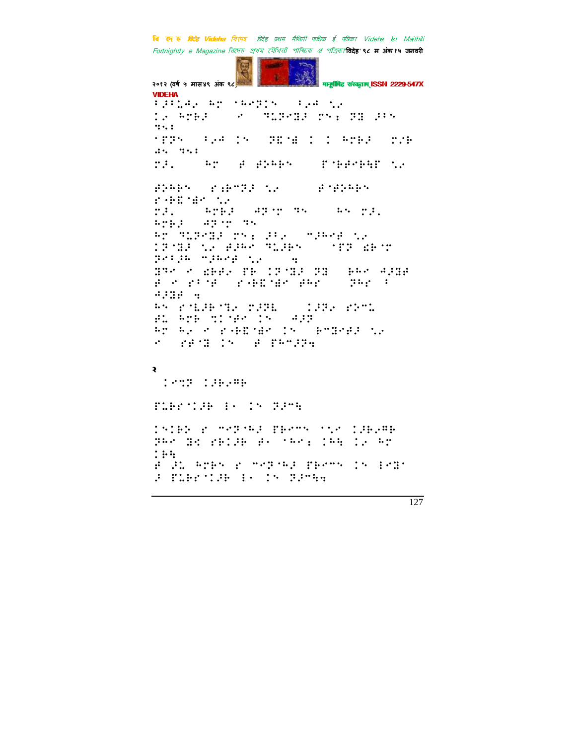२

⠀⠀⠀⠀⠀⠀⠀⠀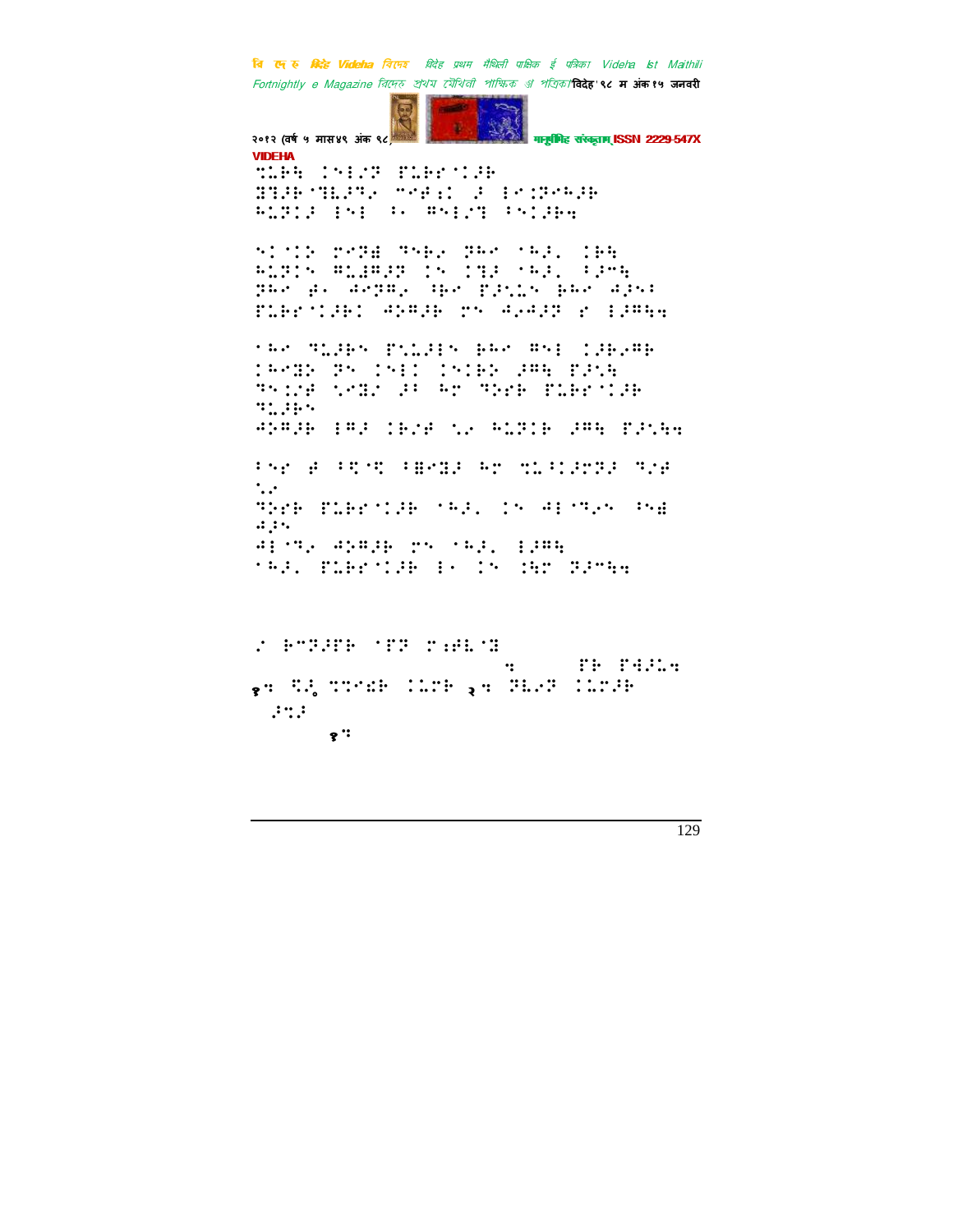⠹⠥⠗⠓ ⠅⠑⠇⠜⠝ ⠏⠥⠗⠗⠈⠅⠚⠗
⠝⠛⠚⠗⠈⠙⠪⠚⠙⠔ ⠉⠋⠷⠅ ⠚ ⠇⠊⠅⠝⠊⠓⠚⠗
⠓⠥⠝⠅⠚ ⠇⠑⠇ ⠃⠔ ⠻⠑⠇⠜⠹ ⠃⠑⠅⠚⠗⠲

⠑⠅⠈⠅⠕ ⠗⠊⠝⠿ ⠙⠑⠗⠔ ⠝⠓⠊ ⠈⠓⠚⠂ ⠅⠗⠓
⠓⠥⠝⠅⠑ ⠻⠥⠯⠻⠚⠝ ⠅⠑ ⠅⠹⠚ ⠈⠓⠚⠂ ⠃⠚⠉⠓
⠝⠓⠊ ⠋⠂ ⠙⠊⠝⠻⠔ ⠳⠗⠊ ⠏⠚⠡⠥⠑ ⠗⠓⠊ ⠙⠚⠑⠃
⠏⠥⠗⠗⠈⠅⠚⠗⠅ ⠙⠕⠻⠚⠗ ⠗⠑ ⠙⠔⠙⠚⠝ ⠗ ⠇⠚⠻⠓⠲

⠈⠓⠊ ⠙⠥⠚⠗⠑ ⠏⠡⠥⠚⠇⠑ ⠗⠓⠊ ⠻⠑⠇ ⠅⠚⠗⠔⠻⠗
⠅⠓⠊⠹⠕ ⠝⠑ ⠅⠑⠇⠅ ⠅⠑⠅⠗⠕ ⠚⠻⠓ ⠏⠚⠡⠓
⠙⠑⠅⠜⠋ ⠡⠊⠹⠜ ⠚⠃ ⠓⠉ ⠙⠕⠗⠗ ⠏⠥⠗⠗⠈⠅⠚⠗
⠙⠥⠚⠗⠑
⠙⠕⠻⠚⠗ ⠇⠻⠚ ⠅⠗⠜⠋ ⠡⠔ ⠓⠥⠝⠅⠗ ⠚⠻⠓ ⠏⠚⠡⠓⠲

⠃⠑⠗ ⠋ ⠃⠹⠊⠹ ⠃⠿⠊⠹⠚ ⠓⠉ ⠹⠥⠃⠅⠚⠉⠝⠚ ⠙⠜⠋
⠡⠔
⠙⠕⠗⠗ ⠏⠥⠗⠗⠈⠅⠚⠗ ⠈⠓⠚⠂ ⠅⠑ ⠙⠇⠈⠙⠔⠑ ⠃⠑⠿
⠙⠚⠑
⠙⠇⠈⠙⠔ ⠙⠕⠻⠚⠗ ⠗⠑ ⠈⠓⠚⠂ ⠇⠚⠻⠓
⠈⠓⠚⠂ ⠏⠥⠗⠗⠈⠅⠚⠗ ⠇⠂ ⠅⠑ ⠅⠓⠉ ⠝⠚⠉⠓⠲

⠜ ⠗⠉⠝⠚⠏⠗ ⠈⠏⠝ ⠗⠱⠋⠂⠈⠹
⠲ ⠏⠗ ⠏⠹⠚⠥⠲
१⠲ ⠹⠚⠂ ⠹⠹⠊⠫⠗ ⠅⠥⠗⠗ २⠲ ⠝⠂⠔⠝ ⠅⠥⠗⠚⠗
⠚⠹⠚
१⠲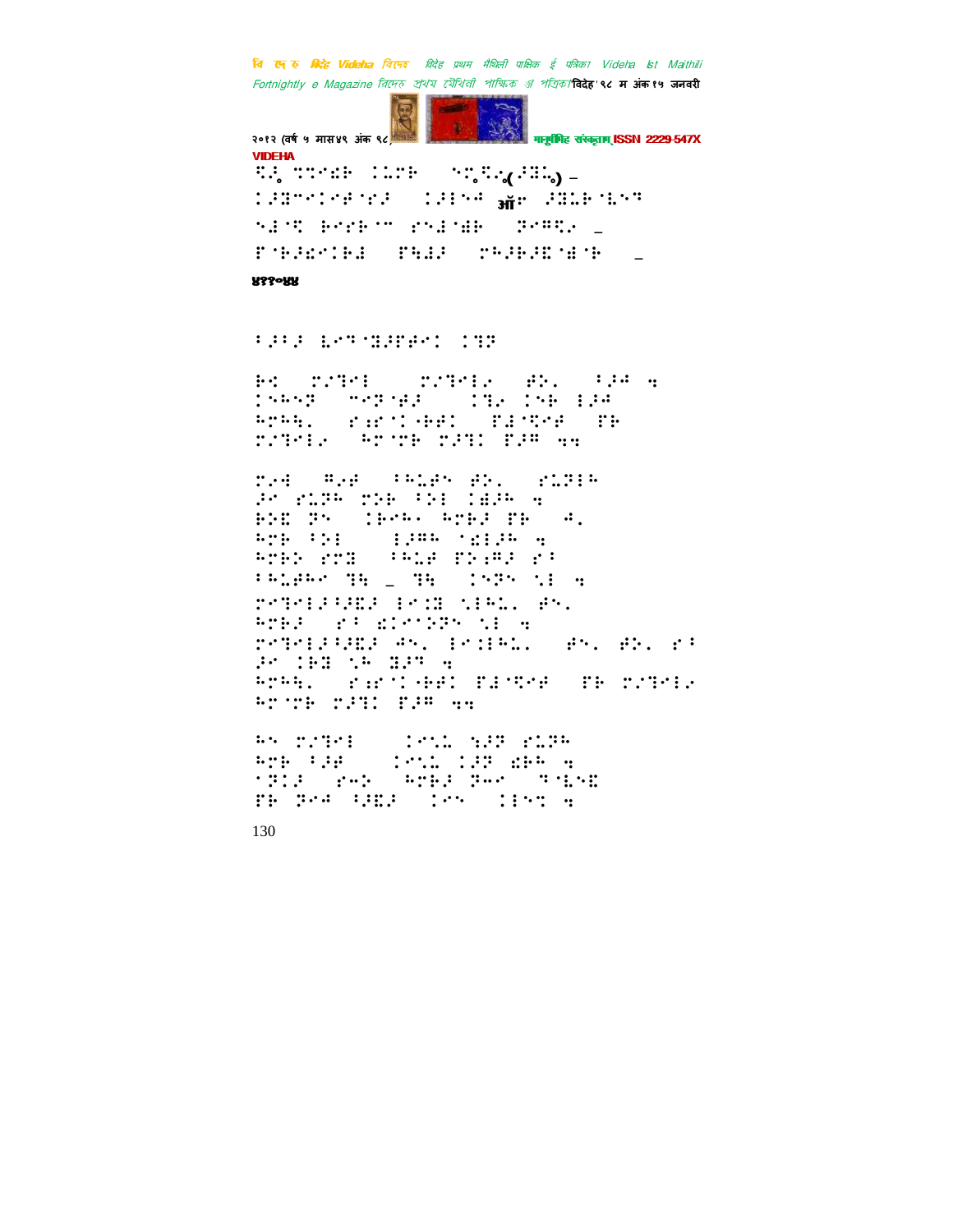४११०४५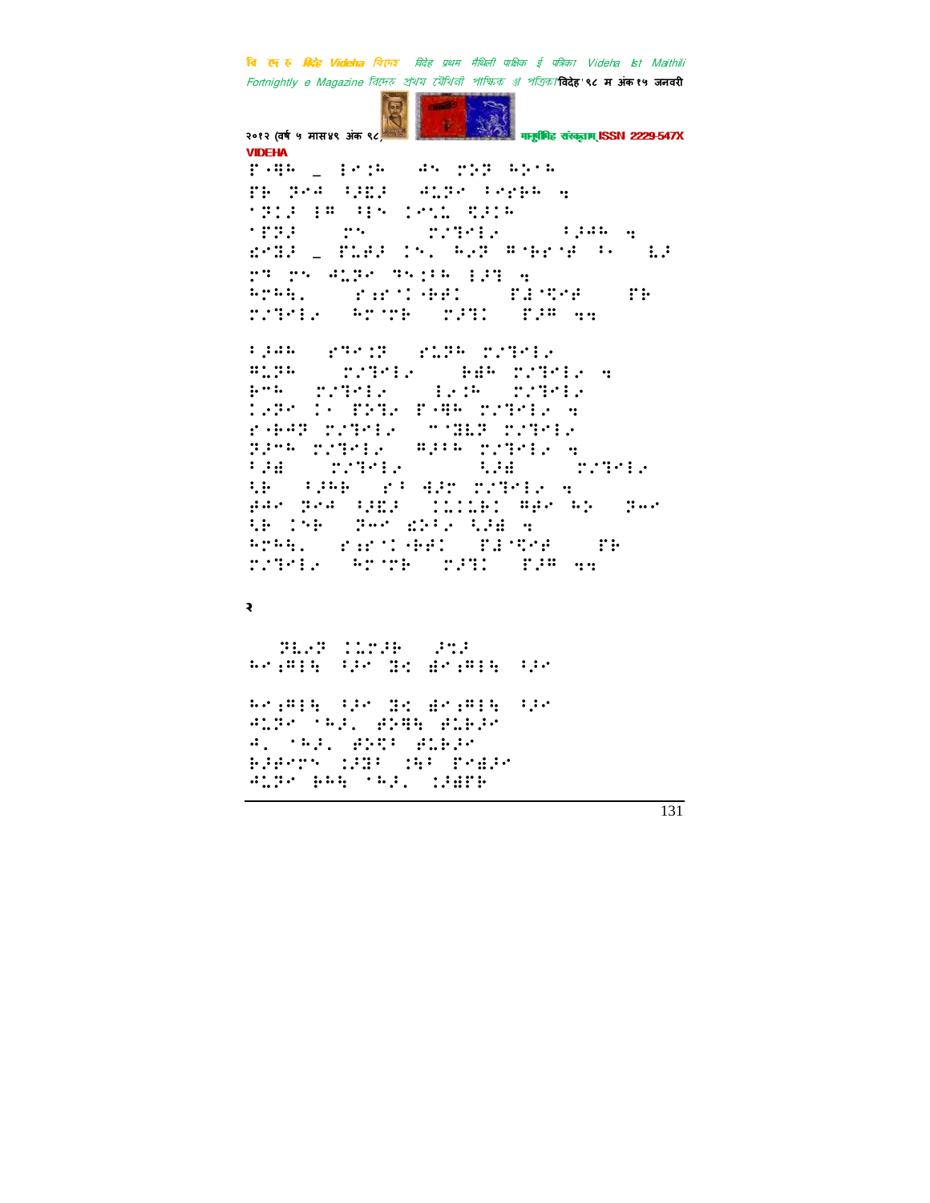VIDEHA

२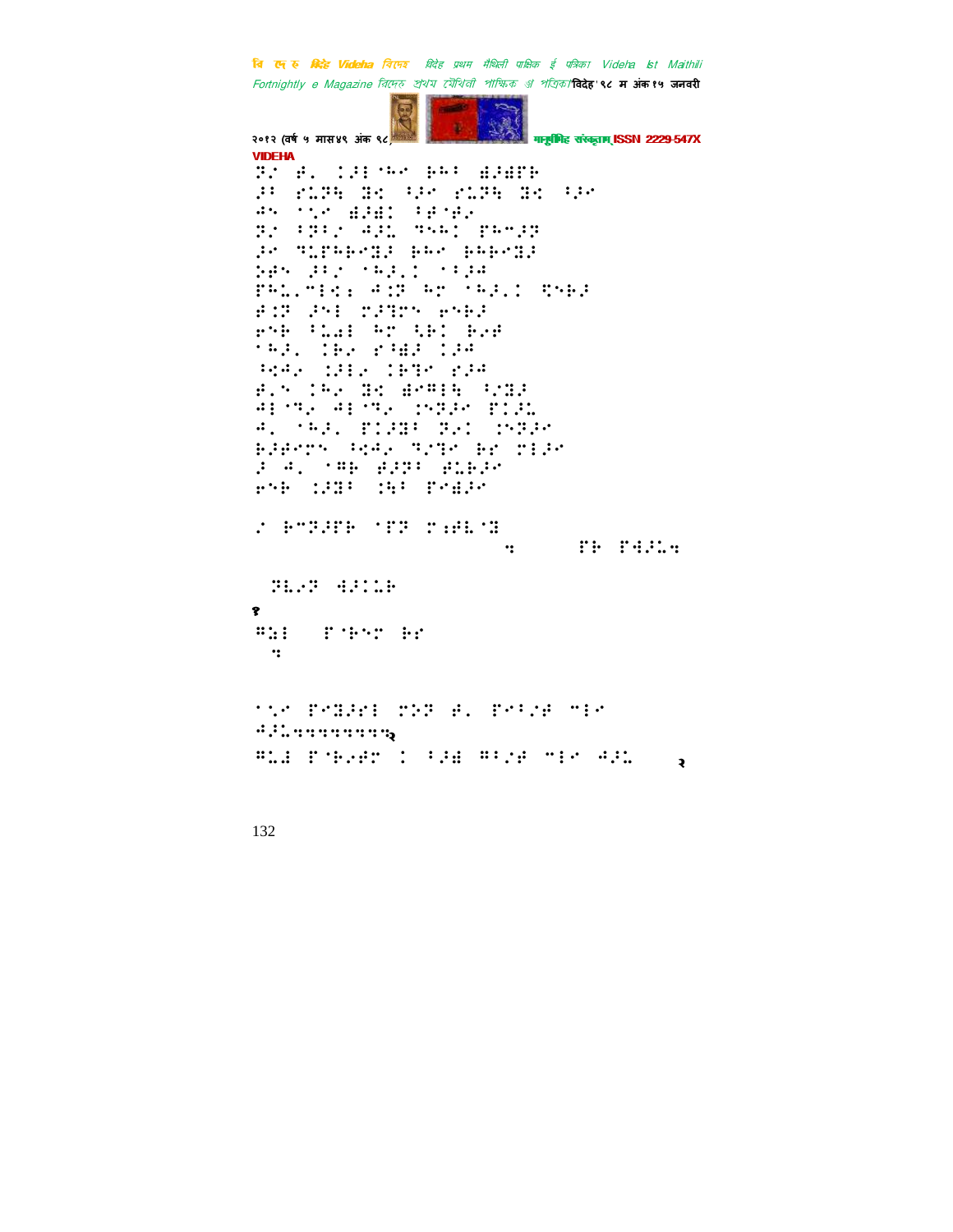⠝⠎⠀⠚⠄⠀⠅⠼⠃⠈⠓⠉⠀⠗⠓⠁⠀⠶⠼⠶⠋⠗
⠼⠁⠀⠗⠥⠝⠓⠀⠝⠪⠀⠃⠼⠉⠀⠗⠥⠝⠓⠀⠝⠪⠀⠃⠼⠉
⠙⠑⠀⠈⠡⠉⠀⠶⠼⠶⠅⠀⠁⠚⠈⠚⠢
⠝⠎⠀⠁⠝⠁⠎⠀⠙⠼⠥⠀⠹⠑⠓⠅⠀⠏⠓⠉⠼⠝
⠼⠉⠀⠹⠥⠏⠓⠗⠉⠝⠼⠀⠗⠓⠉⠀⠗⠓⠗⠉⠝⠼
⠱⠚⠑⠀⠼⠁⠎⠀⠈⠓⠼⠄⠅⠀⠈⠁⠼⠙
⠏⠓⠥⠄⠉⠃⠪⠆⠀⠙⠅⠝⠀⠓⠉⠀⠈⠓⠼⠄⠅⠀⠻⠑⠗⠼
⠚⠅⠝⠀⠼⠑⠃⠀⠍⠼⠹⠉⠑⠀⠗⠑⠗⠼
⠗⠑⠗⠀⠁⠥⠙⠃⠀⠓⠉⠀⠡⠗⠅⠀⠗⠢⠚
⠈⠓⠼⠄⠀⠅⠗⠢⠀⠗⠁⠶⠼⠀⠅⠼⠙
⠘⠪⠙⠢⠀⠅⠼⠃⠢⠀⠅⠗⠹⠉⠀⠗⠼⠙
⠚⠄⠑⠀⠅⠓⠢⠀⠝⠪⠀⠶⠉⠛⠃⠓⠀⠁⠎⠝⠼
⠙⠃⠈⠹⠢⠀⠙⠃⠈⠹⠢⠀⠅⠑⠝⠼⠉⠀⠏⠅⠼⠥
⠙⠄⠀⠈⠓⠼⠄⠀⠏⠅⠼⠝⠁⠀⠝⠢⠅⠀⠅⠑⠝⠼⠉
⠗⠼⠚⠉⠍⠑⠀⠘⠪⠙⠢⠀⠹⠎⠹⠉⠀⠗⠉⠀⠍⠃⠼⠉
⠼⠀⠙⠄⠀⠈⠛⠗⠀⠚⠼⠝⠁⠀⠚⠥⠗⠼⠉
⠗⠑⠗⠀⠅⠼⠝⠁⠀⠅⠡⠁⠀⠏⠑⠶⠼⠉

⠎⠀⠗⠉⠝⠼⠋⠗⠀⠈⠋⠝⠀⠍⠆⠚⠥⠈⠝ ⠒ ⠏⠗⠀⠏⠙⠼⠥⠒

⠝⠥⠢⠝⠀⠙⠼⠅⠥⠗

१

⠛⠼⠃ ⠏⠈⠗⠑⠉⠀⠗⠉

⠒

⠈⠡⠉⠀⠏⠑⠝⠼⠑⠃⠀⠍⠕⠝⠀⠚⠄⠀⠏⠑⠁⠎⠚⠀⠉⠃⠉
⠙⠼⠥⠒⠒⠒⠒⠒⠒⠒⠒⠒⠒२

⠛⠥⠙⠀⠏⠈⠗⠢⠚⠉⠀⠅⠀⠁⠼⠶⠀⠛⠁⠎⠚⠀⠉⠃⠉⠀⠙⠼⠥ २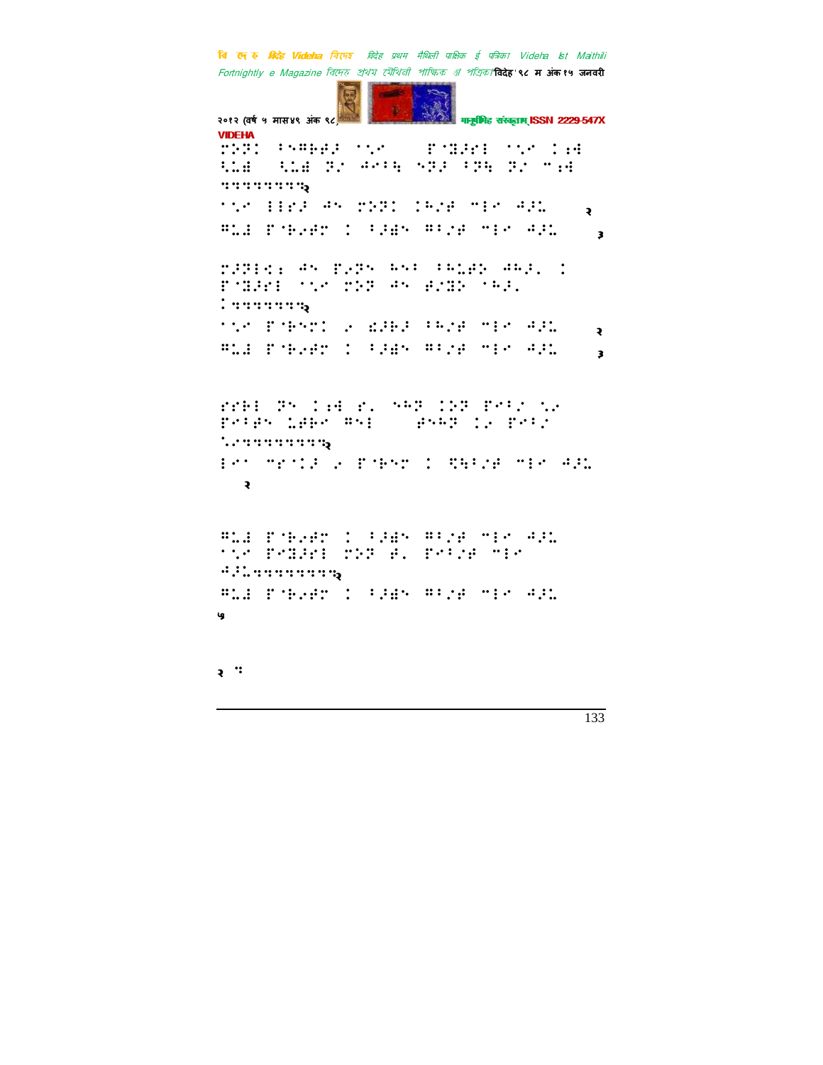⠗⠕⠝⠁⠀⠖⠝⠓⠃⠊⠅⠀⠂⠌⠉⠀⠀⠀⠏⠈⠝⠅⠗⠂⠀⠂⠌⠉⠀⠨⠦⠹
⠓⠡⠹⠀⠀⠓⠡⠹⠀⠝⠌⠀⠙⠉⠖⠓⠀⠎⠝⠅⠀⠖⠝⠓⠀⠝⠌⠀⠐⠦⠹
⠒⠒⠒⠒⠒⠒⠒⠒२

⠂⠌⠉⠀⠑⠑⠗⠅⠀⠙⠎⠀⠗⠕⠝⠁⠀⠨⠓⠌⠋⠀⠐⠑⠉⠀⠙⠅⠡⠀⠀⠀⠀२

⠿⠡⠹⠀⠏⠈⠃⠢⠋⠗⠀⠨⠀⠖⠅⠣⠎⠀⠿⠖⠌⠋⠀⠐⠑⠉⠀⠙⠅⠡⠀⠀⠀⠀३

⠗⠅⠝⠑⠅⠆⠀⠙⠎⠀⠏⠢⠝⠎⠀⠓⠎⠖⠀⠖⠓⠡⠋⠕⠀⠙⠓⠅⠂⠀⠨
⠏⠈⠝⠅⠗⠑⠀⠂⠌⠉⠀⠗⠕⠝⠀⠙⠎⠀⠋⠌⠝⠕⠀⠂⠓⠅⠂
⠨⠒⠒⠒⠒⠒⠒⠒२

⠂⠌⠉⠀⠏⠈⠃⠎⠗⠁⠀⠢⠀⠩⠅⠃⠅⠀⠖⠓⠌⠋⠀⠐⠑⠉⠀⠙⠅⠡⠀⠀⠀⠀२

⠿⠡⠹⠀⠏⠈⠃⠢⠋⠗⠀⠨⠀⠖⠅⠣⠎⠀⠿⠖⠌⠋⠀⠐⠑⠉⠀⠙⠅⠡⠀⠀⠀⠀३

⠗⠗⠃⠑⠀⠝⠎⠀⠨⠦⠹⠀⠗⠂⠀⠎⠓⠝⠀⠨⠕⠝⠀⠏⠉⠖⠌⠀⠌⠢
⠏⠉⠖⠋⠎⠀⠡⠋⠃⠉⠀⠿⠎⠑⠀⠀⠀⠋⠎⠓⠝⠀⠨⠢⠀⠏⠉⠖⠌
⠌⠢⠒⠒⠒⠒⠒⠒⠒⠒⠒२

⠑⠉⠂⠀⠐⠗⠂⠨⠅⠀⠢⠀⠏⠈⠃⠎⠗⠀⠨⠀⠩⠓⠖⠌⠋⠀⠐⠑⠉⠀⠙⠅⠡
२

⠿⠡⠹⠀⠏⠈⠃⠢⠋⠗⠀⠨⠀⠖⠅⠣⠎⠀⠿⠖⠌⠋⠀⠐⠑⠉⠀⠙⠅⠡
⠂⠌⠉⠀⠏⠉⠝⠅⠗⠑⠀⠗⠕⠝⠀⠋⠂⠀⠏⠉⠖⠌⠋⠀⠐⠑⠉
⠙⠅⠡⠒⠒⠒⠒⠒⠒⠒⠒⠒२

⠿⠡⠹⠀⠏⠈⠃⠢⠋⠗⠀⠨⠀⠖⠅⠣⠎⠀⠿⠖⠌⠋⠀⠐⠑⠉⠀⠙⠅⠡
५

२ ⠒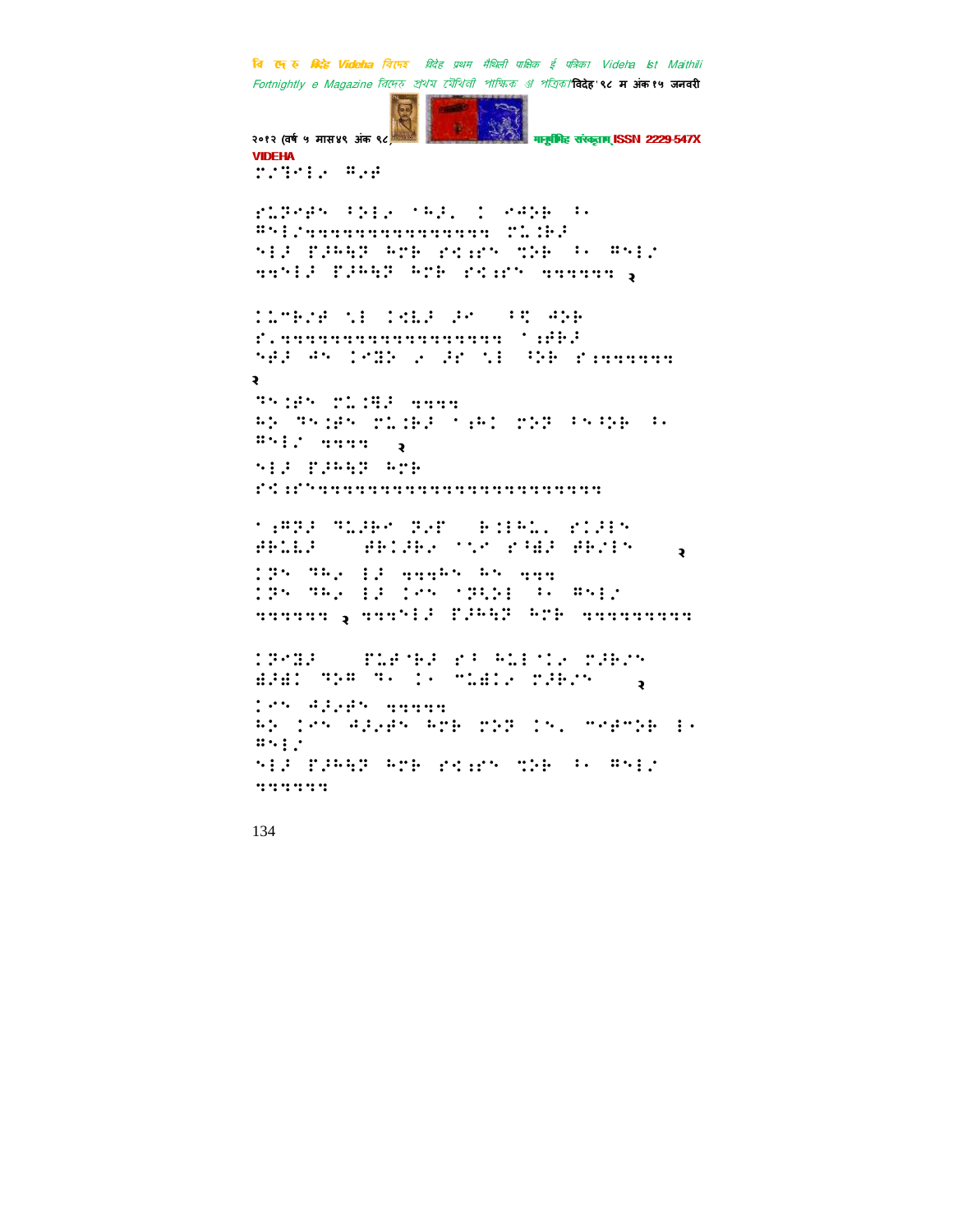⠏⠇⠹⠉⠇⠊ ⠛⠢⠋

⠗⠥⠗⠉⠋⠝ ⠓⠕⠇⠊ ⠁⠓⠜⠂ ⠇ ⠊⠙⠕⠗ ⠆⠂
⠛⠝⠇⠌⠲⠲⠲⠲⠲⠲⠲⠲⠲⠲⠲⠲⠲⠲⠲⠲ ⠏⠥⠇⠗⠜
⠝⠇⠜ ⠏⠜⠓⠹⠗ ⠓⠉⠗ ⠗⠪⠱⠝ ⠹⠕⠗ ⠆⠂ ⠛⠝⠇⠌
⠲⠲⠝⠇⠜ ⠏⠜⠓⠹⠗ ⠓⠉⠗ ⠗⠪⠱⠝ ⠲⠲⠲⠲⠲⠲ २

⠇⠥⠉⠗⠌⠋ ⠡⠇ ⠇⠪⠣⠜ ⠜⠉ ⠓⠪ ⠙⠕⠗
⠗⠂⠲⠲⠲⠲⠲⠲⠲⠲⠲⠲⠲⠲⠲⠲⠲⠲⠲ ⠈⠱⠋⠗⠜
⠝⠋⠜ ⠙⠝ ⠇⠉⠿⠕ ⠊ ⠜⠗ ⠡⠇ ⠓⠕⠗ ⠗⠱⠲⠲⠲⠲⠲⠲
२
⠹⠝⠱⠋⠝ ⠏⠥⠇⠿⠜ ⠲⠲⠲⠲
⠓⠕ ⠹⠝⠱⠋⠝ ⠏⠥⠱⠗⠜ ⠁⠱⠓⠇ ⠏⠕⠗ ⠓⠝⠓⠕⠗ ⠆⠂
⠛⠝⠇⠌ ⠲⠲⠲⠲ २
⠝⠇⠜ ⠏⠜⠓⠹⠗ ⠓⠉⠗
⠗⠪⠱⠝⠲⠲⠲⠲⠲⠲⠲⠲⠲⠲⠲⠲⠲⠲⠲⠲⠲⠲⠲⠲⠲⠲⠲

⠁⠱⠛⠗⠜ ⠹⠥⠜⠗⠉ ⠗⠊⠋ ⠗⠱⠇⠓⠥⠂ ⠗⠇⠜⠇⠝
⠋⠗⠥⠣⠜ ⠋⠗⠇⠜⠗⠊ ⠁⠡⠉ ⠗⠈⠫⠜ ⠋⠗⠌⠇⠝ २
⠇⠗⠝ ⠹⠓⠊ ⠇⠜ ⠲⠲⠲⠓⠝ ⠓⠝ ⠲⠲⠲
⠇⠗⠝ ⠹⠓⠊ ⠇⠜ ⠇⠉⠝ ⠁⠗⠪⠕⠇ ⠆⠂ ⠛⠝⠇⠌
⠲⠲⠲⠲⠲⠲ २ ⠲⠲⠲⠝⠇⠜ ⠏⠜⠓⠹⠗ ⠓⠉⠗ ⠲⠲⠲⠲⠲⠲⠲⠲⠲

⠇⠗⠉⠿⠜ ⠏⠥⠋⠉⠗⠜ ⠗⠈ ⠓⠥⠇⠁⠇⠊ ⠏⠜⠗⠌⠝
⠫⠜⠫⠇ ⠹⠕⠛ ⠹⠂ ⠇⠂ ⠉⠥⠫⠇⠊ ⠏⠜⠗⠌⠝ २
⠇⠉⠝ ⠙⠜⠊⠋⠝ ⠲⠲⠲⠲⠲
⠓⠕ ⠇⠉⠝ ⠙⠜⠊⠋⠝ ⠓⠉⠗ ⠏⠕⠗ ⠇⠝⠂ ⠉⠉⠋⠉⠕⠗ ⠇⠂
⠛⠝⠇⠌
⠝⠇⠜ ⠏⠜⠓⠹⠗ ⠓⠉⠗ ⠗⠪⠱⠝ ⠹⠕⠗ ⠆⠂ ⠛⠝⠇⠌
⠲⠲⠲⠲⠲⠲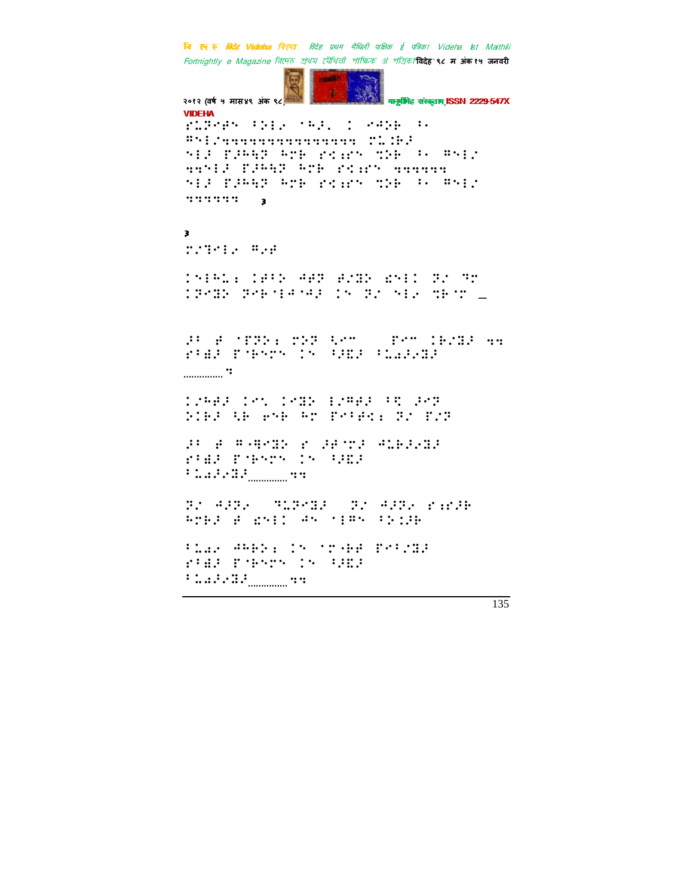३

३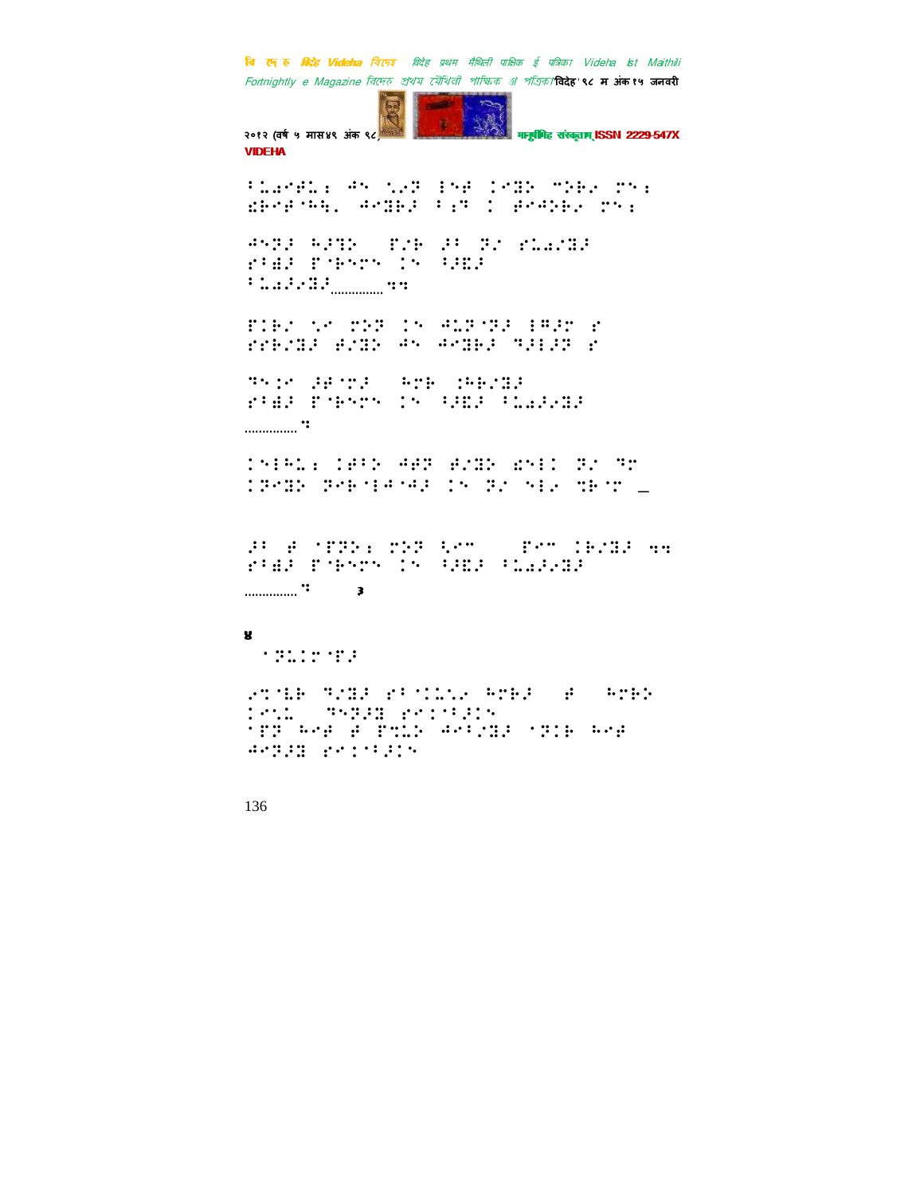⠃⠥⠔⠊⠋⠥⠆ ⠙⠅ ⠎⠔⠝ ⠇⠅⠋ ⠅⠊⠿⠕ ⠉⠕⠗⠔ ⠍⠅⠆
⠫⠗⠊⠋⠈⠓⠹⠂ ⠙⠊⠿⠗⠜ ⠃⠖⠝ ⠅ ⠋⠊⠙⠕⠗⠔ ⠍⠅⠆

⠙⠅⠝⠜ ⠓⠜⠹⠕ ⠀⠏⠌⠗ ⠜⠃ ⠝⠌ ⠗⠥⠔⠌⠿⠜
⠗⠃⠿⠜ ⠏⠈⠗⠅⠍⠅ ⠅⠅ ⠃⠜⠫⠜
⠃⠥⠔⠜⠔⠿⠜..............⠹⠹

⠏⠅⠗⠌ ⠎⠊ ⠍⠕⠝ ⠅⠅ ⠙⠥⠝⠈⠝⠜ ⠇⠛⠜⠊ ⠗
⠗⠗⠗⠌⠿⠜ ⠋⠌⠿⠕ ⠙⠅ ⠙⠊⠿⠗⠜ ⠹⠜⠇⠜⠝ ⠗

⠹⠅⠅⠊ ⠜⠋⠈⠍⠜ ⠀⠓⠍⠗ ⠅⠓⠗⠌⠿⠜
⠗⠃⠿⠜ ⠏⠈⠗⠅⠍⠅ ⠅⠅ ⠃⠜⠫⠜ ⠃⠥⠔⠜⠔⠿⠜
...............⠹

⠅⠅⠇⠓⠥⠆ ⠅⠋⠃⠕ ⠙⠋⠝ ⠋⠌⠿⠕ ⠫⠅⠇⠅ ⠝⠌ ⠹⠊
⠅⠝⠊⠿⠕ ⠝⠊⠗⠈⠇⠙⠈⠙⠜ ⠅⠅ ⠝⠌ ⠅⠇⠔ ⠹⠗⠈⠊ _

⠜⠃ ⠋ ⠈⠏⠝⠕⠆ ⠍⠕⠝ ⠹⠊⠉ ⠀⠀⠏⠊⠉ ⠅⠗⠌⠿⠜ ⠹⠹
⠗⠃⠿⠜ ⠏⠈⠗⠅⠍⠅ ⠅⠅ ⠃⠜⠫⠜ ⠃⠥⠔⠜⠔⠿⠜
...............⠹ ३

४

⠈⠝⠥⠅⠊⠈⠏⠜

⠔⠹⠈⠇⠗ ⠹⠌⠿⠜ ⠗⠃⠈⠅⠥⠎⠔ ⠓⠍⠗⠜ ⠀⠋ ⠀⠓⠍⠗⠕
⠅⠊⠎⠥ ⠀⠹⠅⠝⠜⠿ ⠗⠊⠅⠈⠃⠜⠅⠅
⠈⠏⠝ ⠓⠊⠋ ⠋ ⠏⠹⠥⠕ ⠙⠊⠃⠌⠿⠜ ⠈⠝⠅⠗ ⠓⠊⠋
⠙⠊⠝⠜⠿ ⠗⠊⠅⠈⠃⠜⠅⠅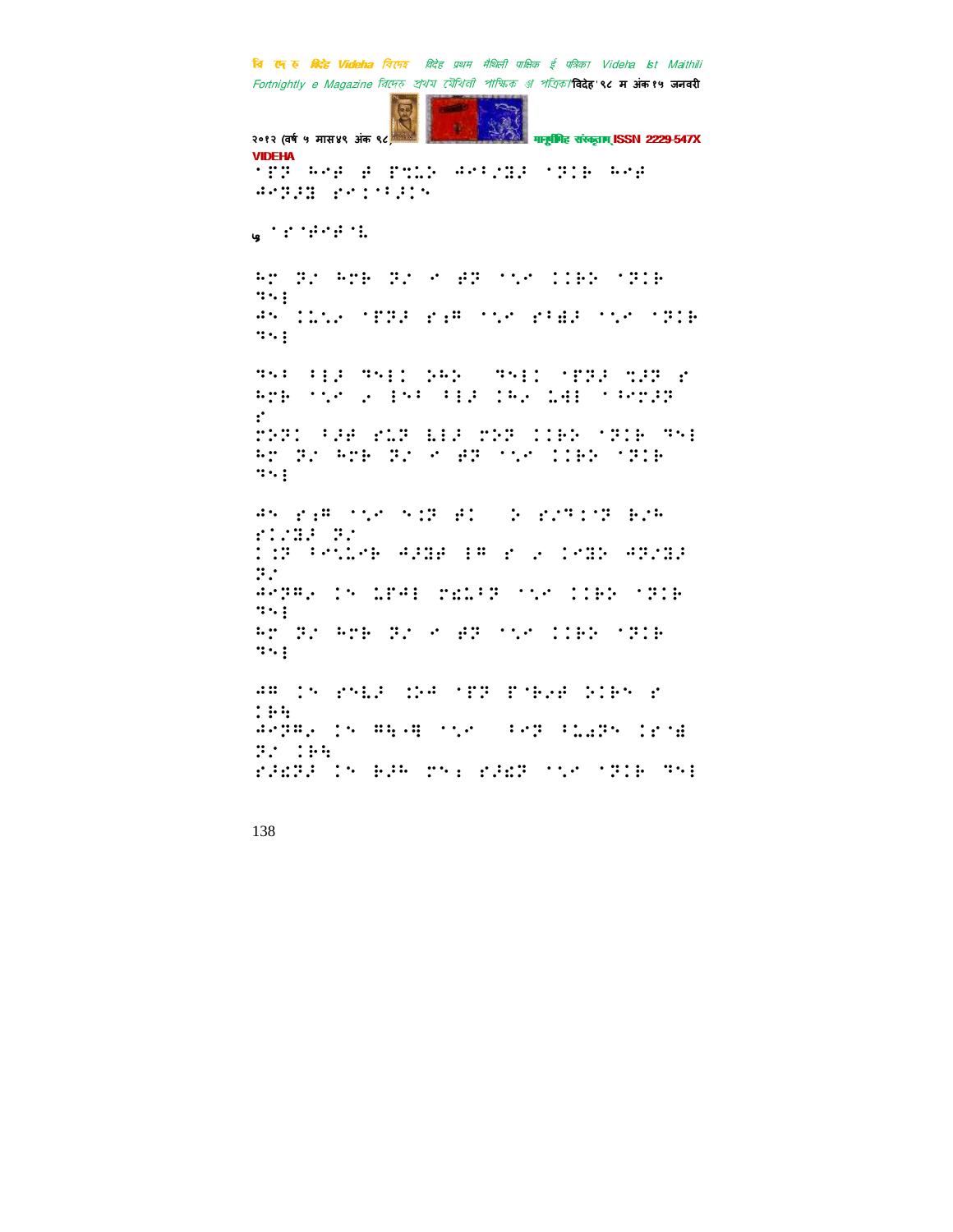⠋⠏⠝⠀⠓⠉⠋⠀⠛⠀⠏⠹⠅⠕⠀⠚⠉⠃⠎⠻⠚⠀⠋⠝⠊⠗⠀⠓⠉⠋
⠚⠉⠝⠚⠻⠀⠗⠉⠊⠈⠃⠚⠊⠝

५ ⠁⠗⠈⠋⠉⠋⠈⠇

⠓⠉⠀⠝⠎⠀⠓⠉⠗⠀⠝⠎⠀⠊⠀⠛⠝⠀⠁⠡⠊⠀⠊⠊⠗⠕⠀⠁⠝⠊⠗
⠙⠑⠇
⠚⠑⠀⠊⠅⠡⠆⠀⠁⠏⠝⠚⠀⠗⠆⠍⠀⠁⠡⠊⠀⠗⠃⠫⠚⠀⠁⠡⠊⠀⠁⠝⠊⠗
⠙⠑⠇

⠙⠑⠃⠀⠃⠇⠚⠀⠙⠑⠇⠊⠀⠕⠓⠕⠀⠀⠙⠑⠇⠊⠀⠁⠏⠝⠚⠀⠹⠚⠝⠀⠗
⠓⠉⠗⠀⠁⠡⠊⠀⠆⠀⠇⠑⠃⠀⠃⠇⠚⠀⠊⠓⠆⠀⠅⠫⠇⠀⠁⠃⠉⠍⠚⠝
⠗
⠍⠕⠝⠊⠀⠃⠚⠋⠀⠗⠅⠝⠀⠣⠇⠚⠀⠍⠕⠝⠀⠊⠊⠗⠕⠀⠁⠝⠊⠗⠀⠙⠑⠇
⠓⠉⠀⠝⠎⠀⠓⠉⠗⠀⠝⠎⠀⠊⠀⠛⠝⠀⠁⠡⠊⠀⠊⠊⠗⠕⠀⠁⠝⠊⠗
⠙⠑⠇

⠚⠑⠀⠗⠆⠍⠀⠁⠡⠊⠀⠑⠨⠝⠀⠛⠊⠀⠀⠕⠀⠗⠎⠙⠊⠝⠀⠗⠎⠓
⠗⠊⠎⠻⠚⠀⠝⠎
⠊⠨⠝⠀⠃⠑⠅⠉⠗⠀⠚⠚⠻⠋⠀⠇⠍⠀⠗⠀⠆⠀⠊⠉⠻⠕⠀⠚⠝⠎⠻⠚
⠝⠎
⠚⠉⠝⠍⠆⠀⠊⠑⠀⠅⠏⠚⠇⠀⠍⠣⠅⠃⠝⠀⠁⠡⠊⠀⠊⠊⠗⠕⠀⠁⠝⠊⠗
⠙⠑⠇
⠓⠉⠀⠝⠎⠀⠓⠉⠗⠀⠝⠎⠀⠊⠀⠛⠝⠀⠁⠡⠊⠀⠊⠊⠗⠕⠀⠁⠝⠊⠗
⠙⠑⠇

⠚⠍⠀⠊⠑⠀⠗⠑⠫⠚⠀⠨⠕⠚⠀⠁⠏⠝⠀⠏⠈⠗⠆⠋⠀⠕⠊⠗⠑⠀⠗
⠊⠗⠹
⠚⠉⠝⠍⠆⠀⠊⠑⠀⠍⠹⠤⠻⠀⠁⠡⠊⠀⠀⠃⠉⠝⠀⠃⠅⠣⠝⠑⠀⠊⠗⠈⠻
⠝⠎⠀⠊⠗⠹
⠗⠚⠣⠝⠚⠀⠊⠑⠀⠗⠚⠓⠀⠍⠑⠆⠀⠗⠚⠣⠝⠀⠁⠡⠊⠀⠁⠝⠊⠗⠀⠙⠑⠇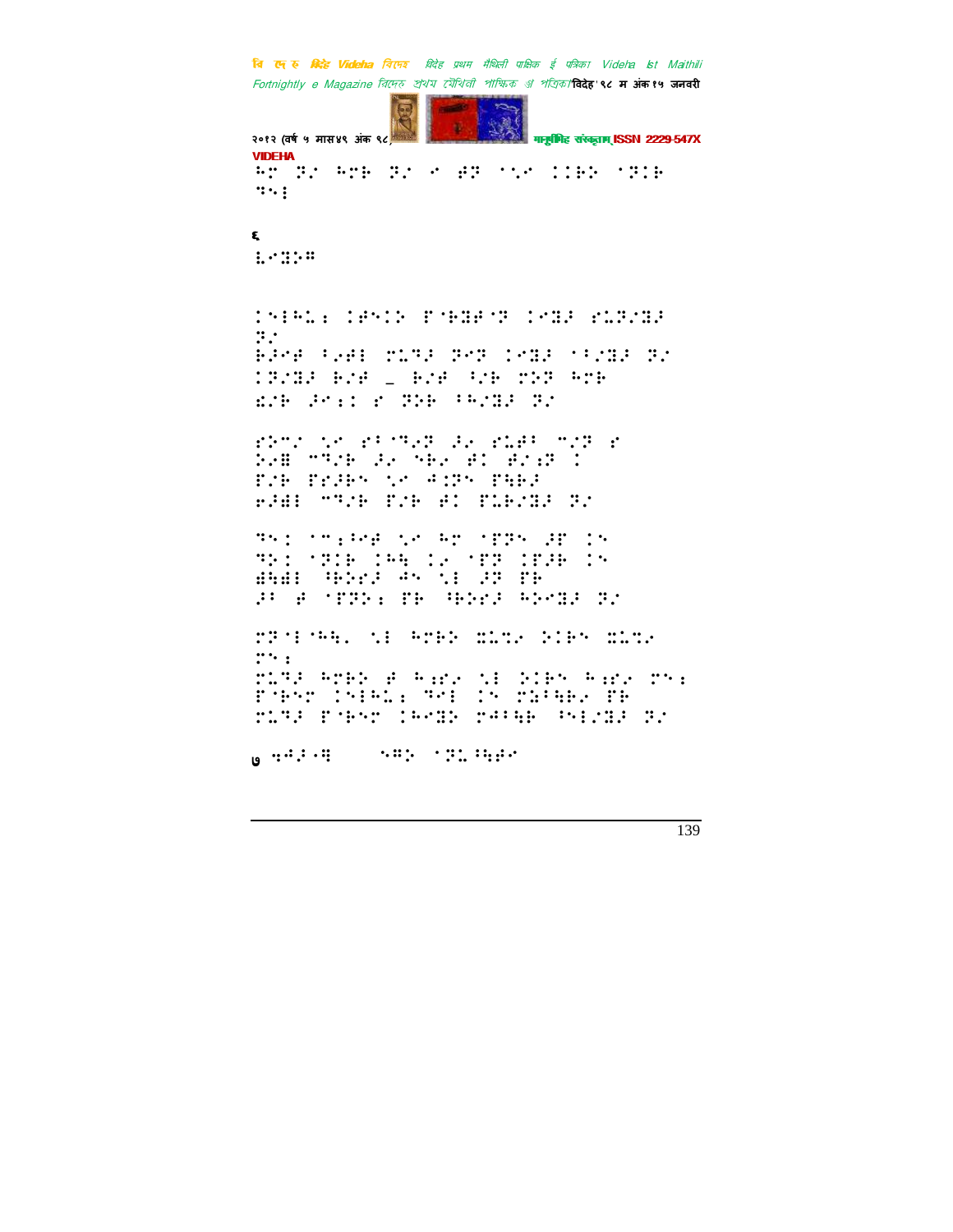⠓⠉ ⠝⠎ ⠓⠉⠗ ⠝⠎ ⠊ ⠿⠝ ⠈⠣⠊ ⠶⠶⠗⠕ ⠈⠝⠶⠗
⠙⠒⠇

६

⠇⠊⠛⠕⠻

⠶⠑⠇⠓⠥⠆ ⠶⠿⠑⠶⠕ ⠋⠘⠗⠛⠋⠘⠝ ⠶⠊⠛⠚ ⠋⠥⠝⠌⠛⠚
⠝⠌
⠗⠚⠊⠿ ⠂⠆⠿⠇ ⠍⠥⠙⠚ ⠝⠊⠝ ⠶⠊⠛⠚ ⠈⠂⠌⠛⠚ ⠝⠌
⠶⠝⠌⠛⠚ ⠗⠌⠿ _ ⠗⠌⠿ ⠂⠌⠗ ⠍⠕⠝ ⠓⠉⠗
⠫⠌⠗ ⠚⠊⠆⠶ ⠋ ⠝⠕⠗ ⠂⠓⠌⠛⠚ ⠝⠌

⠋⠕⠉⠌ ⠣⠊ ⠋⠂⠈⠙⠢⠝ ⠚⠢ ⠋⠥⠿⠂ ⠉⠌⠝ ⠋
⠕⠢⠿ ⠉⠙⠌⠗ ⠚⠢ ⠑⠗⠢ ⠿⠶ ⠿⠌⠆⠝ ⠶
⠋⠌⠗ ⠋⠗⠚⠗⠑ ⠣⠊ ⠲⠶⠝⠑ ⠋⠓⠗⠚
⠖⠚⠿⠇ ⠉⠙⠌⠗ ⠋⠌⠗ ⠿⠶ ⠋⠥⠗⠌⠛⠚ ⠝⠌

⠙⠑⠶ ⠈⠉⠆⠂⠊⠿ ⠣⠊ ⠓⠉ ⠈⠋⠝⠑ ⠚⠏ ⠶⠑
⠙⠑⠶ ⠈⠝⠶⠗ ⠶⠓⠓ ⠶⠢ ⠈⠋⠝ ⠶⠋⠚⠗ ⠶⠑
⠻⠓⠻⠇ ⠘⠗⠕⠗⠚ ⠲⠑ ⠣⠇ ⠚⠝ ⠋⠗
⠚⠂ ⠿ ⠈⠋⠝⠕⠆ ⠋⠗ ⠘⠗⠕⠗⠚ ⠓⠕⠊⠛⠚ ⠝⠌

⠍⠝⠈⠇⠓⠓⠄ ⠣⠇ ⠓⠉⠗⠕ ⠩⠥⠹⠢ ⠕⠶⠗⠑ ⠩⠥⠹⠢
⠍⠑⠆
⠍⠥⠙⠚ ⠓⠉⠗⠕ ⠿ ⠓⠆⠗⠢ ⠣⠇ ⠕⠶⠗⠑ ⠓⠆⠗⠢ ⠍⠑⠆
⠋⠘⠗⠑⠉ ⠶⠑⠇⠓⠥⠆ ⠙⠊⠇ ⠶⠑ ⠍⠵⠂⠓⠗⠢ ⠋⠗
⠍⠥⠙⠚ ⠋⠘⠗⠑⠉ ⠶⠓⠊⠛⠕ ⠍⠿⠂⠓⠗ ⠂⠑⠇⠌⠛⠚ ⠝⠌

७ ⠙⠲⠚⠈⠻ ⠑⠻⠕ ⠈⠝⠥⠂⠓⠿⠊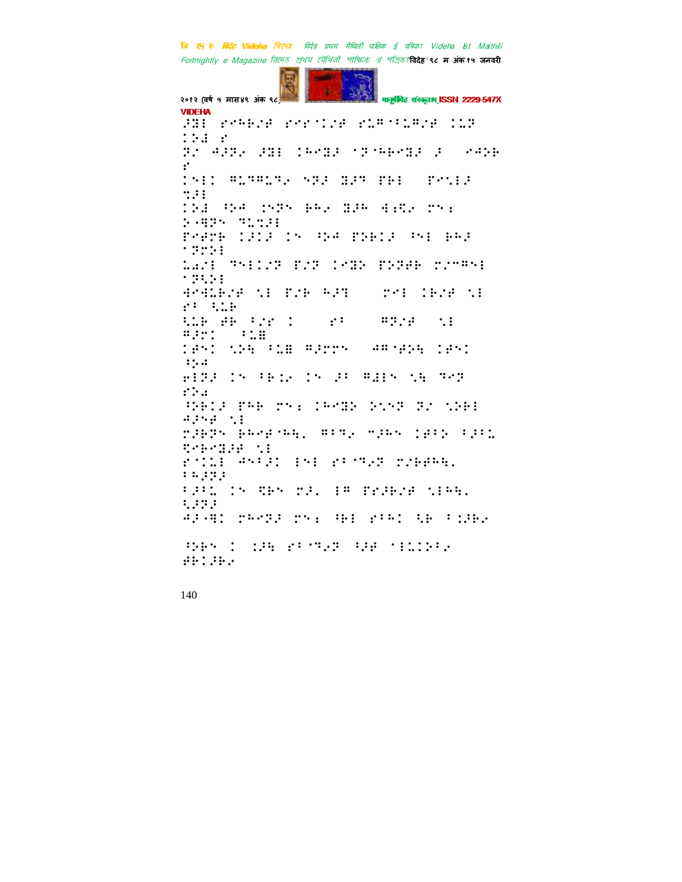VIDEHA

⠼⠽⠇ ⠗⠉⠓⠃⠎⠋ ⠗⠉⠗⠈⠊⠎⠋ ⠗⠥⠛⠈⠁⠥⠛⠎⠋ ⠊⠥⠝ ⠊⠕⠙ ⠗

⠝⠎ ⠙⠼⠝⠢ ⠼⠽⠇ ⠊⠓⠉⠽⠼ ⠈⠝⠈⠓⠃⠉⠽⠼ ⠼ ⠉⠙⠕⠃ ⠗

⠊⠑⠇⠊ ⠛⠥⠹⠛⠥⠹⠢ ⠑⠝⠼ ⠽⠼⠹ ⠏⠓⠇ ⠏⠉⠡⠇⠼ ⠹⠼⠇

⠊⠕⠙ ⠓⠕⠙ ⠊⠑⠝⠑ ⠃⠓⠢ ⠽⠼⠓ ⠙⠐⠻⠢ ⠍⠑⠱ ⠕⠠⠛⠝⠑ ⠹⠥⠹⠼⠇

⠏⠋⠍⠃ ⠊⠼⠊⠼ ⠊⠑ ⠓⠕⠙ ⠏⠕⠃⠊⠼ ⠓⠑⠇ ⠃⠓⠼ ⠈⠝⠍⠕⠇

⠥⠣⠎⠇ ⠹⠑⠇⠊⠎⠝ ⠏⠎⠝ ⠊⠉⠽⠕ ⠏⠕⠝⠋⠃ ⠍⠎⠉⠛⠑⠇ ⠈⠝⠻⠕⠇

⠙⠉⠙⠥⠃⠎⠋ ⠡⠇ ⠏⠎⠃ ⠓⠼⠹ ⠍⠑⠇ ⠊⠃⠎⠋ ⠡⠇ ⠗⠁ ⠻⠥⠃

⠻⠥⠃ ⠋⠃ ⠁⠎⠗ ⠊ ⠗⠁ ⠛⠝⠎⠋ ⠡⠇ ⠛⠼⠍⠊ ⠁⠥⠿

⠊⠋⠑⠊ ⠡⠕⠳ ⠁⠥⠿ ⠛⠼⠍⠍⠑ ⠙⠛⠈⠋⠕⠳ ⠊⠋⠑⠊ ⠓⠕⠙

⠖⠇⠝⠼ ⠊⠑ ⠁⠃⠒⠢ ⠊⠑ ⠼⠁ ⠛⠿⠑ ⠡⠳ ⠹⠉⠝ ⠗⠕⠙

⠓⠕⠃⠊⠼ ⠏⠓⠃ ⠍⠑⠱ ⠊⠓⠉⠽⠕ ⠕⠡⠝ ⠝⠎ ⠡⠕⠃⠇ ⠙⠼⠑⠋ ⠡⠇

⠍⠼⠃⠝⠑ ⠃⠓⠉⠋⠈⠓⠳⠂ ⠛⠁⠹⠢ ⠉⠼⠓⠑ ⠊⠋⠁⠕ ⠁⠼⠁⠥ ⠻⠋⠃⠉⠽⠼⠋ ⠡⠇

⠗⠈⠊⠥⠇ ⠙⠑⠁⠼⠊ ⠇⠑⠇ ⠗⠁⠈⠹⠢⠝ ⠍⠎⠃⠋⠓⠳⠂ ⠁⠓⠼⠝⠼

⠁⠼⠁⠥ ⠊⠑ ⠻⠃⠑ ⠍⠼⠂ ⠇⠛ ⠏⠗⠼⠃⠎⠋ ⠡⠇⠓⠳⠂ ⠻⠼⠝⠼

⠙⠼⠐⠛⠊ ⠍⠓⠉⠝⠼ ⠍⠑⠱ ⠓⠃⠇ ⠗⠁⠓⠊ ⠻⠃ ⠁⠊⠼⠃⠢

⠓⠕⠃⠑ ⠊ ⠊⠼⠳ ⠗⠁⠈⠹⠢⠝ ⠓⠼⠋ ⠈⠇⠥⠊⠕⠁⠢ ⠋⠃⠊⠼⠃⠢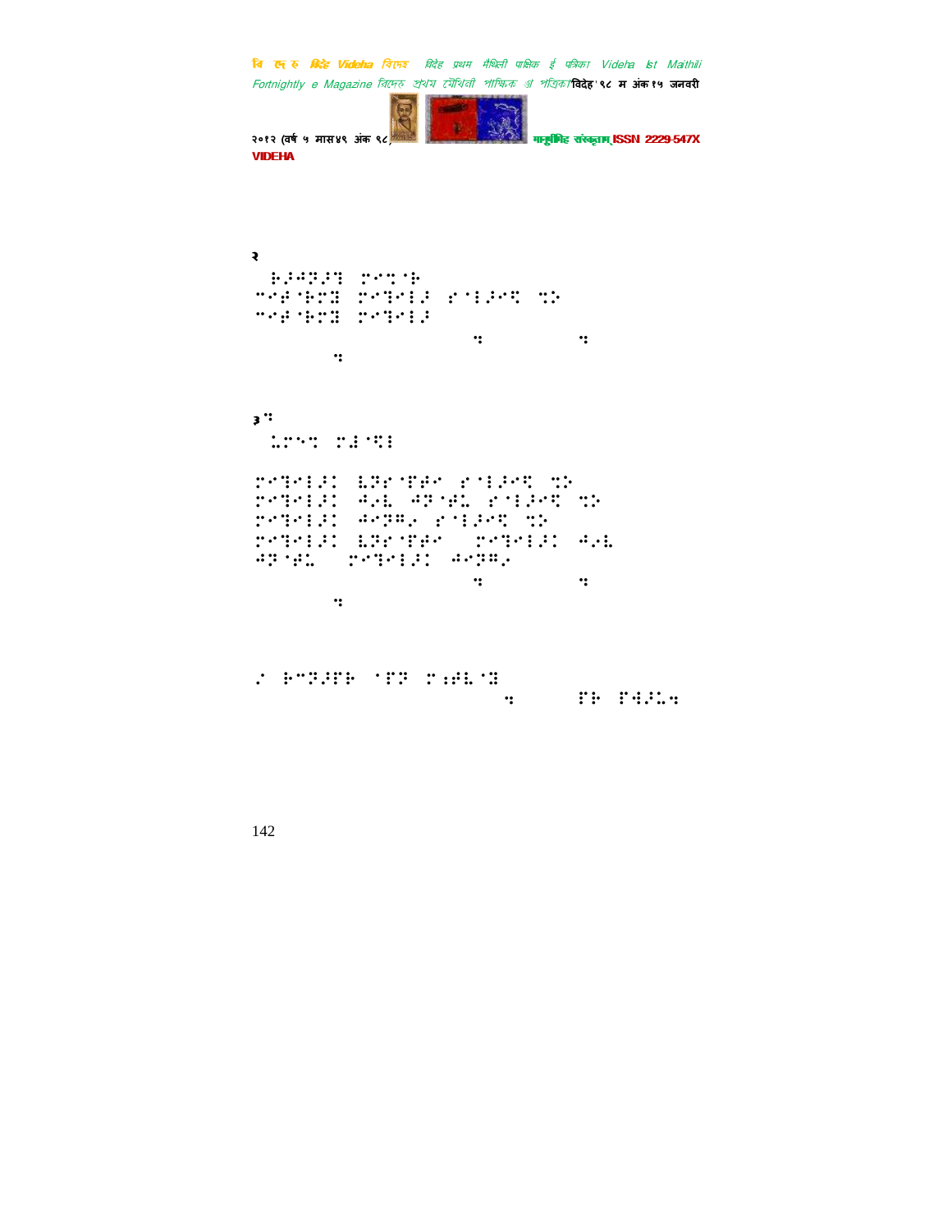२

⠀⠗⠨⠻⠻⠨⠙⠀⠏⠊⠒⠈⠗
⠉⠊⠞⠈⠗⠏⠶⠀⠏⠊⠙⠊⠇⠨⠀⠎⠈⠇⠨⠊⠎⠀⠒⠕
⠉⠊⠞⠈⠗⠏⠶⠀⠏⠊⠙⠊⠇⠨

⠒⠀⠒
⠒

३⠒

⠀⠨⠏⠑⠒⠀⠏⠻⠈⠎⠇

⠏⠊⠙⠊⠇⠨⠅⠀⠧⠻⠎⠈⠋⠋⠊⠀⠎⠈⠇⠨⠊⠎⠀⠒⠕
⠏⠊⠙⠊⠇⠨⠅⠀⠙⠔⠧⠀⠙⠻⠈⠋⠥⠀⠎⠈⠇⠨⠊⠎⠀⠒⠕
⠏⠊⠙⠊⠇⠨⠅⠀⠙⠊⠻⠯⠔⠀⠎⠈⠇⠨⠊⠎⠀⠒⠕
⠏⠊⠙⠊⠇⠨⠅⠀⠧⠻⠎⠈⠋⠋⠊⠀⠀⠏⠊⠙⠊⠇⠨⠅⠀⠙⠔⠧
⠙⠻⠈⠋⠥⠀⠀⠏⠊⠙⠊⠇⠨⠅⠀⠙⠊⠻⠯⠔

⠒⠀⠒
⠒

⠠⠀⠗⠉⠻⠨⠋⠗⠀⠈⠋⠻⠀⠏⠆⠋⠧⠈⠶
⠒⠀⠋⠗⠀⠋⠹⠨⠥⠒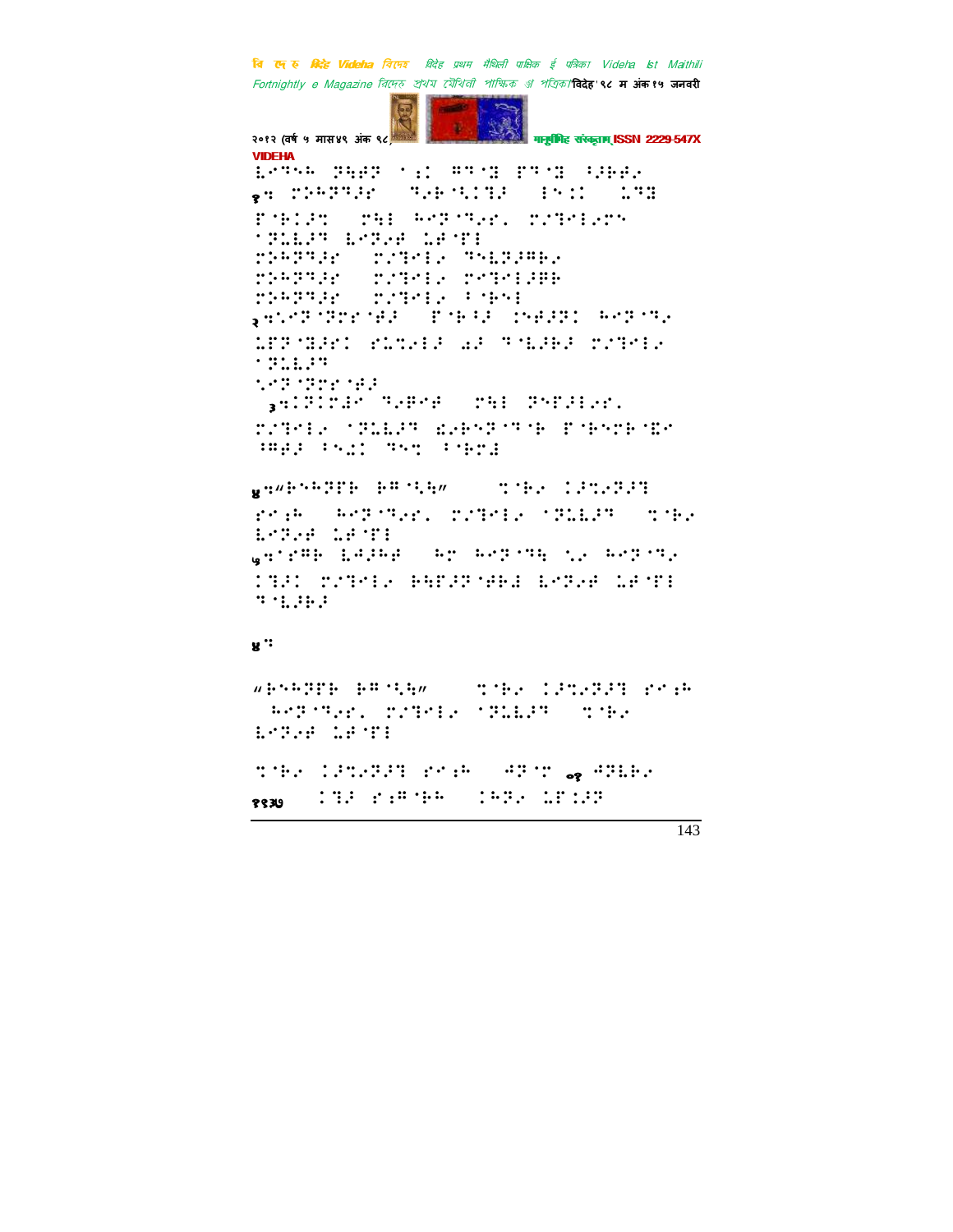⠇⠉⠙⠓⠁ ⠝⠓⠛⠝ ⠈⠆⠅ ⠛⠙⠈⠊ ⠋⠙⠈⠊ ⠪⠝⠃⠛⠴

१⠒ ⠍⠕⠁⠝⠙⠝⠗ ⠙⠴⠃⠈⠣⠅⠙⠝ ⠃⠑⠅⠅ ⠅⠙⠊

⠋⠈⠃⠅⠝⠞ ⠍⠓⠇ ⠓⠉⠝⠈⠙⠴⠗⠄ ⠍⠌⠙⠉⠇⠴⠗⠑

⠈⠝⠥⠇⠝⠙ ⠇⠉⠝⠴⠋ ⠥⠋⠈⠋⠇

⠍⠕⠁⠝⠙⠝⠗ ⠍⠌⠙⠉⠇⠴ ⠙⠑⠇⠝⠝⠛⠃⠴

⠍⠕⠁⠝⠙⠝⠗ ⠍⠌⠙⠉⠇⠴ ⠍⠉⠙⠉⠇⠝⠛⠃

⠍⠕⠁⠝⠙⠝⠗ ⠍⠌⠙⠉⠇⠴ ⠈⠈⠃⠑⠇

२⠒⠣⠉⠝⠈⠝⠗⠗⠈⠋⠝ ⠋⠈⠃⠪⠝ ⠑⠋⠝⠝⠅ ⠓⠉⠝⠈⠙⠴

⠥⠋⠝⠈⠊⠝⠗⠅ ⠗⠥⠞⠴⠇⠝ ⠔⠝ ⠙⠈⠇⠝⠃⠝ ⠍⠌⠙⠉⠇⠴

⠈⠝⠥⠇⠝⠙

⠣⠉⠝⠈⠝⠗⠗⠈⠋⠝

३⠒⠅⠝⠅⠗⠙⠉ ⠙⠴⠛⠉⠋ ⠍⠓⠇ ⠝⠉⠋⠝⠇⠴⠗⠄

⠍⠌⠙⠉⠇⠴ ⠈⠝⠥⠇⠝⠙ ⠡⠴⠃⠑⠝⠈⠙⠈⠃ ⠋⠈⠃⠑⠗⠃⠈⠩⠉

⠘⠛⠋⠝ ⠈⠑⠡⠅ ⠙⠑⠞ ⠈⠈⠃⠗⠇

४⠒“⠃⠑⠁⠝⠋⠃ ⠃⠛⠈⠣⠓” ⠞⠈⠃⠴ ⠅⠝⠞⠴⠝⠝⠇

⠗⠉⠆⠁ ⠓⠉⠝⠈⠙⠴⠗⠄ ⠍⠌⠙⠉⠇⠴ ⠈⠝⠥⠇⠝⠙ ⠞⠈⠃⠴

⠇⠉⠝⠴⠋ ⠥⠋⠈⠋⠇

५⠒⠈⠗⠛⠃ ⠇⠋⠝⠁⠋ ⠓⠉ ⠓⠉⠝⠈⠙⠓ ⠣⠴ ⠓⠉⠝⠈⠙⠴

⠅⠇⠝⠅ ⠍⠌⠙⠉⠇⠴ ⠃⠓⠋⠝⠝⠈⠋⠃⠇ ⠇⠉⠝⠴⠋ ⠥⠋⠈⠋⠇

⠙⠈⠇⠝⠃⠝

४⠒

“⠃⠑⠁⠝⠋⠃ ⠃⠛⠈⠣⠓” ⠞⠈⠃⠴ ⠅⠝⠞⠴⠝⠝⠇ ⠗⠉⠆⠁ ⠓⠉⠝⠈⠙⠴⠗⠄ ⠍⠌⠙⠉⠇⠴ ⠈⠝⠥⠇⠝⠙ ⠞⠈⠃⠴ ⠇⠉⠝⠴⠋ ⠥⠋⠈⠋⠇

⠞⠈⠃⠴ ⠅⠝⠞⠴⠝⠝⠇ ⠗⠉⠆⠁ ⠛⠝⠈⠗ ०१ ⠛⠝⠇⠃⠴

११३७ ⠅⠇⠝ ⠗⠆⠛⠈⠃⠁ ⠅⠁⠝⠴ ⠥⠋⠅⠝⠝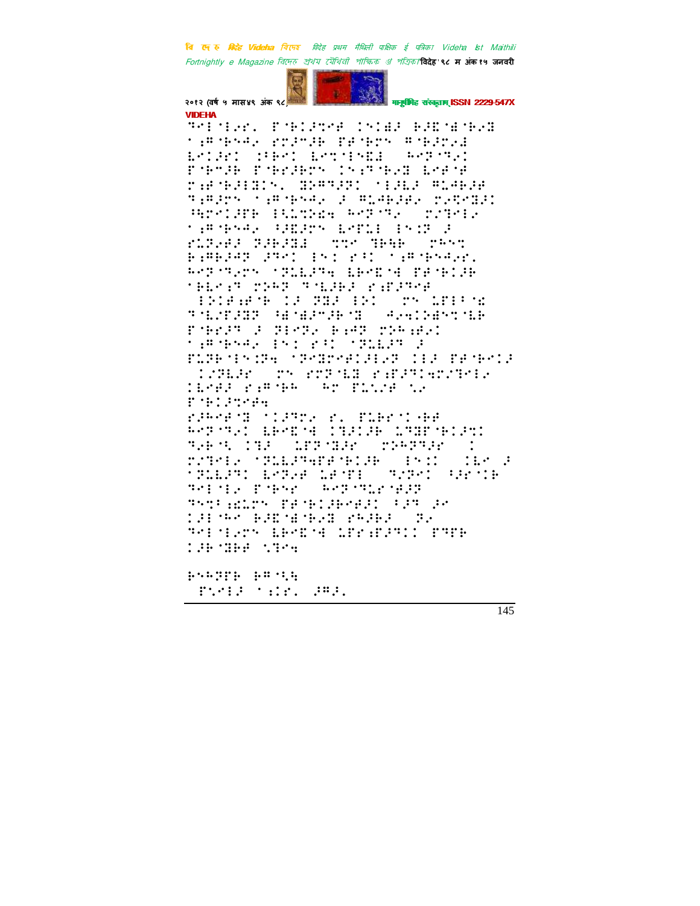**VIDEHA**

⠙⠿⠇⠈⠇⠎⠇⠀⠏⠈⠃⠇⠜⠹⠿⠋⠀⠇⠅⠇⠩⠜⠀⠃⠜⠻⠈⠩⠈⠃⠪⠻
⠁⠵⠻⠈⠃⠪⠲⠢⠀⠗⠗⠜⠉⠜⠃⠀⠏⠋⠈⠃⠗⠅⠀⠻⠈⠃⠜⠗⠢⠙
⠇⠎⠇⠜⠎⠀⠕⠃⠻⠇⠀⠇⠎⠹⠈⠇⠅⠫⠇⠀⠀⠓⠎⠏⠈⠙⠢⠇
⠏⠈⠃⠉⠜⠃⠀⠏⠈⠃⠗⠜⠃⠗⠅⠀⠇⠅⠖⠙⠈⠃⠢⠫⠀⠇⠎⠋⠈⠋
⠗⠖⠋⠈⠃⠜⠇⠫⠇⠅⠂⠀⠫⠝⠻⠙⠜⠝⠀⠁⠇⠜⠇⠜⠀⠻⠥⠲⠃⠜⠋
⠙⠖⠻⠜⠗⠅⠀⠁⠖⠻⠈⠃⠪⠲⠢⠀⠜⠀⠻⠥⠲⠃⠜⠲⠢⠀⠗⠢⠹⠉⠫⠜⠇
⠓⠗⠉⠇⠜⠋⠃⠀⠇⠩⠥⠹⠃⠢⠹⠀⠓⠎⠏⠈⠙⠢⠀⠀⠗⠢⠙⠉⠇⠢
⠁⠖⠻⠈⠃⠪⠲⠢⠀⠓⠜⠫⠜⠗⠅⠀⠇⠎⠏⠥⠇⠀⠇⠅⠇⠝⠀⠜
⠗⠥⠏⠢⠋⠜⠀⠝⠜⠃⠜⠫⠇⠀⠀⠹⠹⠉⠀⠙⠃⠓⠃⠀⠀⠗⠓⠅⠹
⠃⠖⠻⠃⠜⠓⠏⠀⠜⠙⠉⠇⠀⠇⠅⠇⠀⠗⠓⠇⠀⠁⠖⠻⠈⠃⠪⠲⠢⠗⠂
⠓⠎⠏⠈⠙⠢⠗⠅⠀⠁⠝⠥⠇⠜⠙⠹⠀⠇⠃⠉⠫⠈⠙⠀⠏⠋⠈⠃⠇⠜⠃
⠁⠃⠇⠉⠖⠙⠀⠗⠜⠓⠏⠀⠙⠈⠇⠜⠃⠜⠀⠗⠖⠋⠜⠙⠉⠋
⠀⠇⠅⠇⠋⠖⠋⠈⠃⠀⠇⠜⠀⠝⠫⠜⠀⠇⠅⠇⠀⠀⠗⠅⠀⠥⠋⠇⠓⠈⠩
⠙⠈⠇⠜⠏⠜⠫⠏⠀⠓⠈⠩⠈⠩⠜⠉⠜⠃⠈⠫⠀⠀⠲⠢⠹⠇⠅⠩⠅⠹⠈⠇⠃
⠏⠈⠃⠗⠜⠙⠀⠜⠀⠝⠇⠉⠝⠢⠀⠃⠖⠲⠏⠀⠗⠜⠓⠖⠋⠢⠇
⠁⠖⠻⠈⠃⠪⠲⠢⠀⠇⠅⠇⠀⠗⠓⠇⠀⠁⠝⠥⠇⠜⠙⠀⠜
⠏⠥⠝⠃⠈⠇⠅⠇⠜⠹⠀⠁⠝⠉⠫⠗⠉⠋⠇⠜⠇⠢⠏⠀⠇⠇⠜⠀⠏⠋⠈⠃⠉⠇⠜
⠀⠇⠜⠝⠇⠜⠗⠀⠀⠗⠅⠀⠗⠗⠝⠈⠇⠫⠀⠗⠖⠋⠜⠙⠇⠹⠗⠜⠙⠉⠇⠢
⠇⠇⠉⠋⠜⠀⠗⠖⠻⠈⠃⠓⠀⠀⠓⠗⠀⠏⠥⠩⠜⠋⠀⠩⠢
⠏⠈⠃⠇⠜⠹⠉⠋⠹

⠗⠜⠓⠉⠋⠈⠫⠀⠁⠇⠜⠙⠉⠢⠀⠗⠂⠀⠏⠥⠃⠗⠁⠇⠈⠃⠋
⠓⠎⠏⠈⠙⠢⠇⠀⠇⠃⠉⠫⠈⠙⠀⠇⠙⠜⠇⠜⠃⠀⠥⠙⠫⠏⠈⠃⠇⠜⠹⠇
⠙⠢⠃⠈⠓⠀⠇⠙⠜⠀⠀⠥⠏⠏⠈⠫⠜⠗⠀⠀⠗⠜⠓⠏⠙⠜⠗⠀⠀⠇
⠗⠢⠙⠉⠇⠢⠀⠁⠝⠥⠇⠜⠙⠹⠏⠋⠈⠃⠇⠜⠃⠀⠀⠇⠅⠇⠇⠀⠀⠇⠇⠉⠀⠜
⠁⠝⠥⠇⠜⠙⠇⠀⠇⠎⠏⠢⠋⠀⠥⠜⠈⠏⠇⠀⠀⠙⠢⠝⠉⠇⠀⠓⠜⠗⠈⠇⠃
⠙⠉⠇⠈⠇⠢⠀⠏⠈⠃⠎⠗⠀⠀⠓⠎⠏⠈⠙⠥⠗⠈⠋⠜⠏
⠙⠅⠹⠇⠖⠩⠥⠗⠅⠀⠏⠋⠈⠃⠇⠜⠃⠉⠋⠜⠇⠀⠓⠜⠙⠀⠜⠉
⠇⠜⠇⠈⠓⠉⠀⠃⠜⠫⠈⠩⠈⠃⠢⠫⠀⠗⠓⠜⠃⠜⠀⠀⠝⠢
⠙⠉⠇⠈⠇⠢⠗⠅⠀⠇⠃⠉⠫⠈⠙⠀⠥⠏⠗⠖⠋⠜⠙⠇⠇⠀⠏⠙⠏⠃
⠇⠜⠃⠈⠫⠃⠋⠀⠩⠙⠉⠹

⠃⠅⠓⠝⠏⠃⠀⠃⠻⠈⠩⠓
⠀⠏⠩⠉⠇⠜⠀⠁⠱⠇⠗⠂⠀⠜⠻⠜⠂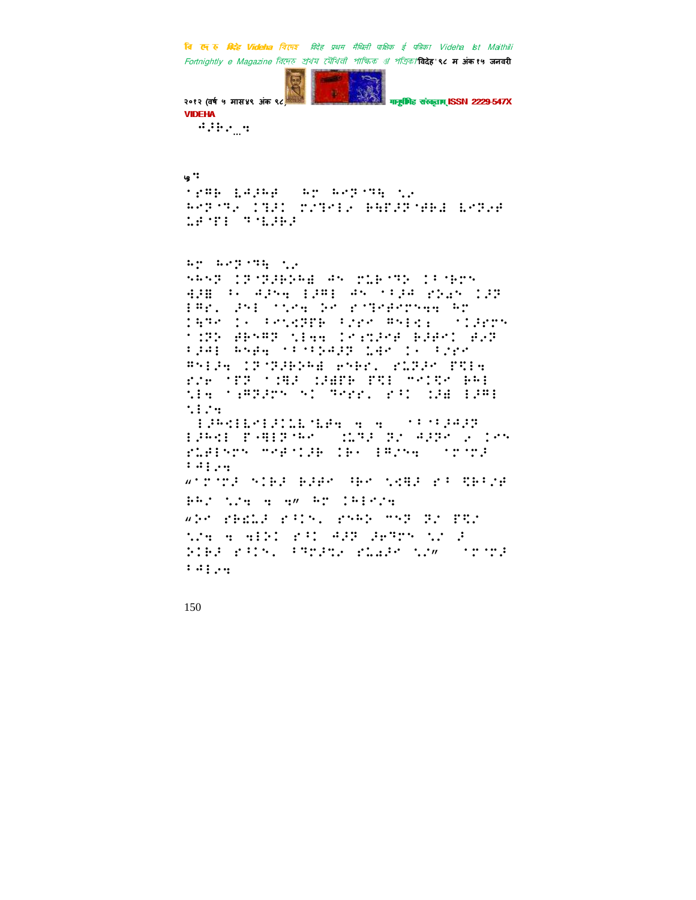⠚⠜⠗⠄⠀⠳

५⠆

⠁⠗⠻⠗⠀⠇⠚⠜⠓⠜⠀⠀⠓⠉⠀⠓⠊⠝⠁⠙⠓⠀⠎⠄
⠓⠊⠝⠁⠙⠄⠀⠅⠽⠜⠅⠀⠗⠌⠙⠊⠇⠄⠀⠗⠓⠋⠜⠝⠁⠋⠗⠫⠀⠇⠊⠝⠄⠋
⠥⠋⠁⠋⠇⠀⠙⠁⠇⠜⠗⠜

⠓⠉⠀⠓⠊⠝⠁⠙⠓⠀⠎⠄
⠩⠓⠩⠝⠀⠅⠝⠁⠝⠜⠗⠕⠓⠫⠀⠚⠩⠀⠗⠥⠃⠁⠙⠕⠀⠅⠃⠁⠗⠉⠩
⠫⠜⠿⠀⠂⠄⠀⠚⠜⠩⠹⠀⠇⠜⠻⠇⠀⠚⠩⠀⠁⠂⠜⠚⠀⠗⠕⠣⠩⠀⠅⠜⠝
⠇⠻⠗⠄⠀⠜⠩⠇⠀⠁⠎⠊⠹⠀⠕⠊⠀⠗⠁⠙⠊⠋⠊⠗⠩⠹⠹⠀⠓⠉
⠅⠹⠙⠊⠀⠅⠄⠀⠂⠊⠎⠫⠝⠗⠗⠀⠂⠌⠗⠊⠀⠻⠩⠇⠫⠆⠀⠀⠁⠅⠜⠗⠉⠩
⠁⠅⠝⠕⠀⠋⠗⠩⠻⠝⠀⠎⠇⠹⠹⠀⠅⠊⠶⠜⠊⠋⠀⠗⠜⠋⠊⠅⠀⠋⠄⠝
⠂⠜⠚⠇⠀⠓⠩⠋⠹⠀⠁⠂⠁⠂⠕⠚⠜⠝⠀⠥⠚⠊⠀⠅⠄⠀⠂⠌⠗⠊
⠻⠩⠇⠜⠹⠀⠅⠝⠁⠝⠜⠗⠕⠓⠫⠀⠗⠩⠗⠗⠄⠀⠗⠥⠝⠜⠊⠀⠏⠫⠇⠹
⠗⠌⠗⠀⠁⠋⠝⠀⠁⠅⠻⠜⠀⠅⠜⠿⠋⠗⠀⠏⠫⠇⠀⠍⠊⠅⠫⠊⠀⠗⠓⠇
⠎⠇⠹⠀⠁⠖⠻⠝⠜⠗⠩⠀⠎⠅⠀⠙⠊⠗⠗⠄⠀⠗⠂⠅⠀⠀⠅⠜⠿⠀⠇⠜⠻⠇
⠎⠇⠌⠹

⠀⠇⠜⠓⠫⠇⠇⠊⠇⠜⠅⠥⠇⠈⠇⠋⠹⠀⠹⠀⠹⠀⠀⠁⠂⠁⠂⠜⠚⠜⠝
⠇⠜⠓⠫⠇⠀⠏⠤⠻⠇⠝⠁⠓⠊⠀⠀⠅⠥⠙⠜⠀⠝⠌⠀⠚⠜⠝⠊⠀⠄⠀⠅⠊⠩
⠗⠥⠋⠇⠩⠗⠩⠀⠍⠊⠋⠁⠅⠜⠗⠀⠅⠗⠄⠀⠇⠻⠌⠩⠹⠀⠀⠁⠗⠁⠍⠜
⠂⠚⠇⠄⠹

“⠁⠗⠁⠍⠜⠀⠩⠅⠗⠜⠀⠗⠜⠋⠊⠀⠻⠗⠊⠀⠎⠫⠻⠜⠀⠗⠂⠀⠫⠗⠂⠌⠋
⠗⠓⠌⠀⠎⠌⠹⠀⠹⠀⠹”⠀⠓⠉⠀⠅⠓⠇⠊⠌⠹

“⠕⠊⠀⠗⠗⠫⠥⠜⠀⠗⠂⠅⠩⠄⠀⠗⠩⠓⠕⠀⠍⠩⠝⠀⠝⠌⠀⠏⠫⠌
⠎⠌⠹⠀⠹⠀⠹⠇⠕⠅⠀⠗⠂⠅⠀⠚⠜⠝⠀⠜⠊⠙⠉⠩⠀⠎⠌⠀⠜
⠕⠅⠗⠜⠀⠗⠂⠅⠩⠄⠀⠂⠙⠉⠜⠫⠄⠀⠗⠥⠣⠜⠊⠀⠎⠌”⠀⠀⠁⠗⠁⠍⠜
⠂⠚⠇⠄⠹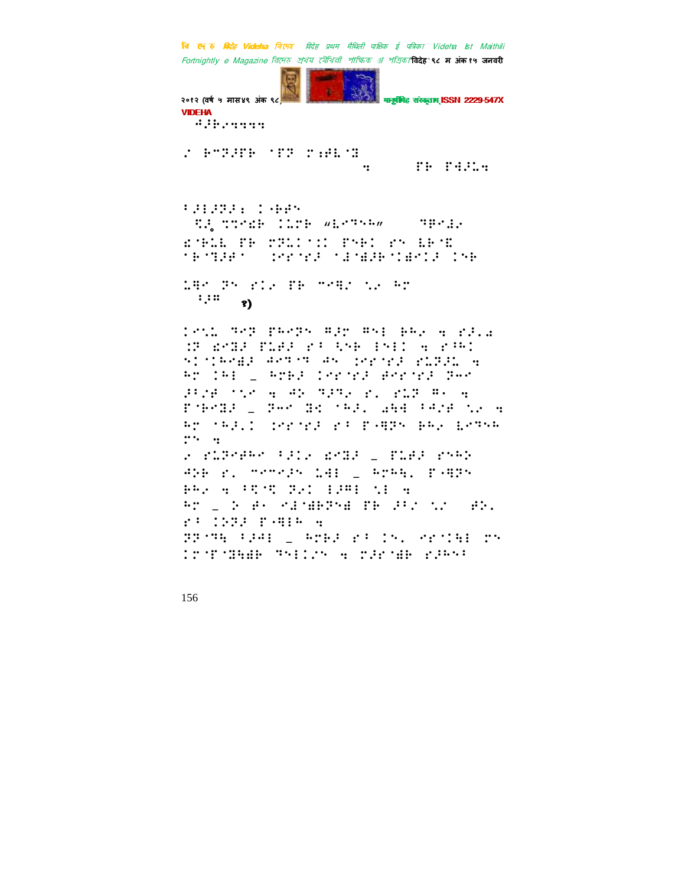⠚⠞⠗⠂⠹⠹⠹

⠴⠀⠗⠉⠽⠞⠋⠗⠀⠁⠋⠽⠀⠍⠅⠖⠇⠁⠯

⠹⠀⠀⠀⠀⠀⠀⠀⠋⠗⠀⠋⠻⠞⠥⠹

⠃⠞⠇⠞⠽⠞⠆⠀⠅⠤⠗⠖⠝

⠯⠜⠀⠍⠍⠊⠷⠗⠀⠅⠥⠍⠗⠀⠦⠇⠉⠹⠓⠴⠀⠀⠀⠀⠹⠿⠊⠖⠂

⠫⠗⠥⠇⠀⠋⠗⠀⠍⠽⠥⠅⠁⠅⠅⠀⠋⠝⠗⠅⠀⠎⠝⠀⠇⠗⠁⠯

⠁⠗⠁⠽⠞⠋⠁⠀⠀⠅⠎⠗⠁⠎⠞⠀⠁⠼⠱⠞⠗⠁⠅⠱⠊⠅⠞⠀⠅⠝⠗

⠥⠻⠊⠀⠽⠝⠀⠎⠅⠂⠀⠋⠗⠀⠉⠊⠻⠴⠀⠌⠂⠀⠓⠍

⠀⠀⠒⠞⠭⠀⠀१)

⠅⠊⠌⠥⠀⠹⠊⠽⠀⠋⠓⠊⠽⠝⠀⠿⠞⠍⠀⠿⠝⠇⠀⠗⠓⠂⠀⠹⠀⠎⠞⠂⠜

⠅⠽⠀⠫⠊⠻⠞⠀⠋⠥⠋⠞⠀⠎⠁⠀⠩⠝⠗⠀⠇⠝⠇⠅⠀⠹⠀⠎⠁⠓⠅

⠎⠅⠁⠅⠓⠊⠫⠞⠀⠚⠊⠹⠁⠹⠀⠚⠝⠀⠅⠎⠗⠁⠎⠞⠀⠎⠥⠽⠞⠥⠀⠹

⠓⠍⠀⠅⠓⠇⠀⠤⠀⠓⠍⠗⠞⠀⠅⠎⠗⠁⠎⠞⠀⠙⠎⠗⠁⠎⠞⠀⠽⠊⠊

⠞⠁⠴⠋⠀⠁⠌⠊⠀⠹⠀⠚⠕⠀⠹⠞⠽⠂⠀⠎⠂⠀⠎⠥⠽⠀⠿⠂⠀⠹

⠋⠁⠗⠊⠻⠞⠀⠤⠀⠽⠊⠊⠀⠻⠅⠀⠁⠓⠞⠂⠀⠜⠓⠻⠀⠃⠚⠴⠋⠀⠌⠂⠀⠹

⠓⠍⠀⠁⠓⠞⠂⠅⠀⠅⠎⠗⠁⠎⠞⠀⠎⠁⠀⠋⠤⠻⠽⠝⠀⠗⠓⠂⠀⠇⠊⠹⠝⠓

⠍⠝⠀⠹

⠐⠀⠎⠥⠽⠊⠋⠓⠊⠀⠃⠞⠅⠂⠀⠫⠊⠻⠞⠀⠤⠀⠋⠥⠋⠞⠀⠎⠝⠓⠕

⠚⠕⠗⠀⠎⠂⠀⠉⠊⠉⠊⠞⠝⠀⠥⠙⠇⠀⠤⠀⠓⠍⠓⠹⠂⠀⠋⠤⠻⠽⠝

⠗⠓⠂⠀⠹⠀⠃⠯⠁⠯⠀⠽⠂⠅⠀⠇⠞⠿⠇⠀⠌⠇⠀⠹

⠓⠍⠀⠤⠀⠕⠀⠋⠂⠀⠎⠼⠁⠱⠗⠽⠝⠱⠀⠋⠗⠀⠞⠃⠴⠀⠌⠴⠀⠀⠋⠕⠂

⠎⠁⠀⠅⠅⠽⠞⠀⠋⠤⠻⠇⠓⠀⠹

⠽⠽⠁⠹⠻⠀⠃⠞⠚⠇⠀⠤⠀⠓⠍⠗⠞⠀⠎⠁⠀⠅⠝⠂⠀⠎⠗⠁⠅⠻⠇⠀⠍⠝

⠅⠍⠁⠋⠁⠻⠳⠱⠗⠀⠹⠝⠇⠅⠴⠝⠀⠹⠀⠍⠞⠗⠁⠱⠗⠀⠎⠞⠓⠝⠃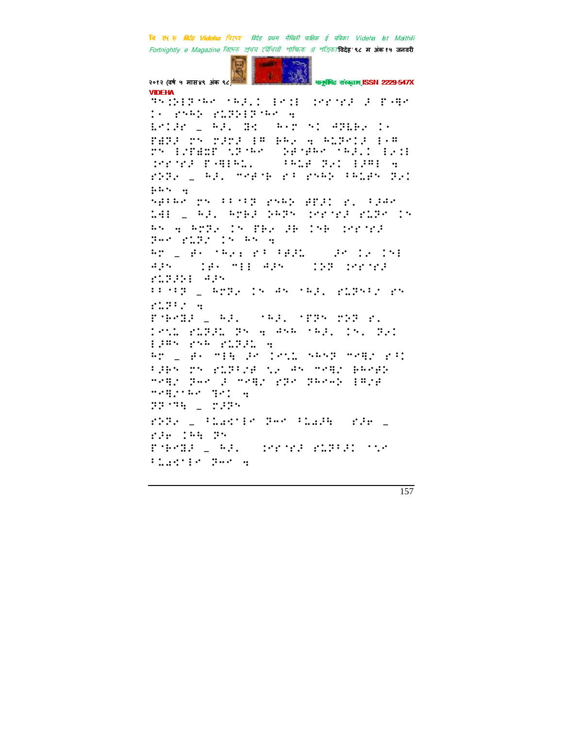VIDEHA

⠹⠝�CID⠀⠀...

VIDEHA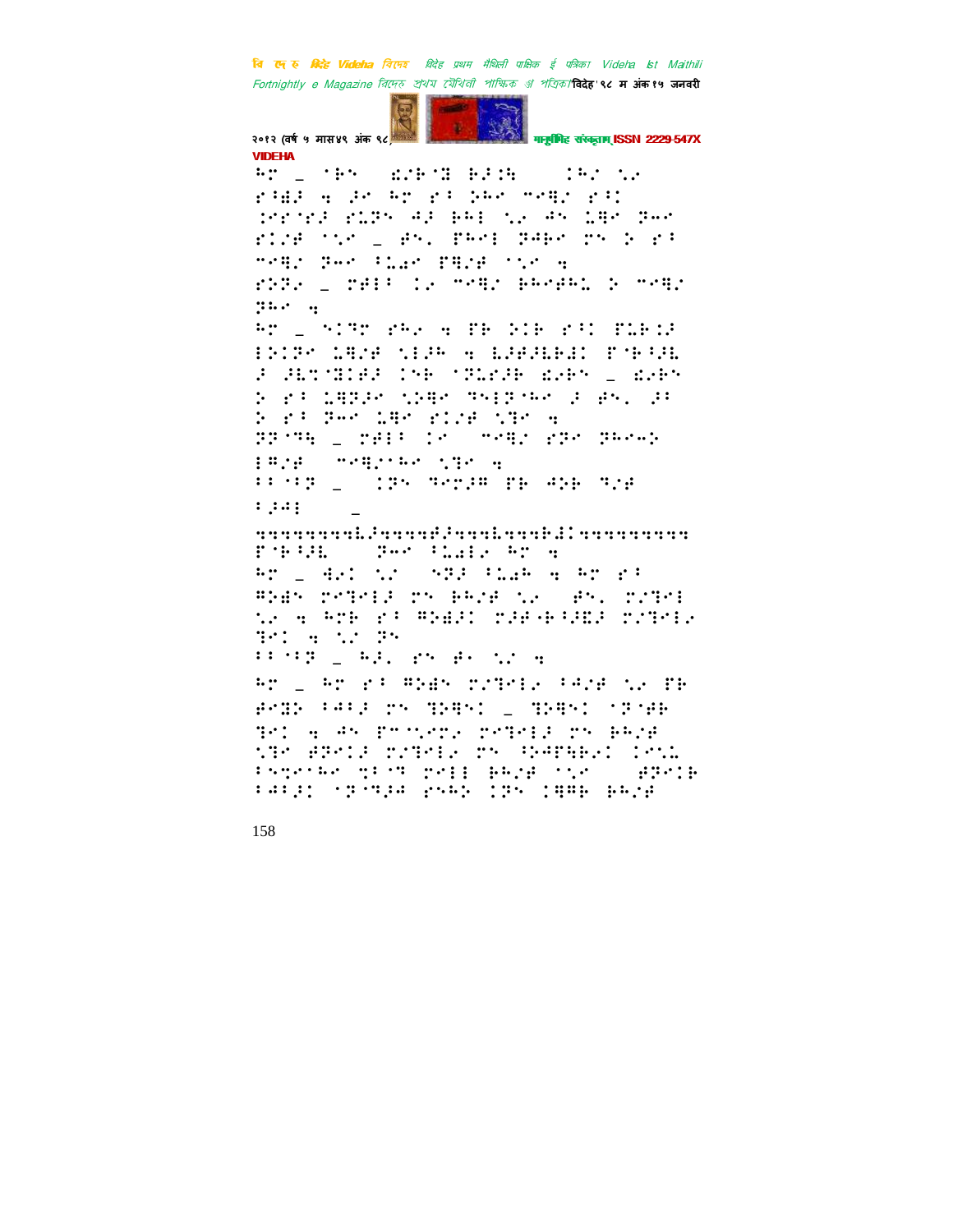VIDEHA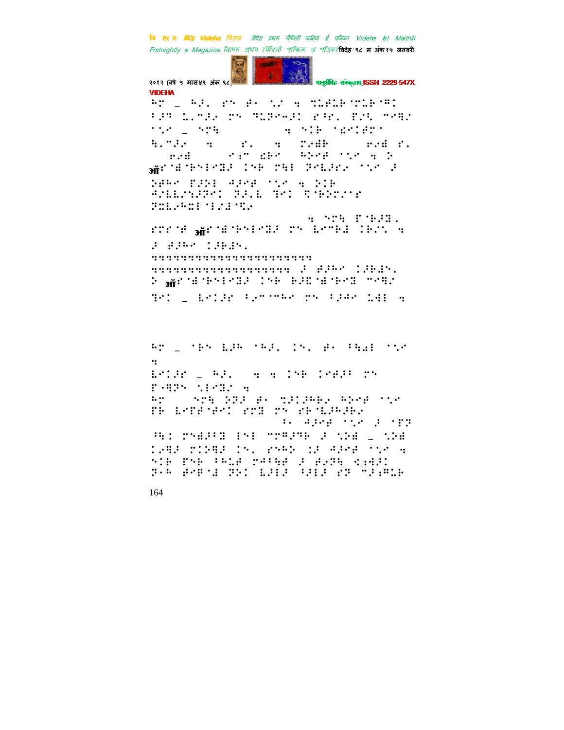ãr \_ ãÞ. ¶Þ ÷ ½ç ¤ ¨ðÛãÆ¨ðÛÆ¨ª¦
¦Þ¬ ç.¨Þ¿ ¶Þ ¬ðÒ¤—Þ¦ ¶¦¶. ß¿¦ ¨¤ª¿
¨½¤ \_ ¤¶¦   ¤ ¤¦Æ ¨ë¤¦Æ¶¨
¦.¨Þ¿ ¤ ¶. ¤ ¶¿ë Æ  ¶¿ë ¶.
¶¿ë  ¶¤¨ ëÆ¤ ãÒ¤ð ¨½¤ ¤ Ò
ऑ¶¨ë¨Æ¤¦¤ªÞ ¦¤Æ ¶ª¦ ªð¿Þ¶¿ ¨½¤ Þ
ÒÆã¤ ßÞÒ¦ ¢Þ¤ð ¨½¤ ¤ Ò¦Æ
¢¿ðð¿¦Þ¬¦ ªÞ.ð ª¤¦ ¤¨ÆÒ¶¿¶
ª¦ð¿ã¦¦¨¦¿ë¨¤¿
 ¤ ¤¶¦ ß¨ÆÞª.
¶¶¶¨ð ऑ¶¨ë¨Æ¤¦¤ªÞ ¶Þ ð¤¨Æë ¦Æ¿¦ ¤
Þ ðÞã¤ ¦ÞÆëÞ.
¤¤¤¤¤¤¤¤¤¤¤¤¤¤¤¤¤¤¤¤¤¤¤
¤¤¤¤¤¤¤¤¤¤¤¤¤¤¤¤¤¤¤ Þ ðÞã¤ ¦ÞÆëÞ.
Ò ऑ¶¨ë¨Æ¤¦¤ªÞ ¦¤Æ ÆÞ¦¨ë¨Æ¤ª ¨¤ª¿
ª¤¦ \_ ð¤¦Þ¶ ¦.¤¨¨ã¤ ¶Þ ¦Þ¢¤ ç¢¦ ¤

ãr \_ ¨Æ¤ ðÞã ¨ãÞ. ¦Þ. ÷ ¦ªë¦ ¨½¤
¤
ð¤¦Þ¶ \_ ãÞ.  ¤ ¤ ¦¤Æ ¦¤ðÞ¦ ¶Þ
ß¨ªÞ¤ ½¦¤ª¿ ¤
ãr  ¤¶¦ ÒªÞ ÷ ¨ð¦ÞãÆ¿ ãÒ¤ð ¨½¤
ßÆ ð¤ßð¨ð¤¦ ¶¶ª ¶Þ ¶Æ¨ðÞãÞÆ¿
 ¦. ¢Þ¤ð ¨½¤ Þ ¨ß¬
ª¦¦ ¶¤ëÞ¦ª ¦¤¦ ¨¨ªÞªÆ Þ ½Òë \_ ½Òë
¦¿ªÞ ¶¦Òª¿ ¦Þ. ¶¤ãÒ ¦Þ ¢Þ¤ð ¨½¤ ¤
¤¦Æ ß¤Æ ¦ãðð ¶¢¦ªð Þ ð¿¬¦ ¦¿ëÞ¦
ª¿ã ð¤Æ¨ë ªÒ¦ ðÞ¦Þ ¦Þ¦Þ ¶¬ ¨Þ¿ªðÆ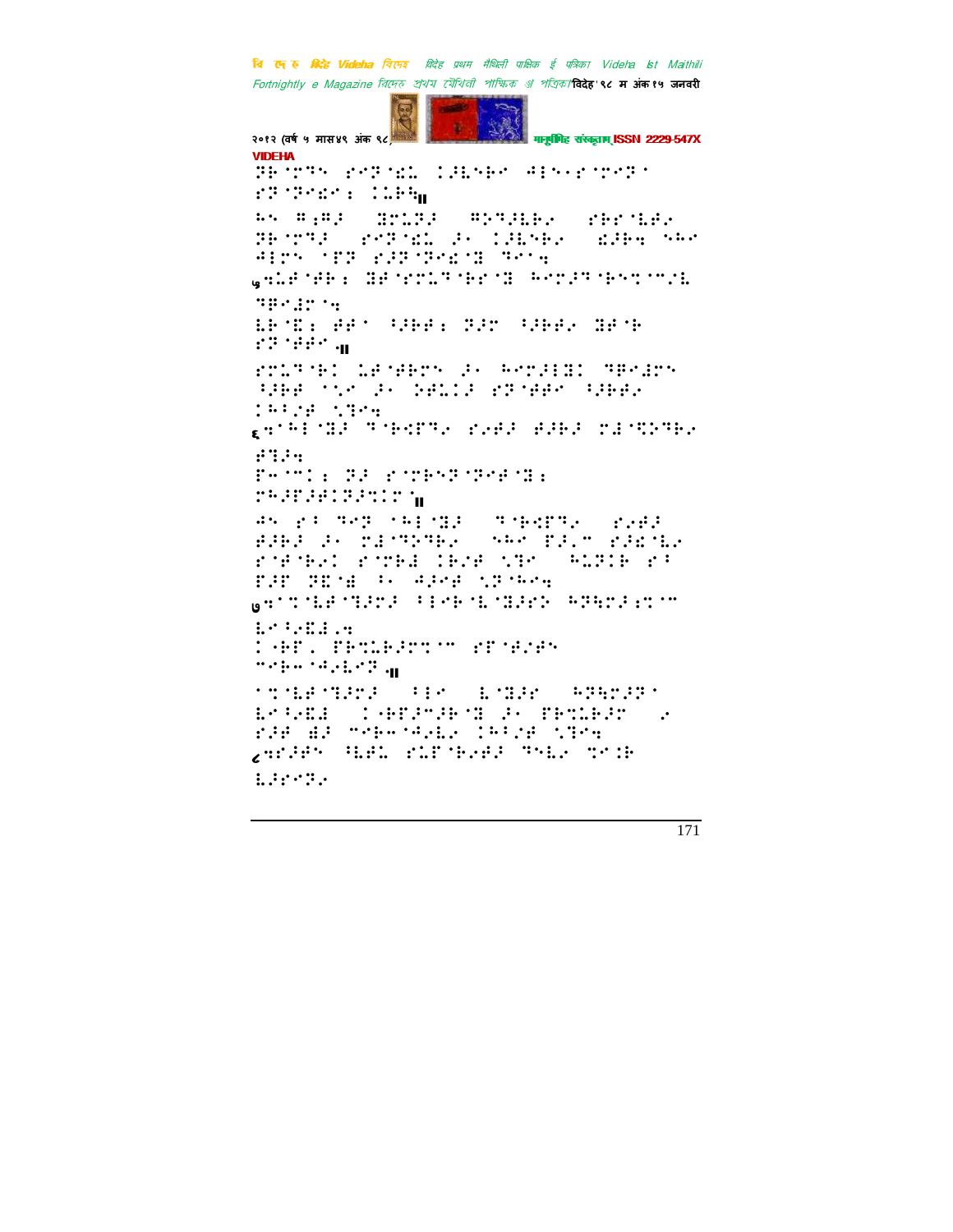VIDEHA

⠠⠗⠓⠐⠗⠓⠅ ⠗⠉⠏⠐⠎⠇ ⠅⠚⠇⠅⠓⠉ ⠺⠊⠅⠂⠗⠐⠉⠗⠏⠁ ⠗⠏⠐⠏⠉⠎⠗⠆ ⠅⠇⠓⠹॥

⠓⠅ ⠓⠆⠓⠚ ⠘⠗⠇⠏⠚ ⠓⠕⠞⠚⠇⠓⠔ ⠗⠓⠗⠐⠇⠋⠔ ⠠⠗⠓⠐⠗⠞⠚ ⠗⠉⠏⠐⠎⠇ ⠚⠂ ⠅⠚⠇⠅⠓⠔ ⠎⠚⠓⠹ ⠅⠓⠉ ⠺⠊⠗⠅ ⠁⠋⠏ ⠗⠚⠏⠐⠏⠉⠎⠐⠘ ⠞⠉⠁⠹

५⠹⠇⠋⠐⠋⠓⠆ ⠘⠋⠐⠗⠉⠇⠞⠐⠓⠗⠐⠘ ⠓⠉⠗⠚⠞⠐⠓⠅⠞⠐⠉⠌⠇ ⠞⠘⠉⠙⠗⠐⠹

⠇⠓⠐⠎⠆ ⠋⠋⠁ ⠃⠚⠓⠋⠆ ⠏⠚⠗ ⠃⠚⠓⠋⠔ ⠘⠋⠐⠓ ⠗⠏⠐⠋⠋⠉॥

⠗⠉⠇⠞⠐⠓⠅ ⠇⠋⠐⠋⠓⠗⠅ ⠚⠂ ⠓⠉⠗⠚⠊⠘⠅ ⠞⠘⠉⠙⠗⠅ ⠃⠚⠓⠋ ⠁⠌⠉ ⠚⠂ ⠏⠚⠇⠅⠚ ⠗⠏⠐⠋⠋⠉ ⠃⠚⠓⠋⠔ ⠅⠓⠃⠌⠋ ⠌⠞⠉⠹

६⠹⠓⠊⠐⠘⠚ ⠞⠐⠓⠹⠏⠞⠔ ⠗⠔⠋⠚ ⠋⠚⠓⠚ ⠉⠙⠐⠹⠕⠞⠓⠔ ⠋⠞⠚⠹

⠏⠓⠐⠅⠆ ⠏⠚ ⠗⠐⠉⠓⠅⠏⠐⠏⠉⠋⠐⠘⠆ ⠉⠓⠚⠏⠚⠋⠅⠏⠚⠞⠅⠗⠐॥

⠺⠅ ⠗⠂ ⠞⠉⠏ ⠁⠓⠊⠐⠘⠚ ⠞⠐⠓⠹⠏⠞⠔ ⠗⠔⠋⠚ ⠋⠚⠓⠚ ⠚⠂ ⠉⠙⠐⠞⠕⠞⠓⠔ ⠎⠓⠉ ⠏⠚⠇⠉ ⠗⠚⠎⠐⠇⠔ ⠗⠐⠋⠐⠓⠔⠅ ⠗⠐⠉⠓⠙ ⠅⠓⠌⠋ ⠌⠞⠉ ⠓⠇⠕⠅⠓ ⠗⠂ ⠏⠚⠏ ⠏⠎⠐⠙ ⠂⠂ ⠺⠚⠉⠋ ⠌⠏⠐⠓⠉⠹

७⠹⠞⠐⠇⠋⠐⠞⠚⠉⠚ ⠃⠊⠉⠓⠐⠇⠐⠘⠚⠗⠕ ⠓⠏⠹⠉⠚⠆⠞⠉ ⠇⠂⠃⠔⠎⠙⠂⠹

⠅⠐⠓⠏⠂ ⠏⠓⠞⠇⠓⠚⠉⠞⠉ ⠗⠏⠐⠋⠌⠋⠅ ⠉⠋⠓⠉⠐⠺⠔⠇⠉⠏⠂॥

⠁⠞⠐⠇⠋⠐⠞⠚⠉⠚ ⠃⠊⠉ ⠇⠐⠘⠚⠗ ⠓⠏⠹⠉⠚⠏⠁ ⠇⠂⠃⠔⠎⠙ ⠅⠐⠓⠏⠚⠉⠚⠓⠐⠘ ⠚⠂ ⠏⠓⠞⠇⠓⠚⠗ ⠔ ⠗⠚⠋ ⠙⠚ ⠉⠋⠓⠉⠐⠺⠔⠇⠔ ⠅⠓⠃⠌⠋ ⠌⠞⠉⠹

८⠹⠗⠚⠋⠅ ⠃⠇⠋⠇ ⠗⠇⠏⠐⠓⠔⠋⠚ ⠞⠉⠇⠔ ⠞⠉⠅⠓ ⠇⠚⠗⠉⠏⠔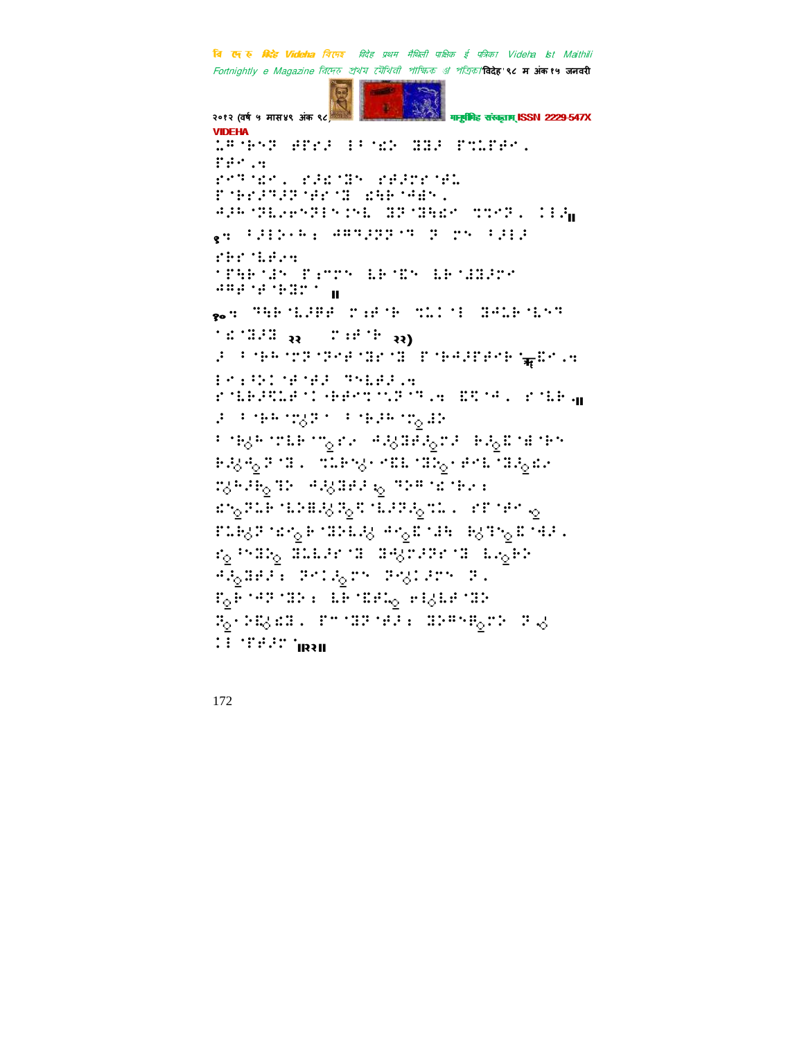VIDEHA

⠅⠣⠐⠃⠝⠗ ⠚⠋⠗⠔ ⠇⠁⠐⠪⠕ ⠿⠾⠔ ⠋⠍⠅⠋⠚⠉⠄
⠋⠚⠉⠨⠹
⠗⠉⠞⠐⠪⠉⠂ ⠗⠔⠪⠐⠿⠝ ⠗⠚⠔⠗⠗⠐⠚⠅
⠋⠐⠃⠗⠔⠞⠔⠗⠐⠚⠗⠐⠿ ⠫⠓⠃⠐⠲⠻⠝⠂
⠲⠔⠓⠐⠾⠇⠢⠑⠞⠇⠝⠆⠑⠇ ⠿⠗⠐⠿⠓⠪⠉ ⠍⠍⠉⠞⠂ ⠆⠇⠔॥

१⠹ ⠁⠔⠇⠕⠢⠓⠆ ⠲⠣⠞⠔⠗⠗⠐⠞ ⠗ ⠗⠝ ⠁⠔⠇⠔
⠗⠓⠗⠐⠇⠋⠔⠹
⠐⠋⠓⠃⠐⠚⠝ ⠋⠆⠍⠗⠝ ⠇⠃⠐⠪⠝ ⠇⠃⠐⠚⠿⠔⠗⠉
⠲⠣⠋⠐⠚⠐⠃⠿⠗⠁ ॥

१०⠹ ⠞⠓⠃⠐⠇⠔⠿⠋ ⠗⠆⠚⠐⠃ ⠍⠅⠆⠐⠇ ⠿⠲⠅⠃⠐⠇⠝⠞
⠐⠪⠐⠿⠔⠿ २२ ⠗⠆⠚⠐⠃ २२)
⠔ ⠁⠐⠃⠓⠐⠗⠞⠐⠞⠗⠚⠐⠿⠗⠐⠿ ⠋⠐⠃⠲⠔⠋⠚⠗⠃⠐ऋ⠪⠉⠨⠹
⠇⠗⠆⠕⠆⠐⠚⠐⠚⠔ ⠞⠑⠇⠚⠔⠨⠹
⠗⠐⠇⠃⠔⠻⠅⠚⠆⠐⠃⠚⠚⠉⠐⠅⠗⠐⠞⠨⠹ ⠪⠻⠐⠲⠂ ⠗⠐⠇⠃⠨॥
⠔ ⠁⠐⠃⠓⠐⠗⠆⠗⠁ ⠁⠐⠃⠔⠓⠐⠗⠪⠕
⠁⠐⠃⠆⠓⠐⠗⠇⠃⠐⠉⠗⠢ ⠲⠔⠿⠚⠔⠗⠔ ⠃⠔⠪⠐⠾⠐⠃⠝
⠃⠔⠲⠞⠐⠿⠂ ⠍⠇⠃⠝⠢⠐⠪⠇⠐⠿⠕⠢⠚⠑⠇⠐⠿⠔⠪⠢
⠗⠆⠓⠔⠃⠞⠕ ⠲⠔⠿⠚⠔ ⠞⠕⠣⠐⠪⠐⠃⠢⠆
⠪⠝⠞⠇⠃⠐⠇⠕⠿⠔⠔⠻⠐⠇⠔⠔⠍⠇⠂ ⠗⠋⠐⠚⠉
⠋⠇⠃⠔⠞⠐⠪⠉⠃⠐⠿⠕⠇⠔ ⠲⠉⠪⠐⠚⠓ ⠃⠞⠝⠪⠐⠲⠔⠂
⠗⠁⠝⠿⠕ ⠿⠇⠇⠔⠗⠐⠿ ⠿⠲⠗⠔⠗⠐⠿ ⠇⠢⠃⠕
⠲⠔⠿⠚⠔⠆ ⠗⠉⠆⠔⠗⠝ ⠗⠢⠆⠔⠗⠝ ⠗⠂
⠋⠃⠐⠲⠗⠐⠿⠕⠆ ⠇⠃⠐⠪⠚⠅ ⠚⠇⠇⠚⠐⠿⠕
⠗⠢⠕⠪⠪⠿⠂ ⠋⠉⠐⠿⠗⠐⠚⠔⠆ ⠿⠕⠣⠝⠃⠗⠕ ⠗⠢
⠆⠇⠐⠋⠚⠔⠗⠐॥२॥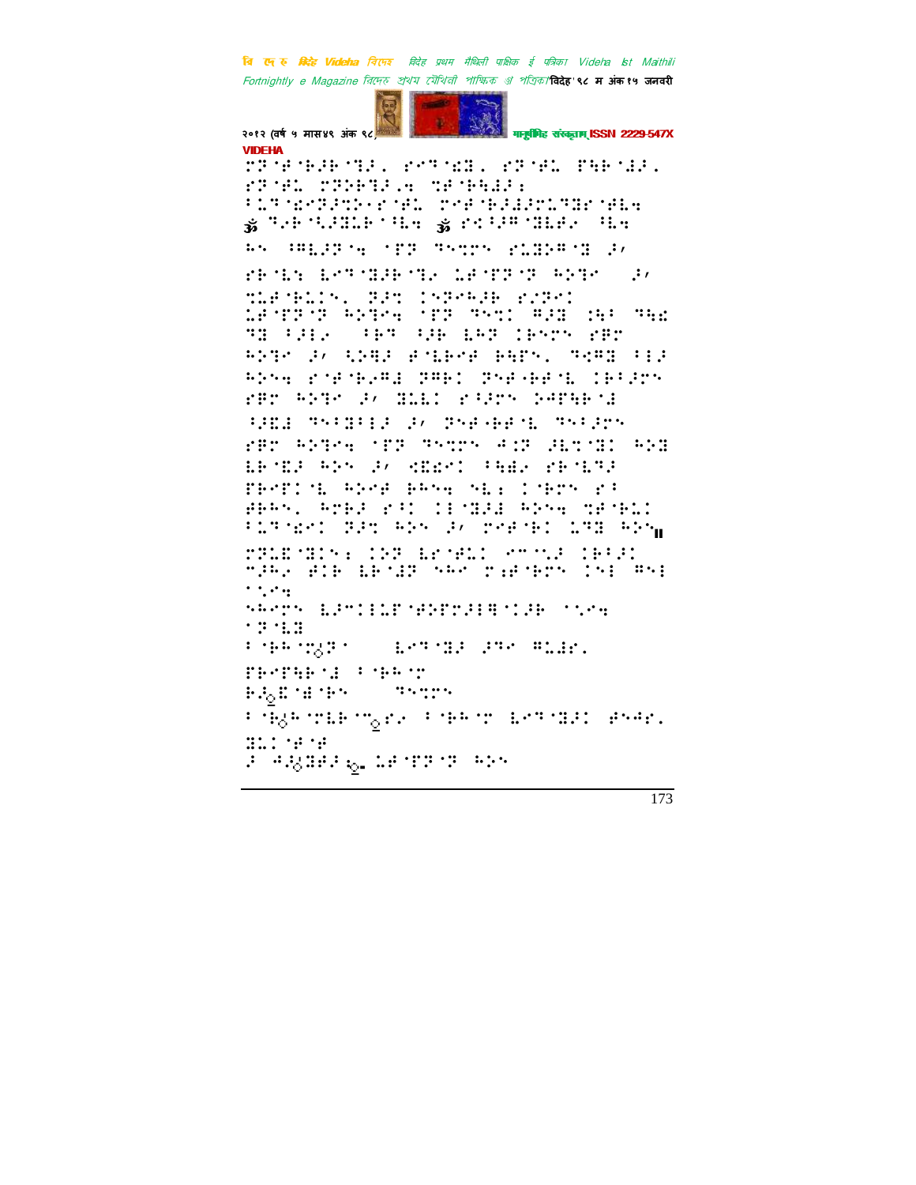VIDEHA

⠗⠽⠀⠮⠀⠜⠀⠩⠆⠂⠀⠗⠮⠀⠂⠀⠗⠽⠀⠿⠀⠏⠓⠗⠂

⠗⠽⠀⠿⠀⠗⠽⠗⠩⠆⠒⠀⠹⠀⠓⠝⠆⠆

⠼⠁⠃⠉⠙⠑⠋⠛⠓⠊⠚⠀⠽⠀⠹⠆⠆⠗⠇⠩⠗⠀⠿⠒

ॐ ⠩⠆⠃⠀⠆⠗⠇⠃⠀⠓⠒ ॐ ⠗⠉⠆⠍⠀⠗⠇⠗⠆⠀⠓⠒

⠓⠎⠀⠍⠇⠆⠏⠒⠀⠽⠀⠹⠎⠗⠎⠀⠗⠇⠗⠎⠍⠀⠗⠀⠆⠂

⠗⠃⠀⠇⠎⠀⠇⠑⠹⠀⠗⠆⠃⠀⠹⠆⠀⠇⠗⠀⠽⠀⠏⠀⠓⠕⠹⠑⠀⠀⠆⠂

⠹⠇⠗⠀⠃⠇⠊⠎⠂⠀⠽⠆⠹⠀⠊⠎⠏⠑⠓⠆⠃⠀⠗⠽⠆⠊

⠇⠗⠀⠽⠀⠏⠀⠓⠕⠹⠒⠀⠽⠀⠹⠎⠹⠊⠀⠍⠆⠗⠀⠡⠓⠀⠹⠓⠩

⠹⠗⠀⠆⠆⠆⠀⠀⠆⠃⠹⠀⠆⠃⠀⠇⠓⠗⠀⠊⠃⠎⠗⠎⠀⠗⠃⠗

⠓⠕⠹⠑⠀⠆⠂⠀⠇⠕⠹⠆⠀⠗⠀⠇⠃⠑⠗⠀⠃⠓⠏⠎⠂⠀⠹⠩⠍⠹⠀⠆⠆⠆

⠓⠕⠎⠒⠀⠗⠀⠗⠀⠃⠆⠍⠆⠀⠽⠍⠃⠊⠀⠽⠎⠗⠀⠃⠗⠀⠇⠀⠊⠃⠆⠆⠗⠎

⠗⠃⠗⠀⠓⠕⠹⠑⠀⠆⠂⠀⠹⠇⠇⠊⠀⠗⠆⠆⠗⠎⠀⠕⠙⠏⠓⠃⠀⠆

⠆⠩⠆⠆⠀⠹⠎⠆⠹⠆⠆⠆⠀⠆⠂⠀⠽⠎⠗⠃⠗⠀⠇⠀⠹⠎⠆⠆⠗⠎

⠗⠃⠗⠀⠓⠕⠹⠒⠀⠽⠀⠹⠎⠹⠗⠎⠀⠙⠊⠽⠀⠆⠇⠹⠀⠹⠊⠀⠓⠕⠹

⠇⠃⠀⠩⠆⠀⠓⠕⠎⠀⠆⠂⠀⠩⠩⠩⠊⠀⠆⠓⠆⠆⠀⠗⠃⠀⠇⠹⠆

⠏⠃⠗⠏⠊⠀⠇⠀⠓⠕⠗⠀⠃⠓⠎⠒⠀⠎⠇⠆⠀⠊⠀⠃⠗⠎⠀⠗⠆

⠗⠃⠓⠎⠂⠀⠓⠗⠃⠆⠀⠗⠆⠊⠀⠊⠆⠀⠹⠆⠆⠀⠓⠕⠎⠒⠀⠹⠗⠀⠃⠇⠊

⠆⠇⠹⠀⠩⠗⠊⠀⠽⠆⠹⠀⠓⠕⠎⠀⠆⠂⠀⠗⠗⠀⠃⠊⠀⠇⠹⠹⠀⠓⠕⠎॥

⠗⠽⠇⠩⠀⠹⠊⠎⠆⠀⠊⠕⠽⠀⠇⠗⠀⠿⠇⠊⠀⠗⠍⠀⠎⠆⠀⠊⠃⠆⠊

⠍⠆⠓⠆⠀⠗⠊⠃⠀⠇⠃⠀⠆⠽⠀⠎⠓⠗⠀⠗⠆⠗⠃⠗⠎⠀⠊⠎⠆⠀⠍⠎⠆

⠆⠎⠗⠒

⠎⠓⠗⠗⠎⠀⠇⠆⠍⠊⠇⠇⠗⠀⠗⠕⠏⠗⠆⠆⠓⠀⠊⠆⠃⠀⠆⠎⠗⠒

⠆⠽⠀⠇⠹

⠆⠃⠓⠀⠹⠆⠽⠆⠀⠀⠀⠇⠗⠹⠀⠹⠆⠀⠆⠹⠑⠀⠍⠇⠆⠗⠂

⠏⠃⠗⠏⠓⠃⠀⠆⠀⠆⠃⠓⠀⠗

⠃⠆⠩⠀⠗⠃⠎⠀⠀⠀⠀⠹⠎⠹⠗⠎

⠆⠃⠆⠓⠀⠗⠇⠃⠀⠍⠗⠆⠀⠆⠃⠓⠀⠗⠀⠇⠗⠹⠀⠹⠆⠊⠀⠗⠎⠙⠗⠂

⠹⠇⠊⠀⠗⠀⠗

⠆⠀⠙⠆⠹⠃⠆⠆⠀⠇⠗⠀⠽⠀⠏⠀⠓⠕⠎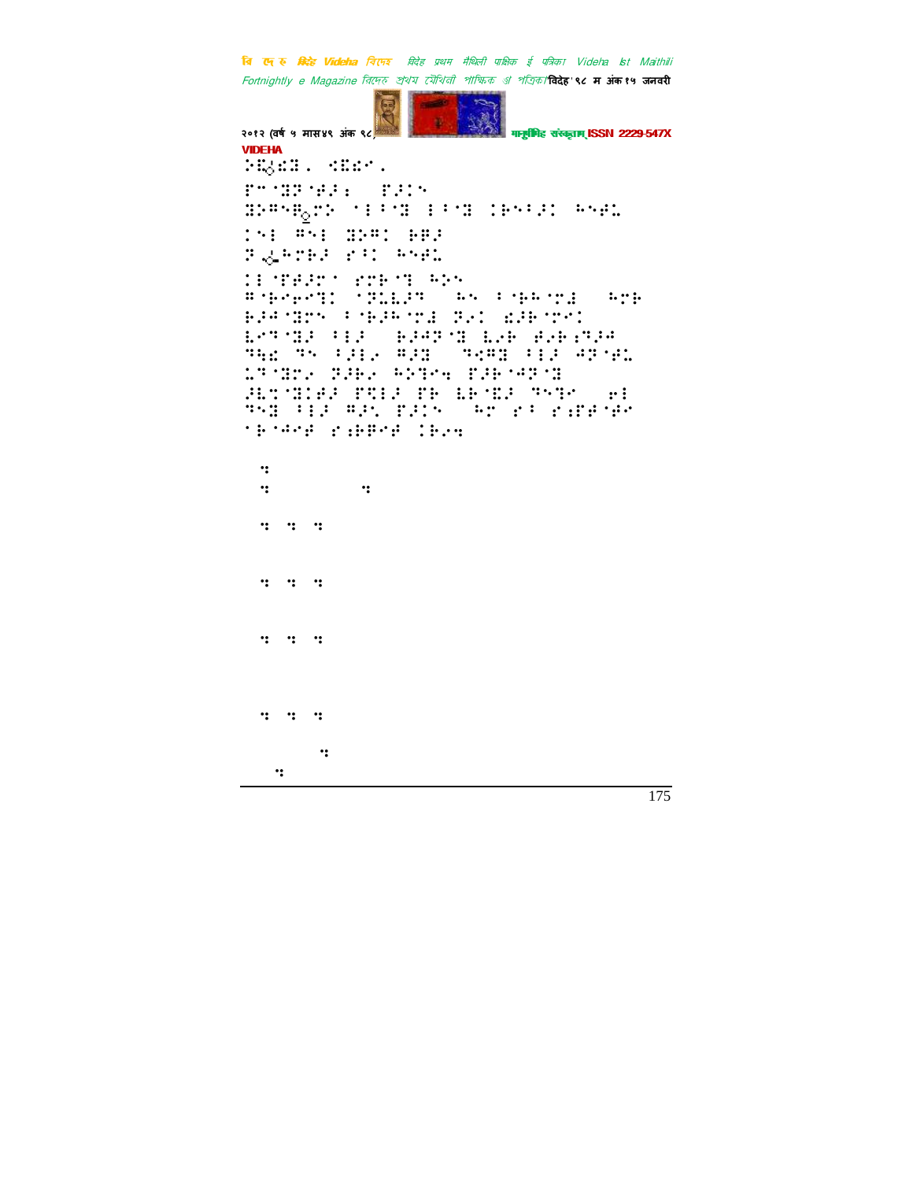VIDEHA

⠵⠫⠩⠔⠻⠄⠀⠪⠻⠔⠄

⠋⠉⠈⠻⠗⠈⠋⠗⠱⠀⠀⠋⠗⠅⠝

⠻⠵⠣⠝⠷⠜⠵⠀⠈⠇⠂⠈⠻⠀⠇⠂⠈⠻⠀⠅⠗⠝⠂⠗⠅⠀⠓⠝⠋⠅

⠅⠝⠇⠀⠣⠝⠇⠀⠻⠵⠣⠅⠀⠗⠷⠗

⠝⠬⠓⠉⠗⠗⠀⠑⠂⠅⠀⠓⠝⠋⠅

⠅⠇⠈⠋⠋⠗⠉⠁⠀⠑⠉⠗⠈⠙⠀⠓⠵⠝

⠣⠈⠗⠑⠗⠑⠙⠅⠀⠈⠝⠅⠇⠗⠞⠀⠀⠓⠝⠀⠂⠈⠗⠓⠈⠉⠻⠀⠀⠓⠉⠗

⠗⠗⠱⠈⠻⠉⠝⠀⠂⠈⠗⠗⠓⠈⠉⠻⠀⠝⠗⠅⠀⠫⠗⠗⠈⠉⠑⠅

⠇⠑⠞⠈⠻⠗⠀⠂⠇⠗⠀⠀⠗⠗⠱⠝⠈⠻⠀⠇⠗⠗⠀⠋⠗⠗⠱⠞⠗⠱

⠞⠓⠫⠀⠞⠝⠀⠂⠗⠇⠗⠀⠣⠗⠻⠀⠀⠞⠪⠣⠻⠀⠂⠇⠗⠀⠱⠝⠈⠋⠅

⠅⠞⠈⠻⠉⠗⠀⠝⠗⠗⠗⠀⠓⠵⠙⠱⠀⠋⠗⠗⠈⠱⠝⠈⠻

⠗⠇⠉⠈⠻⠅⠋⠗⠀⠋⠞⠇⠗⠀⠋⠗⠀⠇⠗⠈⠫⠗⠀⠞⠝⠙⠁⠀⠀⠑⠇

⠞⠝⠻⠀⠂⠇⠗⠀⠣⠗⠅⠀⠋⠗⠅⠝⠀⠀⠓⠉⠀⠑⠂⠀⠑⠱⠋⠋⠈⠗⠁

⠈⠗⠈⠱⠋⠋⠀⠑⠱⠗⠣⠋⠋⠀⠅⠗⠗⠱

⠱

⠱⠀⠀⠀⠀⠀⠀⠀⠱

⠱⠀⠱⠀⠱

⠱⠀⠱⠀⠱

⠱⠀⠱⠀⠱

⠱⠀⠱⠀⠱

⠱

⠱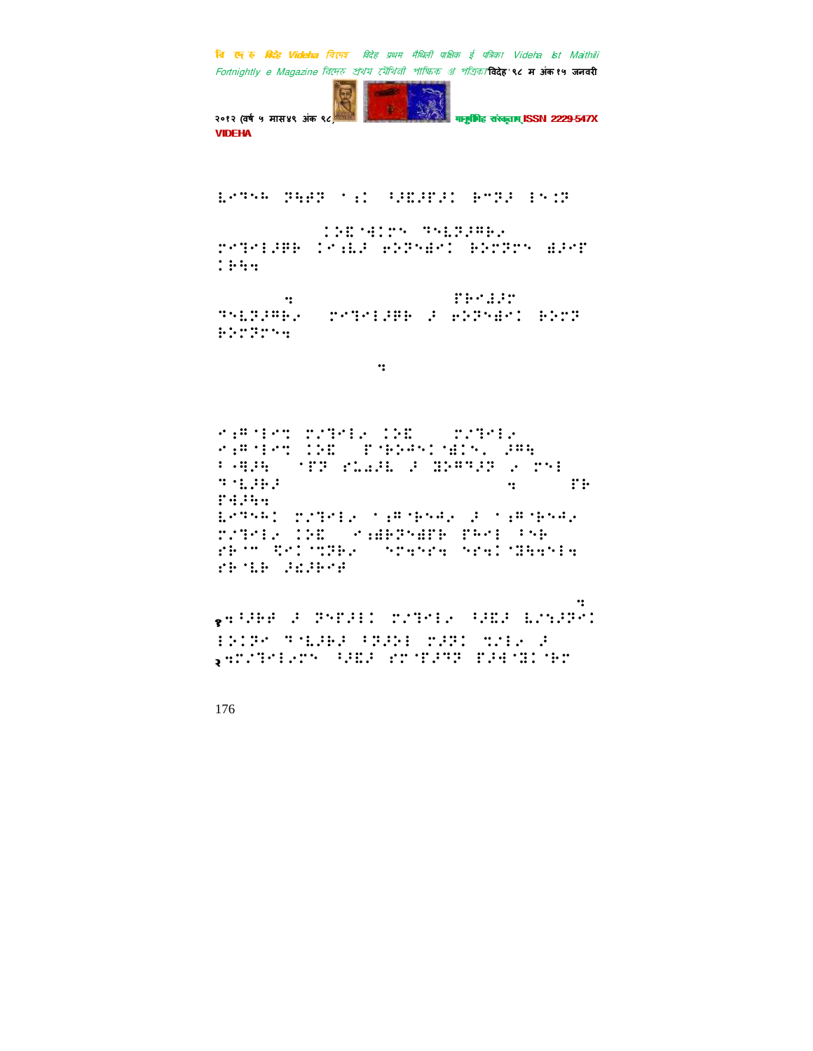⠇⠉⠙⠑⠓⠀⠝⠓⠛⠝⠀⠁⠎⠅⠀⠳⠚⠑⠚⠋⠚⠅⠀⠗⠉⠝⠚⠀⠇⠑⠅⠝

⠅⠕⠑⠈⠚⠅⠍⠑⠀⠙⠑⠇⠝⠚⠛⠗⠂⠀⠍⠉⠙⠉⠇⠚⠟⠗⠀⠅⠉⠎⠇⠚⠀⠢⠕⠝⠑⠻⠉⠅⠀⠗⠕⠍⠝⠍⠑⠀⠻⠚⠉⠋⠀⠅⠗⠓⠲

⠲⠀⠋⠗⠉⠻⠚⠍⠀⠙⠑⠇⠝⠚⠛⠗⠂⠀⠍⠉⠙⠉⠇⠚⠟⠗⠀⠚⠀⠢⠕⠝⠑⠻⠉⠅⠀⠗⠕⠍⠝⠀⠗⠕⠍⠝⠍⠑⠲

⠲

⠉⠎⠛⠈⠇⠉⠝⠀⠍⠊⠙⠉⠇⠂⠀⠅⠕⠑⠀⠍⠊⠙⠉⠇⠂⠀⠉⠎⠛⠈⠇⠉⠝⠀⠅⠕⠑⠀⠋⠈⠗⠕⠚⠑⠅⠈⠻⠅⠑⠄⠀⠚⠛⠓⠀⠳⠈⠻⠚⠓⠀⠈⠋⠝⠀⠎⠇⠡⠚⠇⠀⠚⠀⠫⠕⠛⠙⠚⠝⠀⠂⠀⠍⠑⠇⠀⠙⠈⠇⠚⠗⠚⠀⠲⠀⠋⠗⠀⠋⠻⠚⠓⠲

⠇⠉⠙⠑⠓⠅⠀⠍⠊⠙⠉⠇⠂⠀⠁⠎⠛⠈⠗⠑⠻⠂⠀⠚⠀⠁⠎⠛⠈⠗⠑⠻⠂⠀⠍⠊⠙⠉⠇⠂⠀⠅⠕⠑⠀⠉⠎⠻⠗⠝⠑⠻⠋⠗⠀⠋⠗⠉⠇⠀⠳⠑⠗⠀⠎⠗⠈⠉⠀⠫⠉⠅⠈⠍⠝⠗⠂⠀⠑⠍⠲⠑⠍⠲⠀⠑⠍⠲⠅⠈⠫⠓⠲⠑⠇⠲⠀⠎⠗⠈⠇⠗⠀⠚⠩⠚⠗⠉⠚

⠲

१⠲⠳⠚⠗⠚⠀⠚⠀⠝⠉⠋⠚⠇⠅⠀⠍⠊⠙⠉⠇⠂⠀⠳⠚⠫⠚⠀⠇⠊⠎⠚⠝⠉⠅⠀⠇⠕⠅⠝⠉⠀⠙⠈⠇⠚⠗⠚⠀⠳⠝⠚⠕⠇⠀⠍⠚⠝⠅⠀⠍⠊⠇⠂⠀⠚

२⠲⠍⠊⠙⠉⠇⠂⠍⠑⠀⠳⠚⠫⠚⠀⠎⠍⠈⠋⠚⠙⠝⠀⠋⠚⠻⠈⠫⠅⠈⠗⠍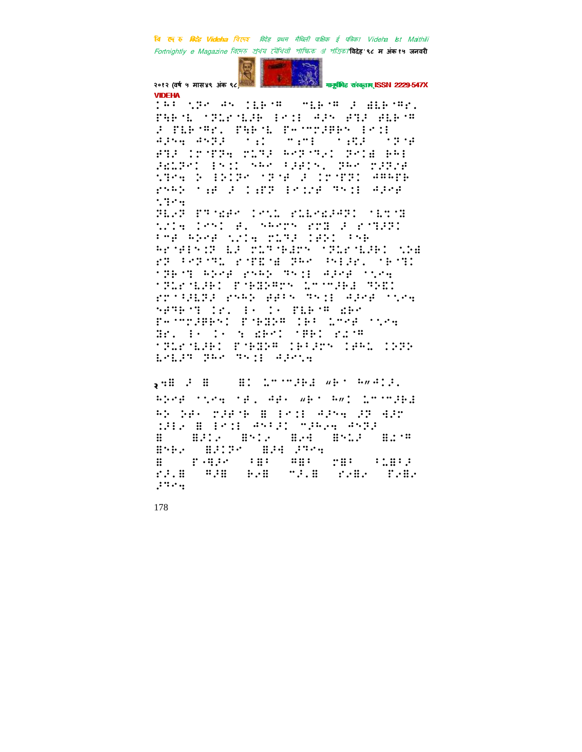⠅⠓⠃⠀⠡⠝⠉⠀⠜⠝⠀⠅⠇⠗⠈⠍⠀⠀⠍⠇⠗⠈⠍⠀⠚⠀⠫⠇⠗⠈⠍⠎⠄ ⠏⠓⠗⠈⠇⠀⠈⠝⠥⠎⠈⠇⠚⠗⠀⠔⠉⠒⠀⠜⠚⠝⠀⠿⠹⠚⠀⠿⠇⠗⠈⠍ ⠚⠀⠏⠇⠗⠈⠍⠎⠄⠀⠏⠓⠗⠈⠇⠀⠏⠤⠈⠍⠗⠚⠗⠗⠝⠀⠔⠉⠒ ⠜⠚⠝⠹⠀⠜⠝⠝⠚⠀⠀⠈⠆⠅⠀⠀⠍⠆⠍⠔⠀⠀⠈⠆⠩⠚⠀⠀⠈⠝⠈⠋ ⠿⠹⠚⠀⠅⠗⠈⠏⠝⠹⠀⠉⠇⠝⠚⠀⠓⠑⠝⠈⠝⠆⠅⠀⠝⠉⠅⠫⠀⠃⠓⠔ ⠚⠩⠇⠝⠉⠅⠀⠔⠎⠅⠅⠀⠎⠓⠉⠀⠃⠚⠿⠅⠎⠄⠀⠝⠓⠉⠀⠉⠚⠝⠆⠋ ⠡⠝⠉⠹⠀⠕⠀⠔⠕⠅⠝⠉⠀⠈⠝⠈⠋⠀⠚⠀⠅⠗⠈⠏⠝⠅⠀⠜⠍⠓⠋⠗ ⠗⠎⠓⠕⠀⠈⠆⠋⠀⠚⠀⠅⠆⠋⠝⠀⠔⠉⠆⠋⠀⠝⠎⠒⠀⠜⠚⠉⠋ ⠡⠝⠉⠹

⠝⠇⠢⠝⠀⠏⠝⠈⠩⠿⠉⠀⠅⠉⠡⠇⠀⠗⠇⠇⠩⠚⠜⠝⠅⠀⠈⠇⠹⠈⠝ ⠡⠆⠅⠹⠀⠅⠉⠎⠅⠀⠿⠄⠀⠎⠓⠑⠗⠎⠀⠗⠉⠝⠀⠚⠀⠗⠈⠝⠚⠝⠅ ⠔⠍⠋⠀⠓⠕⠉⠋⠀⠡⠆⠅⠹⠀⠉⠇⠝⠚⠀⠅⠿⠕⠅⠀⠔⠎⠗ ⠓⠗⠈⠿⠔⠎⠆⠝⠀⠇⠚⠀⠉⠇⠝⠈⠗⠿⠗⠎⠀⠈⠝⠇⠗⠈⠇⠚⠗⠅⠀⠡⠕⠫ ⠗⠝⠀⠔⠑⠝⠈⠝⠇⠀⠗⠈⠏⠩⠈⠫⠀⠝⠓⠉⠀⠱⠔⠚⠗⠄⠀⠈⠗⠈⠝⠅ ⠈⠝⠗⠈⠝⠀⠓⠕⠉⠋⠀⠗⠎⠓⠕⠀⠝⠎⠒⠀⠜⠚⠉⠋⠀⠈⠡⠉⠹ ⠈⠝⠇⠗⠈⠇⠚⠗⠅⠀⠏⠈⠗⠫⠕⠍⠗⠎⠀⠇⠉⠈⠍⠚⠗⠫⠀⠝⠕⠩⠅ ⠗⠉⠈⠔⠚⠇⠝⠚⠀⠗⠎⠓⠕⠀⠿⠿⠔⠎⠀⠝⠎⠒⠀⠜⠚⠉⠋⠀⠈⠡⠉⠹ ⠎⠋⠝⠗⠈⠝⠀⠅⠗⠄⠀⠔⠤⠀⠅⠤⠀⠏⠇⠗⠈⠍⠀⠩⠗⠉ ⠏⠤⠈⠍⠗⠚⠗⠗⠎⠅⠀⠏⠈⠗⠫⠕⠍⠀⠅⠗⠔⠀⠇⠉⠋⠀⠈⠡⠉⠹ ⠫⠗⠄⠀⠔⠤⠀⠅⠤⠀⠕⠀⠩⠗⠉⠅⠀⠈⠿⠗⠅⠀⠗⠩⠈⠍ ⠈⠝⠇⠗⠈⠇⠚⠗⠅⠀⠏⠈⠗⠫⠕⠍⠀⠅⠗⠔⠚⠗⠎⠀⠅⠿⠓⠇⠀⠅⠕⠝⠕ ⠇⠉⠇⠚⠝⠀⠝⠓⠉⠀⠝⠎⠒⠀⠜⠚⠉⠡⠹

२⠹⠿⠀⠚⠀⠿⠀⠀⠀⠿⠅⠀⠇⠉⠈⠍⠚⠗⠫⠀“⠗⠈⠀⠓”⠜⠅⠚⠄ ⠓⠕⠉⠋⠀⠈⠡⠉⠹⠀⠈⠋⠄⠀⠜⠗⠤⠀“⠗⠈⠀⠓”⠅⠀⠇⠉⠈⠍⠚⠗⠫ ⠓⠕⠀⠕⠗⠤⠀⠉⠚⠗⠈⠗⠀⠿⠀⠔⠉⠒⠀⠜⠚⠝⠹⠀⠚⠝⠀⠫⠚⠗ ⠅⠚⠇⠤⠀⠿⠀⠔⠉⠒⠀⠜⠝⠔⠚⠅⠀⠍⠚⠓⠤⠹⠀⠜⠝⠝⠚ ⠿⠀⠀⠀⠿⠚⠅⠤⠀⠀⠿⠝⠅⠤⠀⠀⠿⠤⠫⠀⠀⠿⠝⠇⠚⠀⠀⠿⠩⠈⠍ ⠿⠝⠗⠤⠀⠀⠿⠚⠅⠝⠉⠀⠀⠿⠚⠫⠀⠚⠝⠉⠹ ⠿⠀⠀⠀⠏⠤⠫⠚⠉⠀⠀⠈⠿⠔⠀⠀⠍⠿⠔⠀⠀⠉⠿⠔⠀⠀⠔⠇⠿⠔⠚ ⠗⠚⠄⠿⠀⠀⠍⠚⠿⠀⠀⠗⠤⠿⠀⠀⠉⠚⠄⠿⠀⠀⠗⠤⠿⠤⠀⠀⠏⠤⠿⠤ ⠚⠝⠉⠹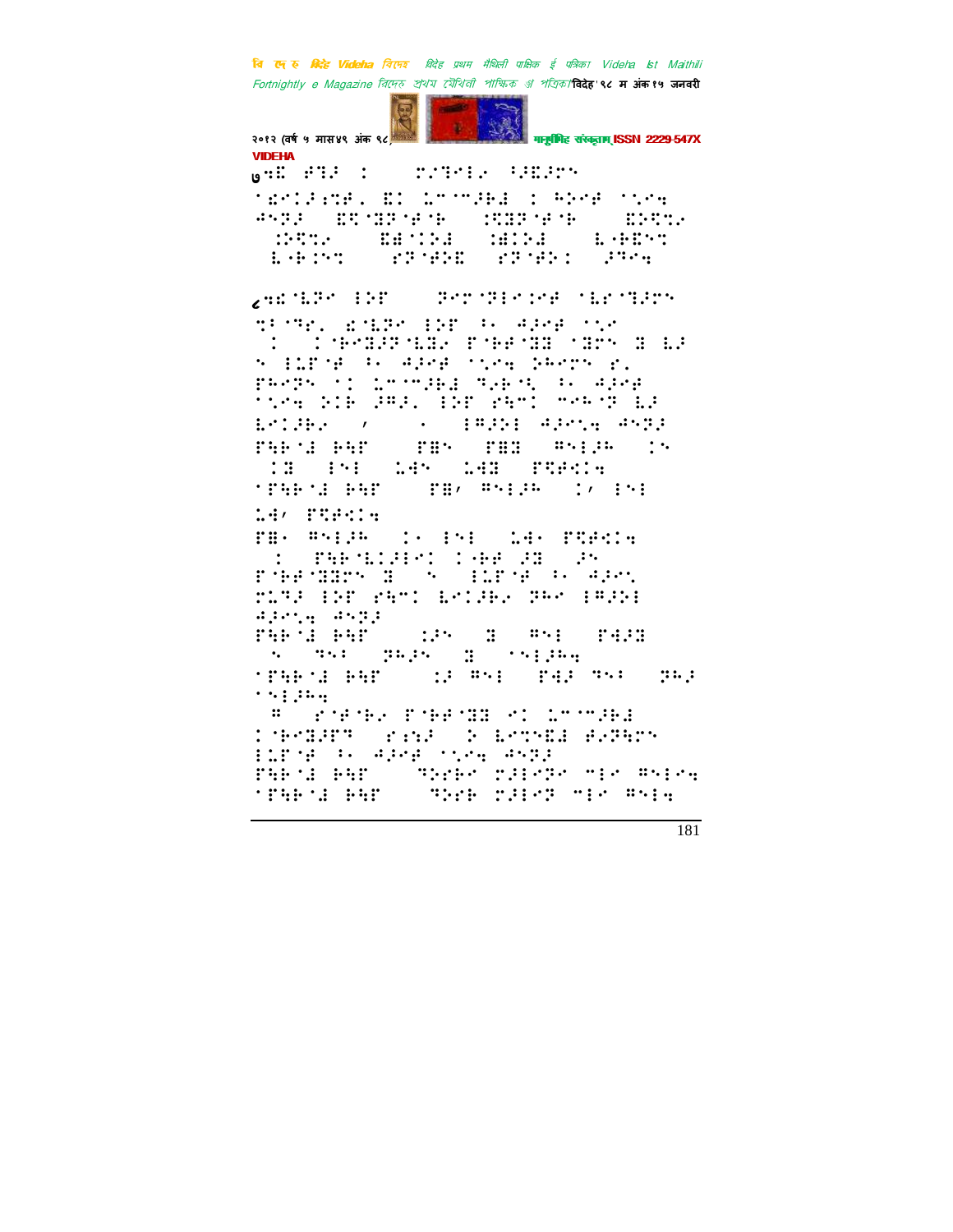७ :⠫⠿⠀⠋⠹⠜⠀⠆⠀⠀⠀⠗⠴⠹⠑⠇⠊⠀⠓⠚⠫⠜⠝

⠈⠫⠑⠅⠜⠜⠿⠋⠂⠀⠫⠅⠀⠨⠉⠈⠉⠚⠗⠙⠀⠆⠀⠓⠕⠑⠋⠀⠈⠣⠑⠲⠀⠙⠝⠹⠜⠀⠀⠫⠻⠈⠽⠏⠈⠋⠈⠗⠀⠀⠀⠆⠻⠽⠏⠈⠋⠈⠗⠀⠀⠀⠫⠕⠻⠥⠊⠀⠀⠀⠆⠕⠻⠥⠊⠀⠀⠀⠫⠿⠈⠅⠕⠙⠀⠀⠀⠿⠅⠕⠙⠀⠀⠀⠇⠐⠗⠫⠝⠞⠀⠀⠀⠇⠐⠗⠆⠝⠞⠀⠀⠀⠀⠋⠏⠈⠋⠕⠫⠀⠀⠀⠋⠏⠈⠋⠕⠅⠀⠀⠀⠚⠹⠑⠲

८ :⠫⠈⠇⠏⠉⠀⠃⠕⠋⠀⠀⠀⠀⠹⠑⠗⠈⠹⠃⠑⠅⠑⠋⠀⠈⠇⠑⠈⠹⠚⠗⠝

⠹⠃⠈⠹⠋⠂⠀⠫⠈⠇⠏⠉⠀⠃⠕⠋⠀⠃⠂⠀⠙⠚⠑⠋⠀⠈⠣⠑⠀⠀⠆⠀⠀⠆⠈⠗⠑⠹⠚⠏⠈⠇⠹⠊⠀⠋⠈⠗⠋⠈⠹⠹⠀⠈⠹⠗⠝⠀⠹⠀⠇⠚⠀⠑⠀⠃⠥⠏⠈⠋⠀⠃⠂⠀⠙⠚⠑⠋⠀⠈⠣⠑⠲⠀⠕⠓⠑⠗⠝⠀⠋⠂⠀⠋⠓⠑⠕⠝⠀⠁⠅⠀⠨⠉⠈⠉⠚⠗⠙⠀⠹⠊⠗⠑⠻⠀⠃⠂⠀⠙⠚⠑⠋⠀⠈⠣⠑⠲⠀⠕⠅⠗⠀⠚⠻⠚⠂⠀⠃⠕⠋⠀⠋⠓⠉⠅⠀⠉⠑⠓⠈⠏⠀⠇⠚⠀⠇⠑⠅⠚⠗⠊⠀⠀⠠⠀⠀⠀⠄⠀⠀⠀⠃⠻⠚⠕⠃⠀⠙⠚⠑⠣⠲⠀⠙⠝⠹⠜⠀⠋⠓⠗⠈⠆⠀⠗⠓⠋⠀⠀⠀⠋⠻⠝⠀⠀⠋⠻⠹⠀⠀⠻⠝⠃⠚⠓⠀⠀⠅⠝⠀⠀⠅⠹⠀⠀⠃⠝⠃⠀⠀⠨⠙⠝⠀⠀⠨⠙⠹⠀⠀⠋⠻⠋⠑⠅⠲⠀⠈⠋⠓⠗⠈⠆⠀⠗⠓⠋⠀⠀⠀⠋⠻⠠⠀⠻⠝⠃⠚⠓⠀⠀⠅⠠⠀⠃⠝⠃⠀⠨⠙⠠⠀⠋⠻⠋⠑⠅⠲

⠋⠻⠄⠀⠻⠝⠃⠚⠓⠀⠀⠅⠄⠀⠃⠝⠃⠀⠀⠨⠙⠄⠀⠋⠻⠋⠑⠅⠲⠀⠀⠆⠀⠀⠋⠓⠗⠈⠇⠅⠚⠑⠅⠀⠅⠐⠗⠋⠀⠚⠹⠀⠀⠚⠝⠀⠋⠈⠗⠋⠈⠹⠹⠗⠝⠀⠹⠀⠀⠑⠀⠀⠃⠥⠏⠈⠋⠀⠃⠂⠀⠙⠚⠑⠣⠀⠗⠥⠹⠚⠀⠃⠕⠋⠀⠋⠓⠉⠅⠀⠇⠑⠅⠚⠗⠊⠀⠹⠓⠑⠀⠃⠻⠚⠕⠃⠀⠙⠚⠑⠣⠲⠀⠙⠝⠹⠜⠀⠋⠓⠗⠈⠆⠀⠗⠓⠋⠀⠀⠀⠅⠚⠝⠀⠀⠹⠀⠀⠻⠝⠃⠀⠀⠋⠙⠚⠹⠀⠀⠑⠀⠀⠹⠝⠃⠀⠀⠹⠓⠚⠝⠀⠀⠹⠀⠀⠈⠝⠃⠚⠓⠲⠀⠈⠋⠓⠗⠈⠆⠀⠗⠓⠋⠀⠀⠀⠅⠚⠀⠻⠝⠃⠀⠀⠋⠙⠚⠀⠹⠝⠃⠀⠀⠹⠓⠚⠀⠈⠝⠃⠚⠓⠲

⠀⠻⠀⠀⠋⠈⠋⠈⠗⠊⠀⠋⠈⠗⠋⠈⠹⠹⠀⠑⠅⠀⠨⠉⠈⠉⠚⠗⠙⠀⠅⠈⠗⠑⠹⠚⠋⠹⠀⠀⠋⠜⠕⠚⠀⠀⠕⠀⠇⠑⠉⠝⠫⠙⠀⠋⠊⠹⠓⠉⠝⠀⠃⠥⠏⠈⠋⠀⠃⠂⠀⠙⠚⠑⠋⠀⠈⠣⠑⠲⠀⠙⠝⠹⠜⠀⠋⠓⠗⠈⠆⠀⠗⠓⠋⠀⠀⠀⠹⠕⠗⠗⠑⠀⠗⠚⠃⠑⠹⠑⠀⠍⠃⠑⠀⠻⠝⠃⠑⠲⠀⠈⠋⠓⠗⠈⠆⠀⠗⠓⠋⠀⠀⠀⠹⠕⠗⠗⠀⠗⠚⠃⠑⠹⠀⠍⠃⠑⠀⠻⠝⠃⠲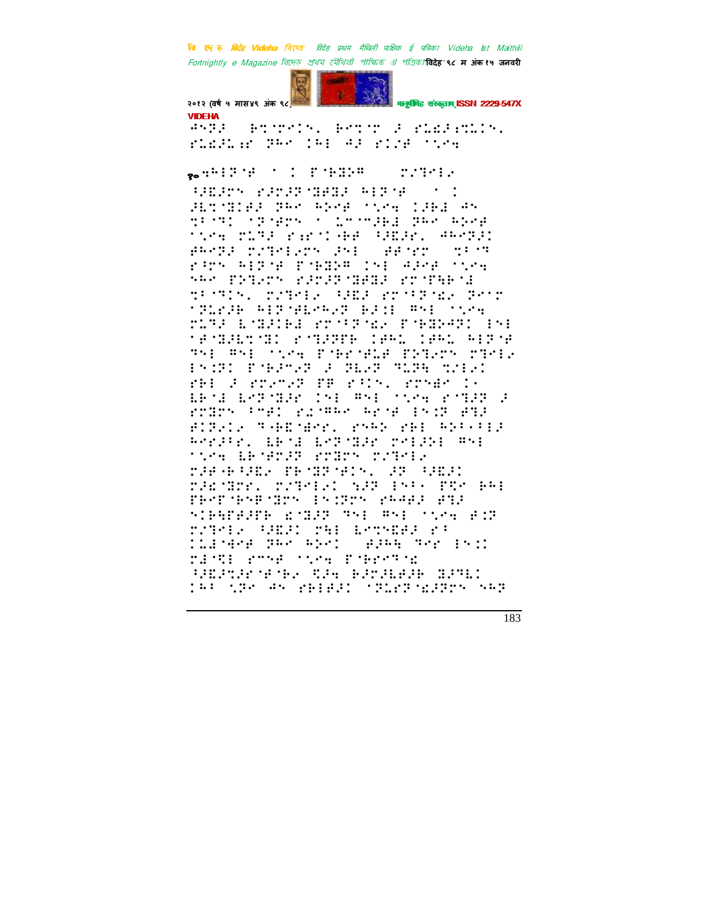⠙⠝⠗⠼ ⠆⠹⠁⠗⠑⠊⠝⠂ ⠆⠑⠹⠁⠗ ⠼ ⠗⠇⠫⠼⠱⠹⠇⠊⠝⠂ ⠗⠇⠫⠼⠇⠶⠗ ⠛⠓⠑ ⠊⠓⠇ ⠚⠼ ⠗⠊⠌⠋ ⠁⠱⠑⠹

१० ⠫⠓⠇⠗⠁⠋ ⠁ ⠆ ⠏⠁⠃⠽⠵⠛ ⠗⠌⠛⠑⠇⠐

⠳⠿⠼⠗⠝ ⠗⠼⠗⠼⠗⠁⠽⠿⠼ ⠓⠇⠗⠁⠋ ⠁ ⠆ ⠼⠇⠹⠁⠽⠇⠋⠼ ⠛⠓⠑ ⠓⠵⠑⠋ ⠁⠱⠑⠹ ⠉⠼⠓⠃ ⠙⠝ ⠹⠋⠁⠛⠆ ⠁⠗⠁⠋⠗⠝ ⠁ ⠇⠑⠁⠑⠼⠓⠃ ⠛⠓⠑ ⠓⠵⠑⠋ ⠁⠱⠑⠹ ⠗⠇⠹⠼ ⠗⠜⠗⠁⠊⠓⠋ ⠳⠿⠼⠗⠂ ⠙⠓⠑⠛⠼⠆ ⠋⠓⠑⠛⠼ ⠗⠌⠛⠑⠇⠑⠗⠝ ⠼⠎⠇ ⠋⠋⠁⠗⠗ ⠹⠋⠁⠛ ⠗⠣⠗⠝ ⠓⠇⠗⠁⠋ ⠏⠁⠃⠽⠵⠛ ⠉⠎⠇ ⠙⠼⠑⠋ ⠁⠱⠑⠹ ⠎⠓⠑ ⠏⠝⠹⠑⠗⠝ ⠗⠼⠗⠼⠗⠁⠽⠿⠼ ⠗⠗⠁⠻⠓⠃⠁⠙ ⠹⠋⠁⠛⠊⠝⠂ ⠗⠌⠛⠑⠇⠐ ⠳⠿⠼ ⠗⠗⠁⠣⠗⠁⠫⠐ ⠛⠑⠗⠗ ⠁⠏⠇⠗⠼⠓ ⠓⠇⠗⠁⠋⠇⠗⠓⠼⠗ ⠓⠼⠆⠇ ⠛⠎⠇ ⠁⠱⠑⠹ ⠗⠇⠹⠼ ⠇⠽⠼⠆⠓⠙ ⠗⠗⠁⠣⠗⠁⠫⠐ ⠏⠁⠃⠽⠵⠛⠆ ⠊⠎⠇ ⠁⠋⠽⠼⠇⠹⠁⠽⠆ ⠗⠁⠹⠼⠗⠗⠓ ⠉⠓⠇⠆ ⠉⠓⠇⠆ ⠓⠇⠗⠁⠋ ⠛⠎⠇ ⠛⠎⠇ ⠁⠱⠑⠹ ⠏⠁⠓⠗⠁⠋⠇⠋ ⠏⠝⠹⠑⠗⠝ ⠗⠛⠑⠇⠐ ⠊⠎⠆⠗⠆ ⠏⠁⠓⠼⠗⠑⠗ ⠼ ⠛⠇⠑⠗ ⠛⠇⠗⠓ ⠹⠼⠇⠑⠆ ⠗⠓⠇ ⠼ ⠗⠗⠑⠗⠑⠗ ⠏⠓ ⠗⠁⠇⠝⠂ ⠗⠗⠑⠙⠗ ⠆⠐ ⠇⠃⠁⠙ ⠇⠑⠗⠁⠽⠼⠗ ⠉⠎⠇ ⠛⠎⠇ ⠁⠱⠑⠹ ⠗⠁⠹⠼⠗ ⠼ ⠗⠗⠽⠗⠝ ⠁⠑⠋⠆ ⠗⠱⠁⠛⠓⠑ ⠓⠗⠁⠋ ⠊⠎⠆⠗ ⠋⠹⠼ ⠋⠊⠗⠑⠆⠐ ⠹⠊⠓⠽⠁⠙⠑⠗⠂ ⠗⠎⠓⠕ ⠗⠓⠇ ⠓⠕⠁⠁⠇⠼ ⠓⠑⠗⠼⠁⠗⠂ ⠇⠃⠁⠙ ⠇⠑⠗⠁⠽⠼⠗ ⠗⠑⠇⠼⠕⠇ ⠛⠎⠇ ⠁⠱⠑⠹ ⠇⠃⠁⠋⠗⠼⠗ ⠗⠗⠽⠗⠝ ⠗⠌⠛⠑⠇⠐ ⠗⠼⠋⠊⠓⠳⠫⠐ ⠏⠃⠁⠽⠗⠁⠋⠊⠝⠂ ⠼⠗ ⠳⠿⠼⠆ ⠗⠼⠫⠁⠽⠗⠗⠂ ⠗⠌⠛⠑⠇⠑⠆ ⠎⠼⠗ ⠊⠎⠐ ⠏⠻⠑ ⠃⠓⠇ ⠏⠃⠑⠏⠁⠃⠎⠏⠁⠽⠗⠝ ⠊⠎⠆⠗⠗⠝ ⠗⠓⠙⠿⠼ ⠋⠹⠼ ⠎⠊⠃⠻⠏⠋⠼⠏⠃ ⠫⠁⠽⠼⠗ ⠛⠎⠇ ⠛⠎⠇ ⠁⠱⠑⠹ ⠋⠆⠗ ⠗⠌⠛⠑⠇⠐ ⠳⠿⠼⠆ ⠗⠹⠇ ⠇⠑⠹⠎⠿⠋⠼ ⠗⠣ ⠆⠇⠼⠁⠙⠑⠋ ⠛⠓⠑ ⠓⠵⠑⠆ ⠋⠼⠓⠻ ⠛⠑⠗ ⠊⠎⠆⠆ ⠗⠼⠁⠻⠇ ⠗⠁⠑⠋ ⠁⠱⠑⠹ ⠏⠁⠃⠗⠑⠗⠛⠁⠫ ⠳⠿⠼⠹⠼⠗⠁⠋⠁⠃⠐ ⠻⠼⠹ ⠃⠼⠗⠼⠇⠑⠼⠃ ⠽⠼⠛⠇⠆ ⠉⠓⠣ ⠱⠛⠑ ⠙⠝ ⠗⠃⠇⠋⠼⠆ ⠁⠹⠇⠗⠗⠁⠫⠼⠗⠗⠝ ⠎⠓⠗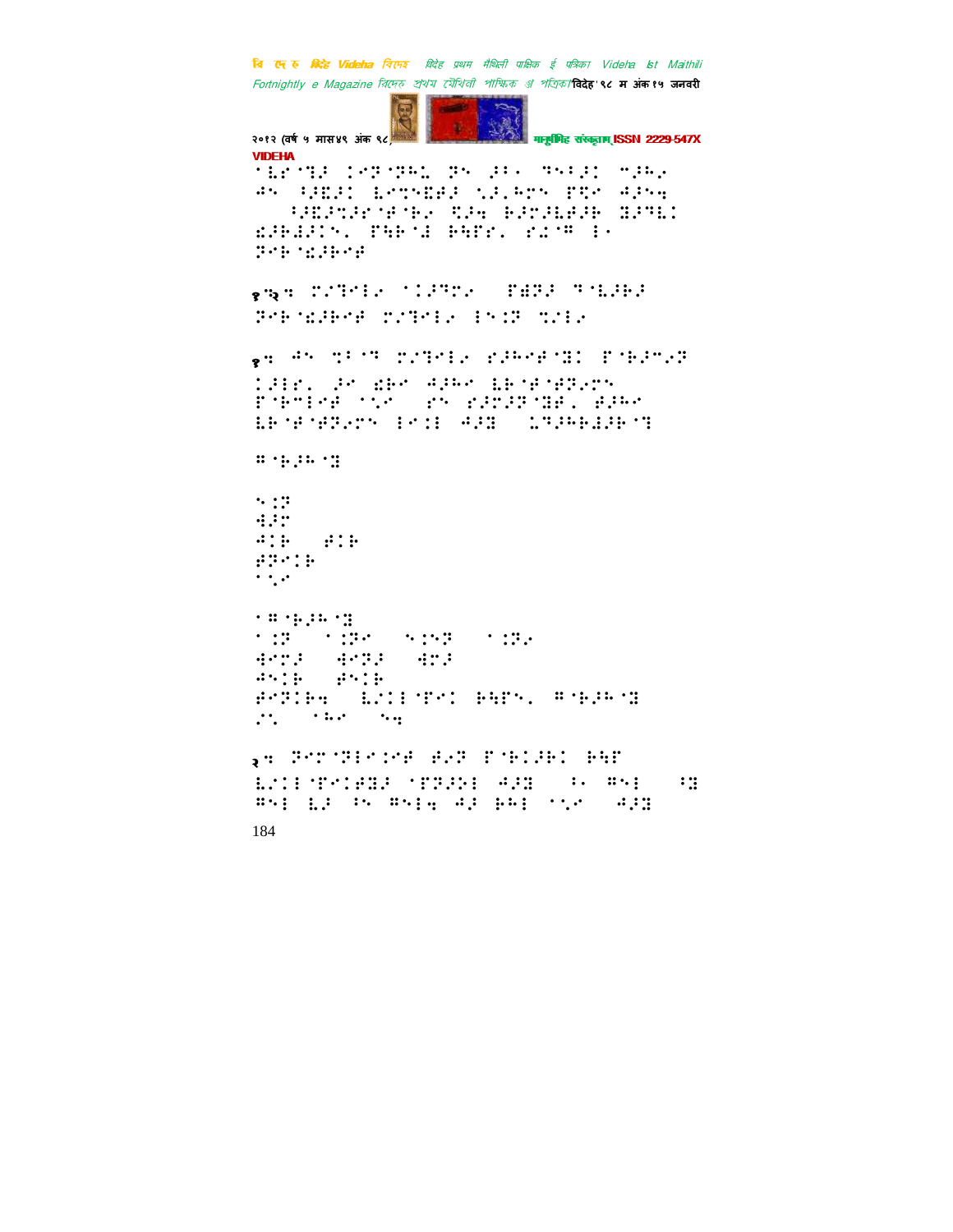'⠇⠗'⠹⠜ ⠅⠗⠝'⠝⠓⠥ ⠝⠅ ⠜⠂⠄ ⠹⠅⠂⠜⠅ ⠉⠜⠓⠌
⠙⠅ ⠂⠜⠻⠜⠅ ⠇⠗⠹⠅⠻⠜ ⠎⠜⠃⠓⠗⠅ ⠏⠻⠗ ⠙⠜⠅⠲
⠀⠂⠜⠻⠜⠹⠜⠗'⠋'⠗⠌ ⠩⠜⠲ ⠗⠜⠗⠜⠇⠋⠜⠗ ⠿⠜⠹⠇⠅
⠫⠜⠗⠙⠜⠅⠝⠂ ⠏⠻⠗'⠙ ⠗⠻⠏⠗⠂ ⠗⠔⠉⠛ ⠇⠄
⠝⠑⠗'⠫⠜⠗⠑⠋

१.२ ⠍⠌⠹⠑⠇⠌ '⠅⠜⠹⠍⠌ ⠀⠏⠫⠝⠜ ⠹'⠇⠜⠗⠜
⠝⠑⠗'⠫⠜⠗⠑⠋ ⠍⠌⠹⠑⠇⠌ ⠇⠅⠅⠝ ⠹⠌⠇⠌

१. ⠙⠅ ⠹⠂'⠹ ⠍⠌⠹⠑⠇⠌ ⠗⠜⠓⠑⠋'⠿⠅ ⠏'⠗⠜⠉⠌⠝
⠅⠜⠇⠗⠂ ⠜⠗ ⠫⠗⠑ ⠙⠜⠓⠑ ⠇⠗'⠋'⠋⠝⠌⠉⠝
⠏'⠗⠉⠇⠑⠋ '⠡⠌ ⠀⠗⠅ ⠗⠜⠍⠜⠝'⠿⠋⠂ ⠋⠜⠓⠑
⠇⠗'⠋'⠋⠝⠌⠉⠝ ⠇⠑⠅⠇ ⠙⠜⠿ ⠀⠥⠹⠜⠓⠗⠙⠜⠗'⠹

⠛'⠗⠜⠓'⠿

⠅⠅⠝
⠙⠜⠗
⠙⠅⠗ ⠀⠋⠅⠗
⠋⠝⠑⠅⠗
'⠡⠌

'⠛'⠗⠜⠓'⠿
'⠅⠝ ⠀'⠅⠝⠑ ⠀⠅⠅⠹⠝ ⠀'⠅⠝⠌
⠙⠑⠍⠜ ⠀⠙⠑⠝⠜ ⠀⠙⠍⠜
⠙⠅⠅⠗ ⠀⠋⠅⠅⠗
⠋⠑⠝⠅⠗⠲ ⠀⠇⠌⠅⠇'⠏⠑⠅ ⠗⠻⠏⠅⠂ ⠛'⠗⠜⠓'⠿
⠌⠂ ⠀'⠓⠑ ⠀⠅⠲

२. ⠝⠑⠍'⠝⠇⠑⠅⠑⠋ ⠋⠌⠝ ⠏'⠗⠅⠜⠗⠅ ⠗⠻⠏
⠇⠌⠅⠇'⠏⠑⠅⠋⠿⠜ '⠏⠝⠜⠕⠇ ⠙⠜⠿ ⠀⠂⠄ ⠛⠅⠇ ⠀⠂⠿
⠛⠅⠇ ⠇⠜ ⠂⠅ ⠛⠅⠇⠲ ⠙⠜ ⠗⠓⠇ '⠡⠌ ⠀⠙⠜⠿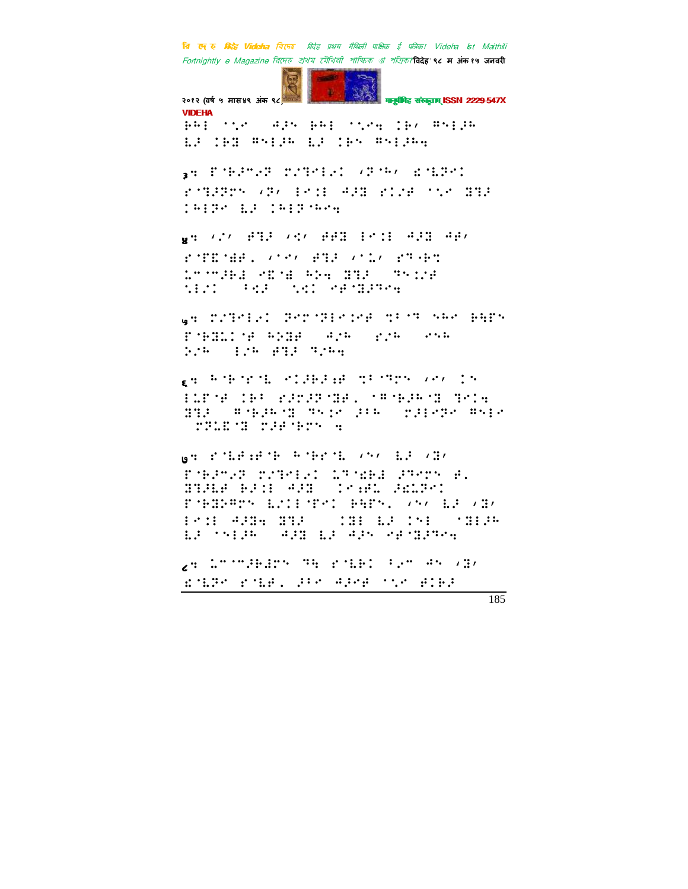बि दे रु विदेह Videha बिदेह विदेह प्रथम मैथिली पाक्षिक ई पत्रिका Videha Ist Maithili Fortnightly e Magazine বিদেহ প্রথম মৈথিলী পাক্ষিক ই পত্রিকা विदेह'९८ म अंक १५ जनवरी २०१२ (वर्ष ५ मास४९ अंक ९८) मानुषीमिह संस्कृताम् ISSN 2229-547X VIDEHA

⠗⠓⠇ ⠁⠣⠊ ⠲⠜⠎ ⠗⠓⠇ ⠁⠣⠊⠒ ⠠⠗⠌ ⠛⠎⠇⠜⠓ ⠇⠜ ⠠⠗⠝ ⠛⠎⠇⠜⠓ ⠇⠜ ⠠⠗⠎ ⠛⠎⠇⠜⠓⠒

३⠒ ⠋⠈⠗⠜⠉⠢⠝ ⠍⠌⠙⠊⠇⠢⠅ ⠌⠝⠈⠓⠌ ⠫⠈⠇⠝⠊⠅ ⠋⠈⠙⠜⠝⠊⠎ ⠌⠝⠌ ⠇⠊⠅⠇ ⠲⠜⠝ ⠋⠅⠌⠞ ⠁⠣⠊ ⠝⠙⠜ ⠅⠓⠇⠝⠊ ⠇⠜ ⠅⠓⠇⠝⠈⠓⠊⠒

४⠒ ⠌⠌⠌ ⠋⠙⠜ ⠌⠪⠌ ⠋⠋⠝ ⠇⠊⠅⠇ ⠲⠜⠝ ⠲⠋⠌ ⠋⠈⠋⠑⠈⠱⠋⠂ ⠌⠁⠊⠌ ⠋⠙⠜ ⠌⠁⠇⠌ ⠋⠙⠈⠗⠙ ⠇⠉⠈⠉⠜⠗⠇ ⠊⠑⠈⠱ ⠓⠕⠒ ⠝⠙⠜ ⠙⠎⠅⠌⠞ ⠱⠇⠌⠅ ⠈⠪⠜ ⠱⠪⠅ ⠊⠋⠈⠝⠜⠙⠊⠒

५⠒ ⠍⠌⠙⠊⠇⠢⠅ ⠝⠊⠉⠈⠙⠇⠊⠅⠊⠋ ⠹⠈⠈⠙ ⠎⠓⠊ ⠗⠻⠋⠎ ⠋⠈⠗⠝⠇⠅⠈⠋ ⠓⠕⠝⠋ ⠲⠌⠓ ⠋⠌⠓ ⠊⠎⠓ ⠕⠌⠓ ⠇⠌⠓ ⠋⠙⠜ ⠙⠌⠓⠒

६⠒ ⠓⠈⠗⠈⠋⠈⠇ ⠊⠅⠜⠗⠜⠰⠋ ⠹⠈⠈⠙⠎ ⠌⠊⠌ ⠅⠎ ⠇⠇⠋⠈⠋ ⠅⠗⠈ ⠋⠜⠉⠜⠝⠈⠝⠋⠂ ⠈⠛⠈⠗⠜⠓⠈⠝ ⠙⠊⠅⠒ ⠝⠙⠜ ⠛⠈⠗⠜⠓⠈⠝ ⠙⠎⠅⠊ ⠜⠈⠓ ⠍⠜⠇⠊⠝⠊ ⠛⠎⠇⠊ ⠍⠝⠇⠑⠈⠝ ⠍⠜⠋⠈⠗⠉⠎ ⠒

७⠒ ⠋⠈⠇⠋⠰⠋⠈⠗ ⠓⠈⠗⠊⠈⠇ ⠌⠎⠌ ⠇⠜ ⠌⠝⠌ ⠋⠈⠗⠜⠉⠢⠝ ⠍⠌⠙⠊⠇⠢⠅ ⠇⠙⠈⠱⠗⠇ ⠜⠙⠊⠉⠎ ⠋⠂ ⠝⠙⠜⠇⠋ ⠗⠜⠅⠇ ⠲⠜⠝ ⠅⠊⠰⠋⠇ ⠜⠫⠇⠝⠊⠅ ⠋⠈⠗⠝⠕⠛⠉⠎ ⠇⠌⠅⠇⠈⠙⠊⠅ ⠗⠻⠋⠎⠂ ⠌⠎⠌ ⠇⠜ ⠌⠝⠌ ⠇⠊⠅⠇ ⠲⠜⠝⠒ ⠝⠙⠜ ⠅⠝⠇ ⠇⠜ ⠅⠎⠇ ⠈⠝⠇⠜⠓ ⠇⠜ ⠁⠎⠇⠜⠓ ⠲⠜⠝ ⠇⠜ ⠲⠜⠎ ⠊⠋⠈⠝⠜⠙⠊⠒

८⠒ ⠇⠉⠈⠉⠜⠗⠜⠅⠎ ⠙⠓ ⠋⠈⠇⠗⠅ ⠈⠢⠉ ⠲⠎ ⠌⠝⠌ ⠫⠈⠇⠝⠊ ⠋⠈⠇⠋⠂ ⠜⠈⠊ ⠲⠜⠊⠋ ⠁⠣⠊ ⠋⠅⠗⠜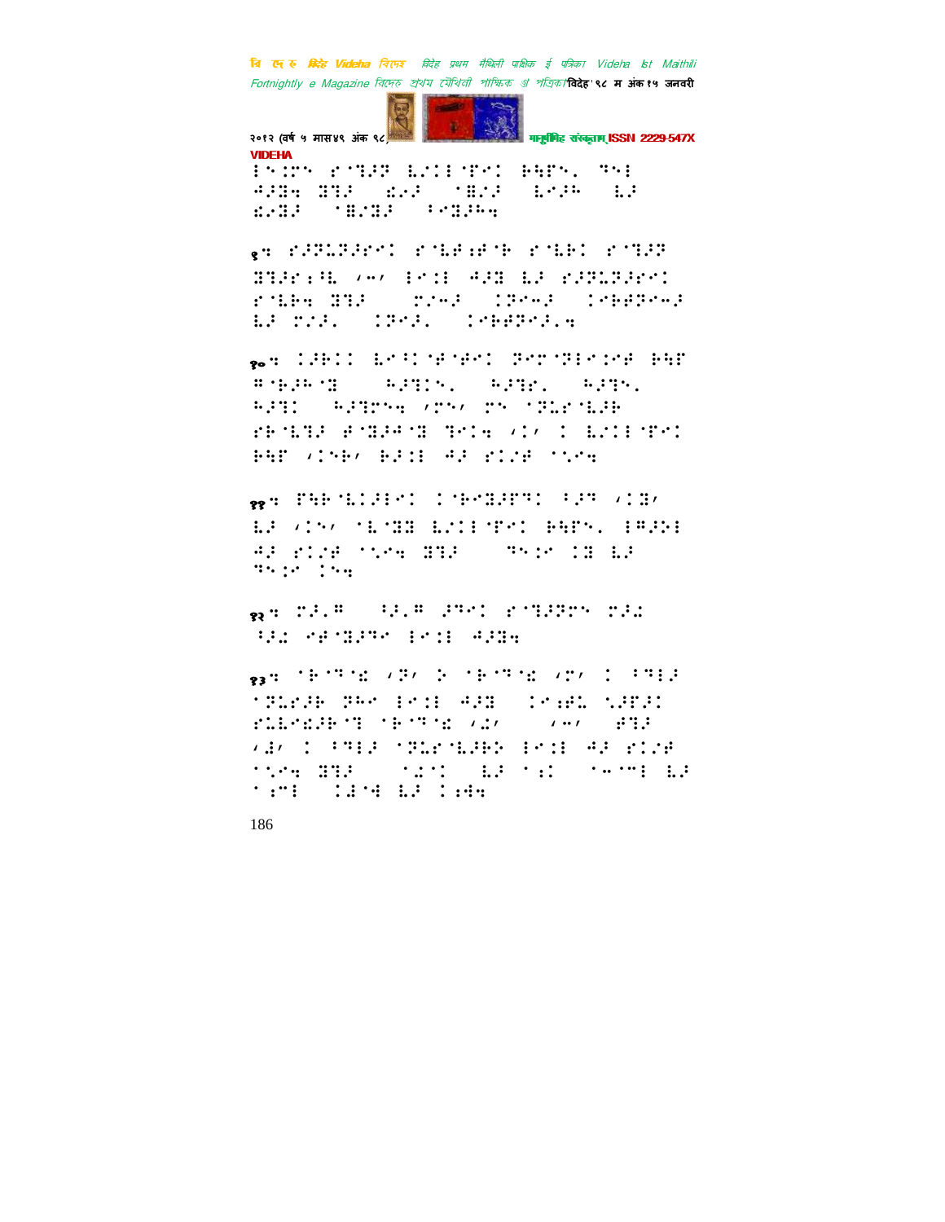९:

१०:

११:

१२:

१३: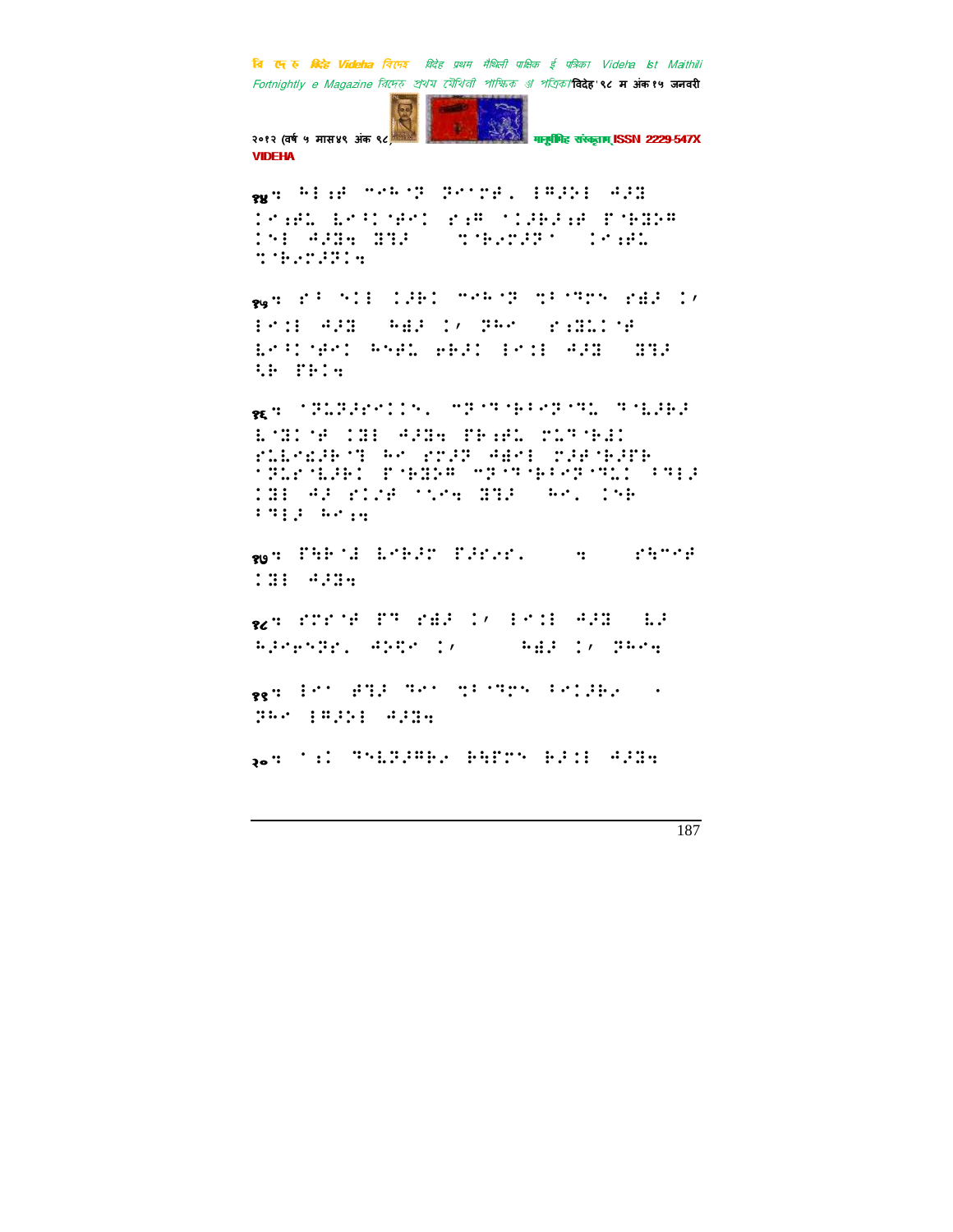१४:

१५:

१६:

१७:

१८:

१९:

२०: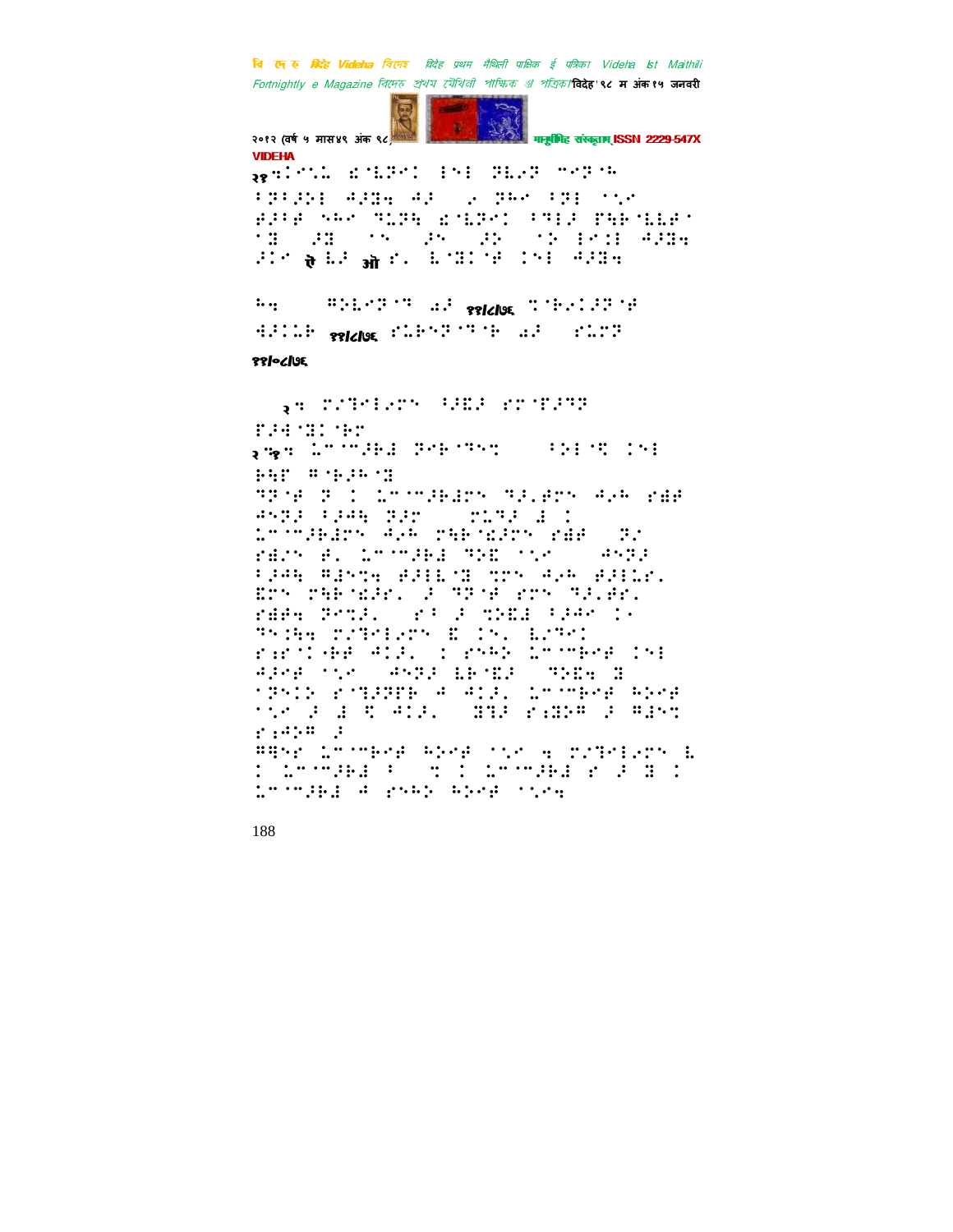२४ ⠒�Ⅰ⠒⠄⠣ ⠎⠈⠇⠝⠑⠅ ⠇⠑⠇ ⠝⠇⠢⠝ ⠉⠑⠝⠈⠓
⠃⠝⠃⠅⠕⠇ ⠲⠕⠼⠲ ⠲⠕ ⠀⠢ ⠝⠓⠑ ⠃⠝⠇ ⠈⠌⠑
⠋⠕⠃⠋ ⠎⠓⠑ ⠹⠥⠝⠓ ⠎⠈⠇⠝⠑⠅ ⠃⠹⠇⠕ ⠏⠓⠗⠈⠇⠇⠋⠁
⠁⠇ ⠀⠕⠇ ⠀⠁⠑ ⠀⠕⠑ ⠀⠕⠕ ⠀⠁⠕ ⠇⠑⠅⠇ ⠲⠕⠼⠲
⠕⠅⠑ ऐ ⠇⠕ ऑ ⠎⠂ ⠇⠈⠇⠅⠈⠋ ⠅⠑⠇ ⠲⠕⠼⠲

⠓⠲ ⠀⠀⠀⠀⠀⠃⠕⠇⠢⠝⠈⠹ ⠡⠕ ११/८/७६ ⠙⠈⠗⠢⠅⠕⠝⠈⠋
⠼⠕⠅⠡⠗ ११/८/७६ ⠎⠡⠗⠑⠝⠈⠹⠈⠗ ⠡⠕ ⠀⠎⠡⠍⠝

११/०८/७६

२⠒ ⠍⠌⠹⠑⠇⠢⠍⠑ ⠓⠟⠇⠕ ⠎⠍⠈⠏⠕⠹⠝
⠏⠕⠙⠈⠇⠅⠈⠗⠍

२⠒१⠒ ⠡⠉⠈⠉⠕⠗⠇ ⠝⠑⠗⠈⠹⠑⠙ ⠀⠀⠀⠀⠃⠕⠇⠈⠙ ⠅⠑⠇
⠗⠓⠏ ⠃⠈⠗⠕⠓⠈⠇

⠹⠝⠈⠋ ⠝ ⠅ ⠡⠉⠈⠉⠕⠗⠇⠍⠑ ⠹⠕⠂⠋⠍⠑ ⠲⠢⠓ ⠎⠼⠋
⠲⠑⠝⠕ ⠃⠕⠲⠓ ⠝⠕⠍ ⠀⠀⠀⠍⠡⠹⠕ ⠇ ⠅
⠡⠉⠈⠉⠕⠗⠇⠍⠑ ⠲⠢⠓ ⠍⠓⠗⠈⠎⠕⠍⠑ ⠎⠼⠋ ⠀⠝⠌
⠎⠼⠌⠑ ⠋⠂ ⠡⠉⠈⠉⠕⠗⠇ ⠹⠕⠇ ⠈⠌⠑ ⠀⠀⠀⠲⠑⠝⠕
⠃⠕⠲⠓ ⠃⠇⠑⠙⠲ ⠋⠕⠇⠇⠈⠇ ⠙⠍⠑ ⠲⠢⠓ ⠋⠕⠇⠡⠗⠂
⠇⠍⠑ ⠍⠓⠗⠈⠎⠕⠗⠂ ⠕ ⠹⠝⠈⠋ ⠎⠍⠑ ⠹⠕⠂⠋⠗⠂
⠎⠼⠋⠲ ⠝⠑⠙⠕⠂ ⠀⠎⠃ ⠕ ⠙⠕⠇⠇ ⠃⠕⠲⠑ ⠅⠂
⠹⠑⠅⠓⠲ ⠍⠌⠹⠑⠇⠢⠍⠑ ⠇ ⠅⠑⠂ ⠇⠌⠹⠑⠅
⠎⠔⠎⠈⠅⠗⠋ ⠲⠅⠕⠂ ⠅ ⠎⠑⠓⠕ ⠡⠉⠈⠉⠗⠑⠋ ⠅⠑⠇
⠲⠕⠑⠋ ⠈⠌⠑ ⠀⠲⠑⠝⠕ ⠇⠗⠈⠇⠕ ⠀⠹⠕⠇⠲ ⠇
⠈⠝⠑⠅⠕ ⠎⠈⠹⠝⠝⠏⠗ ⠲ ⠲⠅⠕⠂ ⠡⠉⠈⠉⠗⠑⠋ ⠓⠕⠑⠋
⠈⠌⠑ ⠕ ⠇ ⠙ ⠲⠅⠕⠂ ⠀⠇⠹⠕ ⠎⠔⠇⠕⠃ ⠕ ⠃⠇⠑⠙
⠎⠔⠲⠕⠃ ⠕
⠃⠓⠑⠎ ⠡⠉⠈⠉⠗⠑⠋ ⠓⠕⠑⠋ ⠈⠌⠑ ⠲ ⠍⠌⠹⠑⠇⠢⠍⠑ ⠇
⠅ ⠡⠉⠈⠉⠕⠗⠇ ⠃ ⠀⠙ ⠅ ⠡⠉⠈⠉⠕⠗⠇ ⠎ ⠕ ⠇ ⠅
⠡⠉⠈⠉⠕⠗⠇ ⠲ ⠎⠑⠓⠕ ⠓⠕⠑⠋ ⠈⠌⠑⠲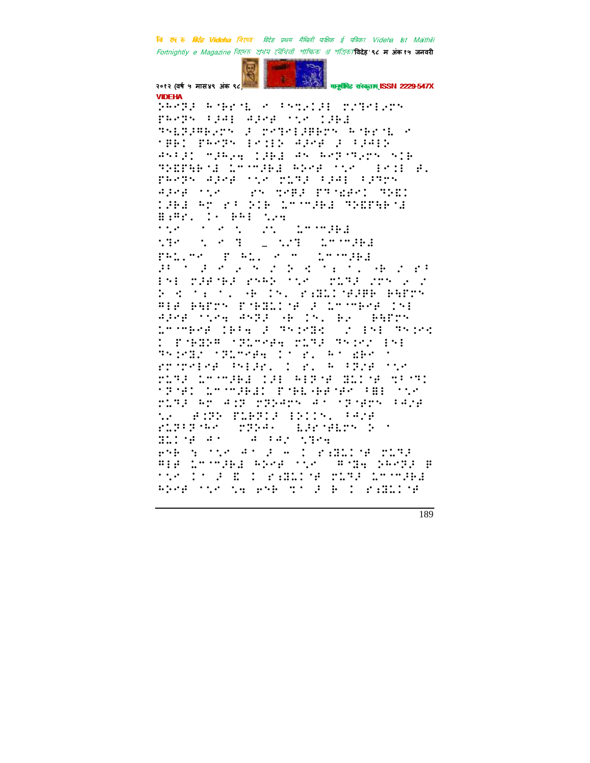VIDEHA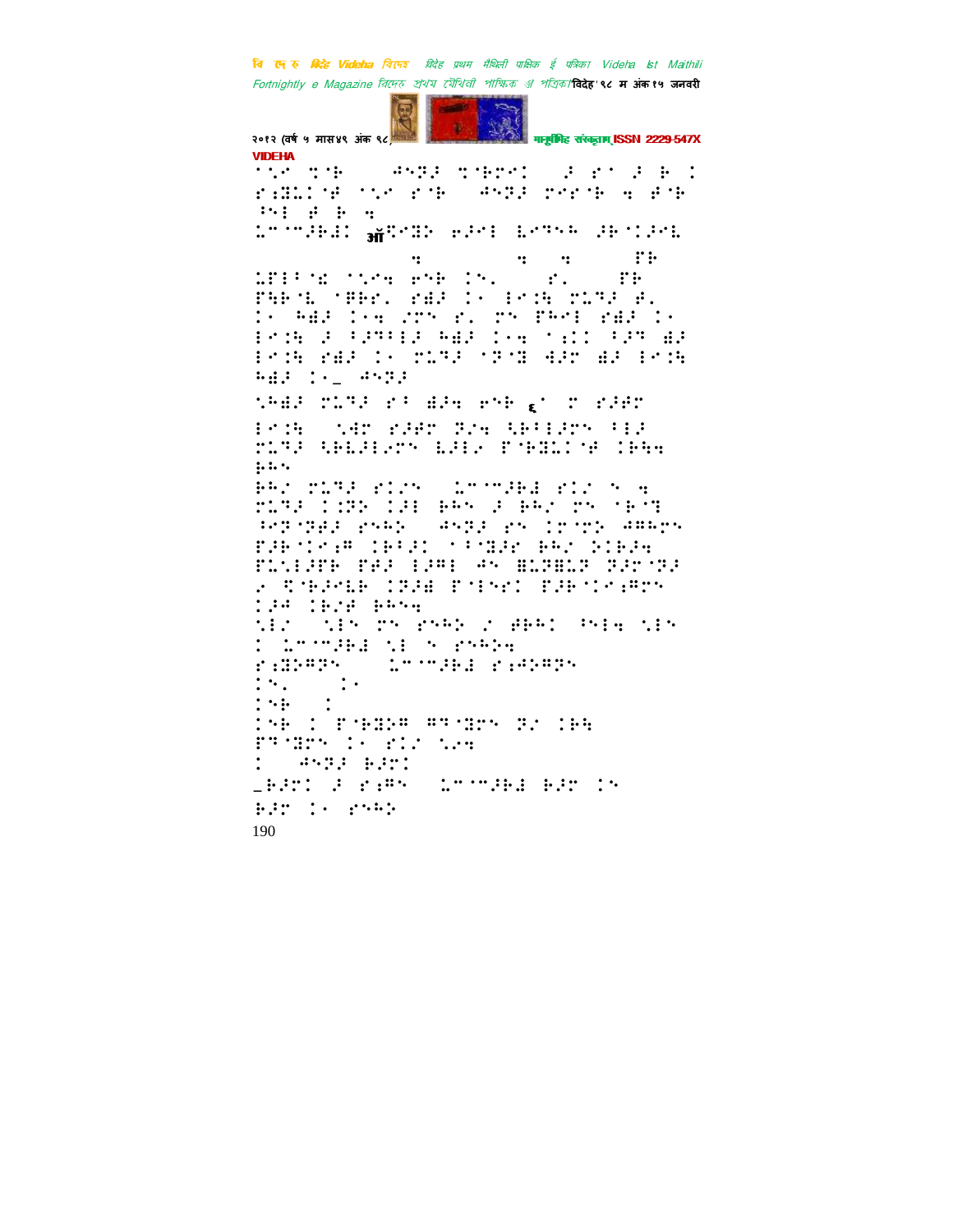VIDEHA

⠀⠀⠀⠀⠀⠀⠀⠀⠀⠀⠀⠀⠀⠀⠀⠀⠀⠀⠀⠀

190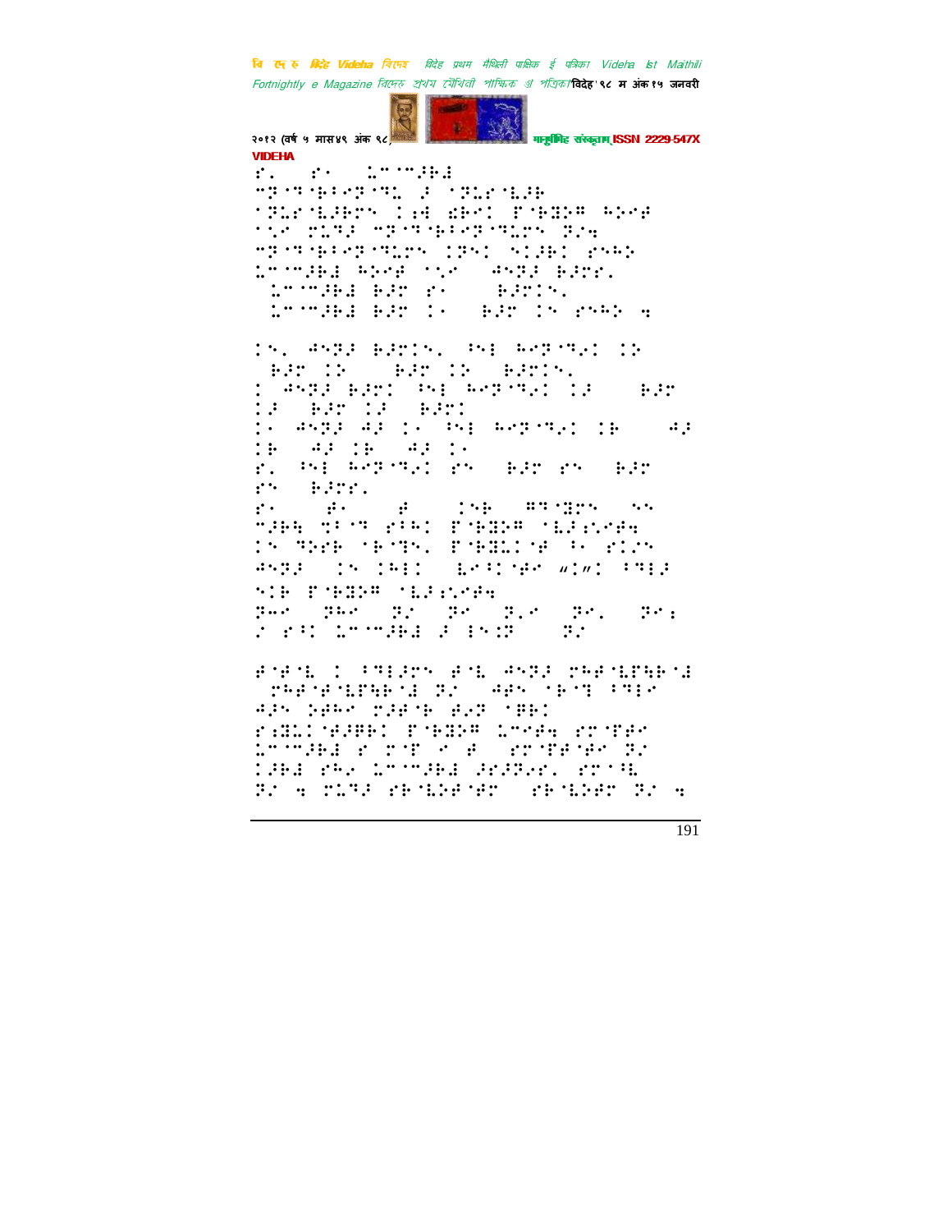VIDEHA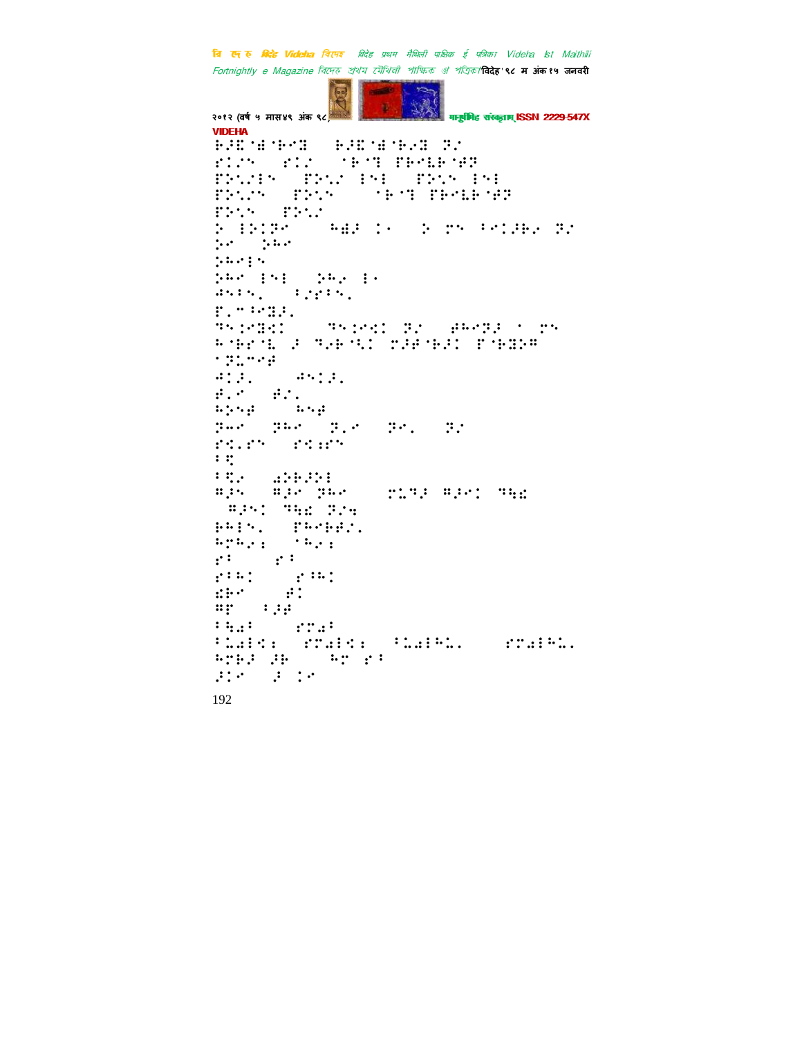VIDEHA

⠗⠼⠏⠈⠻⠈⠗⠊⠝ ⠗⠼⠏⠈⠻⠈⠗⠎⠝ ⠝⠎
⠎⠅⠎⠁ ⠎⠅⠎ ⠈⠗⠊⠞ ⠏⠗⠊⠇⠗⠈⠯⠝
⠏⠕⠡⠎⠱⠁ ⠏⠕⠡⠎ ⠱⠡⠇ ⠏⠕⠡⠁ ⠱⠡⠇
⠏⠕⠡⠎⠁ ⠏⠕⠡⠁ ⠈⠗⠊⠞ ⠏⠗⠊⠇⠗⠈⠯⠝
⠏⠕⠡⠁ ⠏⠕⠡⠎
⠕ ⠱⠕⠅⠝⠊ ⠓⠻⠏ ⠅⠂ ⠕ ⠉⠁ ⠓⠊⠅⠏⠗⠎ ⠝⠎
⠕⠊ ⠕⠓⠊
⠕⠓⠊⠱⠁
⠕⠓⠊ ⠱⠡⠇ ⠕⠓⠎ ⠱⠂
⠙⠡⠓⠁⠄ ⠓⠎⠯⠓⠁⠄
⠏⠄⠉⠓⠊⠝⠏⠄
⠝⠁⠅⠊⠝⠅⠅ ⠝⠁⠅⠊⠅⠅ ⠝⠎ ⠯⠓⠊⠝⠏ ⠁ ⠉⠁
⠓⠈⠗⠗⠈⠇ ⠏ ⠞⠎⠗⠈⠡⠅ ⠉⠏⠯⠈⠗⠏⠅ ⠏⠈⠗⠝⠕⠍
⠁⠝⠥⠉⠊⠯
⠙⠅⠏⠄ ⠙⠡⠅⠏⠄
⠯⠄⠊ ⠯⠎⠄
⠓⠕⠡⠯ ⠓⠡⠯
⠝⠓⠊ ⠝⠓⠊ ⠝⠄⠊ ⠝⠊⠄ ⠝⠎
⠗⠅⠄⠗⠁ ⠗⠅⠪⠗⠁
⠓⠅
⠓⠅⠎ ⠩⠕⠗⠏⠕⠇
⠍⠏⠁ ⠍⠏⠊ ⠝⠓⠊ ⠉⠥⠞⠏ ⠍⠏⠊⠅ ⠞⠓⠪
⠍⠏⠁⠅ ⠞⠓⠪ ⠝⠎⠡
⠗⠓⠱⠁⠄ ⠏⠓⠊⠗⠗⠎⠄
⠓⠉⠓⠎⠪ ⠈⠓⠎⠪
⠗⠓ ⠗⠓
⠗⠓⠓⠅ ⠗⠓⠓⠅
⠪⠗⠊ ⠯⠅
⠍⠏ ⠓⠏⠯
⠓⠳⠩⠓ ⠗⠉⠩⠓
⠓⠥⠩⠱⠅⠪ ⠗⠉⠩⠱⠅⠪ ⠓⠥⠩⠱⠓⠥⠄ ⠗⠉⠩⠱⠓⠥⠄
⠓⠉⠗⠏ ⠏⠗ ⠓⠉ ⠗⠓
⠏⠅⠊ ⠏ ⠅⠊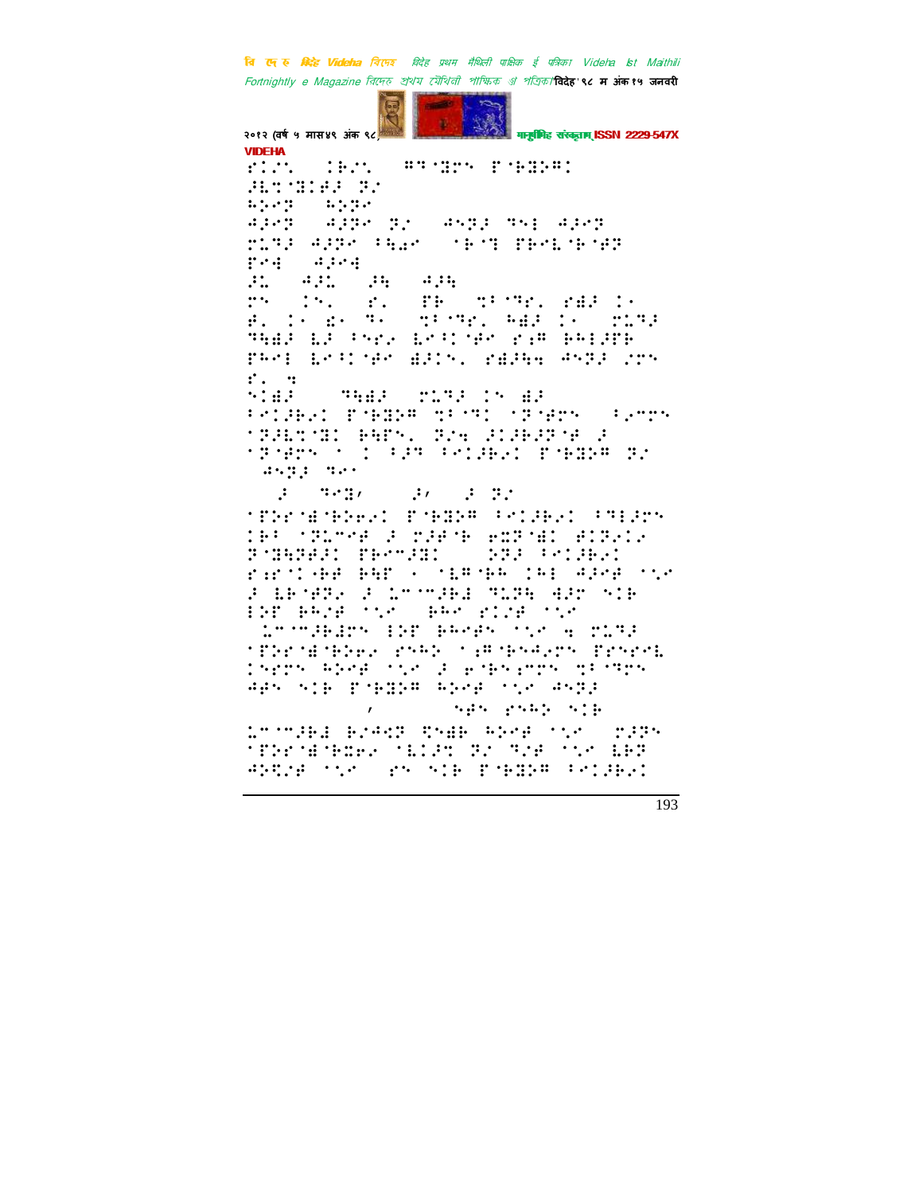VIDEHA

⠋⠅⠌⠁ ⠅⠃⠌⠁ ⠻⠹⠈⠽⠉⠝ ⠏⠈⠃⠽⠕⠻⠅

⠼⠇⠹⠈⠽⠅⠋⠼ ⠽⠌

⠓⠕⠢⠝ ⠓⠕⠝⠢

⠲⠼⠢⠝ ⠲⠼⠝⠢ ⠽⠌ ⠲⠝⠽⠼ ⠹⠝⠇ ⠲⠼⠢⠝

⠗⠥⠹⠼ ⠲⠼⠝⠢ ⠫⠪⠜⠢ ⠈⠃⠈⠹ ⠏⠃⠢⠇⠈⠃⠈⠋⠽

⠏⠢⠙ ⠲⠼⠢⠙

⠼⠥ ⠲⠼⠥ ⠼⠓ ⠲⠼⠓

⠗⠝ ⠅⠝⠁ ⠋⠁ ⠏⠃ ⠹⠳⠈⠹⠗⠁ ⠋⠻⠼ ⠅⠢

⠋⠁ ⠅⠢ ⠫⠢ ⠹⠢ ⠹⠳⠈⠹⠗⠁ ⠓⠻⠼ ⠅⠢ ⠗⠥⠹⠼

⠹⠓⠻⠼ ⠇⠼ ⠫⠝⠗⠌ ⠇⠢⠳⠅⠈⠋⠢ ⠗⠱⠻ ⠃⠓⠇⠼⠋⠃

⠏⠓⠢⠇ ⠇⠢⠳⠅⠈⠋⠢ ⠻⠼⠅⠝⠁ ⠗⠻⠼⠓⠙ ⠲⠝⠽⠼ ⠌⠗⠝

⠋⠁ ⠹

⠝⠅⠻⠼ ⠹⠓⠻⠼ ⠗⠥⠹⠼ ⠅⠝ ⠻⠼

⠫⠢⠅⠼⠃⠢⠅ ⠏⠈⠃⠽⠕⠻ ⠹⠳⠈⠹⠅ ⠈⠽⠈⠋⠗⠝ ⠫⠢⠉⠗⠝

⠈⠽⠼⠇⠹⠈⠽⠅ ⠃⠓⠋⠝⠁ ⠽⠌⠙ ⠼⠅⠼⠃⠼⠽⠈⠋ ⠼

⠈⠽⠈⠋⠗⠝ ⠈ ⠅ ⠫⠼⠹ ⠫⠢⠅⠼⠃⠢⠅ ⠏⠈⠃⠽⠕⠻ ⠽⠌

⠲⠝⠽⠼ ⠹⠢⠢

⠼ ⠹⠢⠽⠂ ⠼⠂ ⠼ ⠽⠌

⠈⠋⠕⠗⠈⠻⠈⠃⠕⠗⠢⠅ ⠏⠈⠃⠽⠕⠻ ⠫⠢⠅⠼⠃⠢⠅ ⠫⠹⠇⠼⠗⠝

⠅⠃⠳ ⠈⠽⠇⠉⠢⠋ ⠼ ⠗⠼⠋⠈⠃ ⠗⠭⠽⠈⠻⠅ ⠻⠅⠽⠢⠅⠢

⠽⠈⠽⠓⠽⠻⠼⠅ ⠏⠃⠢⠉⠼⠽⠅ ⠕⠽⠼ ⠫⠢⠅⠼⠃⠢⠅

⠗⠱⠗⠈⠅⠈⠃⠋ ⠃⠓⠋ ⠄ ⠈⠇⠻⠈⠃⠓ ⠅⠃⠇ ⠲⠼⠢⠋ ⠈⠌⠢

⠼ ⠇⠃⠈⠋⠽⠢ ⠼ ⠥⠉⠈⠉⠼⠃⠙ ⠹⠥⠽⠓ ⠙⠼⠗ ⠝⠅⠃

⠇⠕⠋ ⠃⠓⠌⠋ ⠈⠌⠢ ⠃⠓⠢ ⠗⠅⠌⠋ ⠈⠌⠢

⠥⠉⠈⠉⠼⠃⠻⠗⠝ ⠇⠕⠋ ⠃⠓⠢⠋⠝ ⠈⠌⠢ ⠙ ⠗⠥⠹⠼

⠈⠋⠕⠗⠈⠻⠈⠃⠕⠗⠢ ⠗⠝⠓⠕ ⠈⠱⠻⠈⠃⠝⠓⠼⠗⠝ ⠏⠗⠝⠗⠢⠇

⠅⠝⠗⠝ ⠓⠕⠢⠋ ⠈⠌⠢ ⠼ ⠗⠈⠃⠝⠱⠉⠗⠝ ⠹⠳⠈⠹⠗⠝

⠲⠋⠝ ⠝⠅⠃ ⠏⠈⠃⠽⠕⠻ ⠓⠕⠢⠋ ⠈⠌⠢ ⠲⠝⠽⠼

⠂ ⠝⠋⠝ ⠗⠝⠓⠕ ⠝⠅⠃

⠥⠉⠈⠉⠼⠃⠙ ⠃⠌⠲⠩⠽ ⠫⠝⠻⠃ ⠓⠕⠢⠋ ⠈⠌⠢ ⠗⠼⠽⠝

⠈⠋⠕⠗⠈⠻⠈⠃⠭⠗⠢ ⠈⠇⠅⠼⠹ ⠽⠌ ⠹⠌⠋ ⠈⠌⠢ ⠇⠃⠽

⠲⠕⠫⠌⠋ ⠈⠌⠢ ⠗⠝ ⠝⠅⠃ ⠏⠈⠃⠽⠕⠻ ⠫⠢⠅⠼⠃⠢⠅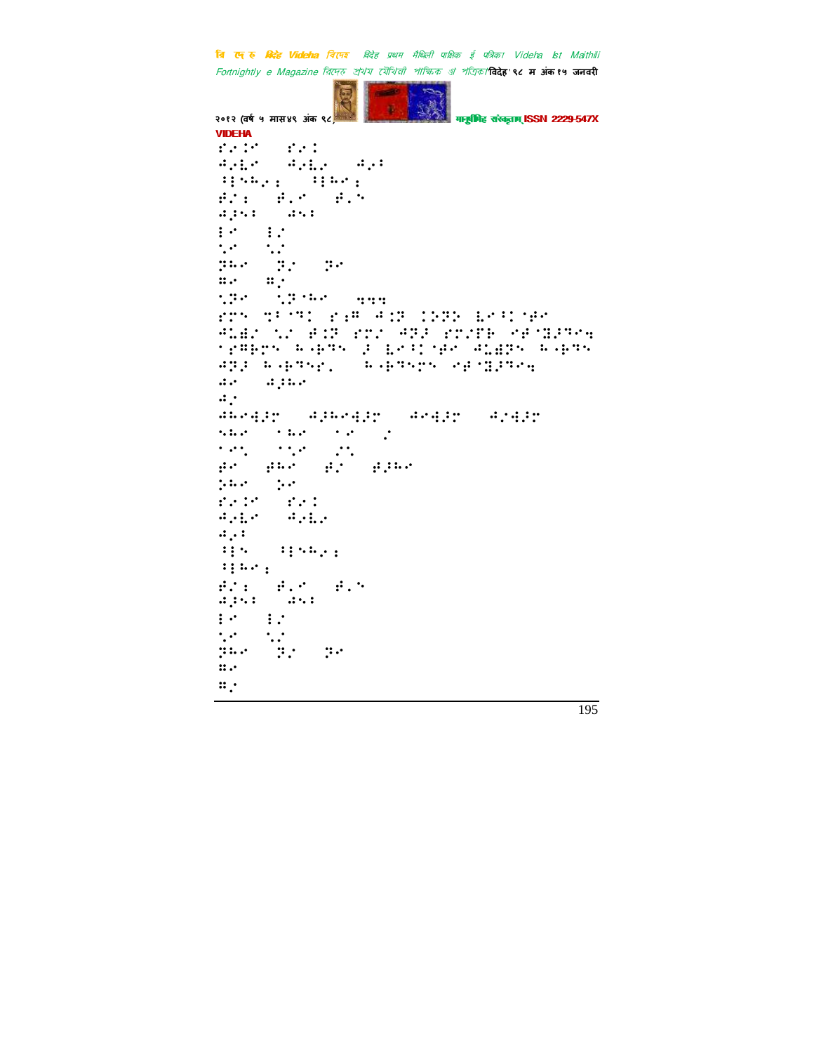VIDEHA

⠋⠊⠨⠊ ⠀⠋⠊⠨
⠙⠂⠣⠊ ⠀⠙⠂⠣⠂ ⠀⠙⠂⠃
⠈⠇⠑⠓⠂⠆ ⠀⠈⠇⠓⠊⠆
⠗⠌⠆ ⠀⠗⠄⠊ ⠀⠗⠄⠑
⠙⠖⠑⠃ ⠀⠙⠑⠃
⠇⠊ ⠀⠇⠌
⠑⠊ ⠀⠑⠌
⠝⠓⠊ ⠀⠝⠌ ⠀⠝⠊
⠛⠊ ⠀⠛⠌
⠑⠝⠊ ⠀⠑⠝⠈⠓⠊ ⠀⠹⠹⠹

⠋⠝⠑ ⠹⠃⠈⠹⠨ ⠋⠆⠛ ⠙⠨⠝ ⠨⠕⠝⠕ ⠣⠊⠃⠨⠈⠗⠊ ⠙⠅⠻⠌ ⠑⠌ ⠗⠨⠝ ⠋⠝⠌ ⠙⠝⠖ ⠋⠝⠌⠏⠃ ⠊⠗⠈⠻⠖⠹⠊⠹ ⠈⠋⠛⠃⠝⠑ ⠓⠂⠗⠹⠑ ⠖ ⠣⠊⠃⠨⠈⠗⠊ ⠙⠅⠻⠝⠑ ⠓⠂⠗⠹⠑ ⠙⠝⠖ ⠓⠂⠗⠹⠑⠊⠄ ⠀⠓⠂⠗⠹⠑⠝⠑ ⠊⠗⠈⠻⠖⠹⠊⠹

⠙⠊ ⠀⠙⠖⠓⠊
⠙⠌

⠙⠓⠊⠹⠖⠝ ⠀⠙⠖⠓⠊⠹⠖⠝ ⠀⠙⠊⠹⠖⠝ ⠀⠙⠌⠹⠖⠝
⠑⠓⠊ ⠀⠈⠓⠊ ⠀⠈⠊ ⠀⠌
⠈⠊⠑ ⠀⠈⠑⠊ ⠀⠌⠑
⠗⠊ ⠀⠗⠓⠊ ⠀⠗⠌ ⠀⠗⠖⠓⠊
⠖⠓⠊ ⠀⠖⠊
⠋⠊⠨⠊ ⠀⠋⠊⠨
⠙⠂⠣⠊ ⠀⠙⠂⠣⠂
⠙⠂⠃
⠈⠇⠑ ⠀⠈⠇⠑⠓⠂⠆
⠈⠇⠓⠊⠆
⠗⠌⠆ ⠀⠗⠄⠊ ⠀⠗⠄⠑
⠙⠖⠑⠃ ⠀⠙⠑⠃
⠇⠊ ⠀⠇⠌
⠑⠊ ⠀⠑⠌
⠝⠓⠊ ⠀⠝⠌ ⠀⠝⠊
⠛⠊
⠛⠌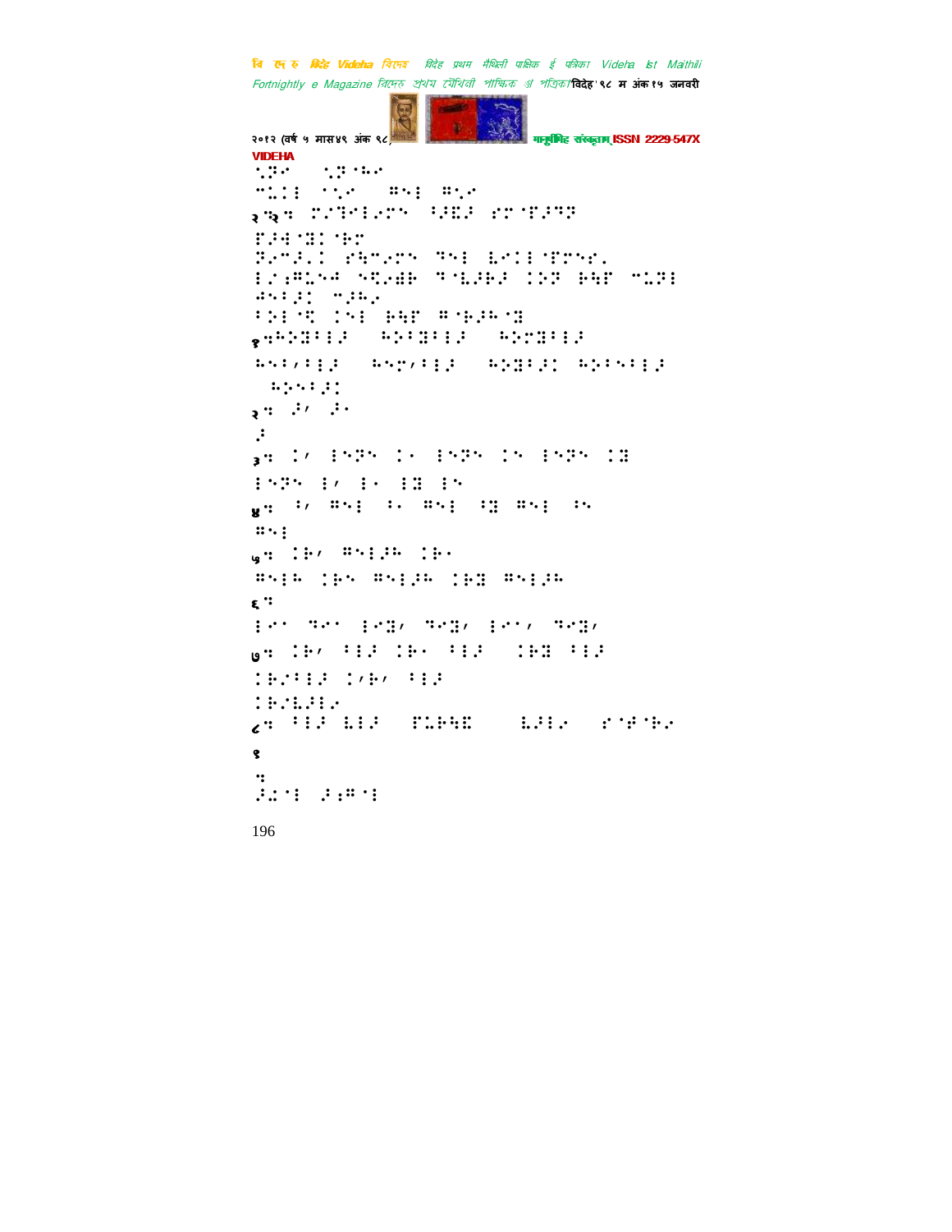VIDEHA

⠑⠝⠊ ⠑⠝⠈⠓⠊

⠉⠥⠊⠇ ⠁⠑⠊ ⠻⠕⠇ ⠻⠑⠊

२⠒⠒ ⠍⠦⠙⠊⠇⠊⠍⠝ ⠩⠚⠫⠚ ⠎⠍⠈⠋⠚⠙⠝

⠋⠚⠚⠈⠝⠇⠈⠗⠍

⠝⠊⠉⠚⠄⠇ ⠎⠓⠉⠊⠍⠝ ⠙⠕⠇ ⠇⠊⠇⠇⠈⠋⠍⠕⠎⠄

⠇⠦⠹⠥⠕⠚ ⠕⠪⠊⠱⠗ ⠙⠈⠇⠚⠗⠚ ⠇⠕⠝ ⠗⠓⠋ ⠉⠥⠝⠇

⠚⠕⠃⠚⠇ ⠉⠚⠗⠄

⠃⠕⠇⠈⠪ ⠇⠕⠇ ⠗⠓⠋ ⠻⠈⠗⠚⠓⠈⠝

१⠒⠓⠕⠝⠃⠇⠚ ⠓⠕⠃⠝⠃⠇⠚ ⠓⠕⠍⠝⠃⠇⠚

⠓⠕⠇⠌⠃⠇⠚ ⠓⠕⠍⠌⠃⠇⠚ ⠓⠕⠝⠃⠚⠇ ⠓⠕⠃⠕⠃⠇⠚

⠓⠕⠕⠃⠚⠇

२⠒ ⠚⠌ ⠚⠄

⠚

३⠒ ⠇⠌ ⠇⠕⠝⠕ ⠇⠄ ⠇⠕⠝⠕ ⠇⠕ ⠇⠕⠝⠕ ⠇⠝

⠇⠕⠝⠕ ⠇⠌ ⠇⠄ ⠇⠝ ⠇⠕

४⠒ ⠃⠌ ⠻⠕⠇ ⠃⠄ ⠻⠕⠇ ⠃⠝ ⠻⠕⠇ ⠃⠕

⠻⠕⠇

५⠒ ⠇⠗⠌ ⠻⠕⠇⠚⠓ ⠇⠗⠄

⠻⠕⠇⠓ ⠇⠗⠕ ⠻⠕⠇⠚⠓ ⠇⠗⠝ ⠻⠕⠇⠚⠓

६⠒

⠇⠊⠁ ⠙⠊⠁ ⠇⠊⠝⠌ ⠙⠊⠝⠌ ⠇⠊⠁⠌ ⠙⠊⠝⠌

७⠒ ⠇⠗⠌ ⠃⠇⠚ ⠇⠗⠄ ⠃⠇⠚ ⠇⠗⠝ ⠃⠇⠚

⠇⠗⠦⠃⠇⠚ ⠇⠌⠗⠌ ⠃⠇⠚

⠇⠗⠦⠇⠚⠇⠊

८⠒ ⠃⠇⠚ ⠇⠇⠚ ⠋⠥⠗⠓⠫ ⠇⠚⠇⠊ ⠎⠈⠛⠈⠗⠊

१

⠒

⠚⠩⠈⠇ ⠚⠆⠻⠈⠇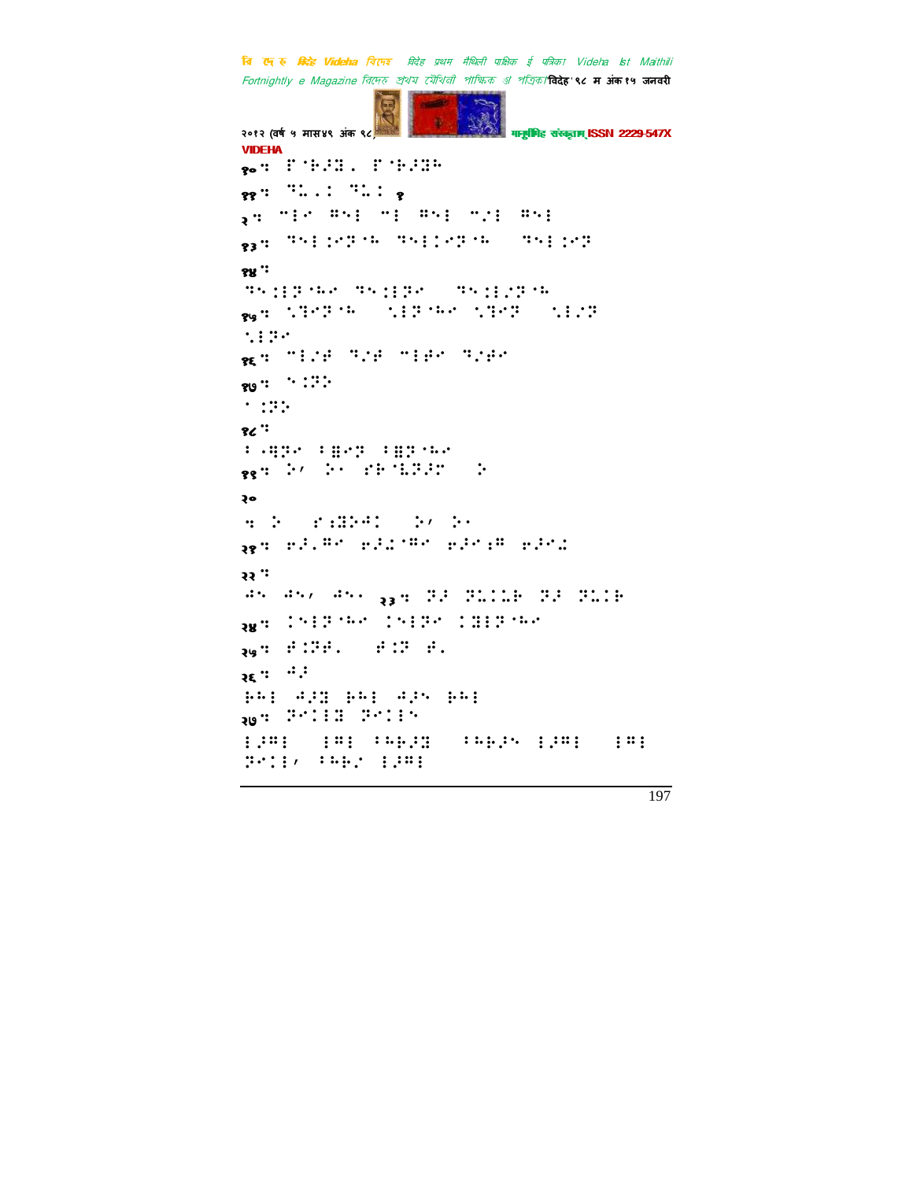१०: 

११: 

१२: 

१३: 

१४: 

१५: 

१६: 

१७: 

१८: 

१९: 

२०

२१: 

२२: 

२३: 

२४: 

२५: 

२६: 

२७: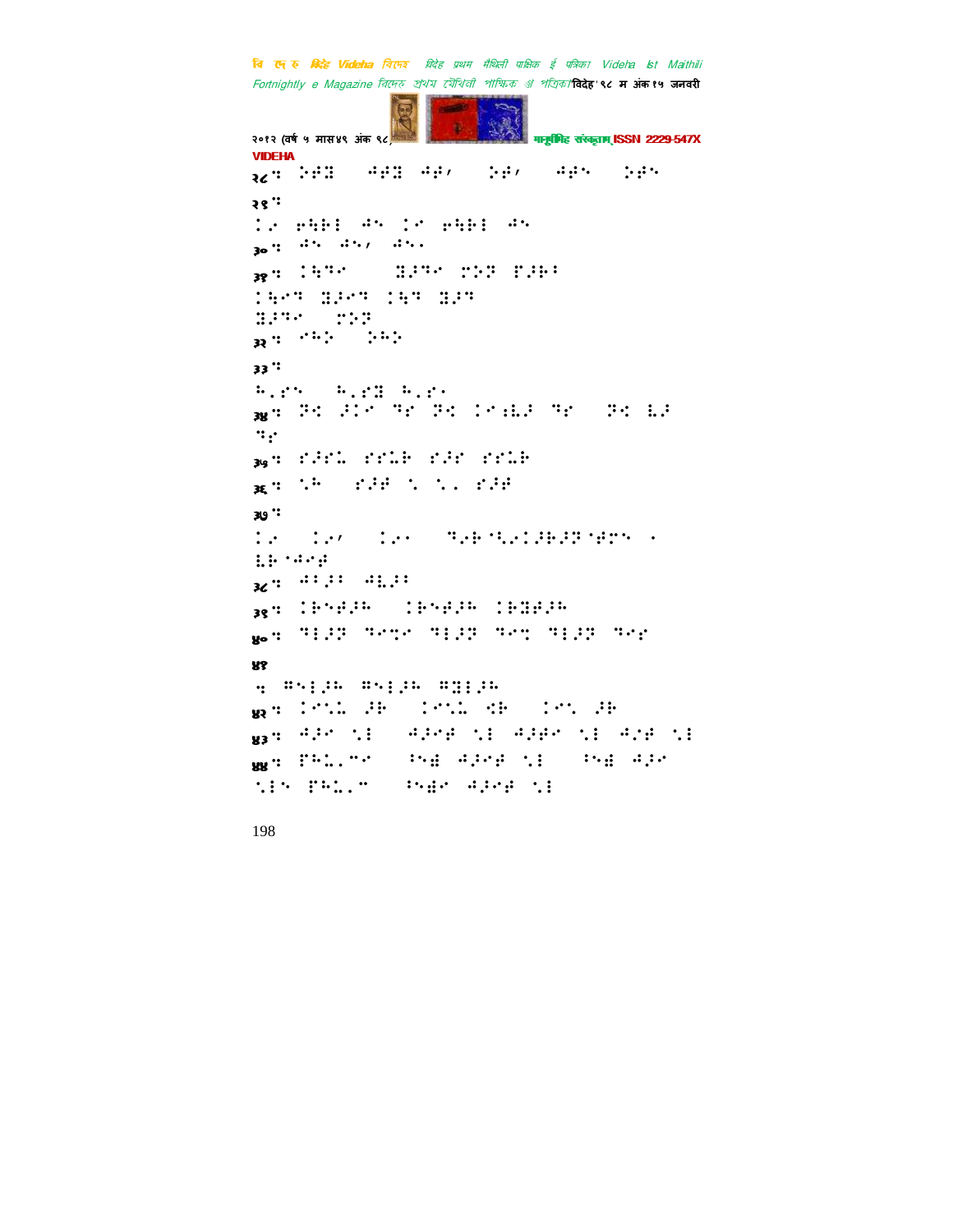२८ः ⠾⠋⠟ ⠴⠋⠟ ⠴⠋⠂ ⠾⠋⠂ ⠴⠋⠢ ⠾⠋⠢

२९ः

⠨⠊ ⠑⠳⠗⠇ ⠴⠢ ⠨⠊ ⠑⠳⠗⠇ ⠴⠢

३०ः ⠴⠢ ⠴⠢⠂ ⠴⠢⠄

३१ः ⠨⠳⠙⠊ ⠻⠼⠙⠊ ⠽⠵⠽ ⠏⠼⠗⠃

⠨⠳⠊⠙ ⠻⠼⠊⠙ ⠨⠳⠙ ⠻⠼⠙

⠻⠼⠙⠊ ⠽⠵⠽

३२ः ⠊⠓⠵ ⠾⠓⠵

३३ः

⠓⠄⠋⠢ ⠓⠄⠋⠟ ⠓⠄⠋⠄

३४ः ⠝⠪ ⠼⠅⠊ ⠙⠋ ⠝⠪ ⠅⠊⠱⠧⠼ ⠙⠋ ⠝⠪ ⠧⠼

⠙⠋

३५ः ⠋⠼⠋⠥ ⠋⠋⠥⠗ ⠋⠼⠋ ⠋⠋⠥⠗

३६ः ⠡⠓ ⠋⠼⠋ ⠡ ⠡⠄ ⠋⠼⠋

३७ः

⠨⠊ ⠨⠊⠂ ⠨⠊⠄ ⠙⠊⠗⠈⠳⠊⠨⠼⠗⠼⠝⠈⠋⠽⠢ ⠄

⠧⠗⠈⠴⠊⠋

३८ः ⠴⠁⠼⠁ ⠴⠧⠼⠁

३९ः ⠨⠗⠢⠋⠼⠓ ⠨⠗⠢⠋⠼⠓ ⠨⠗⠟⠋⠼⠓

४०ः ⠙⠇⠼⠝ ⠙⠊⠽⠊ ⠙⠇⠼⠝ ⠙⠊⠽ ⠙⠇⠼⠝ ⠙⠊⠋

४१

⠲ ⠣⠢⠇⠼⠓ ⠣⠢⠇⠼⠓ ⠣⠟⠇⠼⠓

४२ः ⠨⠊⠡⠥ ⠼⠗ ⠨⠊⠡⠥ ⠪⠗ ⠨⠊⠡ ⠼⠗

४३ः ⠴⠼⠊ ⠡⠇ ⠴⠼⠊⠋ ⠡⠇ ⠴⠼⠋⠊ ⠡⠇ ⠴⠌⠋ ⠡⠇

४४ः ⠏⠓⠥⠄⠉⠊ ⠳⠢⠯ ⠴⠼⠊⠋ ⠡⠇ ⠳⠢⠯ ⠴⠼⠊

⠡⠇⠢ ⠏⠓⠥⠄⠉ ⠳⠢⠯⠊ ⠴⠼⠊⠋ ⠡⠇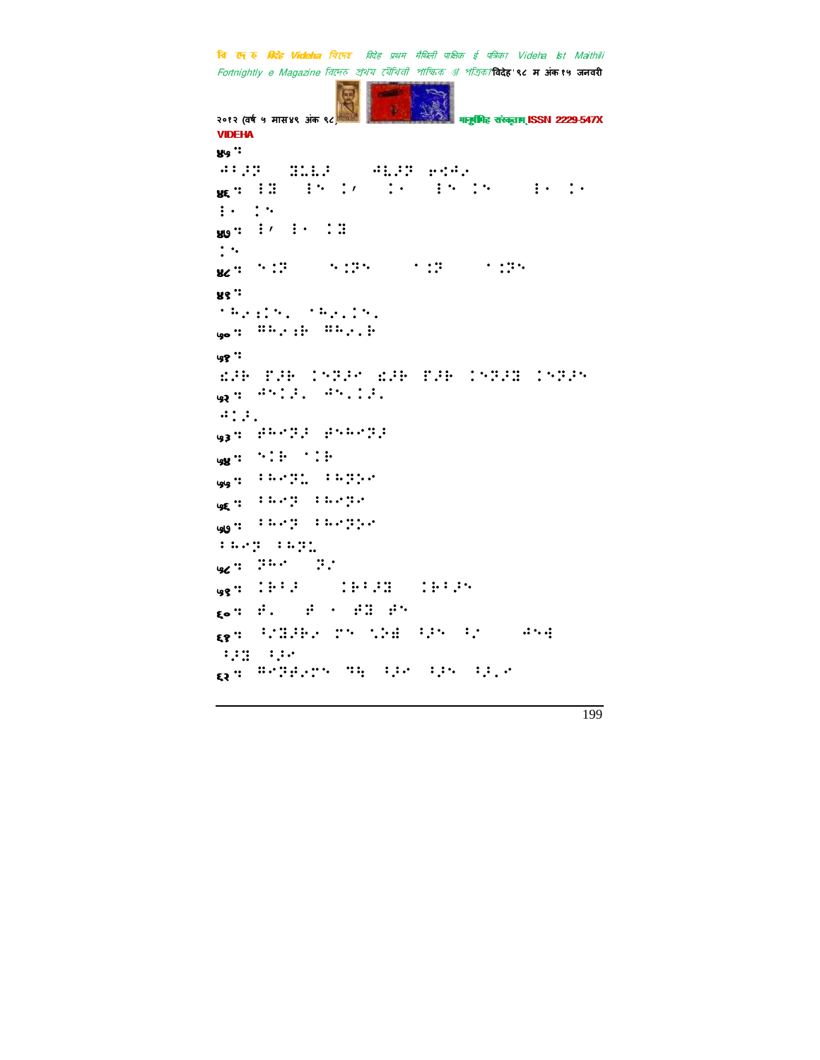४५ ::

⠚⠁�κ⠝ ⠿⠥⠥⠅ ⠚⠣⠅⠝ ⠗⠪⠚⠢

४६ :: ⠇⠿ ⠇⠑ ⠅⠌ ⠅⠂ ⠇⠑ ⠅⠑ ⠇⠂ ⠅⠂
⠇⠂ ⠅⠑

४७ :: ⠇⠌ ⠇⠂ ⠅⠿
⠅⠑

४८ :: ⠑⠅⠝ ⠑⠅⠝⠑ ⠂⠅⠝ ⠂⠅⠝⠑

४९ ::

⠂⠓⠢⠅⠑⠄ ⠂⠓⠢⠄⠅⠑⠄

५० :: ⠛⠓⠢⠅⠗ ⠛⠓⠢⠄⠗

५१ ::

⠪⠅⠗ ⠏⠅⠗ ⠅⠑⠝⠅⠢ ⠪⠅⠗ ⠏⠅⠗ ⠅⠑⠝⠅⠿ ⠅⠑⠝⠅⠑

५२ :: ⠚⠑⠅⠅⠄ ⠚⠑⠄⠅⠅⠄
⠚⠅⠅⠄

५३ :: ⠅⠓⠢⠝⠅ ⠅⠑⠓⠢⠝⠅

५४ :: ⠑⠅⠗ ⠂⠅⠗

५५ :: ⠇⠓⠢⠝⠥ ⠇⠓⠝⠕⠢

५६ :: ⠇⠓⠢⠝ ⠇⠓⠢⠝⠢

५७ :: ⠇⠓⠢⠝ ⠇⠓⠢⠝⠕⠢
⠇⠓⠢⠝ ⠇⠓⠝⠥

५८ :: ⠝⠓⠢ ⠝⠢

५९ :: ⠅⠗⠁⠅ ⠅⠗⠁⠅⠿ ⠅⠗⠁⠅⠑

६० :: ⠅⠄ ⠅ ⠂ ⠅⠿ ⠅⠑

६१ :: ⠁⠌⠿⠅⠗⠢ ⠍⠑ ⠑⠕⠿ ⠁⠅⠑ ⠁⠢ ⠚⠑⠙
⠁⠅⠿ ⠁⠅⠢

६२ :: ⠛⠢⠝⠅⠢⠍⠑ ⠝⠓ ⠁⠅⠢ ⠁⠅⠑ ⠁⠅⠄⠢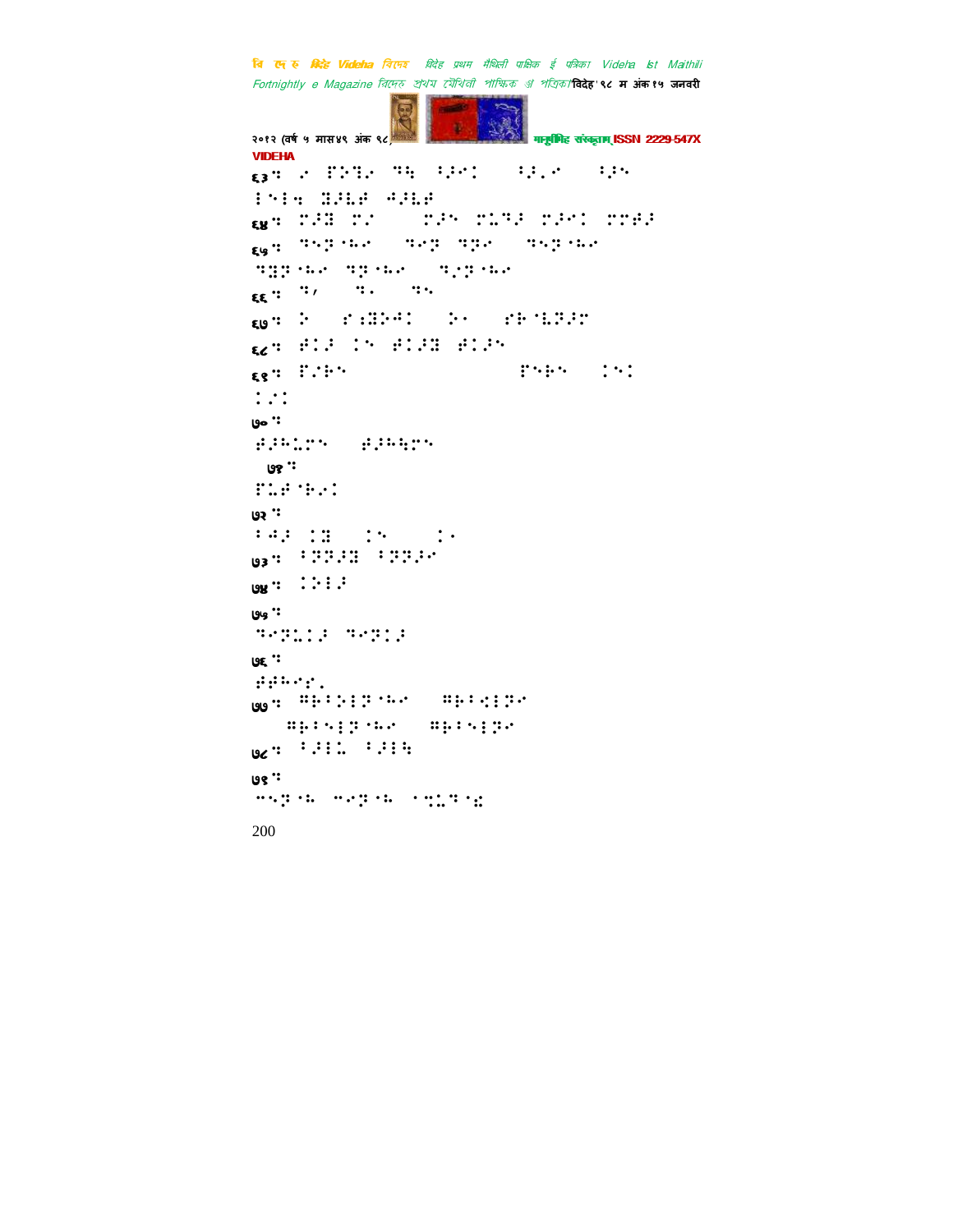VIDEHA

६३ः

६४ः

६५ः

६६ः

६७ः

६८ः

६९ः

७०ः

७१ः

७२ः

७३ः

७४ः

७५ः

७६ः

७७ः

७८ः

७९ः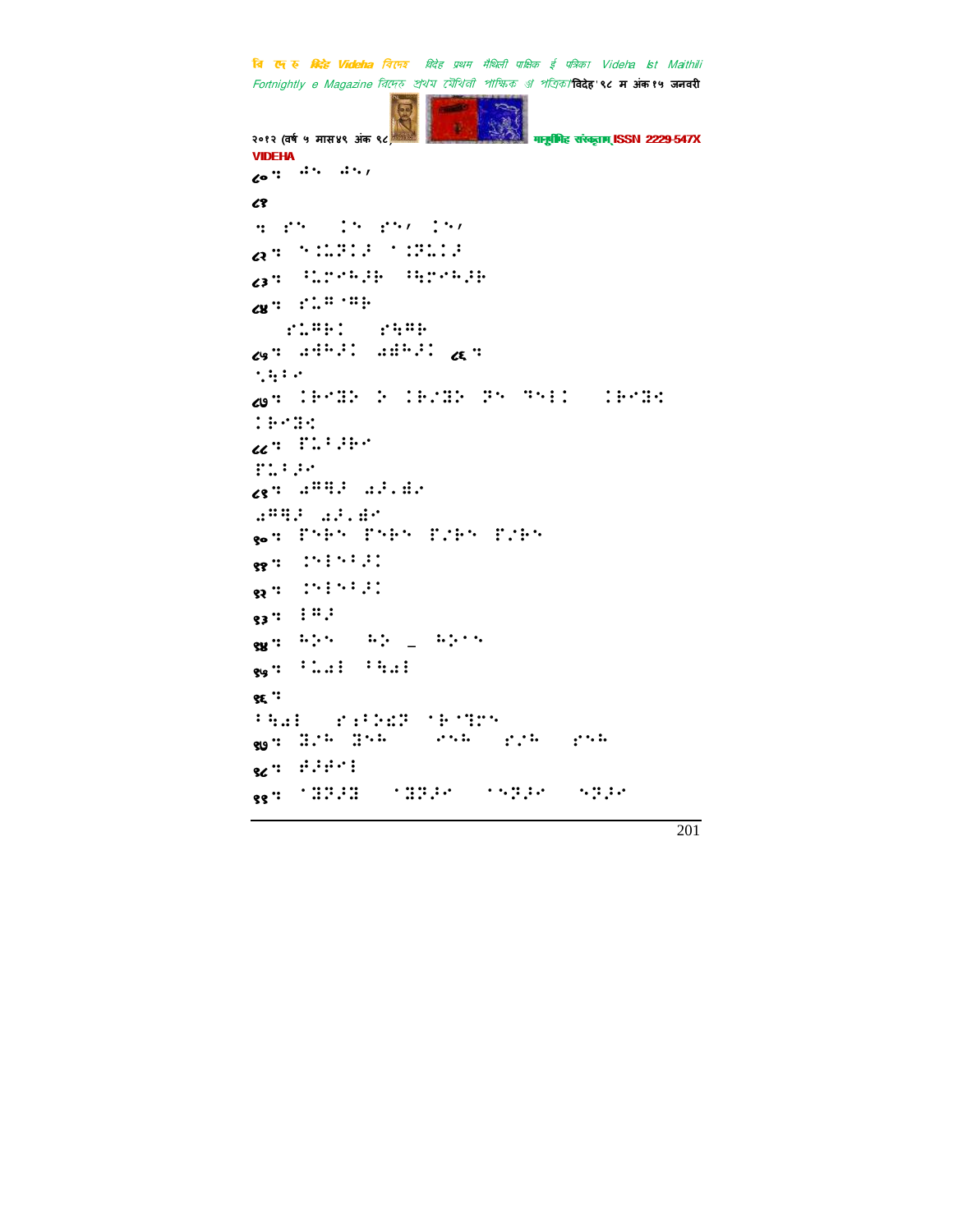८०: ⠚⠑ ⠚⠑⠂

८१

: ⠗⠑ ⠅⠑ ⠗⠑⠂ ⠅⠑⠂

८२: ⠑⠅⠥⠏⠅⠜ ⠁⠅⠏⠥⠅⠜

८३: ⠻⠥⠗⠊⠓⠜⠗ ⠻⠳⠗⠊⠓⠜⠗

८४: ⠗⠥⠍⠁⠍⠗

⠗⠥⠍⠗⠅ ⠗⠳⠍⠗

८५: ⠴⠻⠓⠜⠅ ⠴⠻⠓⠜⠅ ८६:

⠑⠳⠃⠊

८७: ⠅⠗⠊⠝⠕ ⠕ ⠅⠗⠌⠝⠕ ⠏⠑ ⠙⠑⠇⠅ ⠅⠗⠊⠝⠩

⠅⠗⠊⠝⠩

८८: ⠏⠥⠃⠜⠗⠊

⠏⠥⠃⠜⠊

८९: ⠴⠍⠳⠜ ⠴⠜⠄⠻⠊

⠴⠍⠳⠜ ⠴⠜⠄⠻⠊

९०: ⠏⠑⠗⠑ ⠏⠑⠗⠑ ⠏⠌⠗⠑ ⠏⠌⠗⠑

९१: ⠹⠑⠇⠑⠃⠜⠅

९२: ⠹⠑⠇⠑⠃⠜⠅

९३: ⠇⠍⠜

९४: ⠓⠕⠑ ⠓⠕ _ ⠓⠕⠑⠑

९५: ⠃⠥⠴⠇ ⠃⠳⠴⠇

९६:

⠃⠳⠴⠇ ⠗⠪⠕⠩⠏ ⠁⠗⠁⠙⠗⠑

९७: ⠝⠌⠓ ⠝⠑⠓ ⠊⠑⠓ ⠗⠌⠓ ⠗⠑⠓

९८: ⠚⠜⠚⠊⠇

९९: ⠁⠝⠏⠜⠝ ⠁⠝⠏⠜⠊ ⠁⠑⠏⠜⠊ ⠑⠏⠜⠊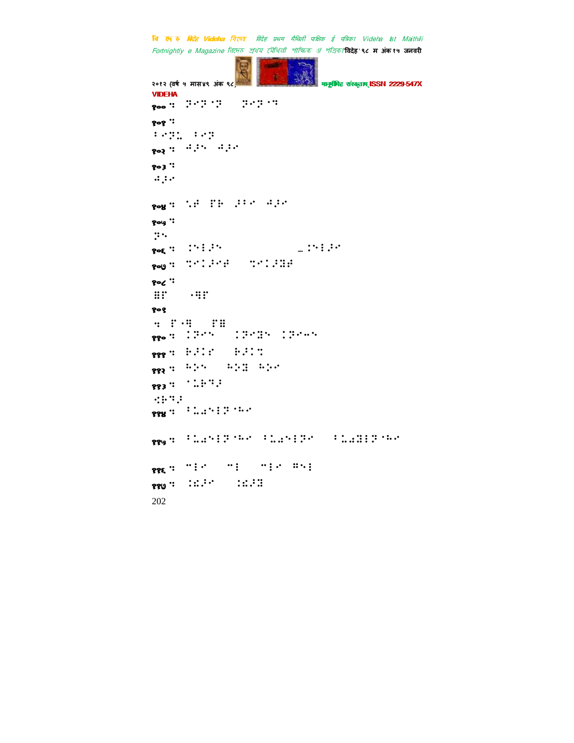१०० : ⠝⠊⠝⠁⠝ ⠝⠊⠝⠁⠹

१०१ :

⠃⠊⠝⠥ ⠃⠊⠝

१०२ : ⠨�top⠊ ⠨⠜⠊

१०३ :

⠨⠜⠊

१०४ : ⠑⠗ ⠏⠗ ⠜⠃⠊ ⠨⠜⠊

१०५ :

⠝⠑

१०६ : ⠒⠑⠇⠜⠑ _⠒⠑⠇⠜⠊

१०७ : ⠙⠊⠨⠜⠊⠗ ⠙⠊⠨⠜⠻⠗

१०८ :

⠿⠏ ⠔⠻⠏

१०९

: ⠏⠔⠻ ⠏⠿

११० : ⠨⠝⠊⠑ ⠨⠝⠊⠻⠑ ⠨⠝⠊⠤⠑

१११ : ⠗⠜⠨⠊ ⠗⠜⠨⠙

११२ : ⠓⠕⠑ ⠓⠕⠻ ⠓⠕⠊

११३ : ⠁⠥⠗⠙⠜

⠊⠗⠙⠜

११४ : ⠃⠥⠩⠑⠇⠝⠁⠓⠊

११५ : ⠃⠥⠩⠑⠇⠝⠁⠓⠊ ⠃⠥⠩⠑⠇⠝⠊ ⠃⠥⠩⠻⠇⠝⠁⠓⠊

११६ : ⠉⠇⠊ ⠉⠇ ⠉⠇⠊ ⠛⠑⠇

११७ : ⠨⠩⠜⠊ ⠨⠩⠜⠻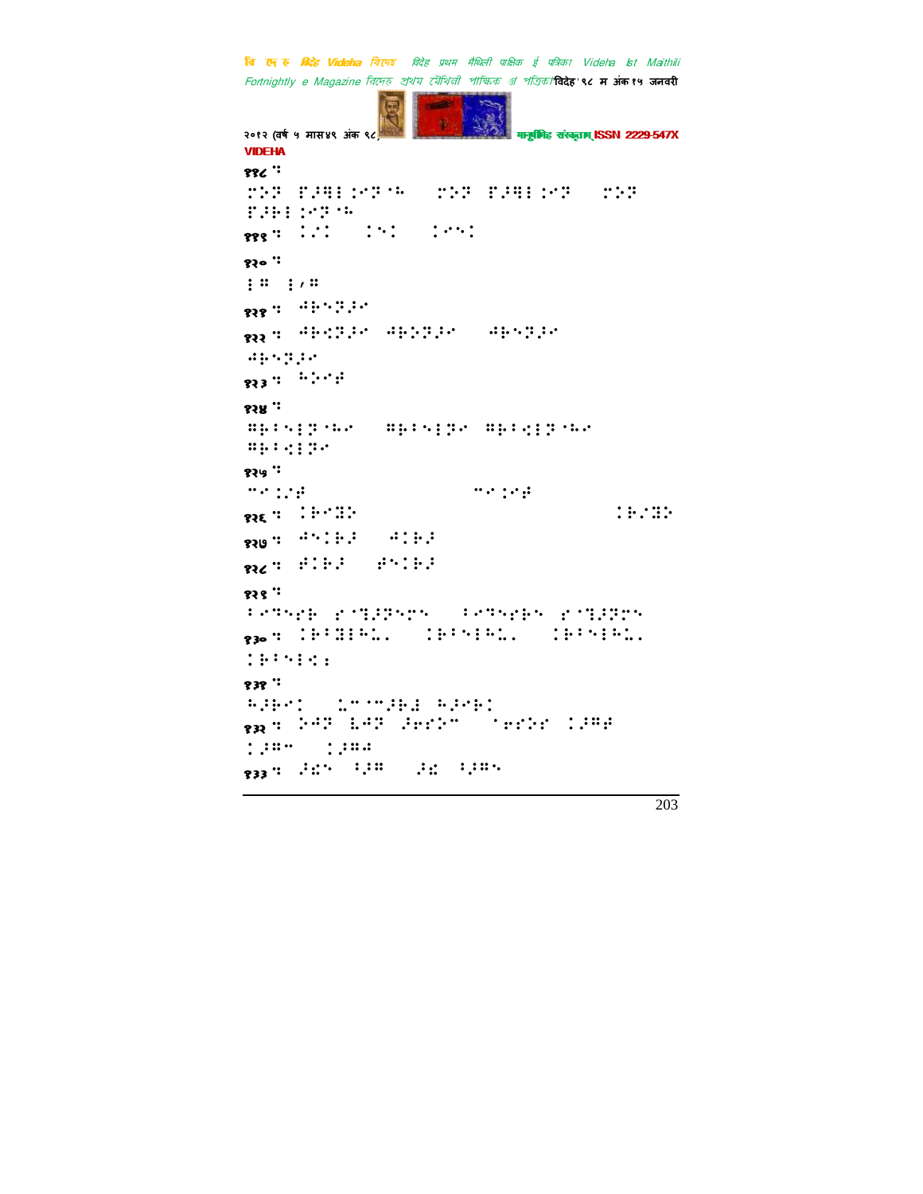११८ ः

⠍⠕⠝ ⠏⠼⠹⠇⠊⠝⠁ ⠍⠕⠝ ⠏⠼⠹⠇⠊⠝ ⠍⠕⠝ ⠏⠼⠗⠇⠊⠝⠁

११९ ः ⠅⠅ ⠅⠅ ⠅⠅

१२० ः

⠇⠅ ⠇⠌⠅

१२१ ः ⠙⠗⠝⠝⠊

१२२ ः ⠙⠗⠩⠝⠊ ⠙⠗⠕⠝⠊ ⠙⠗⠝⠝⠊ ⠙⠗⠝⠝⠊

१२३ ः ⠓⠕⠊⠋

१२४ ः

⠅⠗⠅⠝⠇⠝⠁⠊ ⠅⠗⠅⠝⠇⠝⠊ ⠅⠗⠅⠩⠇⠝⠁⠊ ⠅⠗⠅⠩⠇⠝⠊

१२५ ः

⠉⠊⠅⠌⠋ ⠉⠊⠅⠊⠋

१२६ ः ⠅⠗⠊⠻⠕ ⠅⠗⠌⠻⠕

१२७ ः ⠙⠝⠅⠗⠁ ⠙⠅⠗⠁

१२८ ः ⠋⠅⠗⠁ ⠋⠝⠅⠗⠁

१२९ ः

⠅⠊⠹⠝⠋⠗ ⠎⠈⠹⠼⠝⠍⠝ ⠅⠊⠹⠝⠋⠗⠝ ⠎⠈⠹⠼⠝⠍⠝

१३० ः ⠅⠗⠅⠻⠇⠓⠨ ⠅⠗⠅⠝⠇⠓⠨ ⠅⠗⠅⠝⠇⠓⠨ ⠅⠗⠅⠝⠇⠩⠆

१३१ ः

⠓⠼⠗⠊⠅ ⠨⠉⠈⠉⠼⠗⠱ ⠓⠼⠊⠗⠅

१३२ ः ⠕⠙⠝ ⠇⠙⠝ ⠼⠋⠋⠕⠉ ⠈⠋⠋⠕⠋ ⠅⠼⠅⠋ ⠅⠼⠅⠉ ⠅⠼⠅⠙

१३३ ः ⠼⠩⠝ ⠅⠼⠅ ⠼⠩ ⠅⠼⠅⠝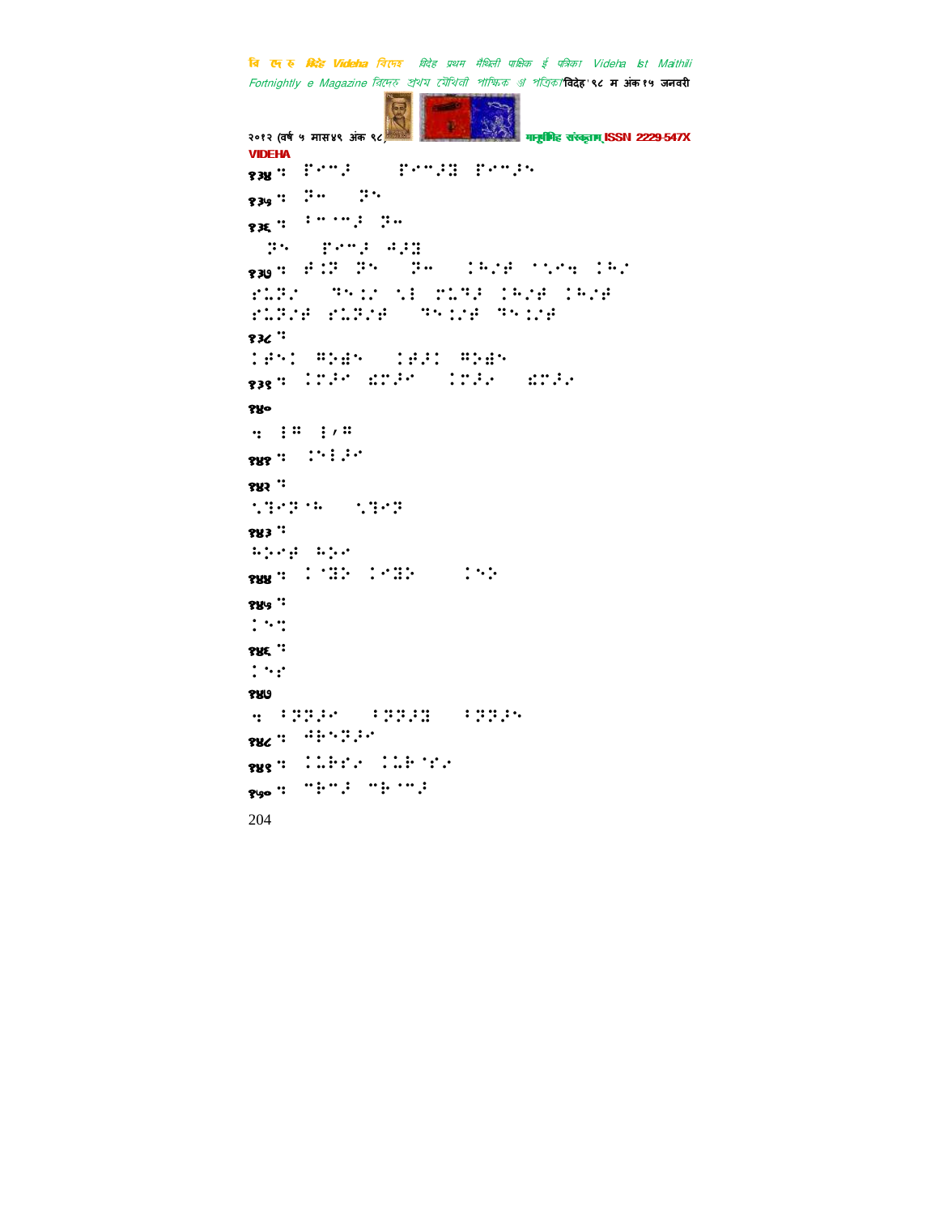१३४ : ⠏⠊⠉⠌ ⠏⠊⠉⠌�II ⠏⠊⠉⠌⠕

१३५ : ⠝⠒ ⠝⠕

१३६ : ⠁⠉⠈⠉⠌ ⠝⠒

⠝⠕ ⠏⠊⠉⠌ ⠙⠌⠝

१३७ : ⠞⠨⠝ ⠝⠕ ⠝⠒ ⠨⠓⠌⠞ ⠈⠑⠊⠹ ⠨⠓⠌

⠗⠥⠝⠌ ⠹⠕⠨⠌ ⠑⠇ ⠍⠥⠹⠌ ⠨⠓⠌⠞ ⠨⠓⠌⠞

⠗⠥⠝⠌⠞ ⠗⠥⠝⠌⠞ ⠹⠕⠨⠌⠞ ⠹⠕⠨⠌⠞

१३८ :

⠨⠞⠕⠨ ⠓⠕⠫⠕ ⠨⠞⠌⠨ ⠓⠕⠫⠕

१३९ : ⠨⠝⠌⠊ ⠫⠝⠌⠊ ⠨⠝⠌⠌ ⠫⠝⠌⠌

१४०

: ⠇⠓ ⠇⠌⠓

१४१ : ⠨⠕⠇⠌⠊

१४२ :

⠑⠹⠊⠝⠈⠓ ⠑⠹⠊⠝

१४३ :

⠓⠕⠊⠞ ⠓⠕⠊

१४४ : ⠨⠈⠹⠕ ⠨⠊⠹⠕ ⠨⠕⠕

१४५ :

⠨⠕⠹

१४६ :

⠨⠕⠗

१४७

: ⠁⠝⠝⠌⠊ ⠁⠝⠝⠌�II ⠁⠝⠝⠌⠕

१४८ : ⠙⠗⠕⠝⠌⠊

१४९ : ⠨⠥⠗⠗⠌ ⠨⠥⠗⠈⠗⠌

१५० : ⠉⠗⠉⠌ ⠉⠗⠈⠉⠌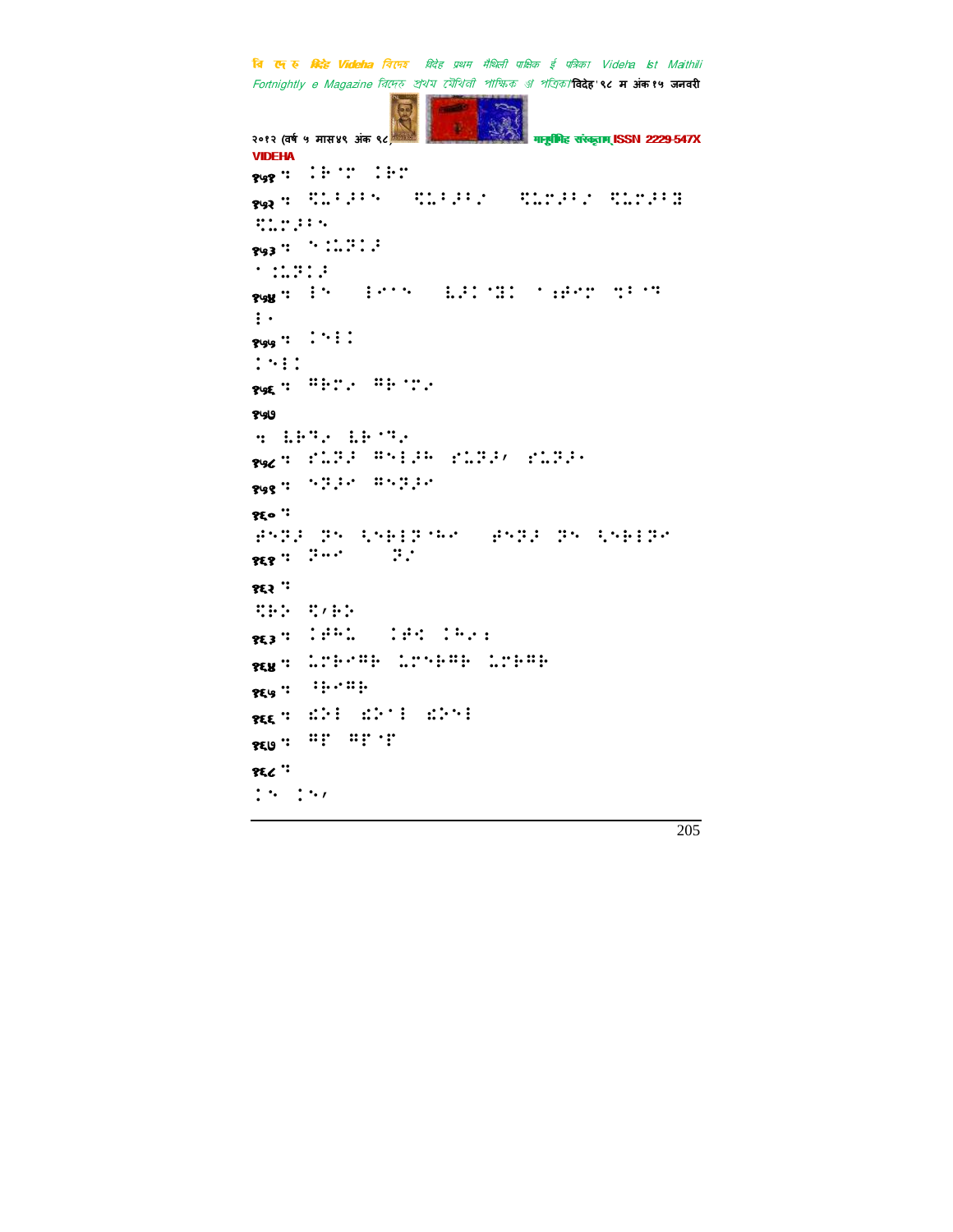४५१ ः ⠅⠗⠈⠉ ⠅⠗⠉

४५२ ः ⠩⠥⠃⠜⠃⠑ ⠩⠥⠃⠜⠃⠌ ⠩⠥⠉⠜⠃⠌ ⠩⠥⠉⠜⠃⠻
⠩⠥⠉⠜⠃⠑

४५३ ः ⠑⠅⠥⠝⠅⠜
⠁⠅⠥⠝⠅⠜

४५४ ः ⠇⠑ ⠇⠊⠁⠑ ⠣⠜⠅⠈⠻⠅ ⠁⠪⠿⠉ ⠹⠃⠈⠹
⠇⠂

४५५ ः ⠅⠑⠇⠅
⠅⠑⠇⠅

४५६ ः ⠻⠗⠉⠂ ⠻⠗⠈⠉⠂

४५७
ः ⠣⠗⠹⠂ ⠣⠗⠈⠹⠂

४५८ ः ⠎⠥⠝⠜ ⠻⠑⠇⠜⠓ ⠎⠥⠝⠜⠠ ⠎⠥⠝⠜⠂

४५९ ः ⠑⠝⠜⠊ ⠻⠑⠝⠜⠊

४६० ः
⠜⠑⠝⠜ ⠝⠑ ⠳⠑⠗⠇⠝⠈⠓⠊ ⠜⠑⠝⠜ ⠝⠑ ⠳⠑⠗⠇⠝⠊

४६१ ः ⠝⠒⠊ ⠝⠌

४६२ ः
⠩⠗⠕ ⠩⠠⠗⠕

४६३ ः ⠅⠋⠓⠥ ⠅⠋⠪ ⠅⠓⠂⠆

४६४ ः ⠥⠉⠗⠊⠻⠗ ⠥⠉⠑⠗⠻⠗ ⠥⠉⠗⠻⠗

४६५ ः ⠃⠗⠊⠻⠗

४६६ ः ⠪⠕⠇ ⠪⠕⠈⠇ ⠪⠕⠑⠇

४६७ ः ⠻⠏ ⠻⠏⠈⠏

४६८ ः
⠅⠑ ⠅⠑⠠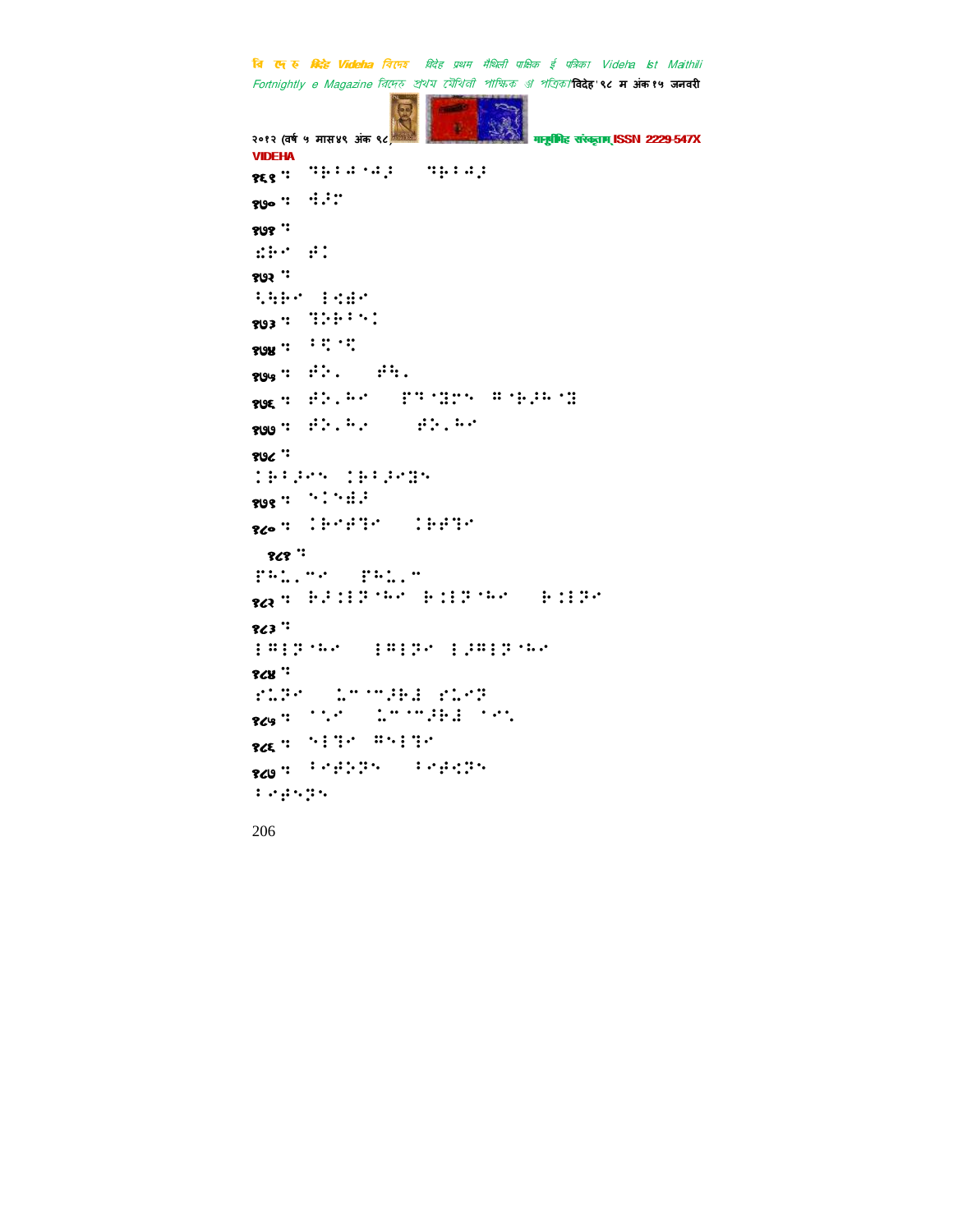१६९ ⠆ ⠙⠗⠊⠺⠐⠺⠜ ⠀⠙⠗⠊⠺⠜

१७० ⠆ ⠹⠜⠉

१७१ ⠆

⠩⠗⠊ ⠞⠅

१७२ ⠆

⠡⠳⠗⠊ ⠇⠩⠻⠊

१७३ ⠆ ⠹⠕⠗⠁⠑⠅

१७४ ⠆ ⠁⠹⠈⠹

१७५ ⠆ ⠞⠕⠄ ⠀⠞⠓⠄

१७६ ⠆ ⠞⠕⠄⠓⠊ ⠀⠏⠙⠈⠿⠉⠑ ⠛⠈⠗⠜⠓⠈⠿

१७७ ⠆ ⠞⠕⠄⠓⠜ ⠀⠀⠞⠕⠄⠓⠊

१७८ ⠆

⠅⠗⠁⠜⠊⠑ ⠅⠗⠁⠜⠊⠿⠑

१७९ ⠆ ⠑⠅⠑⠻⠜

१८० ⠆ ⠅⠗⠊⠞⠹⠊ ⠀⠅⠗⠞⠹⠊

१८१ ⠆

⠏⠓⠡⠄⠉⠊ ⠀⠏⠓⠡⠄⠉

१८२ ⠆ ⠗⠜⠅⠇⠝⠈⠓⠊ ⠗⠅⠇⠝⠈⠓⠊ ⠀⠗⠅⠇⠝⠊

१८३ ⠆

⠇⠛⠇⠝⠈⠓⠊ ⠀⠇⠛⠇⠝⠊ ⠇⠜⠛⠇⠝⠈⠓⠊

१८४ ⠆

⠎⠡⠝⠊ ⠀⠡⠉⠈⠉⠜⠗⠻ ⠎⠡⠊⠝

१८५ ⠆ ⠈⠑⠊ ⠀⠡⠉⠈⠉⠜⠗⠻ ⠈⠊⠑

१८६ ⠆ ⠑⠇⠹⠊ ⠛⠑⠇⠹⠊

१८७ ⠆ ⠁⠊⠞⠕⠝⠑ ⠀⠁⠊⠞⠩⠝⠑

⠁⠊⠞⠑⠝⠑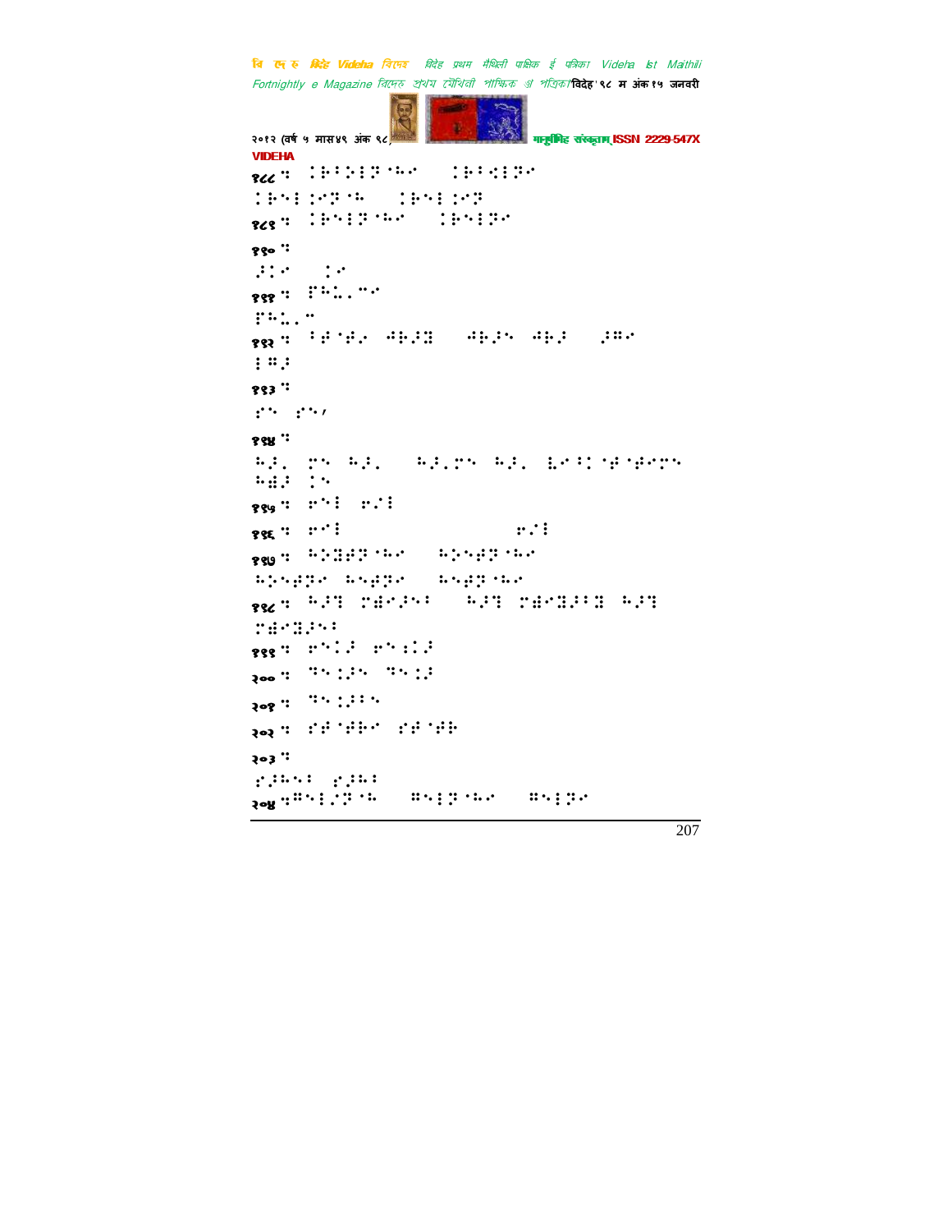१८८ ः ⠳⠗⠏⠕⠗⠞⠁⠓⠑ ⠳⠗⠏⠜⠗⠞⠑
⠳⠗⠑⠗⠜⠑⠞⠁⠓ ⠳⠗⠑⠗⠜⠑⠞
१८९ ः ⠳⠗⠑⠗⠞⠁⠓⠑ ⠳⠗⠑⠗⠞⠑
१९० ः
⠠⠇⠑ ⠇⠑
१९१ ः ⠏⠓⠥⠄⠉⠑
⠏⠓⠥⠄⠉
१९२ ः ⠈⠋⠁⠋⠂ ⠚⠗⠜⠻ ⠚⠗⠜⠑ ⠚⠗⠜ ⠜⠍⠑
⠗⠍⠜
१९३ ः
⠎⠑ ⠎⠑⠄
१९४ ः
⠓⠜⠄ ⠍⠑ ⠓⠜⠄ ⠓⠜⠄⠍⠑ ⠓⠜⠄ ⠧⠑⠃⠁⠋⠁⠋⠑⠍⠑
⠓⠫⠜ ⠇⠑
१९५ ः ⠗⠑⠗ ⠗⠜⠗
१९६ ः ⠗⠑⠗ ⠗⠜⠗
१९७ ः ⠓⠕⠻⠋⠞⠁⠓⠑ ⠓⠕⠑⠋⠞⠁⠓⠑
⠓⠕⠑⠋⠞⠑ ⠓⠑⠋⠞⠑ ⠓⠑⠋⠞⠁⠓⠑
१९८ ः ⠓⠜⠹ ⠍⠫⠑⠜⠑⠃ ⠓⠜⠹ ⠍⠫⠑⠻⠜⠃⠻ ⠓⠜⠹
⠍⠫⠑⠻⠜⠑⠃
१९९ ः ⠗⠑⠇⠜ ⠗⠑⠱⠜
२०० ः ⠙⠑⠇⠜⠑ ⠙⠑⠇⠜
२०१ ः ⠙⠑⠇⠜⠃⠑
२०२ ः ⠎⠋⠁⠋⠗⠑ ⠎⠋⠁⠋⠗
२०३ ः
⠎⠜⠓⠑⠃ ⠎⠜⠓⠃
२०४ ः⠍⠑⠗⠜⠞⠁⠓ ⠍⠑⠗⠞⠁⠓⠑ ⠍⠑⠗⠞⠑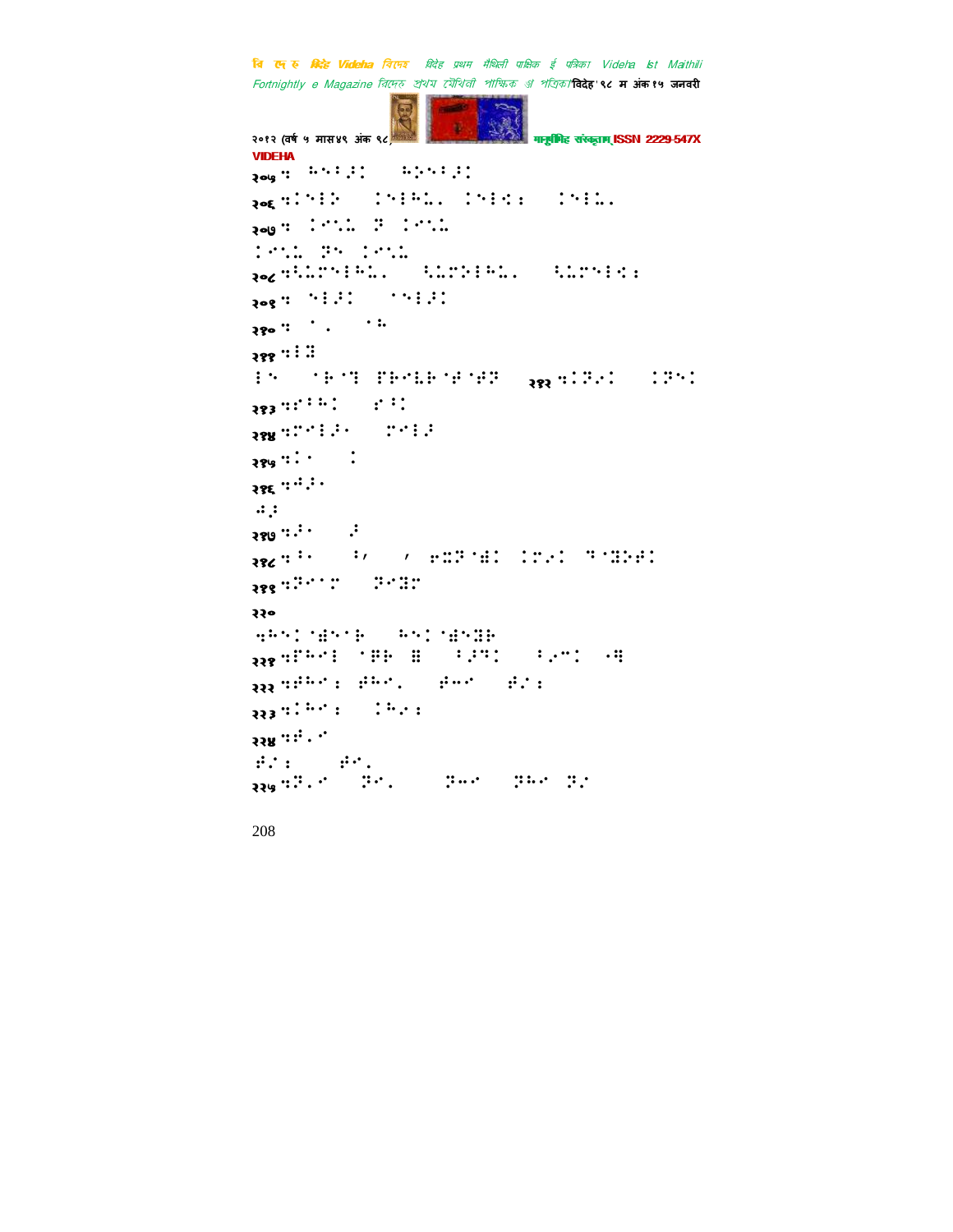२०५ ॒ ⠓⠑⠀⠓⠕⠑⠀⠓⠕⠑

२०६ ॒⠅⠑⠀⠅⠑⠓⠥⠀⠅⠑⠀⠅⠑⠥

२०७ ॒ ⠅⠑⠥⠀⠝⠀⠅⠑⠥

⠅⠑⠥⠀⠝⠑⠀⠅⠑⠥

२०८ ॒⠹⠥⠗⠑⠓⠥⠀⠹⠥⠗⠕⠓⠥⠀⠹⠥⠗⠑

२०९ ॒ ⠑⠀⠑

२१० ॒ ⠁⠀⠁⠓

२११ ॒⠇⠿

⠇⠑⠀⠁⠗⠁⠹⠀⠿⠗⠑⠇⠗⠁⠋⠁⠋⠝⠀२१२ ॒⠅⠝⠅⠀⠅⠝⠑⠅

२१३ ॒⠋⠁⠓⠅⠀⠋⠅

२१४ ॒⠗⠑⠇⠅⠀⠗⠑⠇

२१५ ॒⠅⠀⠅

२१६ ॒⠫⠅

⠫⠅

२१७ ॒⠅⠀⠅

२१८ ॒⠁⠀⠁⠀⠂⠀⠑⠭⠝⠁⠫⠅⠀⠅⠗⠅⠀⠹⠁⠿⠕⠋⠅

२१९ ॒⠝⠑⠁⠗⠀⠝⠑⠿⠗

२२०

॒⠓⠑⠅⠁⠫⠑⠁⠗⠀⠓⠑⠅⠁⠫⠑⠿⠗

२२१ ॒⠿⠓⠑⠇⠀⠁⠿⠗⠀⠿⠀⠅⠝⠀⠅⠑⠅⠀⠁⠿

२२२ ॒⠋⠓⠑⠀⠋⠓⠑⠀⠋⠑⠀⠋⠅

२२३ ॒⠅⠓⠑⠀⠅⠓⠑

२२४ ॒⠋⠑

⠋⠅⠀⠋⠑

२२५ ॒⠝⠑⠀⠝⠑⠀⠝⠑⠀⠝⠓⠑⠀⠝⠅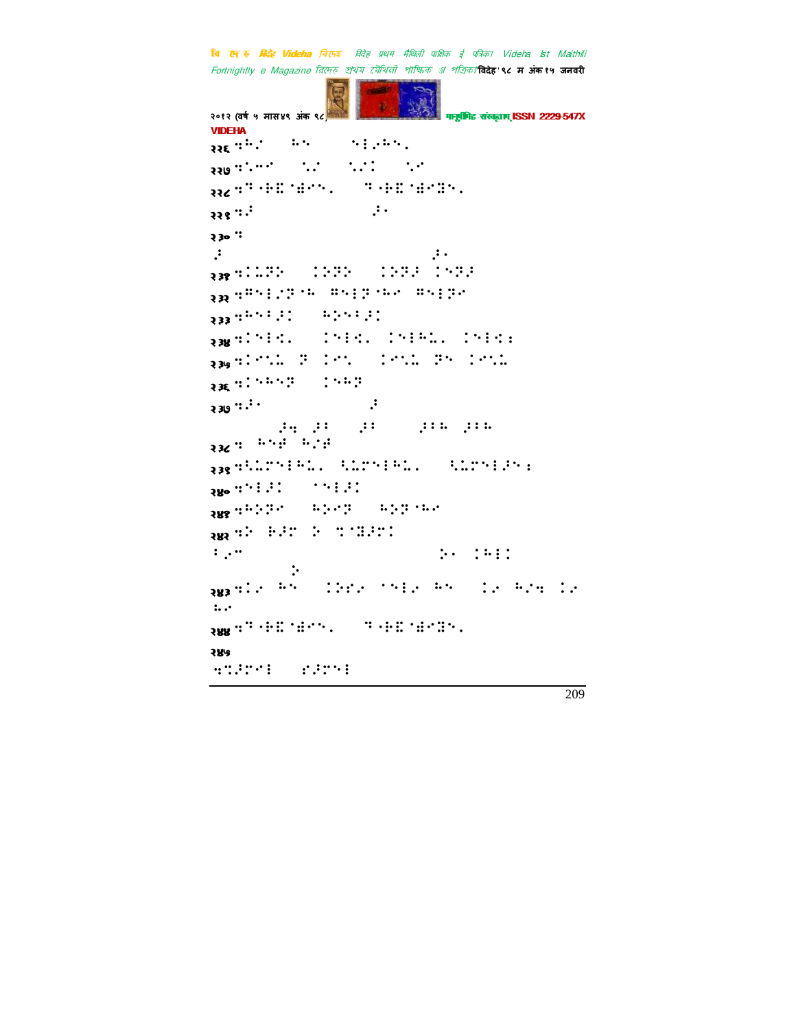२२६ ⠣⠓�always

२२७

२२८

२२९

२३०

२३१

२३२

२३३

२३४

२३५

२३६

२३७

२३८

२३९

२४०

२४१

२४२

२४३

२४४

२४५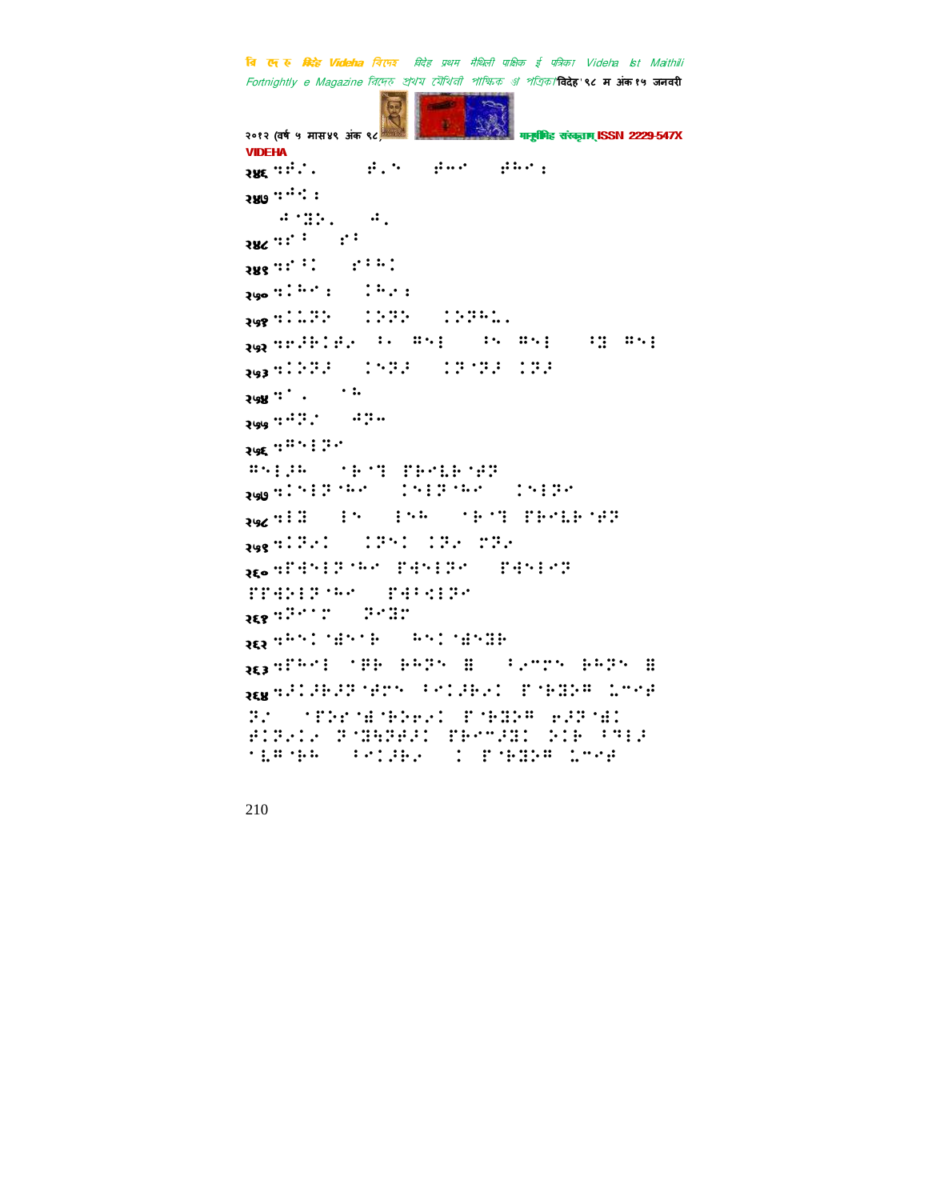२४६ ⠉⠎⠲⠄ ⠀⠀⠀⠎⠄⠁ ⠀⠎⠒⠂ ⠀⠎⠓⠂⠆

२४७ ⠉⠚⠉⠆

⠀⠀⠚⠈⠽⠕⠄ ⠀⠚⠄

२४८ ⠉⠗⠃ ⠀⠗⠃

२४९ ⠉⠗⠃⠉ ⠀⠗⠃⠓⠉

२५० ⠉⠉⠓⠂⠆ ⠀⠉⠓⠌⠆

२५१ ⠉⠉⠥⠏⠕ ⠀⠉⠕⠏⠕ ⠀⠉⠕⠏⠓⠥⠄

२५२ ⠉⠗⠚⠗⠉⠋⠌ ⠃⠄ ⠛⠁⠇ ⠀⠃⠁ ⠛⠁⠇ ⠀⠃⠽ ⠛⠁⠇

२५३ ⠉⠉⠕⠏⠚ ⠀⠉⠁⠏⠚ ⠀⠉⠏⠈⠏⠚ ⠉⠏⠚

२५४ ⠉⠁⠄ ⠀⠈⠓

२५५ ⠉⠚⠏⠌ ⠀⠚⠽⠤

२५६ ⠉⠛⠁⠇⠏⠂

⠛⠁⠇⠚⠓ ⠀⠈⠗⠈⠹ ⠋⠗⠂⠥⠗⠈⠋⠏

२५७ ⠉⠉⠁⠇⠏⠈⠓⠂ ⠀⠉⠁⠇⠏⠈⠓⠂ ⠀⠉⠁⠇⠏⠂

२५८ ⠉⠇⠽ ⠀⠇⠁ ⠀⠇⠁⠓ ⠀⠈⠗⠈⠹ ⠋⠗⠂⠥⠗⠈⠋⠏

२५९ ⠉⠉⠏⠌⠉ ⠀⠉⠏⠁⠉ ⠉⠏⠌ ⠗⠏⠌

२६० ⠉⠋⠙⠁⠇⠏⠈⠓⠂ ⠋⠙⠁⠇⠏⠂ ⠀⠋⠙⠁⠇⠂⠏

⠋⠋⠙⠕⠇⠏⠈⠓⠂ ⠀⠋⠙⠃⠩⠇⠏⠂

२६१ ⠉⠏⠂⠈⠗ ⠀⠏⠂⠽⠗

२६२ ⠉⠓⠁⠉⠈⠱⠁⠈⠗ ⠀⠓⠁⠉⠈⠱⠁⠽⠗

२६३ ⠉⠋⠓⠂⠇ ⠈⠏⠗ ⠗⠓⠏⠁ ⠿ ⠀⠃⠌⠒⠗⠁ ⠗⠓⠏⠁ ⠿

२६४ ⠉⠚⠉⠚⠗⠚⠏⠈⠱⠗⠁ ⠃⠂⠉⠚⠗⠌⠉ ⠋⠈⠗⠽⠕⠛ ⠥⠒⠂⠚ ⠏⠌ ⠀⠈⠋⠕⠗⠈⠱⠈⠗⠕⠢⠌⠉ ⠋⠈⠗⠽⠕⠛ ⠢⠚⠏⠈⠱⠉ ⠗⠉⠏⠌⠉⠌ ⠏⠈⠽⠓⠏⠋⠚⠉ ⠋⠗⠂⠒⠚⠽⠉ ⠕⠉⠗ ⠃⠹⠇⠚ ⠈⠥⠛⠈⠗⠓ ⠀⠃⠂⠉⠚⠗⠌ ⠀⠉ ⠋⠈⠗⠽⠕⠛ ⠥⠒⠂⠚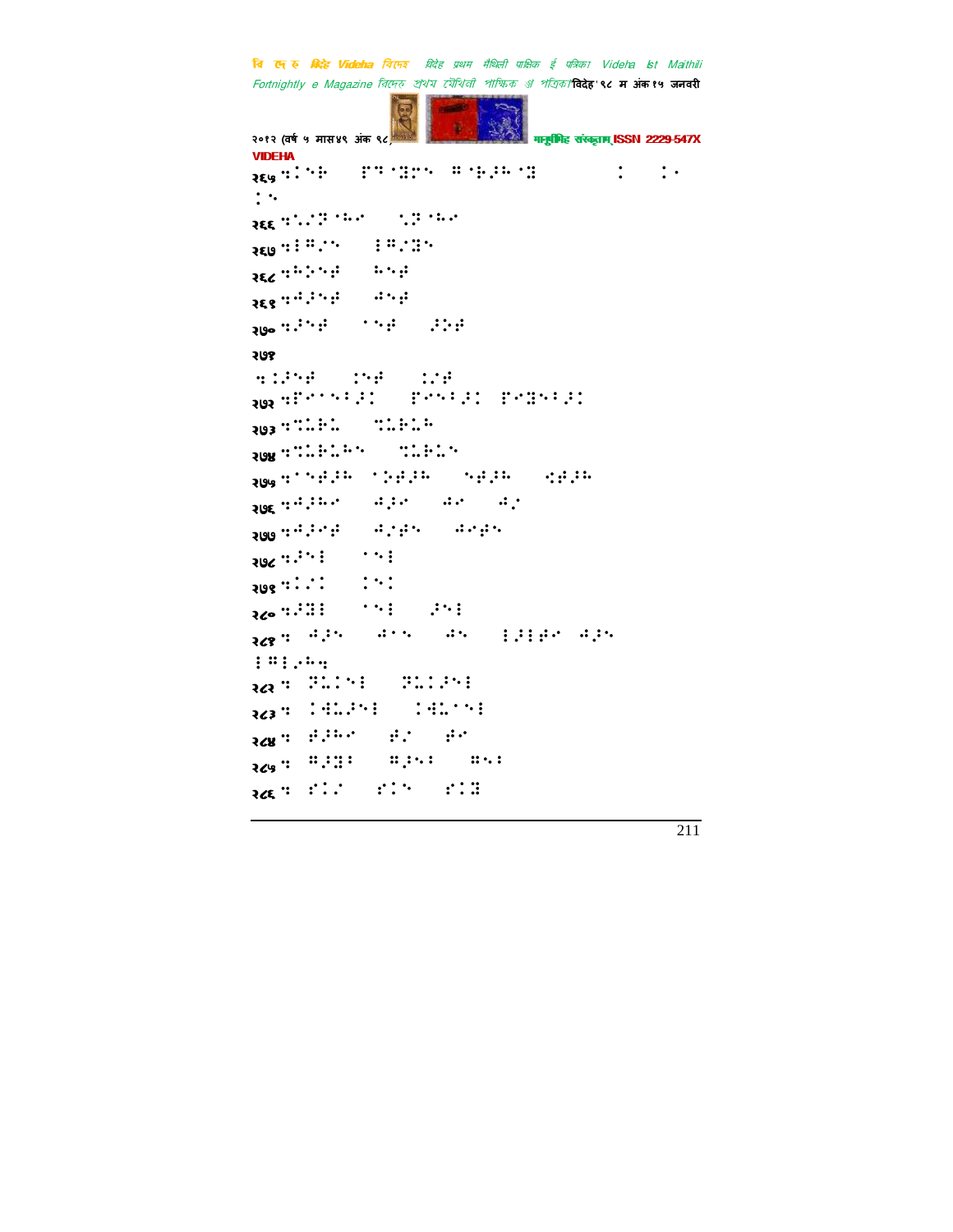२६५ ⠻⠅⠝⠗ ⠀⠀⠏⠝⠐⠝⠍⠝ ⠛⠐⠗⠼⠓⠐⠝ ⠀⠀⠀⠀⠀⠀⠅ ⠀⠀⠅⠂

⠅⠑

२६६ ⠻⠑⠌⠝⠐⠓⠊ ⠀⠀⠑⠝⠐⠓⠊

२६७ ⠻⠇⠛⠌⠑ ⠀⠀⠇⠛⠌⠝⠑

२६८ ⠻⠓⠕⠑⠞ ⠀⠀⠓⠑⠞

२६९ ⠻⠚⠼⠑⠞ ⠀⠀⠚⠑⠞

२७० ⠻⠼⠑⠞ ⠀⠀⠐⠑⠞ ⠀⠀⠼⠕⠞

२७१

⠻⠅⠼⠑⠞ ⠀⠀⠅⠑⠞ ⠀⠀⠅⠌⠞

२७२ ⠻⠏⠊⠐⠑⠇⠼⠅ ⠀⠀⠏⠊⠑⠇⠼⠅ ⠏⠊⠝⠑⠇⠼⠅

२७३ ⠻⠉⠗⠉ ⠀⠀⠻⠉⠗⠉⠓

२७४ ⠻⠉⠗⠉⠓⠑ ⠀⠀⠻⠉⠗⠉⠑

२७५ ⠻⠐⠑⠞⠼⠓ ⠐⠕⠞⠼⠓ ⠀⠀⠑⠞⠼⠓ ⠀⠀⠣⠞⠼⠓

२७६ ⠻⠚⠼⠓⠊ ⠀⠀⠚⠼⠊ ⠀⠀⠚⠊ ⠀⠀⠚⠌

२७७ ⠻⠚⠼⠊⠞ ⠀⠀⠚⠌⠞⠑ ⠀⠀⠚⠊⠞⠑

२७८ ⠻⠼⠑⠇ ⠀⠀⠐⠑⠇

२७९ ⠻⠅⠌⠅ ⠀⠀⠅⠑⠅

२८० ⠻⠼⠝⠇ ⠀⠀⠐⠑⠇ ⠀⠀⠼⠑⠇

२८१ ⠻ ⠚⠼⠑ ⠀⠀⠚⠐⠑ ⠀⠀⠚⠑ ⠀⠀⠇⠼⠇⠞⠊ ⠚⠼⠑

⠇⠛⠇⠌⠓⠻

२८२ ⠻ ⠝⠉⠅⠑⠇ ⠀⠀⠝⠉⠅⠼⠑⠇

२८३ ⠻ ⠅⠚⠉⠼⠑⠇ ⠀⠀⠅⠚⠉⠐⠑⠇

२८४ ⠻ ⠞⠼⠓⠊ ⠀⠀⠞⠌ ⠀⠀⠞⠊

२८५ ⠻ ⠛⠼⠝⠇ ⠀⠀⠛⠼⠑⠇ ⠀⠀⠛⠑⠇

२८६ ⠻ ⠋⠅⠌ ⠀⠀⠋⠅⠑ ⠀⠀⠋⠅⠝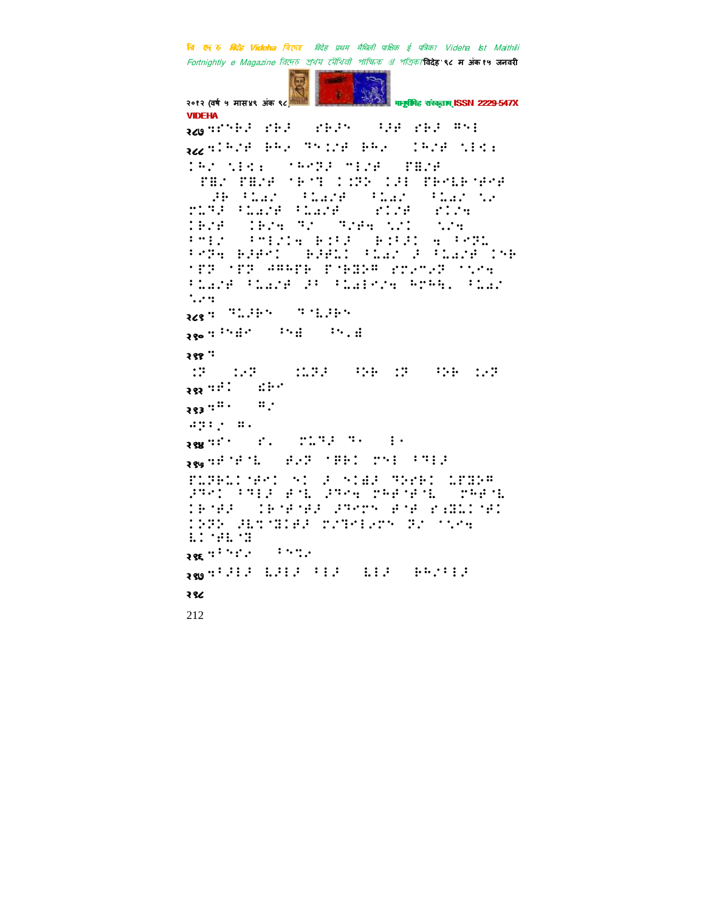२८७ ⠣⠎⠉⠗⠇⠙⠀⠎⠗⠙⠀⠀⠎⠗⠙⠉⠀⠀⠀⠓⠙⠋⠀⠎⠗⠙⠀⠛⠉⠇

२८८ ⠣⠅⠓⠌⠋⠀⠗⠓⠎⠀⠝⠉⠅⠌⠋⠀⠗⠓⠎⠀⠀⠅⠓⠌⠋⠀⠉⠇⠖⠆⠀⠅⠓⠌⠀⠉⠇⠖⠆⠀⠀⠁⠓⠑⠝⠙⠀⠍⠇⠌⠋⠀⠀⠏⠛⠌⠋⠀⠀⠏⠛⠌⠀⠏⠛⠌⠋⠀⠁⠗⠁⠝⠀⠅⠅⠝⠕⠀⠅⠙⠇⠀⠏⠗⠑⠇⠗⠁⠋⠑⠋⠀⠀⠀⠙⠗⠀⠓⠇⠜⠌⠀⠀⠓⠇⠜⠌⠋⠀⠀⠓⠇⠜⠌⠀⠀⠓⠇⠜⠌⠀⠉⠎⠀⠍⠇⠝⠙⠀⠓⠇⠜⠌⠋⠀⠓⠇⠜⠌⠋⠀⠀⠀⠎⠅⠌⠋⠀⠀⠎⠅⠌⠹⠀⠅⠗⠌⠋⠀⠀⠅⠗⠌⠹⠀⠝⠌⠀⠀⠝⠌⠋⠹⠀⠉⠌⠅⠀⠀⠉⠌⠹⠀⠓⠍⠇⠌⠀⠀⠓⠍⠇⠌⠅⠹⠀⠗⠅⠓⠙⠀⠀⠗⠅⠓⠙⠅⠀⠹⠀⠓⠑⠝⠇⠀⠓⠑⠝⠹⠀⠗⠙⠋⠑⠅⠀⠀⠗⠙⠋⠇⠅⠀⠓⠇⠜⠌⠀⠙⠀⠓⠇⠜⠌⠋⠀⠅⠉⠗⠀⠁⠏⠝⠀⠁⠏⠝⠀⠛⠛⠓⠏⠗⠀⠏⠁⠗⠙⠕⠛⠀⠎⠗⠎⠍⠎⠝⠀⠁⠁⠌⠹⠀⠓⠇⠜⠌⠋⠀⠓⠇⠜⠌⠋⠀⠙⠓⠀⠓⠇⠜⠇⠑⠌⠹⠀⠓⠝⠓⠹⠂⠀⠓⠇⠜⠌⠀⠉⠌⠹

२८९ ⠣⠀⠝⠇⠙⠗⠉⠀⠀⠝⠁⠇⠙⠗⠉

२९० ⠣⠓⠉⠛⠑⠀⠀⠓⠉⠛⠀⠀⠓⠉⠄⠛

२९१ ⠣

⠅⠝⠀⠀⠅⠎⠝⠀⠀⠀⠅⠇⠝⠙⠀⠀⠓⠕⠗⠀⠅⠝⠀⠀⠓⠕⠗⠀⠅⠎⠝

२९२ ⠣⠋⠅⠀⠀⠱⠗⠉

२९३ ⠣⠛⠄⠀⠀⠛⠌⠀⠙⠝⠇⠌⠀⠛⠄

२९४ ⠣⠎⠄⠀⠀⠎⠄⠀⠀⠍⠇⠝⠙⠀⠝⠄⠀⠀⠇⠄

२९५ ⠣⠋⠁⠋⠁⠇⠀⠀⠋⠎⠝⠀⠁⠛⠗⠅⠀⠍⠉⠇⠀⠓⠝⠇⠙⠀⠏⠇⠝⠗⠇⠅⠁⠋⠅⠀⠉⠅⠀⠙⠀⠉⠅⠛⠙⠀⠝⠕⠎⠗⠅⠀⠇⠏⠛⠕⠛⠀⠙⠝⠉⠅⠀⠓⠝⠇⠙⠀⠋⠁⠇⠀⠙⠝⠉⠹⠀⠍⠓⠋⠁⠋⠁⠇⠀⠀⠍⠓⠋⠁⠇⠀⠅⠗⠁⠋⠙⠀⠀⠅⠗⠁⠋⠁⠋⠙⠀⠙⠝⠉⠍⠉⠀⠋⠁⠋⠀⠎⠆⠛⠇⠅⠁⠋⠅⠀⠅⠕⠝⠕⠀⠙⠇⠝⠁⠛⠅⠋⠙⠀⠍⠌⠝⠉⠇⠎⠍⠉⠀⠝⠌⠀⠁⠁⠌⠹⠀⠇⠅⠁⠋⠇⠁⠛

२९६ ⠣⠓⠉⠎⠌⠀⠀⠓⠉⠝⠌

२९७ ⠣⠓⠙⠇⠙⠀⠇⠙⠇⠙⠀⠓⠇⠙⠀⠀⠇⠇⠙⠀⠀⠗⠓⠌⠓⠇⠙

२९८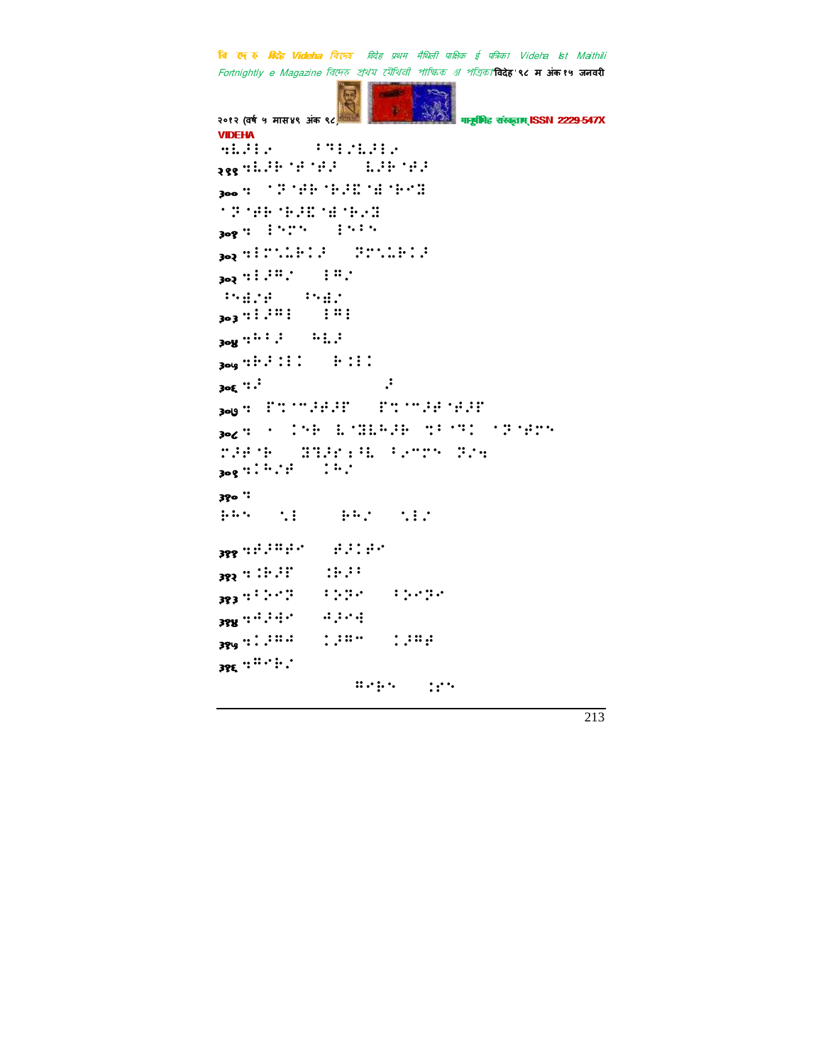VIDEHA

२९९

३००

३०१

३०२

३०२

३०३

३०४

३०५

३०६

३०७

३०८

३०९

३१०

३११

३१२

३१३

३१४

३१५

३१६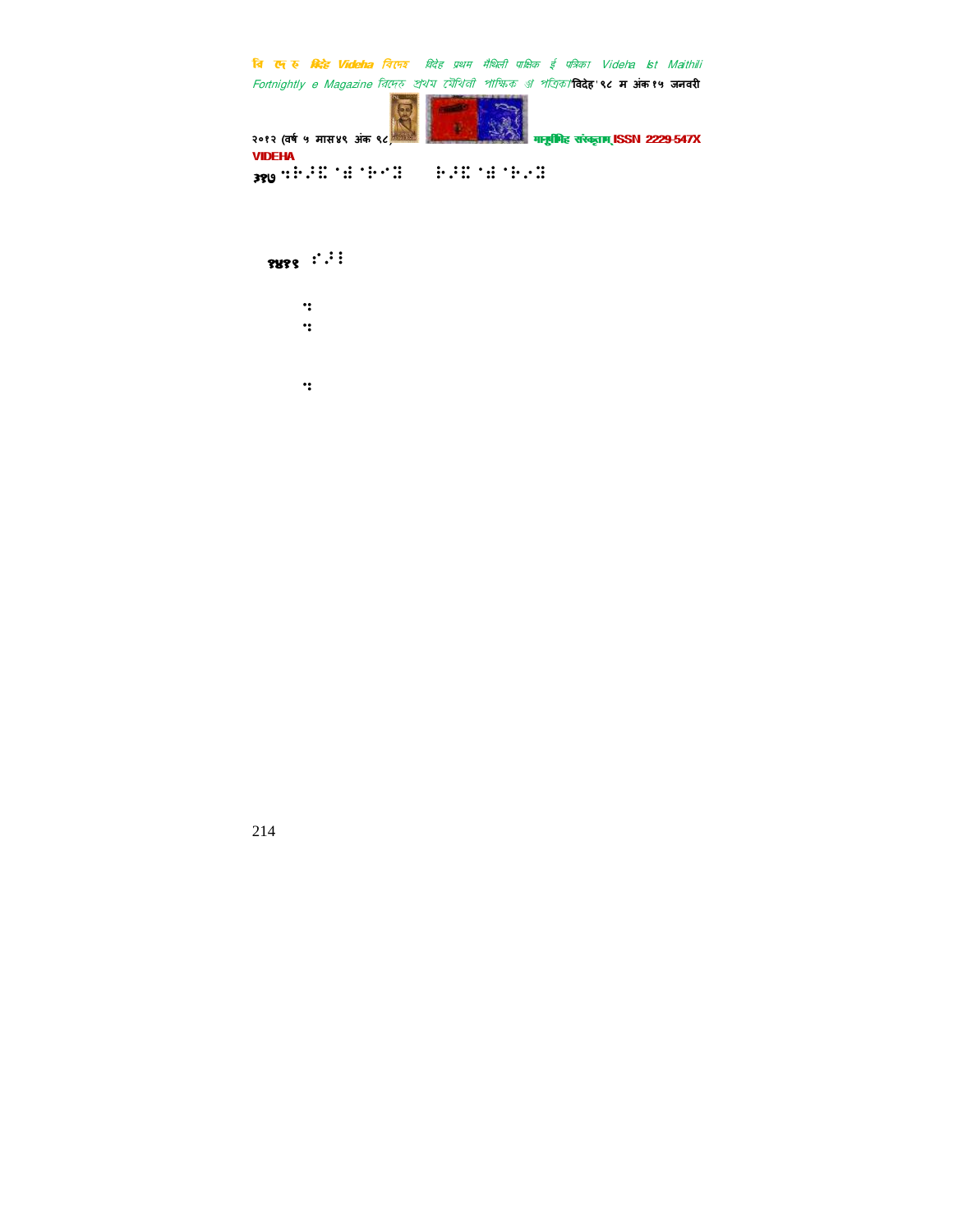३१७ ⠢⠗⠌⠩ ⠈⠯ ⠈⠗⠐⠻ ⠗⠌⠩ ⠈⠯ ⠈⠗⠌⠻

१५३१ ⠒⠔⠇

⠢

⠢

⠢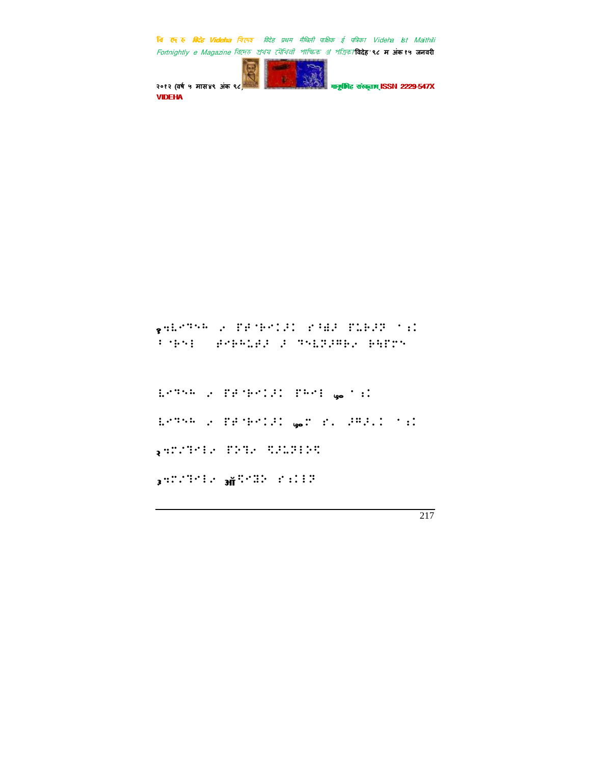१⣒⡨⠊⠙⠢⠓ ⠴ ⠏⠞⠈⠗⠊⠅⠇⠚⠅ ⠎⠃⡂⠞ ⠏⡄⠗⠚⠝ ⠁⠦⠅ ⠃⠈⠗⠊⠇ ⠞⠊⠗⠓⡄⠞⠚ ⠚ ⠙⠢⡇⠝⠚⠛⠗⠴ ⠗⠓⠏⠍⠢

⡇⠊⠙⠢⠓ ⠴ ⠏⠞⠈⠗⠊⠅⠇⠚⠅ ⠏⠓⠊⠇ ५० ⠁⠦⠅

⡇⠊⠙⠢⠓ ⠴ ⠏⠞⠈⠗⠊⠅⠇⠚⠅ ५०⠉ ⠎⠄ ⠚⠛⠚⠄⠅ ⠁⠦⠅

२⣒⠉⠴⠑⠊⠇⠴ ⠏⠕⠑⠴ ⠫⠚⡄⠝⠇⠕⠫

३⣒⠉⠴⠑⠊⠇⠴ ऑ⠫⠊⠭⠕ ⠎⠦⠅⠇⠝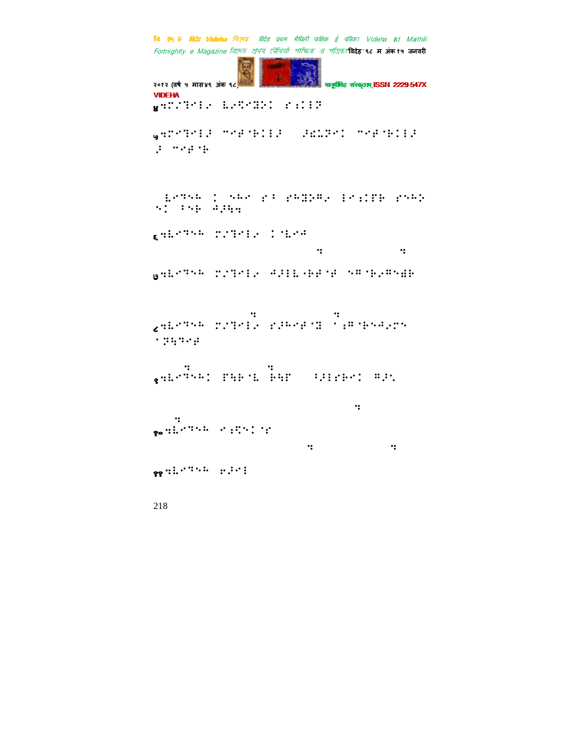४⠒⠁⠒⠅⠄⠇⠄ ⠇⠄⠣⠆⠒⠃⠅ ⠎⠒⠇⠗

५⠒⠁⠒⠅⠄⠇⠗ ⠁⠀⠑⠅⠇⠗ ⠗⠩⠡⠗⠅ ⠁⠀⠑⠅⠇⠗ ⠗ ⠁⠀⠑

⠇⠄⠉⠕ ⠅ ⠕⠓⠄ ⠎⠁ ⠎⠓⠒⠕⠄ ⠇⠄⠒⠛⠓ ⠎⠕⠓⠕ ⠕⠅ ⠁⠕⠓ ⠚⠗⠳

६⠒⠇⠄⠉⠕⠓ ⠁⠒⠅⠄⠇⠄ ⠅⠇⠄⠚ ⠒ ⠒

७⠒⠇⠄⠉⠕⠓ ⠁⠒⠅⠄⠇⠄ ⠚⠗⠇⠇⠃⠑⠑ ⠕⠁⠓⠄⠁⠕⠫⠓

⠒ ⠒ ८⠒⠇⠄⠉⠕⠓ ⠁⠒⠅⠄⠇⠄ ⠎⠗⠓⠄⠑⠒ ⠁⠁⠓⠕⠚⠄⠉⠕ ⠁⠒⠳⠉⠄⠑

⠒ ⠒ ९⠒⠇⠄⠉⠕⠓⠅ ⠋⠳⠓⠇ ⠓⠳⠋ ⠁⠗⠇⠎⠓⠅ ⠁⠗⠡

⠒ ⠒ १०⠒⠇⠄⠉⠕⠓ ⠄⠒⠣⠕⠅⠎ ⠒ ⠒

११⠒⠇⠄⠉⠕⠓ ⠑⠗⠄⠇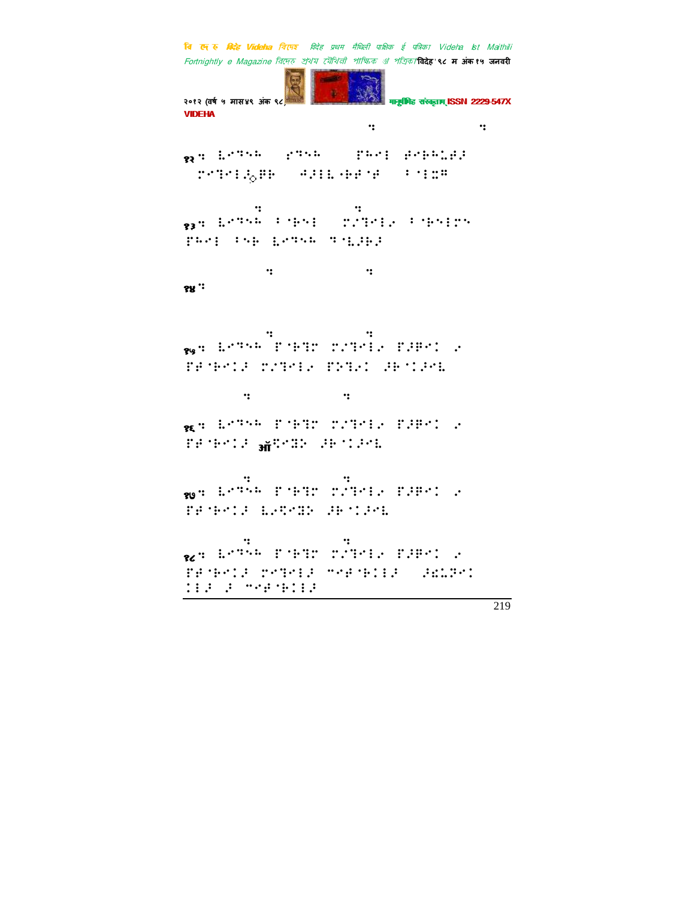१२ ⠅⠆⠉⠒⠓ ⠎⠉⠒⠓ ⠏⠓⠊⠇ ⠞⠊⠗⠓⠣⠗⠚

१३ ⠅⠆⠉⠒⠓ ⠃⠈⠗⠒⠇ ⠍⠔⠉⠊⠇⠢ ⠃⠈⠗⠒⠇⠍⠒
⠏⠓⠊⠇ ⠃⠒⠗ ⠅⠆⠉⠒⠓ ⠉⠈⠅⠚⠗⠚

१४

१५ ⠅⠆⠉⠒⠓ ⠏⠈⠗⠉⠍ ⠍⠔⠉⠊⠇⠢ ⠏⠚⠟⠊⠁ ⠢
⠏⠞⠈⠗⠊⠁⠚ ⠍⠔⠉⠊⠇⠢ ⠏⠕⠉⠢⠁ ⠚⠗⠈⠁⠚⠊⠇

१६ ⠅⠆⠉⠒⠓ ⠏⠈⠗⠉⠍ ⠍⠔⠉⠊⠇⠢ ⠏⠚⠟⠊⠁ ⠢
⠏⠞⠈⠗⠊⠁⠚ ऑ⠋⠊⠙⠕ ⠚⠗⠈⠁⠚⠊⠇

१७ ⠅⠆⠉⠒⠓ ⠏⠈⠗⠉⠍ ⠍⠔⠉⠊⠇⠢ ⠏⠚⠟⠊⠁ ⠢
⠏⠞⠈⠗⠊⠁⠚ ⠅⠢⠋⠊⠙⠕ ⠚⠗⠈⠁⠚⠊⠇

१८ ⠅⠆⠉⠒⠓ ⠏⠈⠗⠉⠍ ⠍⠔⠉⠊⠇⠢ ⠏⠚⠟⠊⠁ ⠢
⠏⠞⠈⠗⠊⠁⠚ ⠍⠊⠉⠊⠇⠚ ⠉⠊⠞⠈⠗⠁⠇⠚ ⠚⠫⠅⠟⠊⠁
⠁⠇⠚ ⠚ ⠉⠊⠞⠈⠗⠁⠇⠚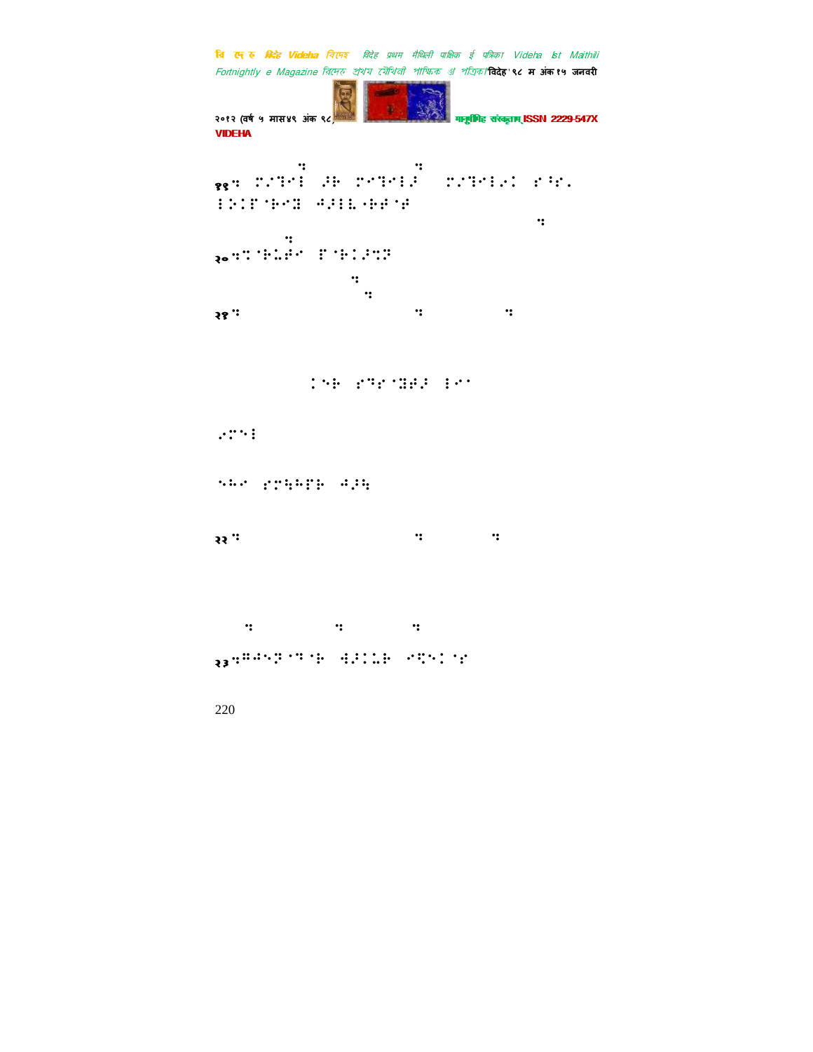१९⠀⠭⠦⠹⠊⠇ ⠷⠗ ⠭⠊⠹⠊⠇⠷ ⠭⠦⠹⠊⠇⠢⠅ ⠎⠘⠎⠄
⠇⠕⠅⠏⠈⠗⠊⠫ ⠲⠷⠇⠇⠐⠗⠿⠈⠾

२०⠀⠅⠈⠗⠤⠿⠊ ⠏⠈⠗⠅⠷⠭⠝

२१

⠅⠑⠗ ⠎⠙⠎⠈⠫⠿⠷ ⠇⠊⠁

⠢⠭⠑⠇

⠑⠓⠊ ⠎⠭⠳⠓⠏⠗ ⠲⠷⠳

२२

२३⠀⠛⠲⠑⠝⠁⠙⠈⠗ ⠺⠷⠅⠤⠗ ⠊⠻⠑⠅⠈⠎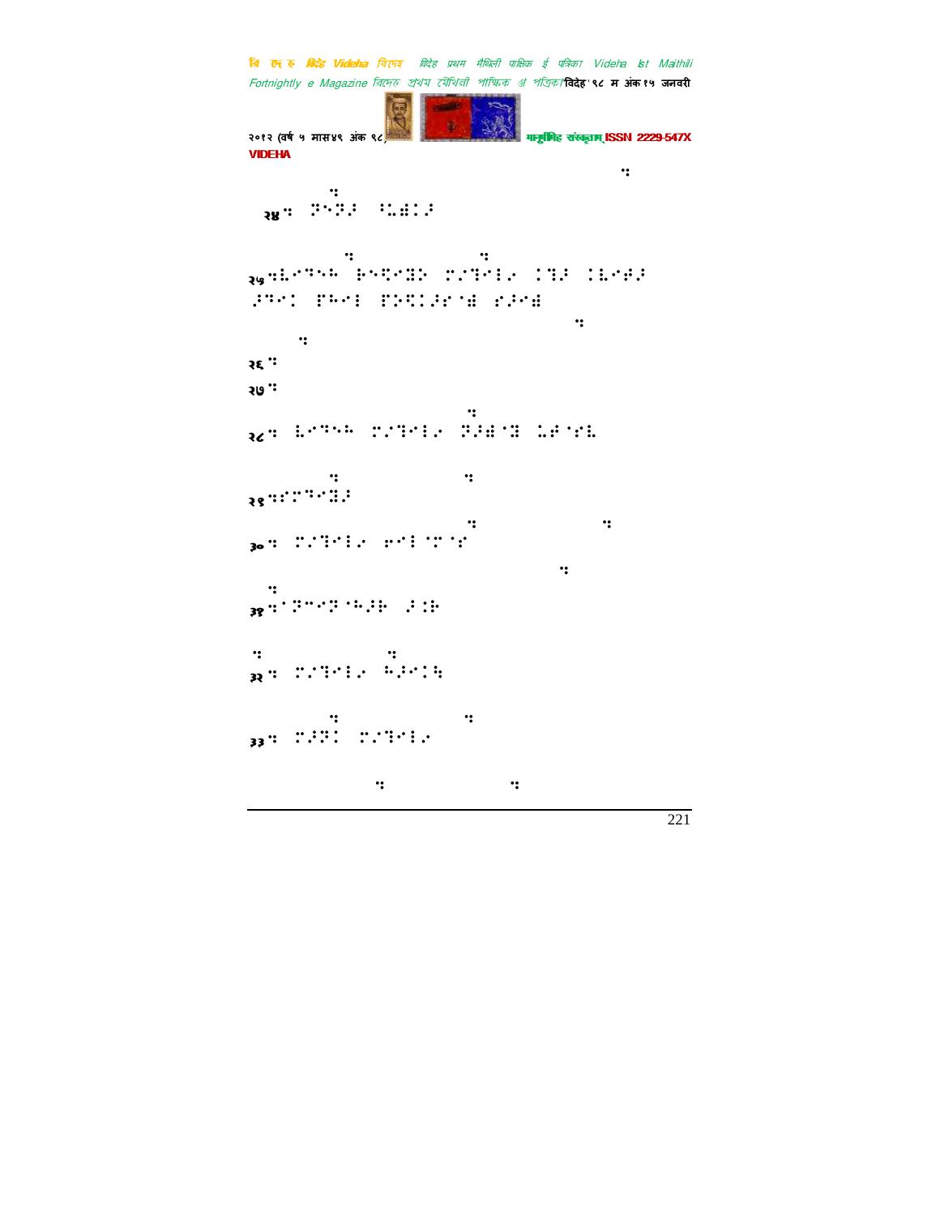२४ ⠒ ⠝⠑⠝⠼ ⠫⠥⠻⠅⠼

२५ ⠒⠇⠊⠳⠑⠓ ⠗⠑⠻⠊⠝⠕ ⠉⠊⠳⠊⠇⠔ ⠅⠳⠼ ⠅⠇⠊⠞⠼ ⠼⠳⠊⠅ ⠏⠓⠊⠇ ⠏⠕⠻⠅⠼⠎⠈⠻ ⠎⠼⠊⠻

२६ ⠒

२७ ⠒

२८ ⠒ ⠇⠊⠳⠑⠓ ⠉⠊⠳⠊⠇⠔ ⠝⠼⠻⠈⠝ ⠥⠞⠈⠎⠇

२९ ⠒⠎⠉⠳⠊⠝⠼

३० ⠒ ⠉⠊⠳⠊⠇⠔ ⠗⠊⠇⠈⠉⠈⠎

३१ ⠒⠈⠝⠉⠊⠝⠈⠓⠼⠗ ⠼⠅⠗

३२ ⠒ ⠉⠊⠳⠊⠇⠔ ⠓⠼⠊⠅⠓

३३ ⠒ ⠉⠼⠝⠅ ⠉⠊⠳⠊⠇⠔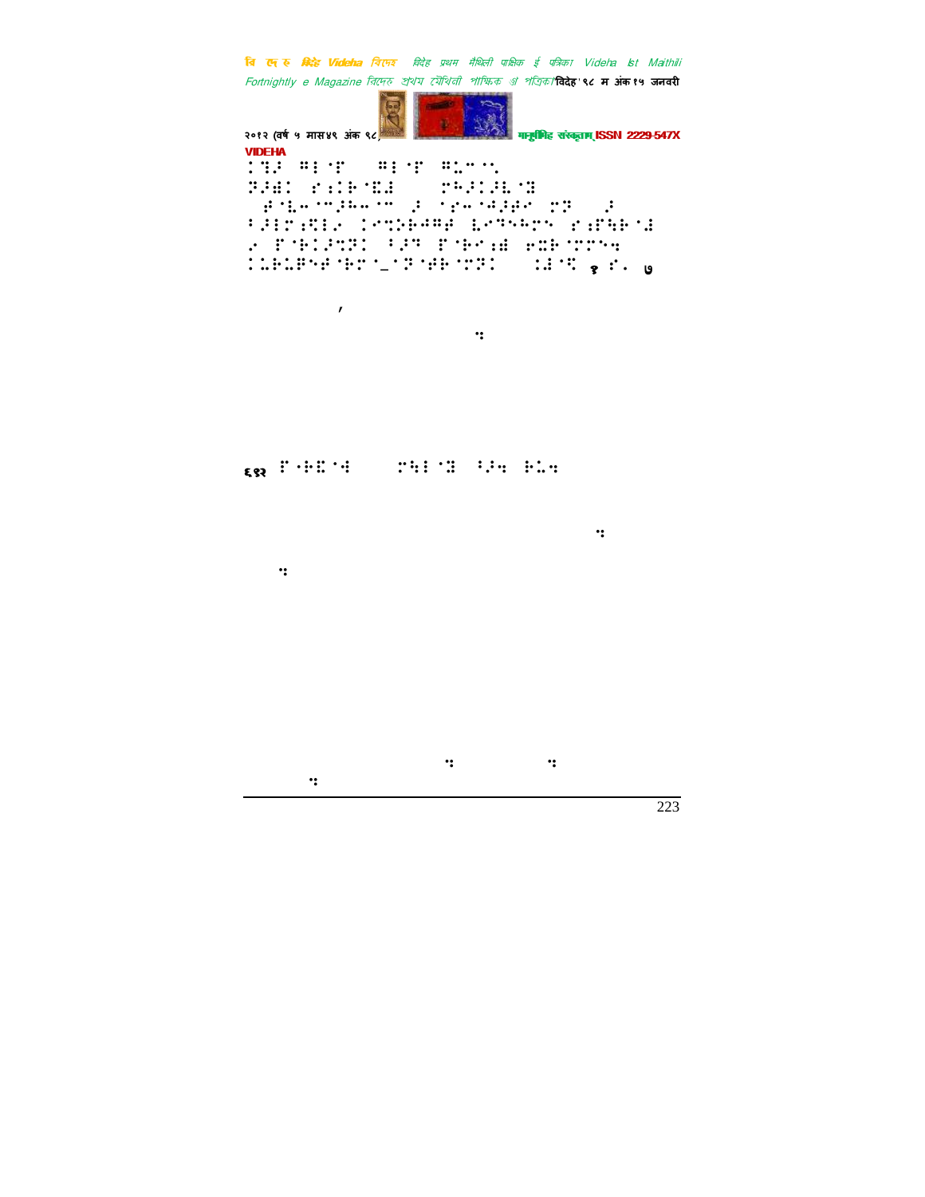VIDEHA

⠨⠹⠜ ⠓⠇⠈⠋ ⠀⠓⠇⠈⠋ ⠓⠥⠉⠈⠣
⠝⠜⠫⠅ ⠎⠱⠅⠗⠈⠭⠙ ⠀⠀⠍⠗⠜⠅⠜⠥⠈⠝
⠀⠋⠈⠧⠤⠈⠉⠜⠤⠤⠈⠉ ⠜ ⠈⠎⠤⠈⠱⠜⠫⠎ ⠍⠝ ⠀⠜
⠃⠜⠇⠍⠱⠩⠇⠌ ⠅⠎⠹⠕⠗⠱⠓⠋ ⠧⠎⠙⠑⠓⠍⠑ ⠎⠱⠟⠳⠗⠈⠙
⠔ ⠋⠈⠗⠅⠜⠹⠝⠅ ⠃⠜⠙ ⠋⠈⠗⠎⠱⠫ ⠎⠭⠗⠈⠍⠍⠑⠹
⠅⠥⠗⠥⠯⠑⠱⠈⠗⠍⠈⠤⠈⠝⠈⠱⠗⠈⠍⠝⠅ ⠀⠀⠅⠙⠈⠩ १ ⠎⠄ ७

६१२ ⠋⠈⠗⠭⠈⠪ ⠀⠀⠍⠳⠇⠈⠝ ⠃⠜⠹ ⠗⠥⠹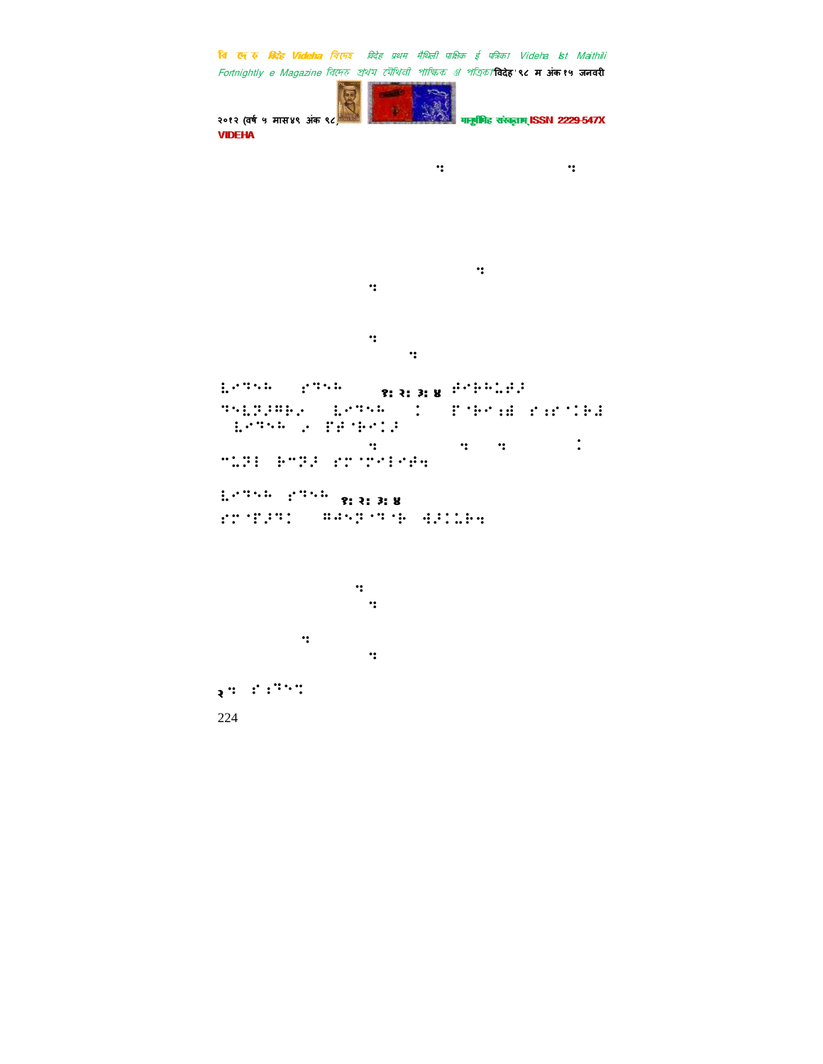⠱⠪⠝⠑⠓ ⠎⠝⠑⠓ ⠡⠒ ⠆⠒ ⠒⠒ ⠲ ⠾⠪⠗⠗⠥⠵⠣

⠝⠑⠥⠟⠣⠻⠗⠪ ⠱⠪⠝⠑⠓ ⠅ ⠏⠊⠗⠪⠾ ⠎⠾⠅⠗⠣

⠱⠪⠝⠑⠓ ⠢ ⠏⠋⠊⠗⠪⠅⠣

⠉⠥⠟⠇ ⠗⠉⠟⠣ ⠎⠏⠊⠎⠪⠇⠪⠋⠜

⠱⠪⠝⠑⠓ ⠎⠝⠑⠓ ⠡⠒ ⠆⠒ ⠒⠒ ⠲

⠎⠏⠊⠋⠣⠝⠅ ⠛⠫⠑⠟⠊⠝⠊⠗ ⠫⠣⠅⠥⠗⠜

२⠒ ⠎⠎⠝⠑⠝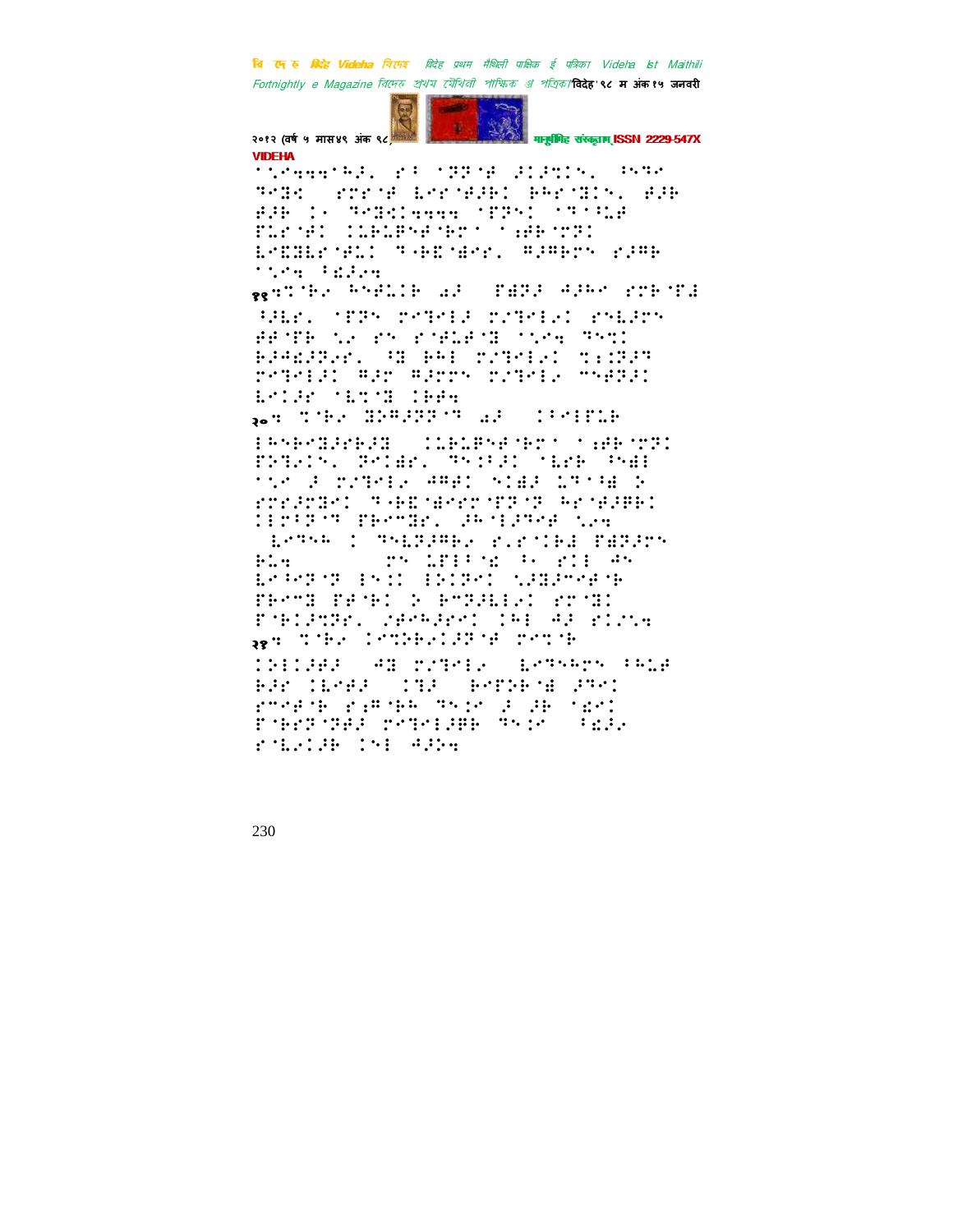**VIDEHA**

⠈⠡⠊⠒⠒⠈⠓⠜⠂⠀⠗⠁⠀⠈⠝⠝⠈⠋⠀⠜⠊⠜⠍⠊⠡⠂⠀⠓⠝⠙⠊
⠙⠊⠙⠊⠀⠗⠗⠗⠈⠋⠀⠇⠗⠗⠈⠋⠜⠃⠊⠀⠃⠓⠗⠈⠙⠊⠡⠂⠀⠋⠜⠃
⠋⠜⠃⠀⠊⠂⠀⠙⠊⠙⠊⠊⠒⠒⠒⠒⠀⠈⠏⠝⠡⠊⠀⠈⠙⠁⠈⠥⠋
⠏⠥⠗⠈⠋⠊⠀⠊⠥⠃⠥⠏⠱⠋⠈⠃⠗⠁⠀⠁⠪⠋⠃⠈⠍⠝⠊
⠇⠊⠙⠊⠇⠗⠈⠋⠥⠊⠀⠙⠂⠃⠙⠈⠙⠗⠗⠂⠀⠛⠜⠛⠃⠗⠡⠀⠗⠜⠛⠃
⠁⠡⠊⠒⠀⠁⠙⠜⠊⠒

११⠒⠍⠈⠃⠊⠀⠓⠱⠋⠥⠊⠃⠀⠷⠜⠀⠀⠏⠛⠝⠜⠀⠙⠜⠓⠊⠀⠗⠍⠃⠈⠏⠙
⠁⠜⠇⠗⠂⠀⠈⠏⠝⠡⠀⠗⠊⠙⠊⠊⠜⠀⠗⠌⠙⠊⠊⠊⠀⠗⠱⠇⠜⠗⠡
⠋⠋⠈⠏⠃⠀⠡⠊⠀⠗⠡⠀⠗⠈⠋⠥⠋⠈⠙⠀⠈⠡⠊⠒⠀⠙⠱⠍⠊
⠃⠜⠙⠙⠜⠝⠊⠗⠂⠀⠁⠙⠀⠃⠓⠊⠀⠗⠌⠙⠊⠊⠊⠀⠍⠆⠆⠝⠜⠙
⠗⠊⠙⠊⠊⠜⠊⠀⠛⠜⠗⠀⠛⠜⠗⠗⠡⠀⠗⠌⠙⠊⠊⠊⠀⠉⠱⠋⠝⠜⠊
⠇⠊⠊⠜⠗⠀⠈⠇⠍⠈⠙⠀⠊⠃⠋⠒

२०⠒⠀⠍⠈⠃⠊⠀⠙⠝⠛⠜⠝⠝⠈⠙⠀⠷⠜⠀⠀⠊⠁⠊⠊⠏⠥⠃
⠁⠓⠱⠗⠙⠜⠗⠃⠜⠙⠀⠀⠊⠥⠃⠥⠏⠱⠋⠈⠃⠗⠁⠀⠁⠪⠋⠃⠈⠍⠝⠊
⠏⠝⠙⠊⠊⠡⠂⠀⠝⠊⠊⠛⠗⠂⠀⠙⠱⠊⠁⠜⠊⠀⠈⠇⠗⠃⠀⠁⠱⠛⠊
⠈⠡⠊⠀⠜⠀⠗⠌⠙⠊⠊⠊⠀⠛⠛⠋⠊⠀⠱⠊⠛⠜⠀⠥⠙⠁⠈⠛⠀⠕
⠗⠗⠜⠗⠙⠊⠊⠀⠙⠂⠃⠙⠈⠙⠗⠗⠈⠏⠝⠈⠝⠀⠓⠗⠈⠋⠜⠛⠃⠊
⠊⠊⠗⠁⠝⠈⠙⠀⠏⠃⠗⠍⠙⠗⠂⠀⠜⠓⠈⠊⠜⠙⠗⠋⠀⠡⠊⠒
⠀⠇⠗⠙⠱⠓⠀⠊⠀⠙⠱⠇⠝⠜⠛⠃⠊⠀⠗⠂⠗⠈⠊⠃⠙⠀⠏⠛⠝⠜⠗⠡
⠃⠥⠒⠀⠀⠀⠀⠀⠀⠀⠀⠗⠡⠀⠥⠏⠊⠁⠈⠛⠀⠁⠂⠀⠗⠊⠊⠀⠓⠡
⠇⠗⠁⠓⠝⠈⠝⠀⠊⠱⠊⠊⠀⠊⠃⠊⠝⠊⠊⠀⠡⠜⠙⠜⠍⠊⠋⠈⠃
⠏⠃⠗⠍⠙⠀⠏⠋⠈⠃⠊⠀⠕⠀⠃⠍⠝⠜⠇⠊⠊⠊⠀⠗⠗⠈⠙⠊
⠏⠈⠃⠊⠜⠍⠝⠗⠂⠀⠜⠗⠗⠓⠜⠗⠗⠊⠀⠊⠓⠊⠀⠓⠜⠀⠗⠊⠊⠡⠒

२१⠒⠀⠍⠈⠃⠊⠀⠊⠗⠍⠝⠃⠊⠊⠜⠝⠈⠋⠀⠗⠗⠍⠈⠃
⠊⠝⠊⠊⠜⠋⠜⠀⠀⠓⠙⠀⠗⠌⠙⠊⠊⠊⠀⠀⠇⠗⠙⠱⠓⠗⠡⠀⠁⠓⠥⠋
⠃⠜⠗⠀⠊⠇⠗⠋⠜⠀⠀⠊⠙⠜⠀⠀⠃⠗⠏⠝⠃⠈⠛⠀⠜⠙⠊⠊
⠗⠍⠗⠋⠈⠃⠀⠗⠆⠛⠈⠃⠓⠀⠙⠱⠊⠗⠀⠜⠀⠜⠃⠀⠈⠛⠗⠊
⠏⠈⠃⠗⠝⠈⠝⠜⠀⠗⠊⠙⠊⠊⠜⠃⠃⠀⠙⠱⠊⠗⠀⠀⠁⠛⠜⠊
⠗⠈⠇⠊⠊⠜⠃⠀⠊⠱⠊⠀⠓⠜⠃⠒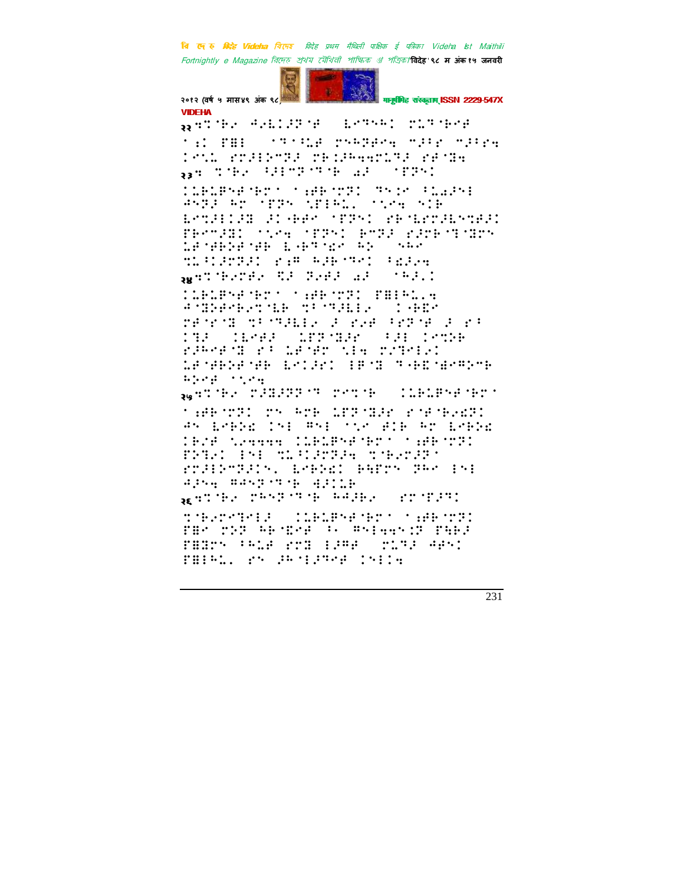२२

२३

२४

२५

२६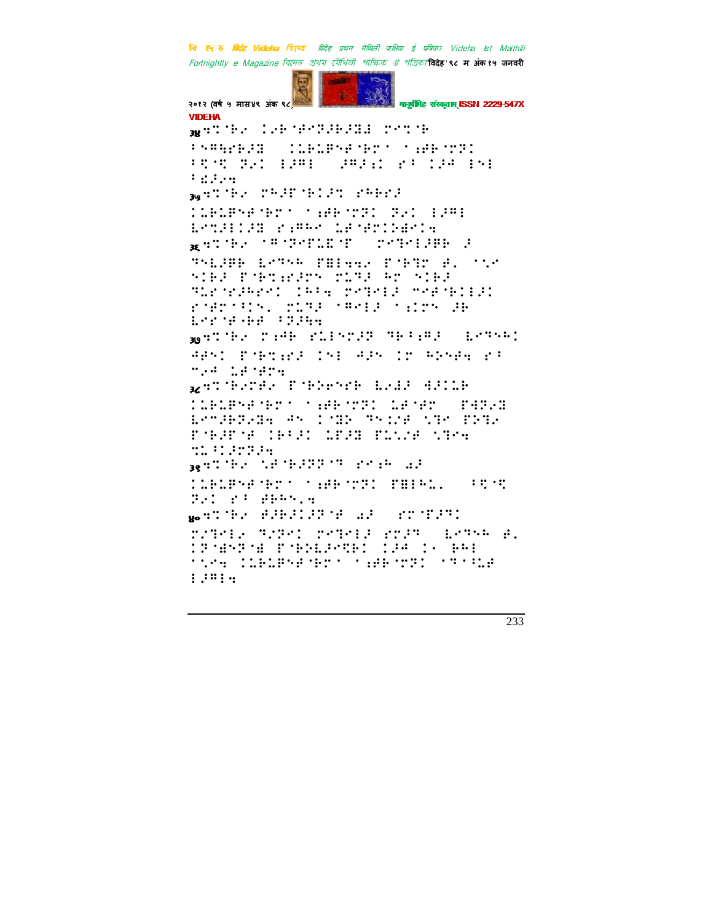३४ ⠙⠇⠈⠗⠠ ⠇� ⠗⠈⠋⠉⠝⠕⠗⠕⠛ ⠗⠉⠇⠈⠗

⠃⠑⠛⠓⠗⠗⠕⠛ ⠇⠇⠗⠇⠋⠑⠋⠈⠗⠉⠁ ⠁⠖⠋⠗⠈⠉⠝⠇ ⠃⠩⠈⠩ ⠝⠠⠇ ⠇⠕⠛⠇ ⠕⠛⠕⠖⠇ ⠎⠃ ⠇⠕⠚ ⠇⠑⠇ ⠃⠫⠕⠠⠙

३५ ⠙⠇⠈⠗⠠ ⠉⠓⠕⠋⠈⠗⠇⠕⠇ ⠎⠓⠗⠗⠕

⠇⠇⠗⠇⠋⠑⠋⠈⠗⠉⠁ ⠁⠖⠋⠗⠈⠉⠝⠇ ⠝⠠⠇ ⠇⠕⠛⠇ ⠇⠉⠇⠕⠇⠇⠕⠛ ⠎⠖⠛⠓⠉ ⠇⠋⠈⠋⠉⠇⠙⠑⠇⠙

३६ ⠙⠇⠈⠗⠠ ⠁⠛⠈⠝⠑⠋⠇⠑⠈⠋ ⠉⠑⠝⠑⠇⠕⠗⠗ ⠕

⠝⠑⠇⠕⠗⠗ ⠇⠉⠝⠓ ⠋⠛⠇⠙⠙⠠ ⠋⠈⠗⠝⠉ ⠛⠂ ⠁⠡⠠ ⠑⠇⠗⠕ ⠋⠈⠗⠇⠖⠋⠕⠉⠑ ⠉⠇⠝⠕ ⠓⠉ ⠑⠇⠗⠕ ⠝⠇⠋⠈⠋⠕⠓⠗⠉⠇ ⠇⠓⠃⠙ ⠉⠑⠝⠑⠇⠕ ⠉⠑⠋⠈⠗⠇⠇⠕⠇ ⠋⠈⠋⠉⠁⠃⠇⠑⠂ ⠉⠇⠝⠕ ⠁⠛⠑⠇⠕ ⠁⠖⠇⠉⠑ ⠕⠗ ⠇⠑⠋⠈⠋⠂⠗⠗ ⠃⠝⠕⠓⠙

३७ ⠙⠇⠈⠗⠠ ⠉⠖⠋⠗ ⠋⠇⠇⠑⠉⠕⠝ ⠝⠗⠃⠖⠛⠕ ⠇⠉⠝⠓⠇

⠋⠋⠑⠇ ⠋⠈⠗⠇⠖⠋⠕ ⠇⠑⠇ ⠋⠕⠑ ⠇⠉ ⠓⠕⠑⠋⠙ ⠎⠃ ⠉⠠⠋ ⠇⠋⠈⠋⠉⠙

३८ ⠙⠇⠈⠗⠠⠉⠋⠠ ⠋⠈⠗⠕⠑⠑⠗ ⠇⠠⠕⠕ ⠙⠕⠇⠇⠗

⠇⠇⠗⠇⠋⠑⠋⠈⠗⠉⠁ ⠁⠖⠋⠗⠈⠉⠝⠇ ⠇⠋⠈⠋⠉ ⠋⠙⠝⠠⠛ ⠇⠉⠕⠗⠝⠠⠛⠙ ⠋⠑ ⠇⠈⠛⠕ ⠝⠑⠇⠎⠋ ⠑⠝⠑ ⠋⠝⠝⠠ ⠋⠈⠗⠕⠋⠈⠋ ⠇⠗⠃⠕⠇ ⠇⠋⠕⠛ ⠋⠇⠑⠎⠋ ⠑⠝⠑⠙ ⠙⠇⠃⠇⠕⠉⠝⠕⠙

३९ ⠙⠇⠈⠗⠠ ⠑⠋⠈⠗⠕⠝⠝⠈⠝ ⠎⠉⠖⠗ ⠁⠕

⠇⠇⠗⠇⠋⠑⠋⠈⠗⠉⠁ ⠁⠖⠋⠗⠈⠉⠝⠇ ⠋⠛⠇⠗⠓⠇⠂ ⠃⠩⠈⠩ ⠝⠠⠇ ⠎⠃ ⠋⠗⠓⠑⠂⠙

४० ⠙⠇⠈⠗⠠ ⠋⠕⠗⠕⠇⠕⠝⠈⠋ ⠁⠕ ⠎⠉⠈⠋⠕⠝⠇

⠉⠡⠝⠑⠇⠠ ⠝⠡⠝⠑⠇ ⠉⠑⠝⠑⠇⠕ ⠎⠉⠕⠝ ⠇⠉⠝⠓ ⠛⠂ ⠇⠝⠈⠛⠑⠝⠈⠛ ⠋⠈⠗⠕⠇⠕⠑⠩⠗⠇ ⠇⠕⠚ ⠇⠂ ⠗⠓⠇ ⠁⠡⠑⠙ ⠇⠇⠗⠇⠋⠑⠋⠈⠗⠉⠁ ⠁⠖⠋⠗⠈⠉⠝⠇ ⠁⠝⠃⠡⠇⠋ ⠇⠕⠛⠇⠙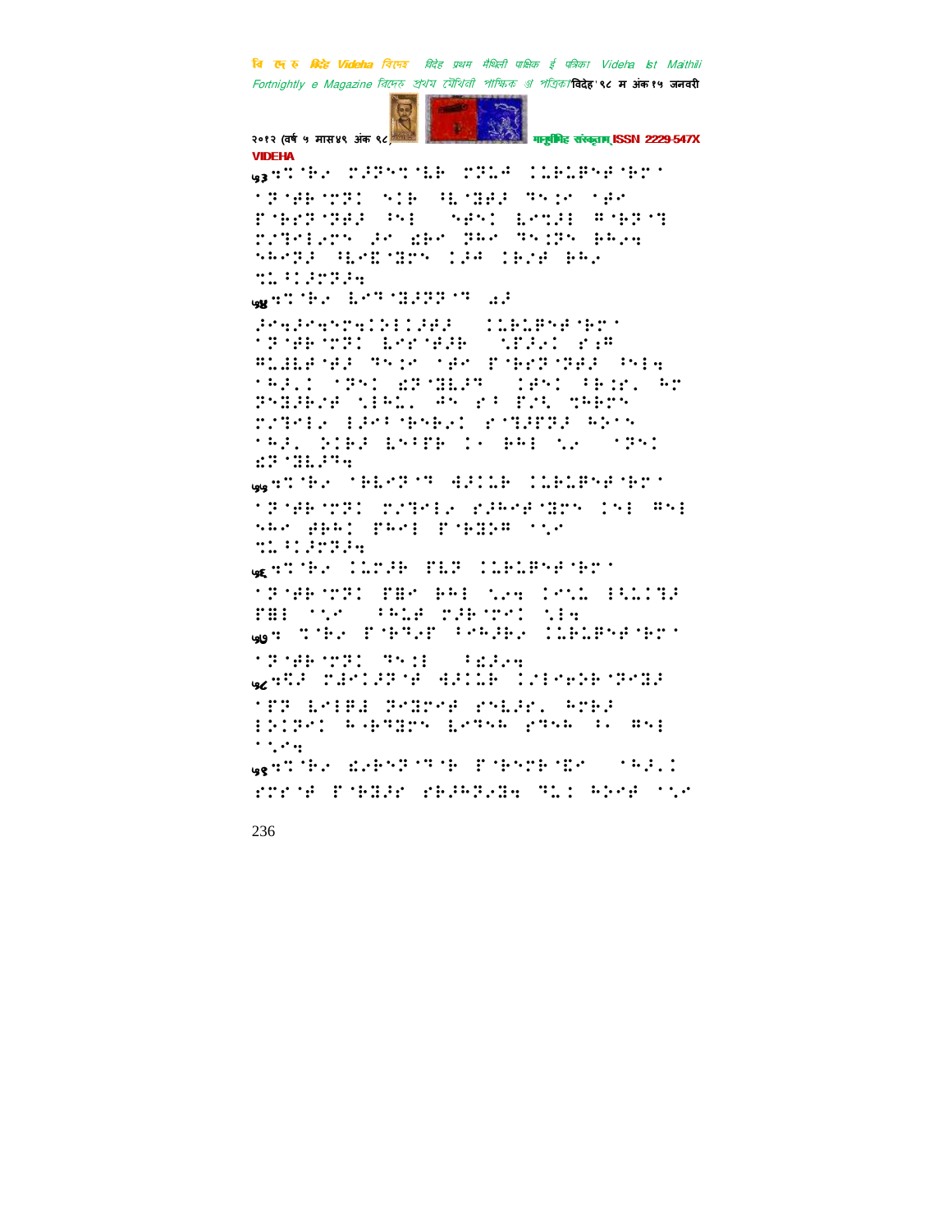७३

७४

७५

७६

७७

७८

७९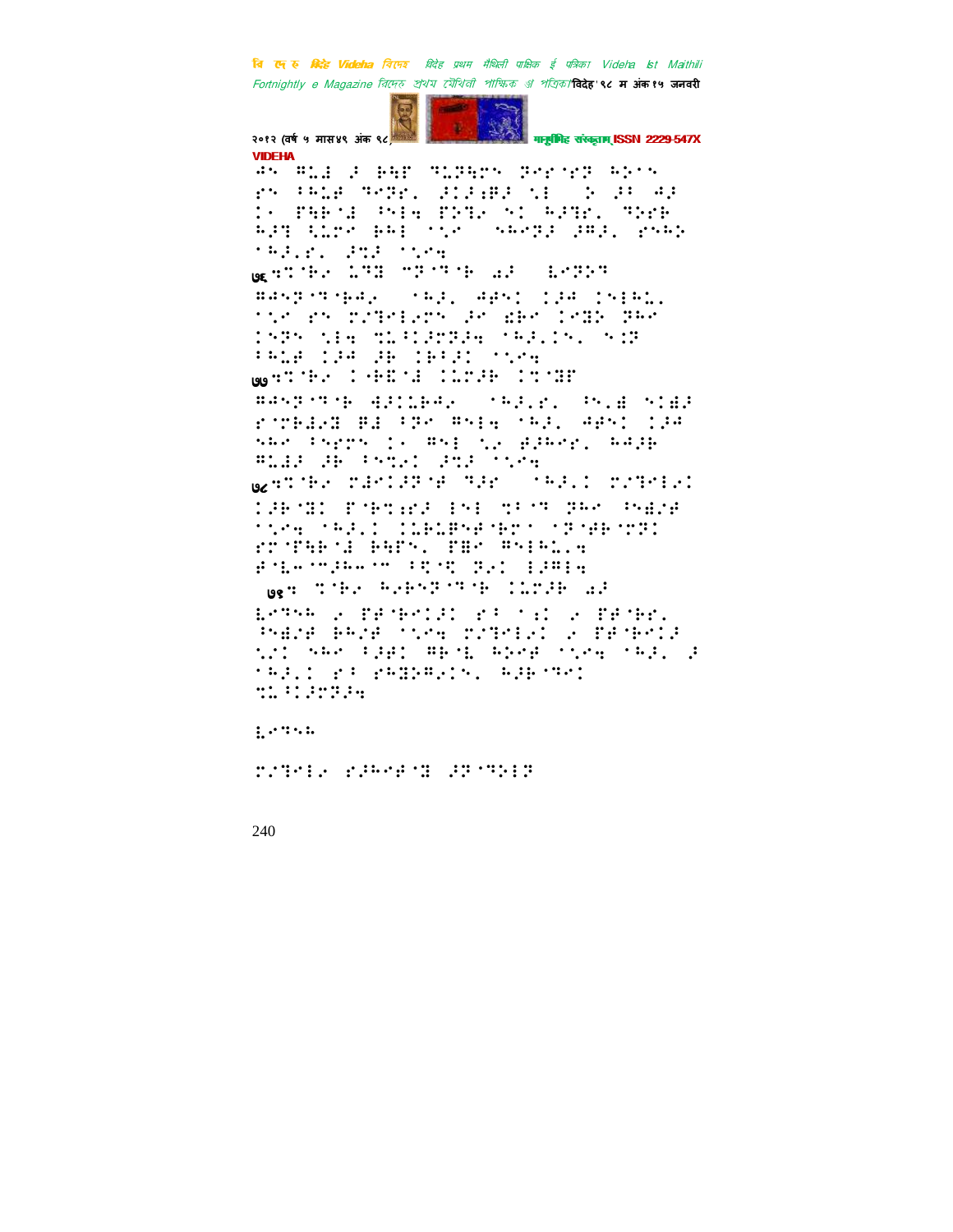७६

७७

७८

७९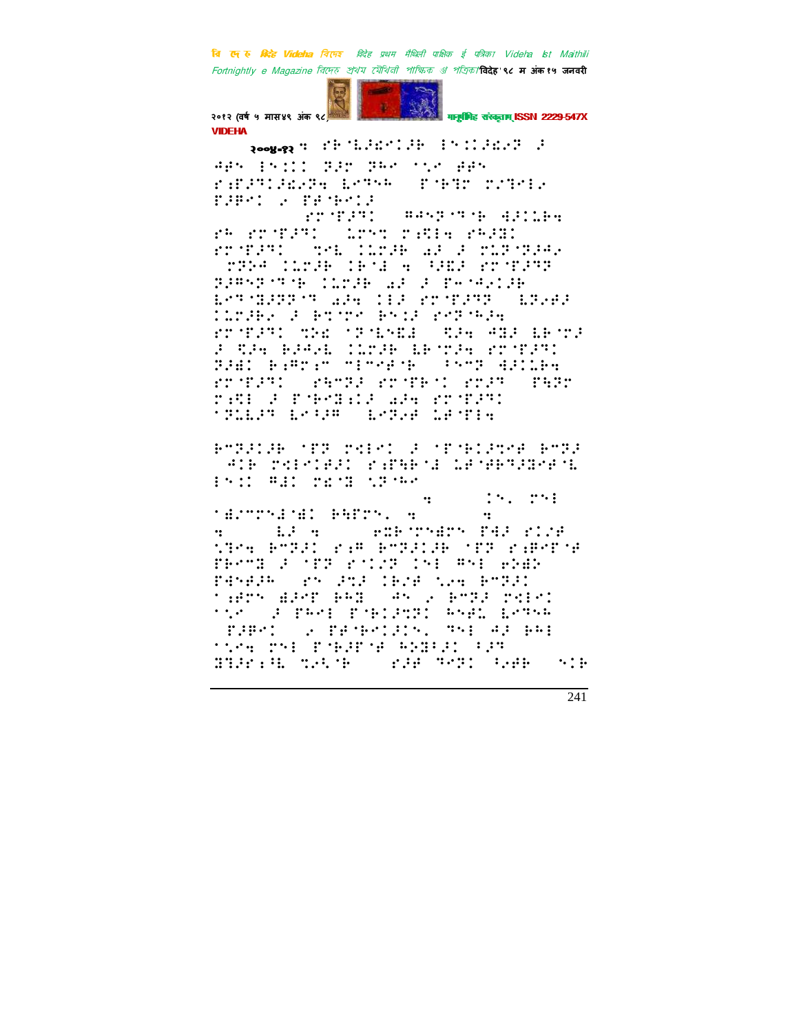२००४-१२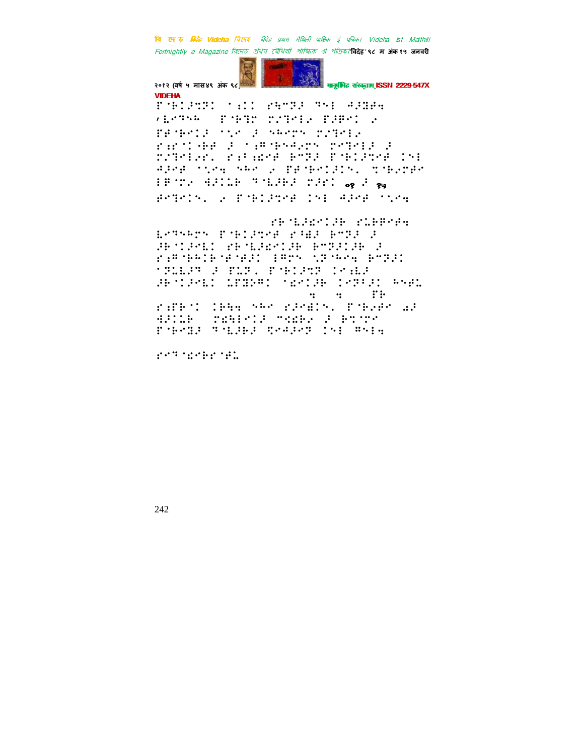⠋⠨⠗⠇⠼⠹⠝⠇ ⠈⠱⠇⠇ ⠗⠣⠉⠝⠼ ⠙⠑⠇ ⠲⠼⠛⠗⠪

⠂⠧⠑⠙⠑⠓ ⠋⠨⠗⠙⠉ ⠍⠌⠙⠑⠇⠔ ⠋⠼⠛⠑⠇ ⠔

⠋⠗⠨⠗⠑⠇⠼ ⠈⠌⠑ ⠼ ⠑⠓⠑⠉⠝ ⠍⠌⠙⠑⠇⠔

⠗⠱⠗⠈⠇⠢⠗⠗ ⠼ ⠈⠱⠛⠨⠗⠑⠲⠔⠉⠝ ⠍⠑⠙⠑⠇⠼ ⠼

⠍⠌⠙⠑⠇⠔⠗⠄ ⠗⠱⠋⠱⠩⠑⠗ ⠗⠉⠝⠼ ⠋⠨⠗⠇⠼⠹⠑⠗ ⠇⠑⠇

⠲⠼⠑⠗ ⠈⠌⠑⠪ ⠑⠓⠑ ⠔ ⠋⠗⠨⠗⠑⠇⠼⠇⠑⠄ ⠹⠨⠗⠔⠉⠗⠑

⠇⠋⠈⠍⠔ ⠪⠼⠇⠥⠗ ⠙⠨⠧⠼⠗⠼ ⠍⠼⠗⠇ ०१ ⠼ १५

⠗⠑⠙⠑⠇⠑⠄ ⠔ ⠋⠨⠗⠇⠼⠹⠑⠗ ⠇⠑⠇ ⠲⠼⠑⠗ ⠈⠌⠑⠪

⠗⠨⠗⠈⠧⠼⠩⠑⠇⠼⠗ ⠗⠥⠗⠋⠑⠗⠪

⠧⠑⠙⠑⠓⠉⠝ ⠋⠨⠗⠇⠼⠹⠑⠗ ⠗⠈⠺⠼ ⠗⠉⠝⠼ ⠼

⠼⠗⠈⠇⠼⠑⠧⠇ ⠗⠨⠗⠈⠧⠼⠩⠑⠇⠼⠗ ⠗⠉⠝⠼⠇⠼⠗ ⠼

⠗⠱⠛⠨⠗⠓⠇⠗⠨⠗⠨⠗⠼⠇ ⠇⠋⠉⠝ ⠳⠝⠨⠓⠑⠪ ⠗⠉⠝⠼⠇

⠈⠝⠥⠧⠼⠙ ⠼ ⠋⠥⠝⠄ ⠋⠨⠗⠇⠼⠹⠝ ⠇⠑⠱⠧⠼

⠼⠗⠈⠇⠼⠑⠧⠇ ⠥⠋⠙⠵⠛⠇ ⠈⠩⠑⠇⠼⠗ ⠇⠑⠝⠋⠼⠇ ⠓⠑⠗⠥

⠪ ⠪ ⠋⠗

⠗⠱⠋⠗⠈⠇ ⠇⠗⠓⠪ ⠑⠓⠑ ⠗⠼⠑⠻⠇⠑⠄ ⠋⠨⠗⠔⠼⠑ ⠁⠼

⠲⠼⠇⠥⠗ ⠍⠩⠓⠇⠑⠇⠼ ⠉⠩⠩⠗⠔ ⠼ ⠗⠹⠈⠍⠑

⠋⠨⠗⠑⠙⠼ ⠙⠨⠧⠼⠗⠼ ⠹⠑⠲⠼⠑⠝ ⠇⠑⠇ ⠛⠑⠇⠪

⠗⠑⠙⠈⠩⠑⠗⠗⠈⠗⠥